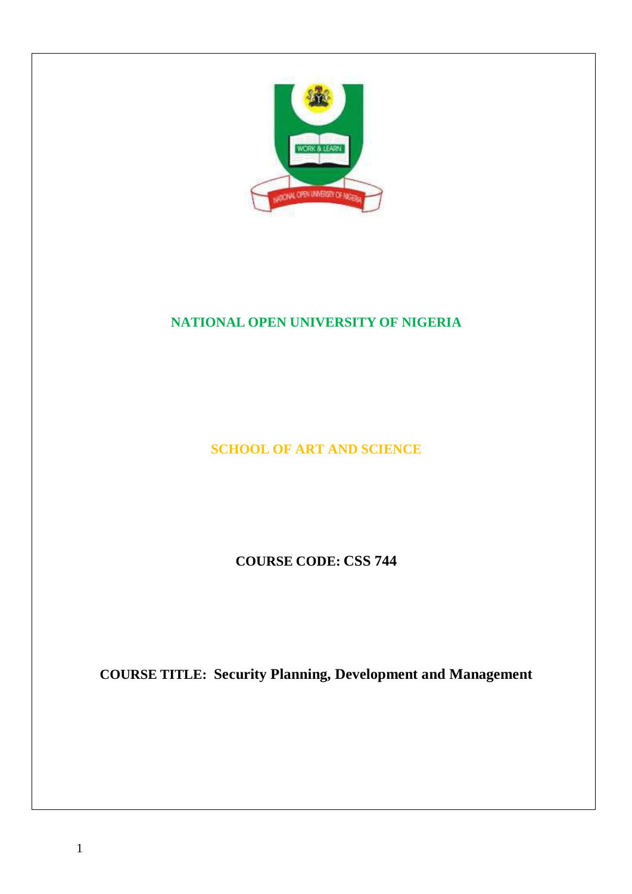# NATIONAL OPEN UNIVERSITY OF NIGERIA

## SCHOOL OF ART AND SCIENCE

**COURSE CODE: CSS 744**

**COURSE TITLE: Security Planning, Development and Management**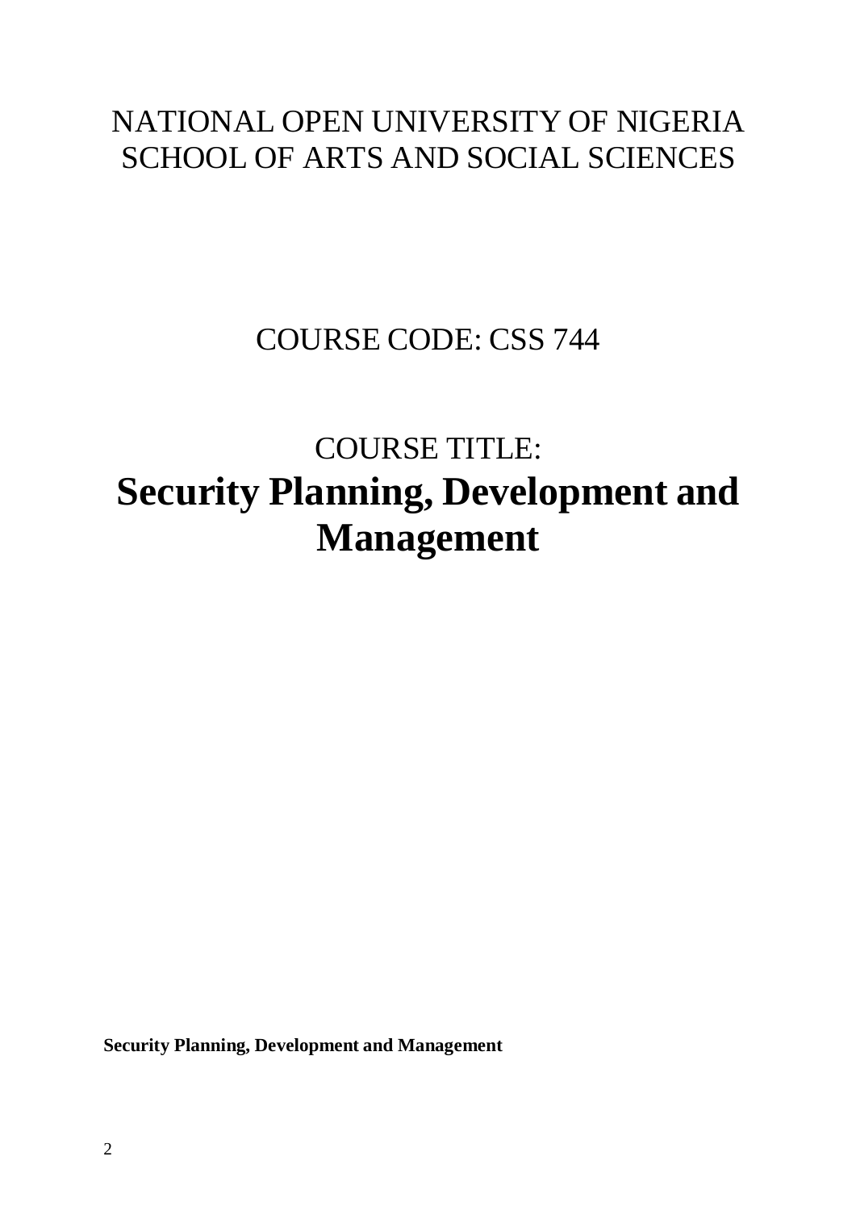NATIONAL OPEN UNIVERSITY OF NIGERIA
SCHOOL OF ARTS AND SOCIAL SCIENCES

COURSE CODE: CSS 744

COURSE TITLE:

# Security Planning, Development and Management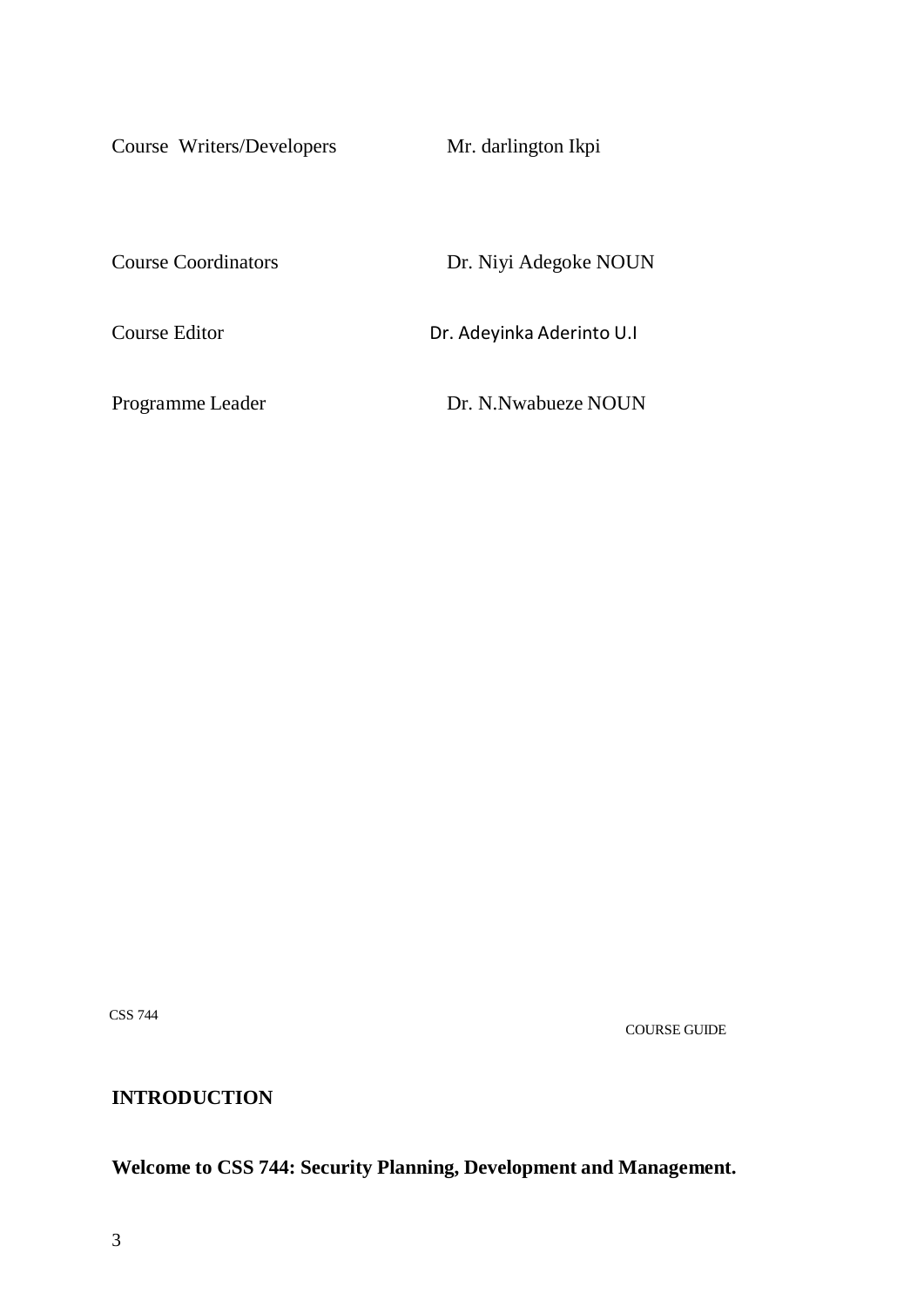| | |
|---|---|
| Course Writers/Developers | Mr. darlington Ikpi |
| Course Coordinators | Dr. Niyi Adegoke NOUN |
| Course Editor | Dr. Adeyinka Aderinto U.I |
| Programme Leader | Dr. N.Nwabueze NOUN |

## INTRODUCTION

**Welcome to CSS 744: Security Planning, Development and Management.**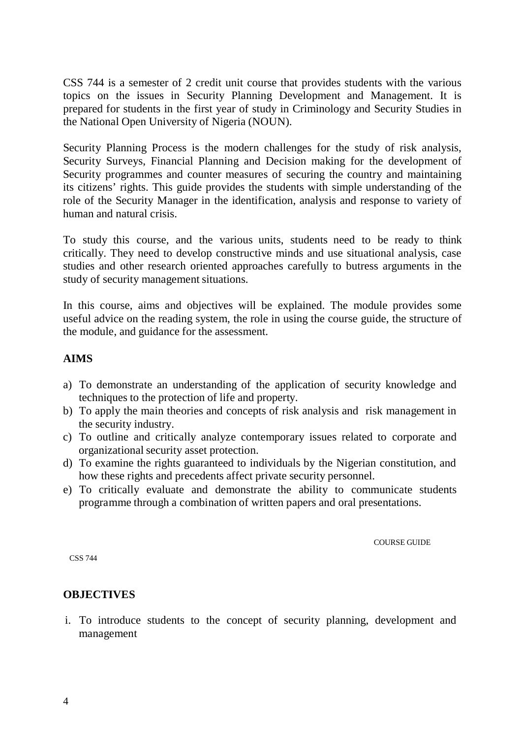CSS 744 is a semester of 2 credit unit course that provides students with the various topics on the issues in Security Planning Development and Management. It is prepared for students in the first year of study in Criminology and Security Studies in the National Open University of Nigeria (NOUN).

Security Planning Process is the modern challenges for the study of risk analysis, Security Surveys, Financial Planning and Decision making for the development of Security programmes and counter measures of securing the country and maintaining its citizens' rights. This guide provides the students with simple understanding of the role of the Security Manager in the identification, analysis and response to variety of human and natural crisis.

To study this course, and the various units, students need to be ready to think critically. They need to develop constructive minds and use situational analysis, case studies and other research oriented approaches carefully to butress arguments in the study of security management situations.

In this course, aims and objectives will be explained. The module provides some useful advice on the reading system, the role in using the course guide, the structure of the module, and guidance for the assessment.

## AIMS

a) To demonstrate an understanding of the application of security knowledge and techniques to the protection of life and property.
b) To apply the main theories and concepts of risk analysis and risk management in the security industry.
c) To outline and critically analyze contemporary issues related to corporate and organizational security asset protection.
d) To examine the rights guaranteed to individuals by the Nigerian constitution, and how these rights and precedents affect private security personnel.
e) To critically evaluate and demonstrate the ability to communicate students programme through a combination of written papers and oral presentations.

## OBJECTIVES

i. To introduce students to the concept of security planning, development and management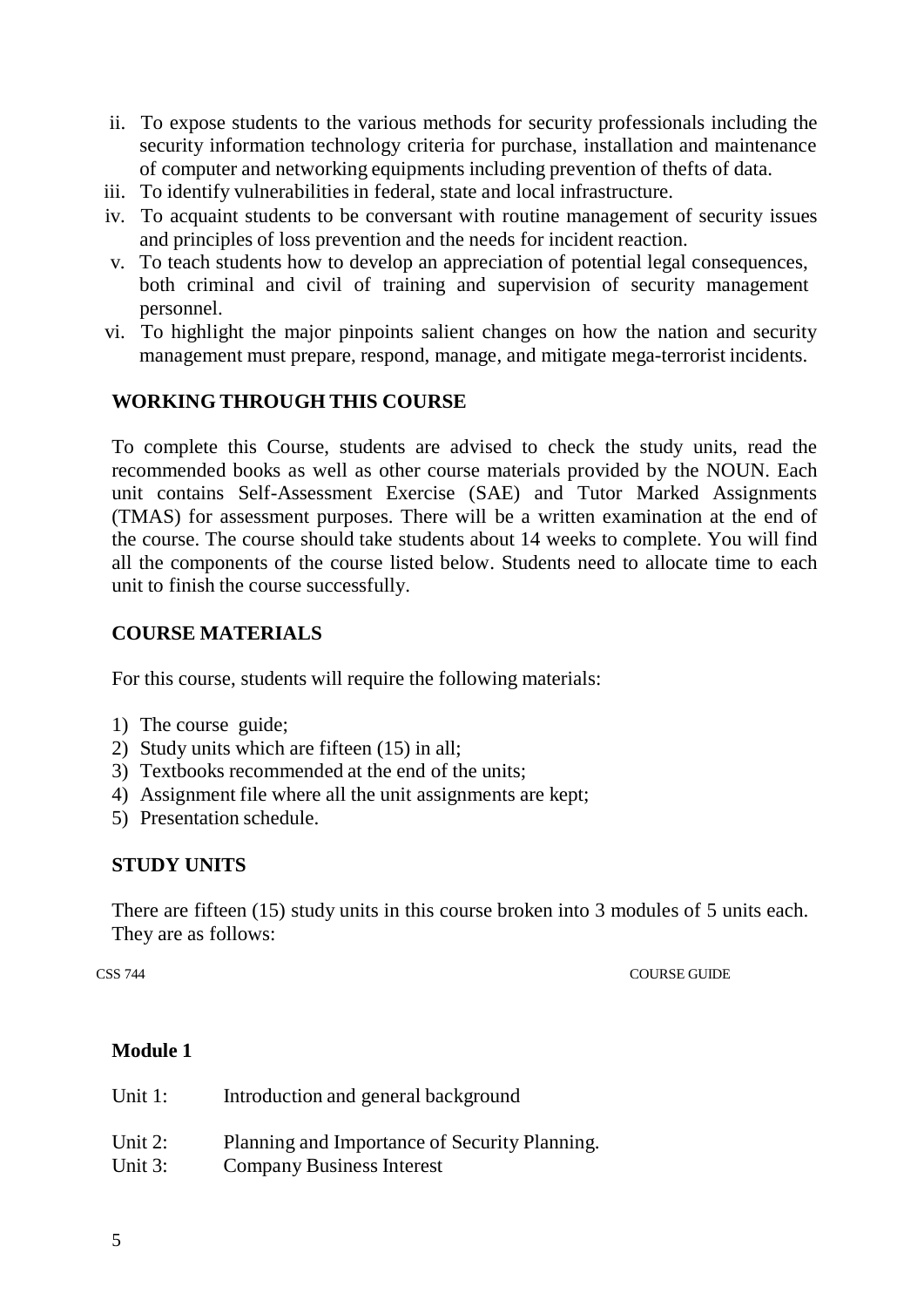ii. To expose students to the various methods for security professionals including the security information technology criteria for purchase, installation and maintenance of computer and networking equipments including prevention of thefts of data.
iii. To identify vulnerabilities in federal, state and local infrastructure.
iv. To acquaint students to be conversant with routine management of security issues and principles of loss prevention and the needs for incident reaction.
v. To teach students how to develop an appreciation of potential legal consequences, both criminal and civil of training and supervision of security management personnel.
vi. To highlight the major pinpoints salient changes on how the nation and security management must prepare, respond, manage, and mitigate mega-terrorist incidents.

## WORKING THROUGH THIS COURSE

To complete this Course, students are advised to check the study units, read the recommended books as well as other course materials provided by the NOUN. Each unit contains Self-Assessment Exercise (SAE) and Tutor Marked Assignments (TMAS) for assessment purposes. There will be a written examination at the end of the course. The course should take students about 14 weeks to complete. You will find all the components of the course listed below. Students need to allocate time to each unit to finish the course successfully.

## COURSE MATERIALS

For this course, students will require the following materials:

1) The course guide;
2) Study units which are fifteen (15) in all;
3) Textbooks recommended at the end of the units;
4) Assignment file where all the unit assignments are kept;
5) Presentation schedule.

## STUDY UNITS

There are fifteen (15) study units in this course broken into 3 modules of 5 units each. They are as follows:

**Module 1**

Unit 1: Introduction and general background

Unit 2: Planning and Importance of Security Planning.
Unit 3: Company Business Interest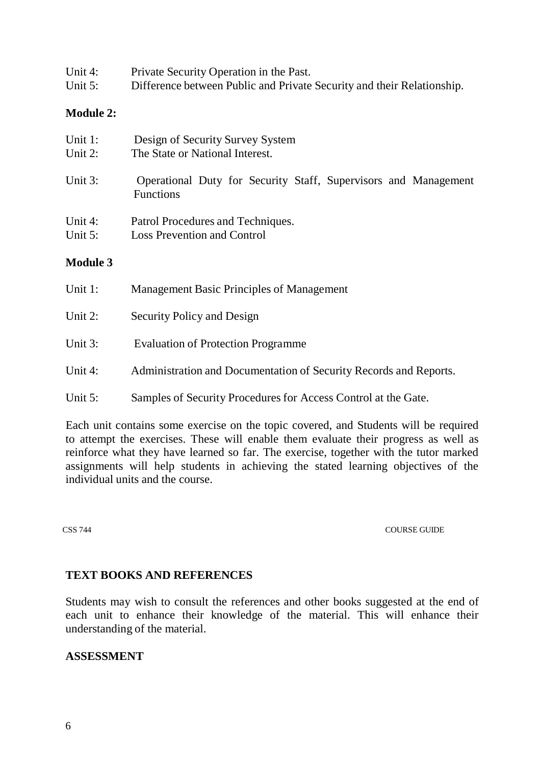Unit 4: Private Security Operation in the Past.
Unit 5: Difference between Public and Private Security and their Relationship.

**Module 2:**

Unit 1: Design of Security Survey System
Unit 2: The State or National Interest.

Unit 3: Operational Duty for Security Staff, Supervisors and Management Functions

Unit 4: Patrol Procedures and Techniques.
Unit 5: Loss Prevention and Control

**Module 3**

Unit 1: Management Basic Principles of Management

Unit 2: Security Policy and Design

Unit 3: Evaluation of Protection Programme

Unit 4: Administration and Documentation of Security Records and Reports.

Unit 5: Samples of Security Procedures for Access Control at the Gate.

Each unit contains some exercise on the topic covered, and Students will be required to attempt the exercises. These will enable them evaluate their progress as well as reinforce what they have learned so far. The exercise, together with the tutor marked assignments will help students in achieving the stated learning objectives of the individual units and the course.

## TEXT BOOKS AND REFERENCES

Students may wish to consult the references and other books suggested at the end of each unit to enhance their knowledge of the material. This will enhance their understanding of the material.

## ASSESSMENT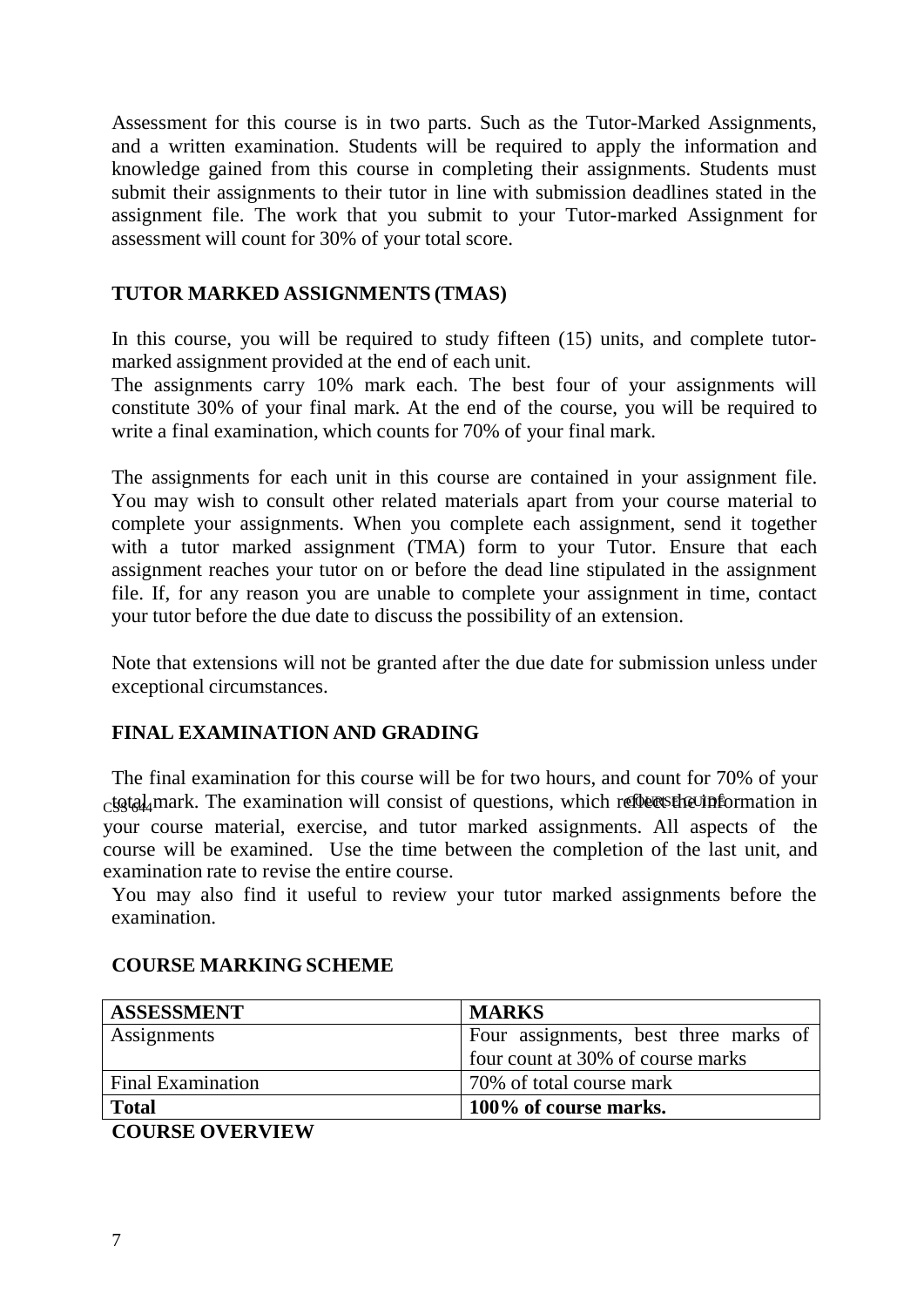Assessment for this course is in two parts. Such as the Tutor-Marked Assignments, and a written examination. Students will be required to apply the information and knowledge gained from this course in completing their assignments. Students must submit their assignments to their tutor in line with submission deadlines stated in the assignment file. The work that you submit to your Tutor-marked Assignment for assessment will count for 30% of your total score.

## TUTOR MARKED ASSIGNMENTS (TMAS)

In this course, you will be required to study fifteen (15) units, and complete tutor-marked assignment provided at the end of each unit.

The assignments carry 10% mark each. The best four of your assignments will constitute 30% of your final mark. At the end of the course, you will be required to write a final examination, which counts for 70% of your final mark.

The assignments for each unit in this course are contained in your assignment file. You may wish to consult other related materials apart from your course material to complete your assignments. When you complete each assignment, send it together with a tutor marked assignment (TMA) form to your Tutor. Ensure that each assignment reaches your tutor on or before the dead line stipulated in the assignment file. If, for any reason you are unable to complete your assignment in time, contact your tutor before the due date to discuss the possibility of an extension.

Note that extensions will not be granted after the due date for submission unless under exceptional circumstances.

## FINAL EXAMINATION AND GRADING

The final examination for this course will be for two hours, and count for 70% of your total mark. The examination will consist of questions, which reflect the information in your course material, exercise, and tutor marked assignments. All aspects of the course will be examined. Use the time between the completion of the last unit, and examination rate to revise the entire course.

You may also find it useful to review your tutor marked assignments before the examination.

## COURSE MARKING SCHEME

| ASSESSMENT | MARKS |
| --- | --- |
| Assignments | Four assignments, best three marks of four count at 30% of course marks |
| Final Examination | 70% of total course mark |
| **Total** | **100% of course marks.** |

## COURSE OVERVIEW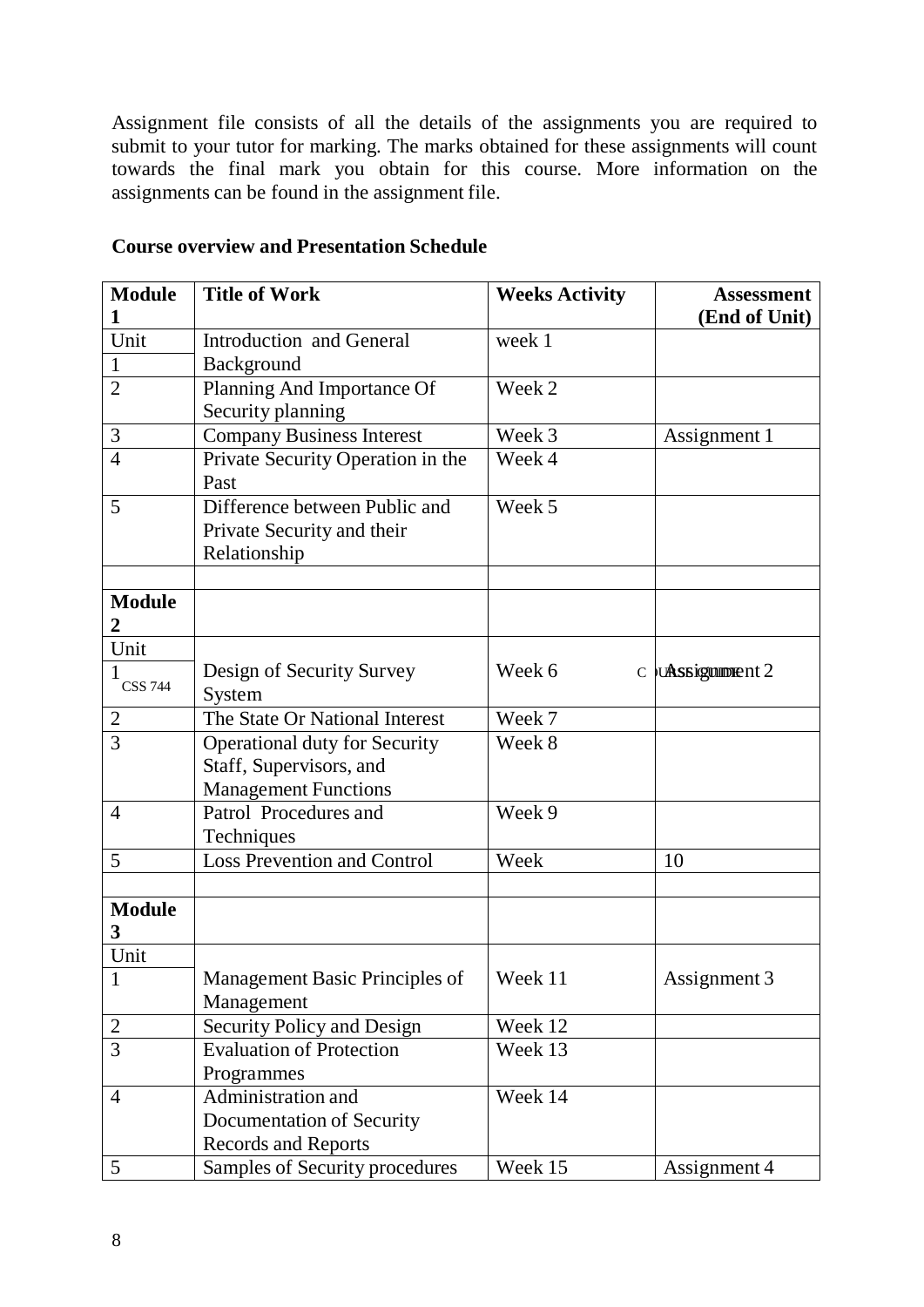Assignment file consists of all the details of the assignments you are required to submit to your tutor for marking. The marks obtained for these assignments will count towards the final mark you obtain for this course. More information on the assignments can be found in the assignment file.

**Course overview and Presentation Schedule**

| **Module 1** | **Title of Work** | **Weeks Activity** | **Assessment (End of Unit)** |
|---|---|---|---|
| Unit 1 | Introduction and General Background | week 1 | |
| 2 | Planning And Importance Of Security planning | Week 2 | |
| 3 | Company Business Interest | Week 3 | Assignment 1 |
| 4 | Private Security Operation in the Past | Week 4 | |
| 5 | Difference between Public and Private Security and their Relationship | Week 5 | |
| | | | |
| **Module 2** | | | |
| Unit 1 | Design of Security Survey System | Week 6 | Assignment 2 |
| 2 | The State Or National Interest | Week 7 | |
| 3 | Operational duty for Security Staff, Supervisors, and Management Functions | Week 8 | |
| 4 | Patrol Procedures and Techniques | Week 9 | |
| 5 | Loss Prevention and Control | Week | 10 |
| | | | |
| **Module 3** | | | |
| Unit 1 | Management Basic Principles of Management | Week 11 | Assignment 3 |
| 2 | Security Policy and Design | Week 12 | |
| 3 | Evaluation of Protection Programmes | Week 13 | |
| 4 | Administration and Documentation of Security Records and Reports | Week 14 | |
| 5 | Samples of Security procedures | Week 15 | Assignment 4 |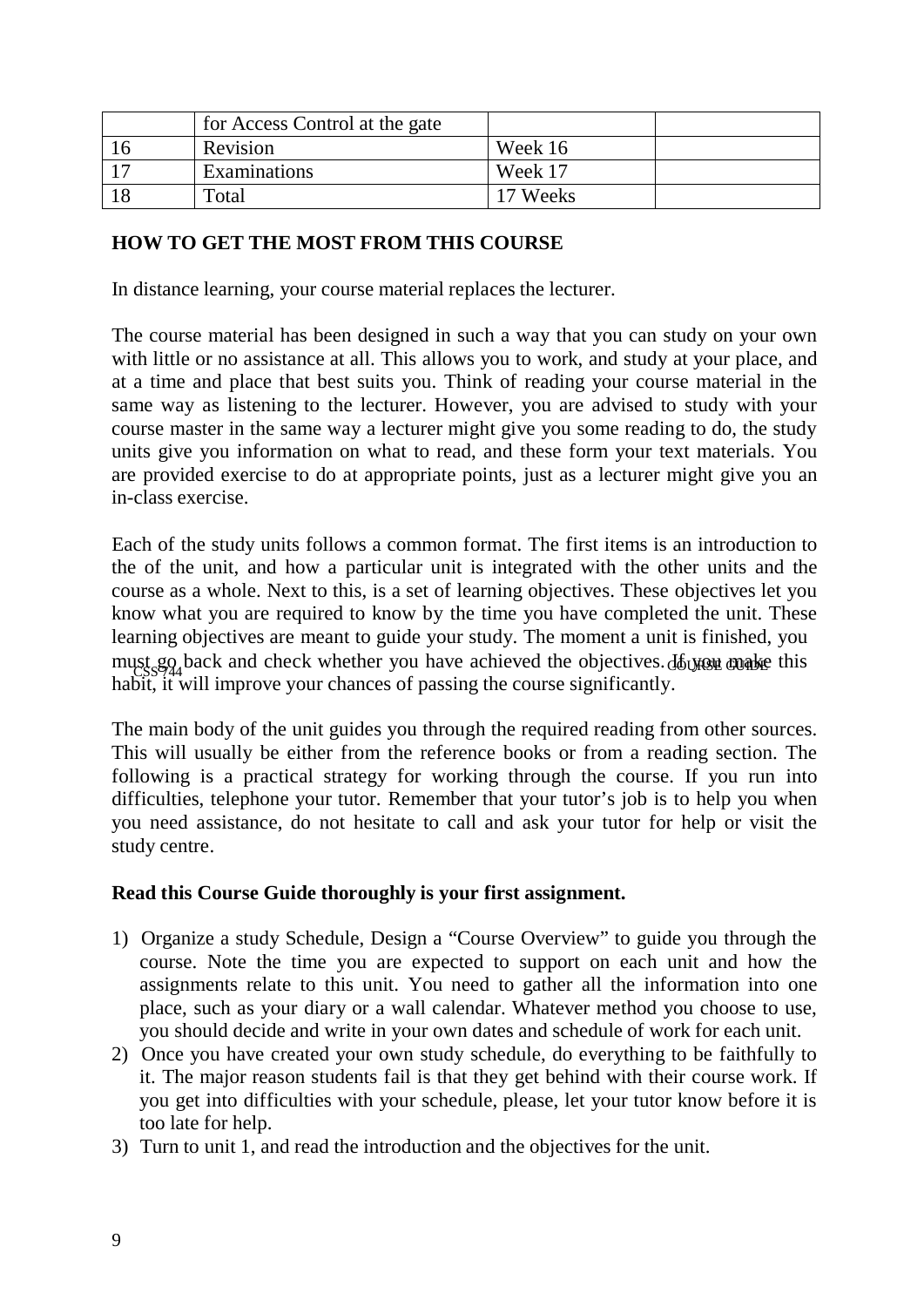|  | for Access Control at the gate |  |  |
|---|---|---|---|
| 16 | Revision | Week 16 |  |
| 17 | Examinations | Week 17 |  |
| 18 | Total | 17 Weeks |  |

**HOW TO GET THE MOST FROM THIS COURSE**

In distance learning, your course material replaces the lecturer.

The course material has been designed in such a way that you can study on your own with little or no assistance at all. This allows you to work, and study at your place, and at a time and place that best suits you. Think of reading your course material in the same way as listening to the lecturer. However, you are advised to study with your course master in the same way a lecturer might give you some reading to do, the study units give you information on what to read, and these form your text materials. You are provided exercise to do at appropriate points, just as a lecturer might give you an in-class exercise.

Each of the study units follows a common format. The first items is an introduction to the of the unit, and how a particular unit is integrated with the other units and the course as a whole. Next to this, is a set of learning objectives. These objectives let you know what you are required to know by the time you have completed the unit. These learning objectives are meant to guide your study. The moment a unit is finished, you must go back and check whether you have achieved the objectives. If you make this habit, it will improve your chances of passing the course significantly.

The main body of the unit guides you through the required reading from other sources. This will usually be either from the reference books or from a reading section. The following is a practical strategy for working through the course. If you run into difficulties, telephone your tutor. Remember that your tutor's job is to help you when you need assistance, do not hesitate to call and ask your tutor for help or visit the study centre.

**Read this Course Guide thoroughly is your first assignment.**

1) Organize a study Schedule, Design a "Course Overview" to guide you through the course. Note the time you are expected to support on each unit and how the assignments relate to this unit. You need to gather all the information into one place, such as your diary or a wall calendar. Whatever method you choose to use, you should decide and write in your own dates and schedule of work for each unit.
2) Once you have created your own study schedule, do everything to be faithfully to it. The major reason students fail is that they get behind with their course work. If you get into difficulties with your schedule, please, let your tutor know before it is too late for help.
3) Turn to unit 1, and read the introduction and the objectives for the unit.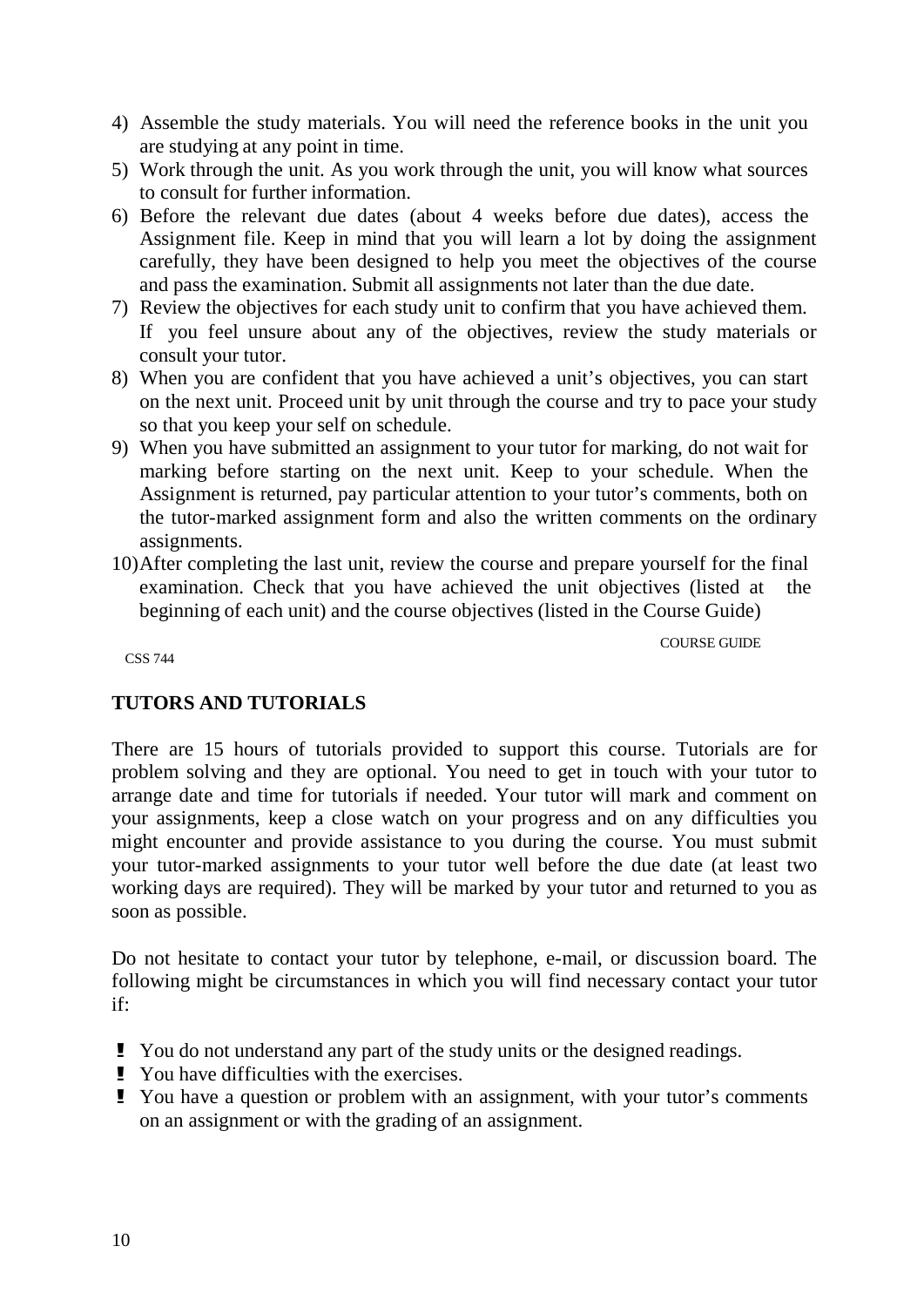4) Assemble the study materials. You will need the reference books in the unit you are studying at any point in time.
5) Work through the unit. As you work through the unit, you will know what sources to consult for further information.
6) Before the relevant due dates (about 4 weeks before due dates), access the Assignment file. Keep in mind that you will learn a lot by doing the assignment carefully, they have been designed to help you meet the objectives of the course and pass the examination. Submit all assignments not later than the due date.
7) Review the objectives for each study unit to confirm that you have achieved them. If you feel unsure about any of the objectives, review the study materials or consult your tutor.
8) When you are confident that you have achieved a unit's objectives, you can start on the next unit. Proceed unit by unit through the course and try to pace your study so that you keep your self on schedule.
9) When you have submitted an assignment to your tutor for marking, do not wait for marking before starting on the next unit. Keep to your schedule. When the Assignment is returned, pay particular attention to your tutor's comments, both on the tutor-marked assignment form and also the written comments on the ordinary assignments.
10) After completing the last unit, review the course and prepare yourself for the final examination. Check that you have achieved the unit objectives (listed at the beginning of each unit) and the course objectives (listed in the Course Guide)

## TUTORS AND TUTORIALS

There are 15 hours of tutorials provided to support this course. Tutorials are for problem solving and they are optional. You need to get in touch with your tutor to arrange date and time for tutorials if needed. Your tutor will mark and comment on your assignments, keep a close watch on your progress and on any difficulties you might encounter and provide assistance to you during the course. You must submit your tutor-marked assignments to your tutor well before the due date (at least two working days are required). They will be marked by your tutor and returned to you as soon as possible.

Do not hesitate to contact your tutor by telephone, e-mail, or discussion board. The following might be circumstances in which you will find necessary contact your tutor if:

- You do not understand any part of the study units or the designed readings.
- You have difficulties with the exercises.
- You have a question or problem with an assignment, with your tutor's comments on an assignment or with the grading of an assignment.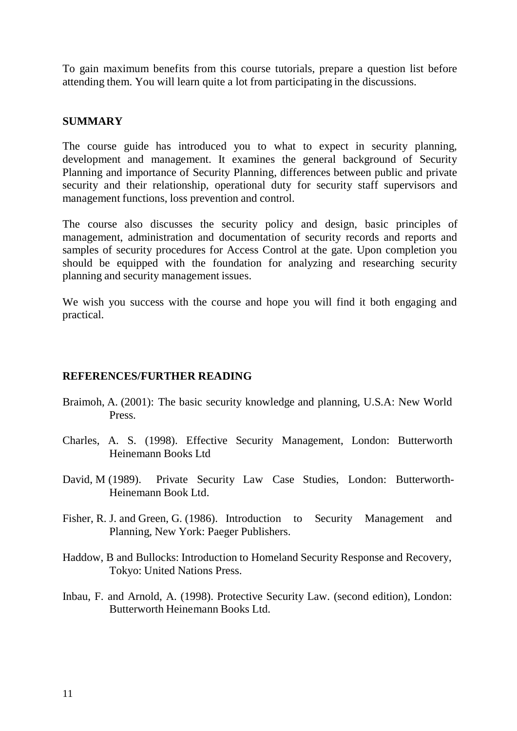To gain maximum benefits from this course tutorials, prepare a question list before attending them. You will learn quite a lot from participating in the discussions.

## SUMMARY

The course guide has introduced you to what to expect in security planning, development and management. It examines the general background of Security Planning and importance of Security Planning, differences between public and private security and their relationship, operational duty for security staff supervisors and management functions, loss prevention and control.

The course also discusses the security policy and design, basic principles of management, administration and documentation of security records and reports and samples of security procedures for Access Control at the gate. Upon completion you should be equipped with the foundation for analyzing and researching security planning and security management issues.

We wish you success with the course and hope you will find it both engaging and practical.

## REFERENCES/FURTHER READING

Braimoh, A. (2001): The basic security knowledge and planning, U.S.A: New World Press.

Charles, A. S. (1998). Effective Security Management, London: Butterworth Heinemann Books Ltd

David, M (1989). Private Security Law Case Studies, London: Butterworth-Heinemann Book Ltd.

Fisher, R. J. and Green, G. (1986). Introduction to Security Management and Planning, New York: Paeger Publishers.

Haddow, B and Bullocks: Introduction to Homeland Security Response and Recovery, Tokyo: United Nations Press.

Inbau, F. and Arnold, A. (1998). Protective Security Law. (second edition), London: Butterworth Heinemann Books Ltd.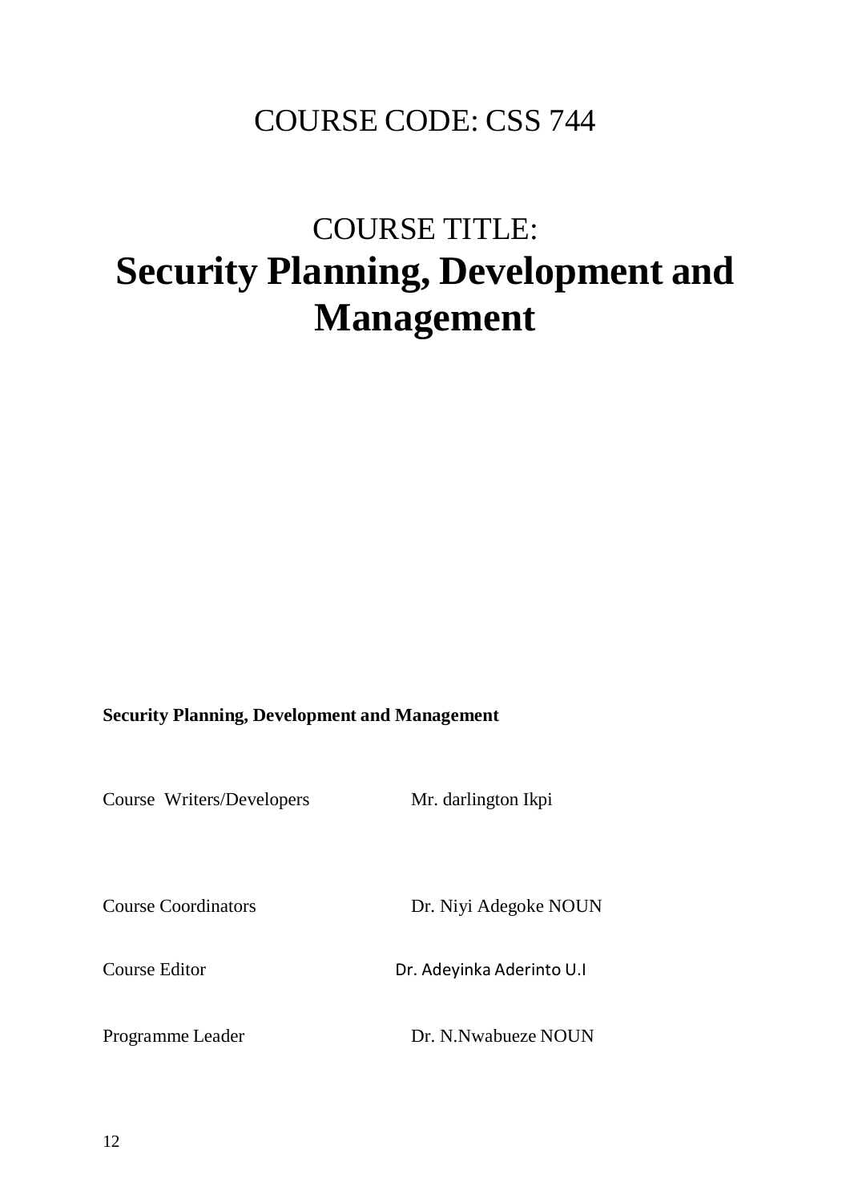COURSE CODE: CSS 744

COURSE TITLE:

# Security Planning, Development and Management

**Security Planning, Development and Management**

| | |
|---|---|
| Course Writers/Developers | Mr. darlington Ikpi |
| Course Coordinators | Dr. Niyi Adegoke NOUN |
| Course Editor | Dr. Adeyinka Aderinto U.I |
| Programme Leader | Dr. N.Nwabueze NOUN |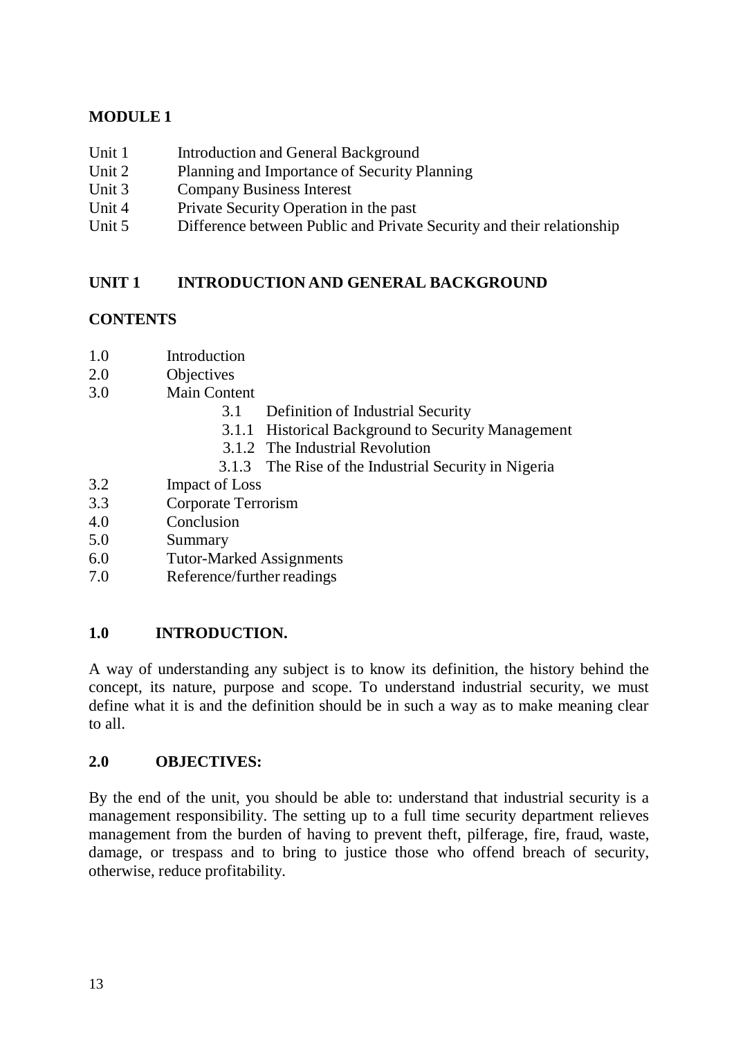## MODULE 1

- Unit 1 Introduction and General Background
- Unit 2 Planning and Importance of Security Planning
- Unit 3 Company Business Interest
- Unit 4 Private Security Operation in the past
- Unit 5 Difference between Public and Private Security and their relationship

## UNIT 1 INTRODUCTION AND GENERAL BACKGROUND

### CONTENTS

- 1.0 Introduction
- 2.0 Objectives
- 3.0 Main Content
  - 3.1 Definition of Industrial Security
  - 3.1.1 Historical Background to Security Management
  - 3.1.2 The Industrial Revolution
  - 3.1.3 The Rise of the Industrial Security in Nigeria
- 3.2 Impact of Loss
- 3.3 Corporate Terrorism
- 4.0 Conclusion
- 5.0 Summary
- 6.0 Tutor-Marked Assignments
- 7.0 Reference/further readings

### 1.0 INTRODUCTION.

A way of understanding any subject is to know its definition, the history behind the concept, its nature, purpose and scope. To understand industrial security, we must define what it is and the definition should be in such a way as to make meaning clear to all.

### 2.0 OBJECTIVES:

By the end of the unit, you should be able to: understand that industrial security is a management responsibility. The setting up to a full time security department relieves management from the burden of having to prevent theft, pilferage, fire, fraud, waste, damage, or trespass and to bring to justice those who offend breach of security, otherwise, reduce profitability.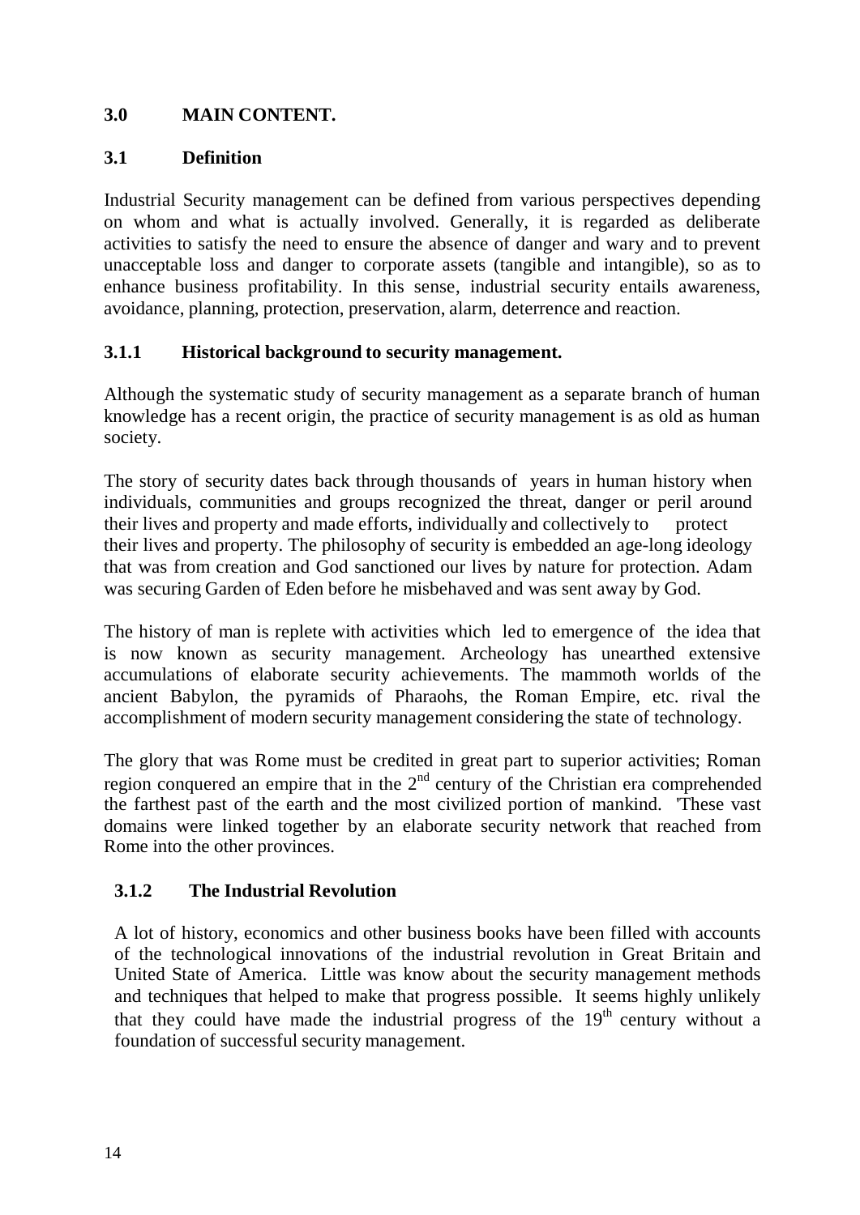## 3.0 MAIN CONTENT.

### 3.1 Definition

Industrial Security management can be defined from various perspectives depending on whom and what is actually involved. Generally, it is regarded as deliberate activities to satisfy the need to ensure the absence of danger and wary and to prevent unacceptable loss and danger to corporate assets (tangible and intangible), so as to enhance business profitability. In this sense, industrial security entails awareness, avoidance, planning, protection, preservation, alarm, deterrence and reaction.

#### 3.1.1 Historical background to security management.

Although the systematic study of security management as a separate branch of human knowledge has a recent origin, the practice of security management is as old as human society.

The story of security dates back through thousands of years in human history when individuals, communities and groups recognized the threat, danger or peril around their lives and property and made efforts, individually and collectively to protect their lives and property. The philosophy of security is embedded an age-long ideology that was from creation and God sanctioned our lives by nature for protection. Adam was securing Garden of Eden before he misbehaved and was sent away by God.

The history of man is replete with activities which led to emergence of the idea that is now known as security management. Archeology has unearthed extensive accumulations of elaborate security achievements. The mammoth worlds of the ancient Babylon, the pyramids of Pharaohs, the Roman Empire, etc. rival the accomplishment of modern security management considering the state of technology.

The glory that was Rome must be credited in great part to superior activities; Roman region conquered an empire that in the 2nd century of the Christian era comprehended the farthest past of the earth and the most civilized portion of mankind. 'These vast domains were linked together by an elaborate security network that reached from Rome into the other provinces.

#### 3.1.2 The Industrial Revolution

A lot of history, economics and other business books have been filled with accounts of the technological innovations of the industrial revolution in Great Britain and United State of America. Little was know about the security management methods and techniques that helped to make that progress possible. It seems highly unlikely that they could have made the industrial progress of the 19th century without a foundation of successful security management.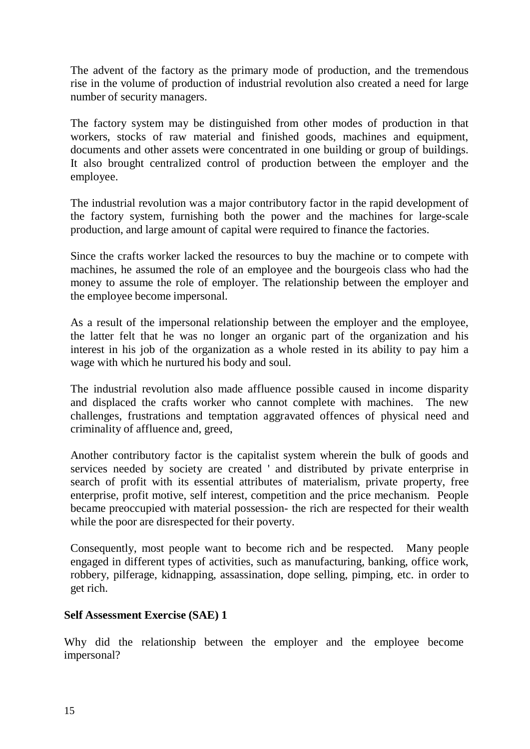The advent of the factory as the primary mode of production, and the tremendous rise in the volume of production of industrial revolution also created a need for large number of security managers.

The factory system may be distinguished from other modes of production in that workers, stocks of raw material and finished goods, machines and equipment, documents and other assets were concentrated in one building or group of buildings. It also brought centralized control of production between the employer and the employee.

The industrial revolution was a major contributory factor in the rapid development of the factory system, furnishing both the power and the machines for large-scale production, and large amount of capital were required to finance the factories.

Since the crafts worker lacked the resources to buy the machine or to compete with machines, he assumed the role of an employee and the bourgeois class who had the money to assume the role of employer. The relationship between the employer and the employee become impersonal.

As a result of the impersonal relationship between the employer and the employee, the latter felt that he was no longer an organic part of the organization and his interest in his job of the organization as a whole rested in its ability to pay him a wage with which he nurtured his body and soul.

The industrial revolution also made affluence possible caused in income disparity and displaced the crafts worker who cannot complete with machines. The new challenges, frustrations and temptation aggravated offences of physical need and criminality of affluence and, greed,

Another contributory factor is the capitalist system wherein the bulk of goods and services needed by society are created ' and distributed by private enterprise in search of profit with its essential attributes of materialism, private property, free enterprise, profit motive, self interest, competition and the price mechanism. People became preoccupied with material possession- the rich are respected for their wealth while the poor are disrespected for their poverty.

Consequently, most people want to become rich and be respected. Many people engaged in different types of activities, such as manufacturing, banking, office work, robbery, pilferage, kidnapping, assassination, dope selling, pimping, etc. in order to get rich.

**Self Assessment Exercise (SAE) 1**

Why did the relationship between the employer and the employee become impersonal?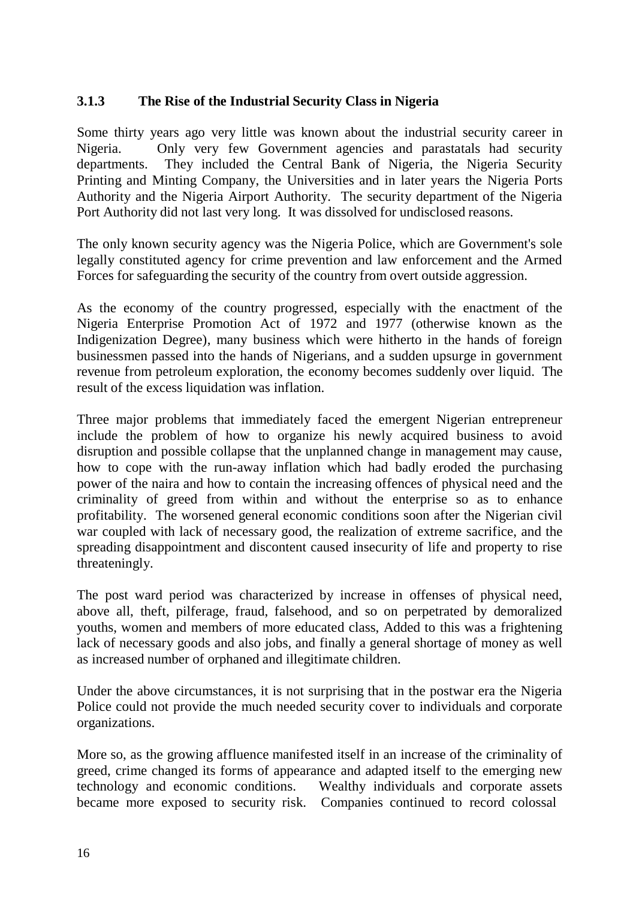### 3.1.3 The Rise of the Industrial Security Class in Nigeria

Some thirty years ago very little was known about the industrial security career in Nigeria. Only very few Government agencies and parastatals had security departments. They included the Central Bank of Nigeria, the Nigeria Security Printing and Minting Company, the Universities and in later years the Nigeria Ports Authority and the Nigeria Airport Authority. The security department of the Nigeria Port Authority did not last very long. It was dissolved for undisclosed reasons.

The only known security agency was the Nigeria Police, which are Government's sole legally constituted agency for crime prevention and law enforcement and the Armed Forces for safeguarding the security of the country from overt outside aggression.

As the economy of the country progressed, especially with the enactment of the Nigeria Enterprise Promotion Act of 1972 and 1977 (otherwise known as the Indigenization Degree), many business which were hitherto in the hands of foreign businessmen passed into the hands of Nigerians, and a sudden upsurge in government revenue from petroleum exploration, the economy becomes suddenly over liquid. The result of the excess liquidation was inflation.

Three major problems that immediately faced the emergent Nigerian entrepreneur include the problem of how to organize his newly acquired business to avoid disruption and possible collapse that the unplanned change in management may cause, how to cope with the run-away inflation which had badly eroded the purchasing power of the naira and how to contain the increasing offences of physical need and the criminality of greed from within and without the enterprise so as to enhance profitability. The worsened general economic conditions soon after the Nigerian civil war coupled with lack of necessary good, the realization of extreme sacrifice, and the spreading disappointment and discontent caused insecurity of life and property to rise threateningly.

The post ward period was characterized by increase in offenses of physical need, above all, theft, pilferage, fraud, falsehood, and so on perpetrated by demoralized youths, women and members of more educated class, Added to this was a frightening lack of necessary goods and also jobs, and finally a general shortage of money as well as increased number of orphaned and illegitimate children.

Under the above circumstances, it is not surprising that in the postwar era the Nigeria Police could not provide the much needed security cover to individuals and corporate organizations.

More so, as the growing affluence manifested itself in an increase of the criminality of greed, crime changed its forms of appearance and adapted itself to the emerging new technology and economic conditions. Wealthy individuals and corporate assets became more exposed to security risk. Companies continued to record colossal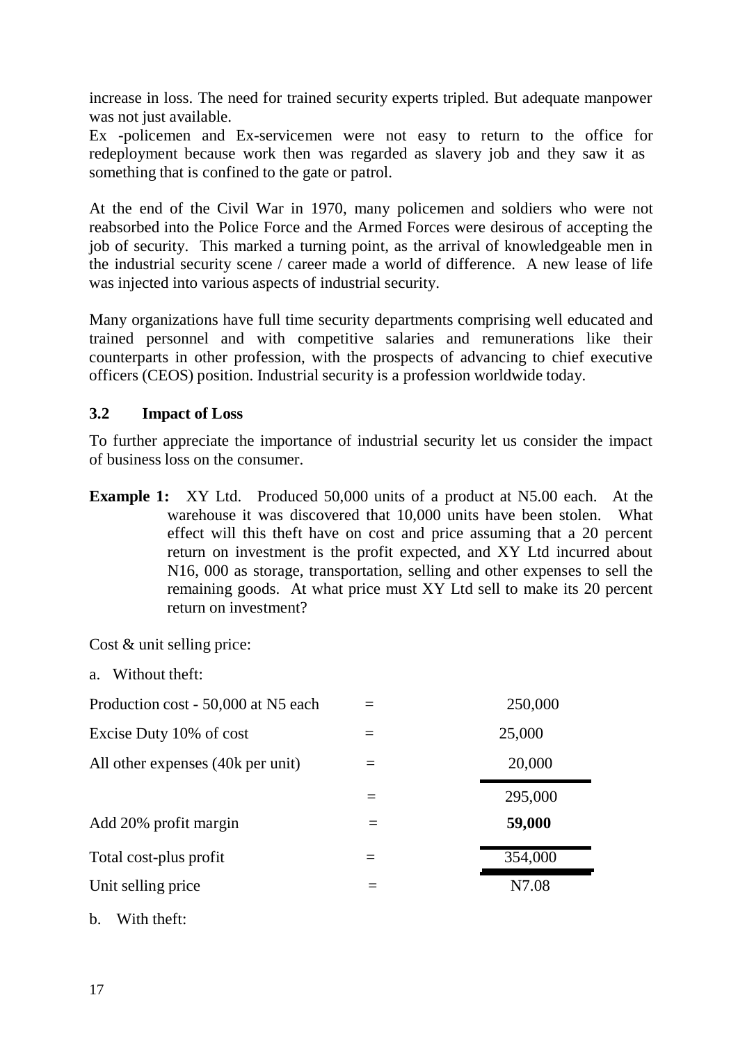increase in loss. The need for trained security experts tripled. But adequate manpower was not just available.

Ex -policemen and Ex-servicemen were not easy to return to the office for redeployment because work then was regarded as slavery job and they saw it as something that is confined to the gate or patrol.

At the end of the Civil War in 1970, many policemen and soldiers who were not reabsorbed into the Police Force and the Armed Forces were desirous of accepting the job of security. This marked a turning point, as the arrival of knowledgeable men in the industrial security scene / career made a world of difference. A new lease of life was injected into various aspects of industrial security.

Many organizations have full time security departments comprising well educated and trained personnel and with competitive salaries and remunerations like their counterparts in other profession, with the prospects of advancing to chief executive officers (CEOS) position. Industrial security is a profession worldwide today.

### 3.2 Impact of Loss

To further appreciate the importance of industrial security let us consider the impact of business loss on the consumer.

**Example 1:** XY Ltd. Produced 50,000 units of a product at N5.00 each. At the warehouse it was discovered that 10,000 units have been stolen. What effect will this theft have on cost and price assuming that a 20 percent return on investment is the profit expected, and XY Ltd incurred about N16, 000 as storage, transportation, selling and other expenses to sell the remaining goods. At what price must XY Ltd sell to make its 20 percent return on investment?

Cost & unit selling price:

a. Without theft:

| | | |
|---|---|---|
| Production cost - 50,000 at N5 each | = | 250,000 |
| Excise Duty 10% of cost | = | 25,000 |
| All other expenses (40k per unit) | = | 20,000 |
| | = | 295,000 |
| Add 20% profit margin | = | **59,000** |
| Total cost-plus profit | = | 354,000 |
| Unit selling price | = | N7.08 |

b. With theft: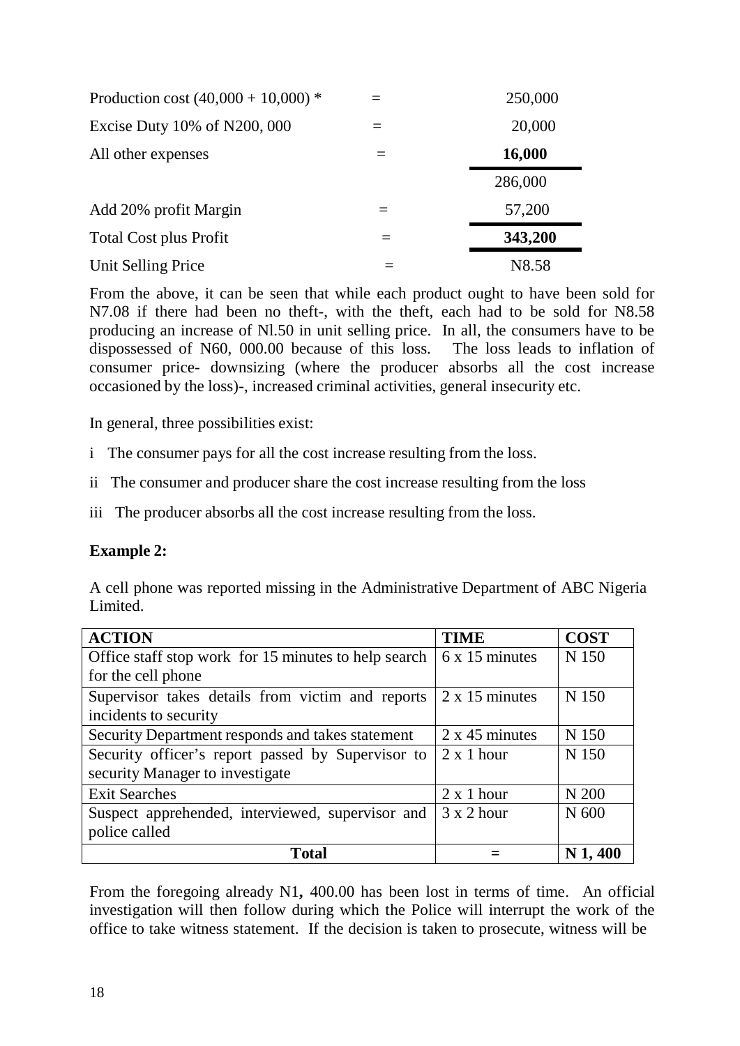| | | |
|---|---|---|
| Production cost (40,000 + 10,000) * | = | 250,000 |
| Excise Duty 10% of N200, 000 | = | 20,000 |
| All other expenses | = | **16,000** |
| | | 286,000 |
| Add 20% profit Margin | = | 57,200 |
| Total Cost plus Profit | = | **343,200** |
| Unit Selling Price | = | N8.58 |

From the above, it can be seen that while each product ought to have been sold for N7.08 if there had been no theft-, with the theft, each had to be sold for N8.58 producing an increase of Nl.50 in unit selling price. In all, the consumers have to be dispossessed of N60, 000.00 because of this loss. The loss leads to inflation of consumer price- downsizing (where the producer absorbs all the cost increase occasioned by the loss)-, increased criminal activities, general insecurity etc.

In general, three possibilities exist:

i The consumer pays for all the cost increase resulting from the loss.

ii The consumer and producer share the cost increase resulting from the loss

iii The producer absorbs all the cost increase resulting from the loss.

**Example 2:**

A cell phone was reported missing in the Administrative Department of ABC Nigeria Limited.

| ACTION | TIME | COST |
|---|---|---|
| Office staff stop work for 15 minutes to help search for the cell phone | 6 x 15 minutes | N 150 |
| Supervisor takes details from victim and reports incidents to security | 2 x 15 minutes | N 150 |
| Security Department responds and takes statement | 2 x 45 minutes | N 150 |
| Security officer's report passed by Supervisor to security Manager to investigate | 2 x 1 hour | N 150 |
| Exit Searches | 2 x 1 hour | N 200 |
| Suspect apprehended, interviewed, supervisor and police called | 3 x 2 hour | N 600 |
| **Total** | **=** | **N 1, 400** |

From the foregoing already N1**,** 400.00 has been lost in terms of time. An official investigation will then follow during which the Police will interrupt the work of the office to take witness statement. If the decision is taken to prosecute, witness will be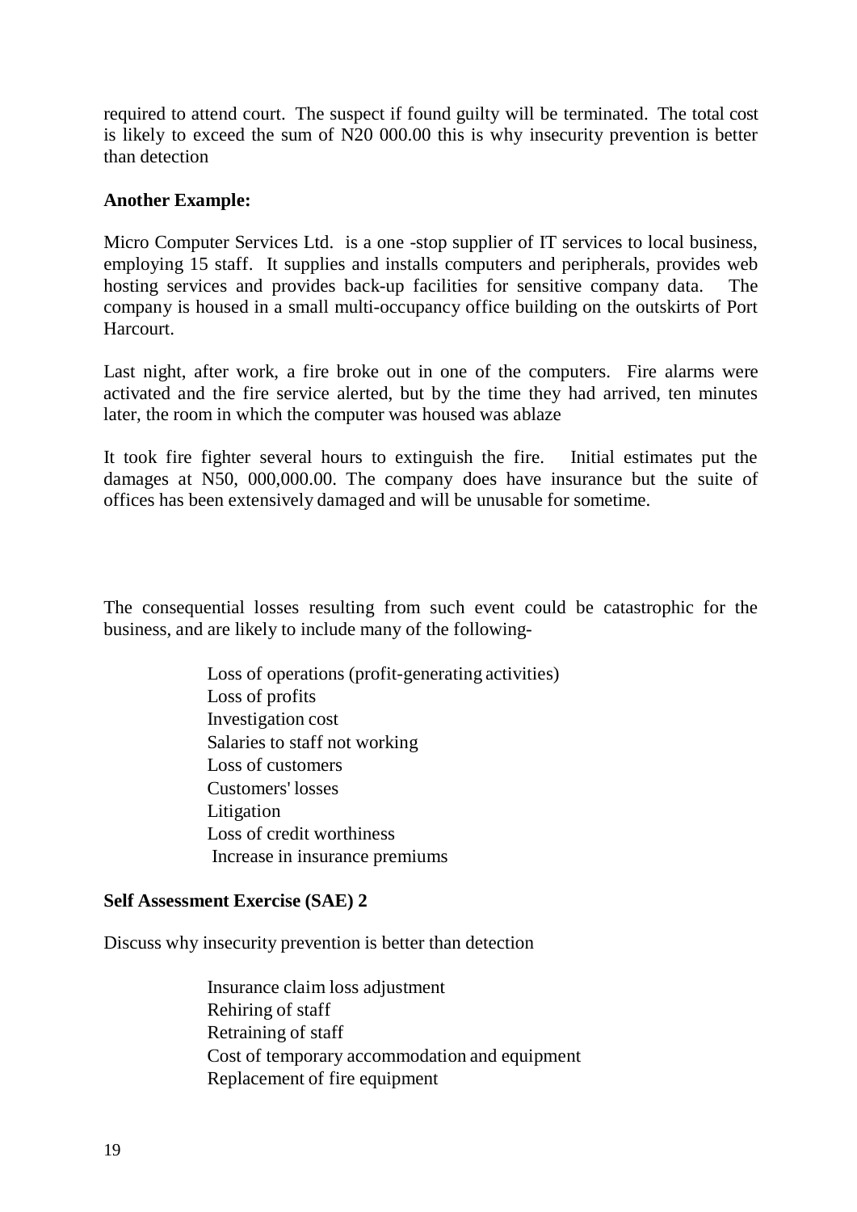required to attend court. The suspect if found guilty will be terminated. The total cost is likely to exceed the sum of N20 000.00 this is why insecurity prevention is better than detection

**Another Example:**

Micro Computer Services Ltd. is a one -stop supplier of IT services to local business, employing 15 staff. It supplies and installs computers and peripherals, provides web hosting services and provides back-up facilities for sensitive company data. The company is housed in a small multi-occupancy office building on the outskirts of Port Harcourt.

Last night, after work, a fire broke out in one of the computers. Fire alarms were activated and the fire service alerted, but by the time they had arrived, ten minutes later, the room in which the computer was housed was ablaze

It took fire fighter several hours to extinguish the fire. Initial estimates put the damages at N50, 000,000.00. The company does have insurance but the suite of offices has been extensively damaged and will be unusable for sometime.

The consequential losses resulting from such event could be catastrophic for the business, and are likely to include many of the following-

- Loss of operations (profit-generating activities)
- Loss of profits
- Investigation cost
- Salaries to staff not working
- Loss of customers
- Customers' losses
- Litigation
- Loss of credit worthiness
- Increase in insurance premiums

**Self Assessment Exercise (SAE) 2**

Discuss why insecurity prevention is better than detection

- Insurance claim loss adjustment
- Rehiring of staff
- Retraining of staff
- Cost of temporary accommodation and equipment
- Replacement of fire equipment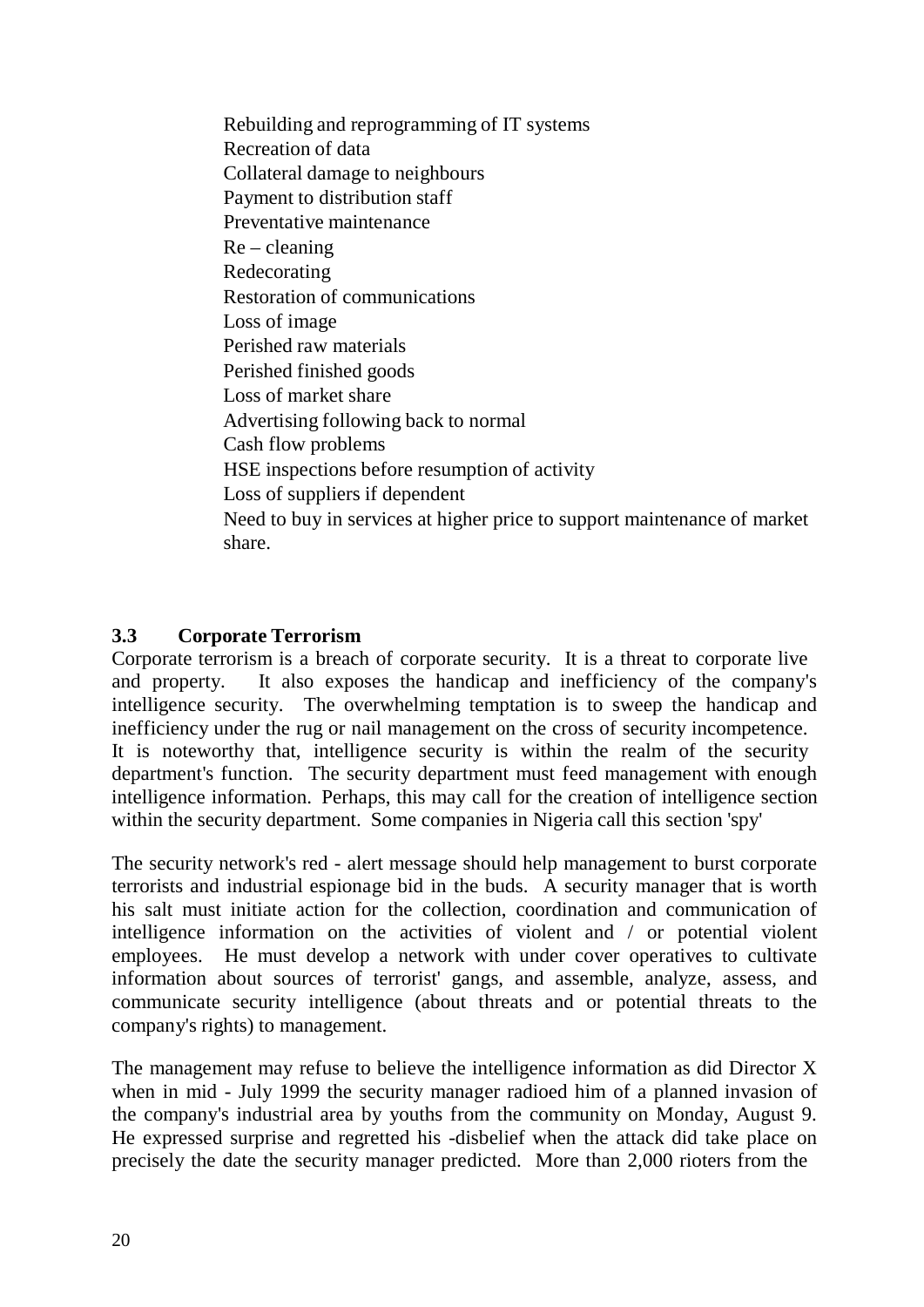Rebuilding and reprogramming of IT systems
Recreation of data
Collateral damage to neighbours
Payment to distribution staff
Preventative maintenance
Re – cleaning
Redecorating
Restoration of communications
Loss of image
Perished raw materials
Perished finished goods
Loss of market share
Advertising following back to normal
Cash flow problems
HSE inspections before resumption of activity
Loss of suppliers if dependent
Need to buy in services at higher price to support maintenance of market share.

### 3.3 Corporate Terrorism

Corporate terrorism is a breach of corporate security. It is a threat to corporate live and property. It also exposes the handicap and inefficiency of the company's intelligence security. The overwhelming temptation is to sweep the handicap and inefficiency under the rug or nail management on the cross of security incompetence. It is noteworthy that, intelligence security is within the realm of the security department's function. The security department must feed management with enough intelligence information. Perhaps, this may call for the creation of intelligence section within the security department. Some companies in Nigeria call this section 'spy'

The security network's red - alert message should help management to burst corporate terrorists and industrial espionage bid in the buds. A security manager that is worth his salt must initiate action for the collection, coordination and communication of intelligence information on the activities of violent and / or potential violent employees. He must develop a network with under cover operatives to cultivate information about sources of terrorist' gangs, and assemble, analyze, assess, and communicate security intelligence (about threats and or potential threats to the company's rights) to management.

The management may refuse to believe the intelligence information as did Director X when in mid - July 1999 the security manager radioed him of a planned invasion of the company's industrial area by youths from the community on Monday, August 9. He expressed surprise and regretted his -disbelief when the attack did take place on precisely the date the security manager predicted. More than 2,000 rioters from the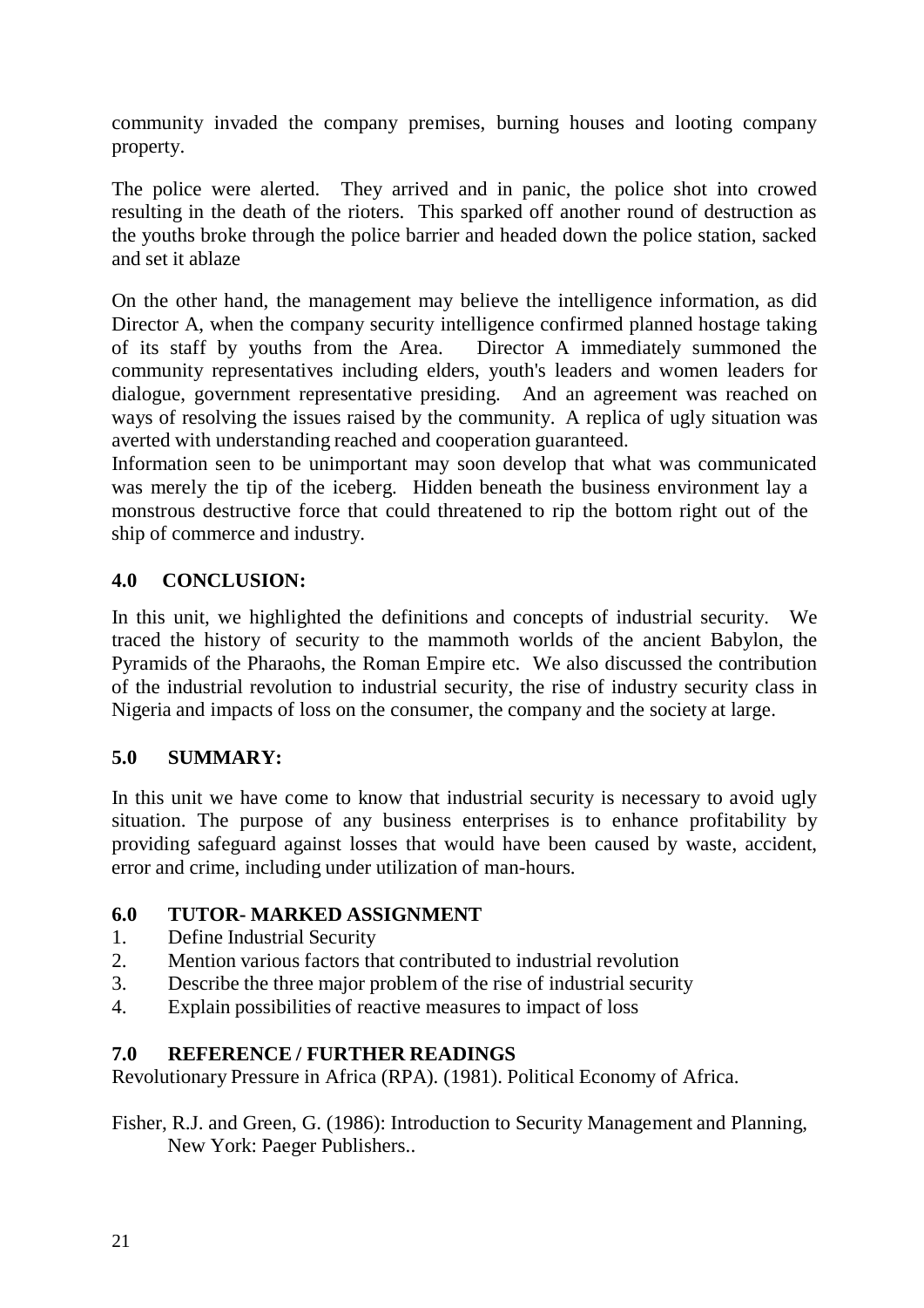community invaded the company premises, burning houses and looting company property.

The police were alerted. They arrived and in panic, the police shot into crowed resulting in the death of the rioters. This sparked off another round of destruction as the youths broke through the police barrier and headed down the police station, sacked and set it ablaze

On the other hand, the management may believe the intelligence information, as did Director A, when the company security intelligence confirmed planned hostage taking of its staff by youths from the Area. Director A immediately summoned the community representatives including elders, youth's leaders and women leaders for dialogue, government representative presiding. And an agreement was reached on ways of resolving the issues raised by the community. A replica of ugly situation was averted with understanding reached and cooperation guaranteed.

Information seen to be unimportant may soon develop that what was communicated was merely the tip of the iceberg. Hidden beneath the business environment lay a monstrous destructive force that could threatened to rip the bottom right out of the ship of commerce and industry.

## 4.0 CONCLUSION:

In this unit, we highlighted the definitions and concepts of industrial security. We traced the history of security to the mammoth worlds of the ancient Babylon, the Pyramids of the Pharaohs, the Roman Empire etc. We also discussed the contribution of the industrial revolution to industrial security, the rise of industry security class in Nigeria and impacts of loss on the consumer, the company and the society at large.

## 5.0 SUMMARY:

In this unit we have come to know that industrial security is necessary to avoid ugly situation. The purpose of any business enterprises is to enhance profitability by providing safeguard against losses that would have been caused by waste, accident, error and crime, including under utilization of man-hours.

## 6.0 TUTOR- MARKED ASSIGNMENT

1. Define Industrial Security
2. Mention various factors that contributed to industrial revolution
3. Describe the three major problem of the rise of industrial security
4. Explain possibilities of reactive measures to impact of loss

## 7.0 REFERENCE / FURTHER READINGS

Revolutionary Pressure in Africa (RPA). (1981). Political Economy of Africa.

Fisher, R.J. and Green, G. (1986): Introduction to Security Management and Planning, New York: Paeger Publishers..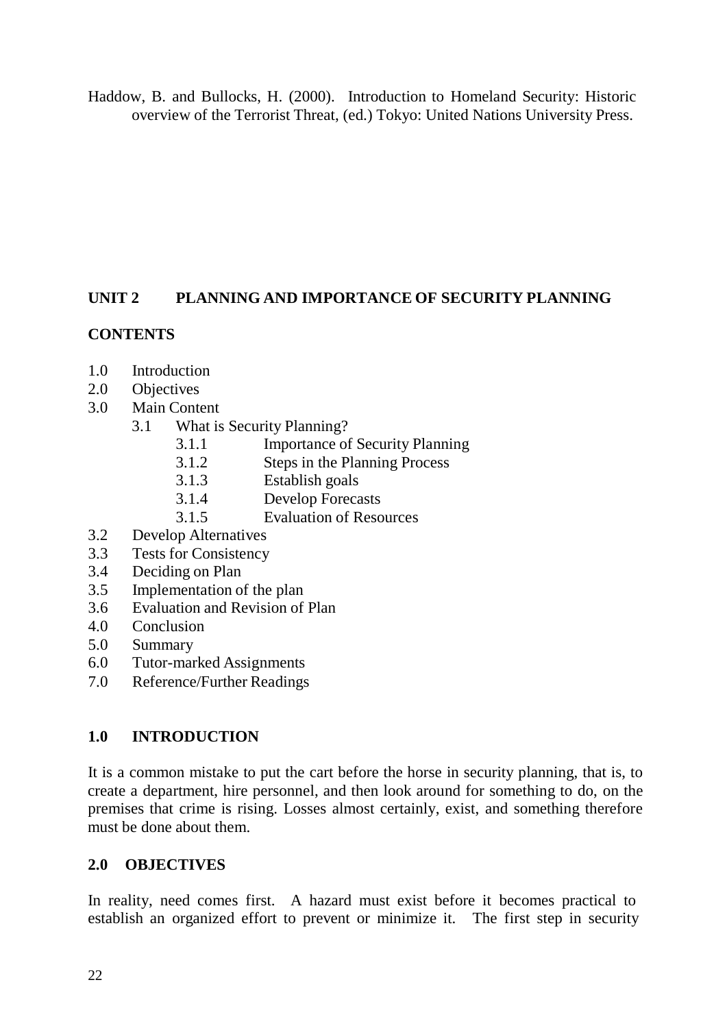Haddow, B. and Bullocks, H. (2000). Introduction to Homeland Security: Historic overview of the Terrorist Threat, (ed.) Tokyo: United Nations University Press.

## UNIT 2 PLANNING AND IMPORTANCE OF SECURITY PLANNING

**CONTENTS**

- 1.0 Introduction
- 2.0 Objectives
- 3.0 Main Content
  - 3.1 What is Security Planning?
    - 3.1.1 Importance of Security Planning
    - 3.1.2 Steps in the Planning Process
    - 3.1.3 Establish goals
    - 3.1.4 Develop Forecasts
    - 3.1.5 Evaluation of Resources
- 3.2 Develop Alternatives
- 3.3 Tests for Consistency
- 3.4 Deciding on Plan
- 3.5 Implementation of the plan
- 3.6 Evaluation and Revision of Plan
- 4.0 Conclusion
- 5.0 Summary
- 6.0 Tutor-marked Assignments
- 7.0 Reference/Further Readings

### 1.0 INTRODUCTION

It is a common mistake to put the cart before the horse in security planning, that is, to create a department, hire personnel, and then look around for something to do, on the premises that crime is rising. Losses almost certainly, exist, and something therefore must be done about them.

### 2.0 OBJECTIVES

In reality, need comes first. A hazard must exist before it becomes practical to establish an organized effort to prevent or minimize it. The first step in security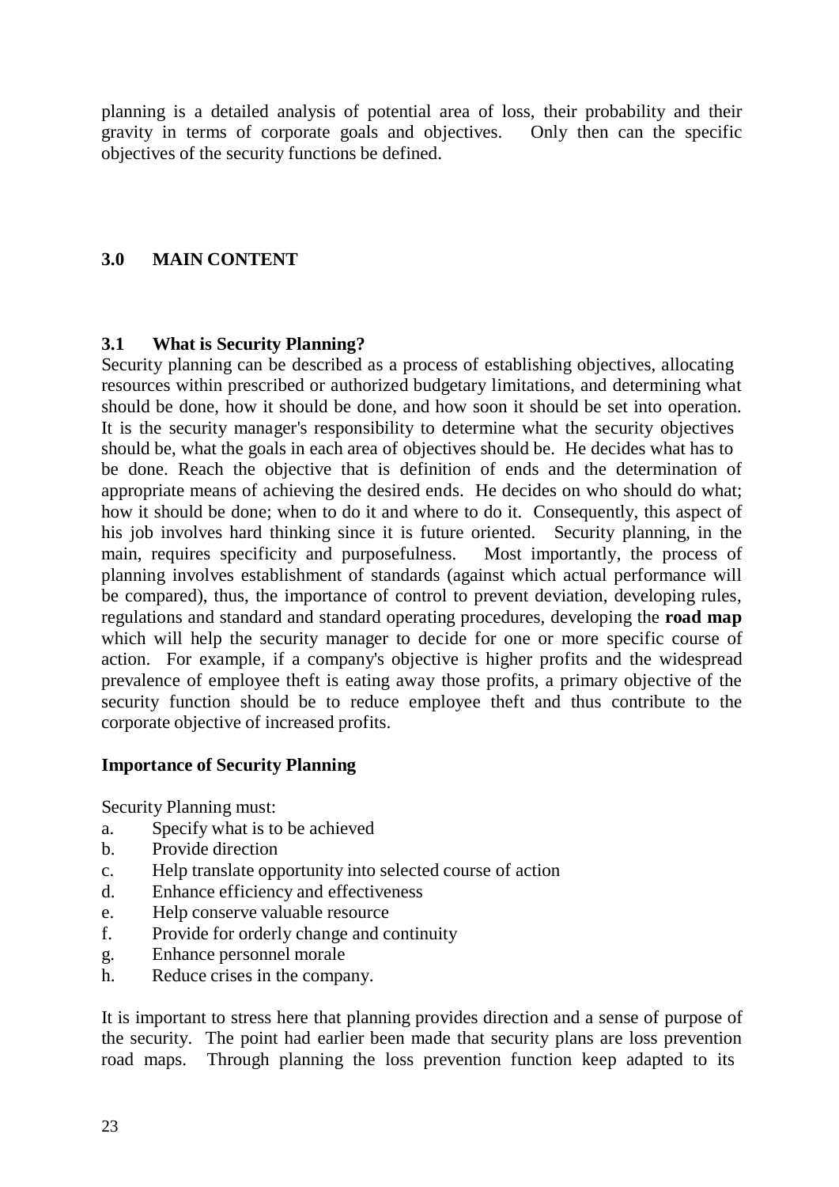planning is a detailed analysis of potential area of loss, their probability and their gravity in terms of corporate goals and objectives. Only then can the specific objectives of the security functions be defined.

## 3.0 MAIN CONTENT

### 3.1 What is Security Planning?

Security planning can be described as a process of establishing objectives, allocating resources within prescribed or authorized budgetary limitations, and determining what should be done, how it should be done, and how soon it should be set into operation. It is the security manager's responsibility to determine what the security objectives should be, what the goals in each area of objectives should be. He decides what has to be done. Reach the objective that is definition of ends and the determination of appropriate means of achieving the desired ends. He decides on who should do what; how it should be done; when to do it and where to do it. Consequently, this aspect of his job involves hard thinking since it is future oriented. Security planning, in the main, requires specificity and purposefulness. Most importantly, the process of planning involves establishment of standards (against which actual performance will be compared), thus, the importance of control to prevent deviation, developing rules, regulations and standard and standard operating procedures, developing the **road map** which will help the security manager to decide for one or more specific course of action. For example, if a company's objective is higher profits and the widespread prevalence of employee theft is eating away those profits, a primary objective of the security function should be to reduce employee theft and thus contribute to the corporate objective of increased profits.

**Importance of Security Planning**

Security Planning must:

a. Specify what is to be achieved
b. Provide direction
c. Help translate opportunity into selected course of action
d. Enhance efficiency and effectiveness
e. Help conserve valuable resource
f. Provide for orderly change and continuity
g. Enhance personnel morale
h. Reduce crises in the company.

It is important to stress here that planning provides direction and a sense of purpose of the security. The point had earlier been made that security plans are loss prevention road maps. Through planning the loss prevention function keep adapted to its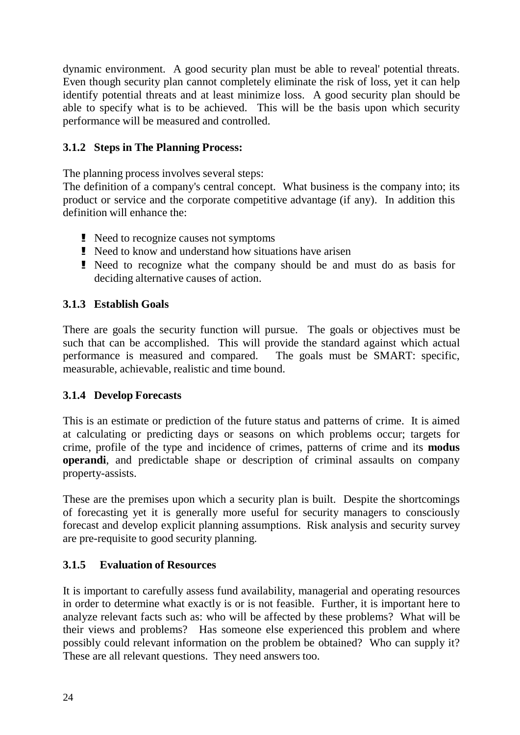dynamic environment. A good security plan must be able to reveal' potential threats. Even though security plan cannot completely eliminate the risk of loss, yet it can help identify potential threats and at least minimize loss. A good security plan should be able to specify what is to be achieved. This will be the basis upon which security performance will be measured and controlled.

### 3.1.2 Steps in The Planning Process:

The planning process involves several steps:
The definition of a company's central concept. What business is the company into; its product or service and the corporate competitive advantage (if any). In addition this definition will enhance the:

- Need to recognize causes not symptoms
- Need to know and understand how situations have arisen
- Need to recognize what the company should be and must do as basis for deciding alternative causes of action.

### 3.1.3 Establish Goals

There are goals the security function will pursue. The goals or objectives must be such that can be accomplished. This will provide the standard against which actual performance is measured and compared. The goals must be SMART: specific, measurable, achievable, realistic and time bound.

### 3.1.4 Develop Forecasts

This is an estimate or prediction of the future status and patterns of crime. It is aimed at calculating or predicting days or seasons on which problems occur; targets for crime, profile of the type and incidence of crimes, patterns of crime and its **modus operandi**, and predictable shape or description of criminal assaults on company property-assists.

These are the premises upon which a security plan is built. Despite the shortcomings of forecasting yet it is generally more useful for security managers to consciously forecast and develop explicit planning assumptions. Risk analysis and security survey are pre-requisite to good security planning.

### 3.1.5 Evaluation of Resources

It is important to carefully assess fund availability, managerial and operating resources in order to determine what exactly is or is not feasible. Further, it is important here to analyze relevant facts such as: who will be affected by these problems? What will be their views and problems? Has someone else experienced this problem and where possibly could relevant information on the problem be obtained? Who can supply it? These are all relevant questions. They need answers too.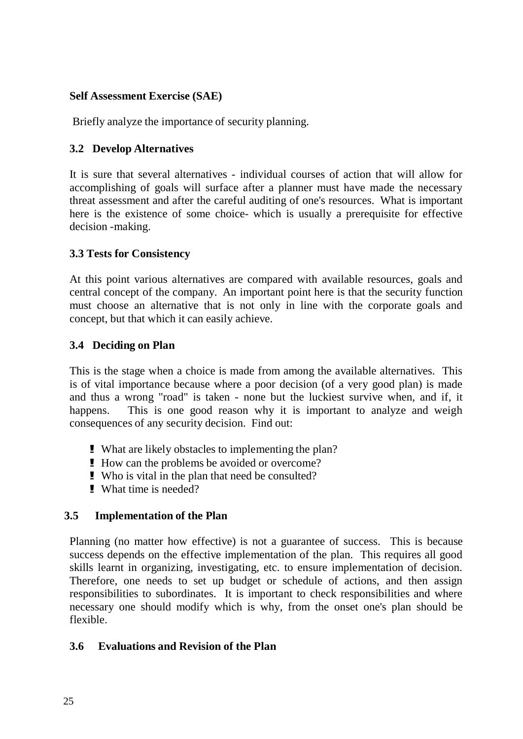**Self Assessment Exercise (SAE)**

Briefly analyze the importance of security planning.

### 3.2 Develop Alternatives

It is sure that several alternatives - individual courses of action that will allow for accomplishing of goals will surface after a planner must have made the necessary threat assessment and after the careful auditing of one's resources. What is important here is the existence of some choice- which is usually a prerequisite for effective decision -making.

### 3.3 Tests for Consistency

At this point various alternatives are compared with available resources, goals and central concept of the company. An important point here is that the security function must choose an alternative that is not only in line with the corporate goals and concept, but that which it can easily achieve.

### 3.4 Deciding on Plan

This is the stage when a choice is made from among the available alternatives. This is of vital importance because where a poor decision (of a very good plan) is made and thus a wrong "road" is taken - none but the luckiest survive when, and if, it happens. This is one good reason why it is important to analyze and weigh consequences of any security decision. Find out:

- What are likely obstacles to implementing the plan?
- How can the problems be avoided or overcome?
- Who is vital in the plan that need be consulted?
- What time is needed?

### 3.5 Implementation of the Plan

Planning (no matter how effective) is not a guarantee of success. This is because success depends on the effective implementation of the plan. This requires all good skills learnt in organizing, investigating, etc. to ensure implementation of decision. Therefore, one needs to set up budget or schedule of actions, and then assign responsibilities to subordinates. It is important to check responsibilities and where necessary one should modify which is why, from the onset one's plan should be flexible.

### 3.6 Evaluations and Revision of the Plan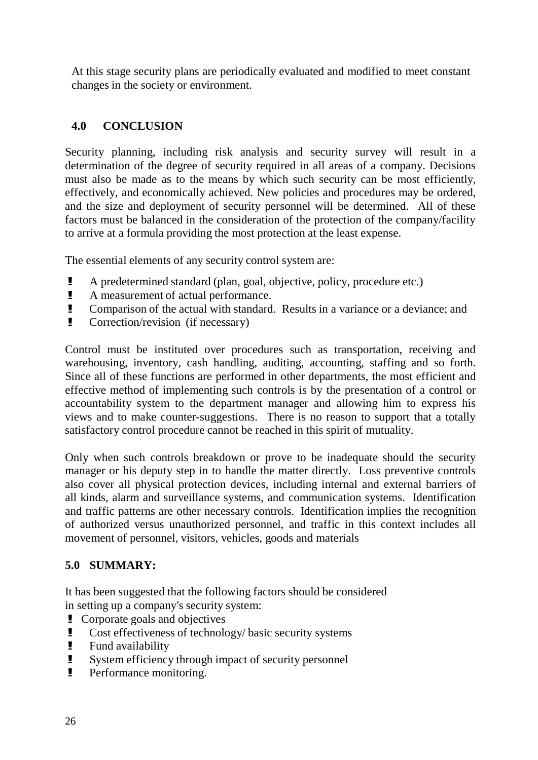At this stage security plans are periodically evaluated and modified to meet constant changes in the society or environment.

## 4.0 CONCLUSION

Security planning, including risk analysis and security survey will result in a determination of the degree of security required in all areas of a company. Decisions must also be made as to the means by which such security can be most efficiently, effectively, and economically achieved. New policies and procedures may be ordered, and the size and deployment of security personnel will be determined. All of these factors must be balanced in the consideration of the protection of the company/facility to arrive at a formula providing the most protection at the least expense.

The essential elements of any security control system are:

- A predetermined standard (plan, goal, objective, policy, procedure etc.)
- A measurement of actual performance.
- Comparison of the actual with standard. Results in a variance or a deviance; and
- Correction/revision (if necessary)

Control must be instituted over procedures such as transportation, receiving and warehousing, inventory, cash handling, auditing, accounting, staffing and so forth. Since all of these functions are performed in other departments, the most efficient and effective method of implementing such controls is by the presentation of a control or accountability system to the department manager and allowing him to express his views and to make counter-suggestions. There is no reason to support that a totally satisfactory control procedure cannot be reached in this spirit of mutuality.

Only when such controls breakdown or prove to be inadequate should the security manager or his deputy step in to handle the matter directly. Loss preventive controls also cover all physical protection devices, including internal and external barriers of all kinds, alarm and surveillance systems, and communication systems. Identification and traffic patterns are other necessary controls. Identification implies the recognition of authorized versus unauthorized personnel, and traffic in this context includes all movement of personnel, visitors, vehicles, goods and materials

## 5.0 SUMMARY:

It has been suggested that the following factors should be considered in setting up a company's security system:

- Corporate goals and objectives
- Cost effectiveness of technology/ basic security systems
- Fund availability
- System efficiency through impact of security personnel
- Performance monitoring.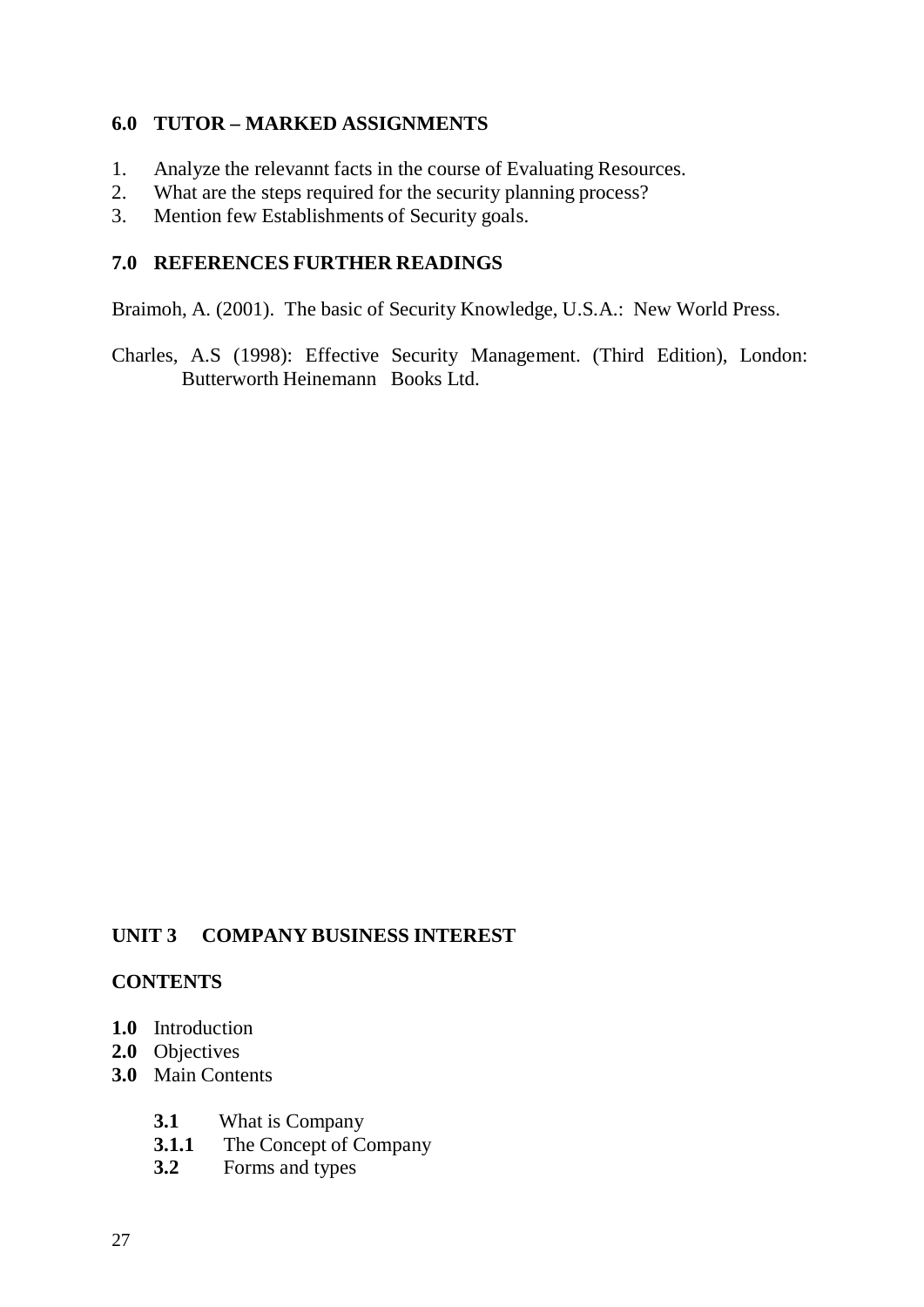## 6.0 TUTOR – MARKED ASSIGNMENTS

1. Analyze the relevannt facts in the course of Evaluating Resources.
2. What are the steps required for the security planning process?
3. Mention few Establishments of Security goals.

## 7.0 REFERENCES FURTHER READINGS

Braimoh, A. (2001). The basic of Security Knowledge, U.S.A.: New World Press.

Charles, A.S (1998): Effective Security Management. (Third Edition), London: Butterworth Heinemann Books Ltd.

# UNIT 3 COMPANY BUSINESS INTEREST

## CONTENTS

**1.0** Introduction
**2.0** Objectives
**3.0** Main Contents

- **3.1** What is Company
- **3.1.1** The Concept of Company
- **3.2** Forms and types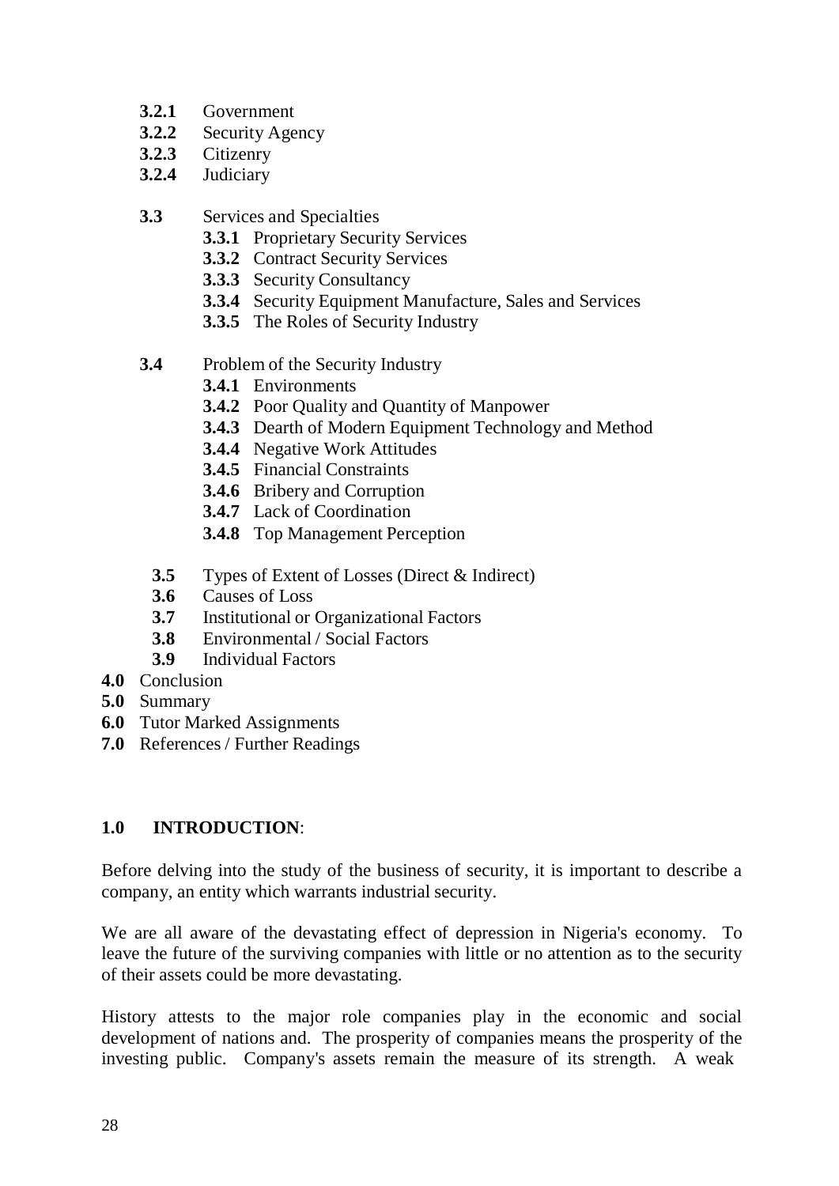- **3.2.1** Government
- **3.2.2** Security Agency
- **3.2.3** Citizenry
- **3.2.4** Judiciary

- **3.3** Services and Specialties
  - **3.3.1** Proprietary Security Services
  - **3.3.2** Contract Security Services
  - **3.3.3** Security Consultancy
  - **3.3.4** Security Equipment Manufacture, Sales and Services
  - **3.3.5** The Roles of Security Industry

- **3.4** Problem of the Security Industry
  - **3.4.1** Environments
  - **3.4.2** Poor Quality and Quantity of Manpower
  - **3.4.3** Dearth of Modern Equipment Technology and Method
  - **3.4.4** Negative Work Attitudes
  - **3.4.5** Financial Constraints
  - **3.4.6** Bribery and Corruption
  - **3.4.7** Lack of Coordination
  - **3.4.8** Top Management Perception

- **3.5** Types of Extent of Losses (Direct & Indirect)
- **3.6** Causes of Loss
- **3.7** Institutional or Organizational Factors
- **3.8** Environmental / Social Factors
- **3.9** Individual Factors

- **4.0** Conclusion
- **5.0** Summary
- **6.0** Tutor Marked Assignments
- **7.0** References / Further Readings

## 1.0 INTRODUCTION:

Before delving into the study of the business of security, it is important to describe a company, an entity which warrants industrial security.

We are all aware of the devastating effect of depression in Nigeria's economy. To leave the future of the surviving companies with little or no attention as to the security of their assets could be more devastating.

History attests to the major role companies play in the economic and social development of nations and. The prosperity of companies means the prosperity of the investing public. Company's assets remain the measure of its strength. A weak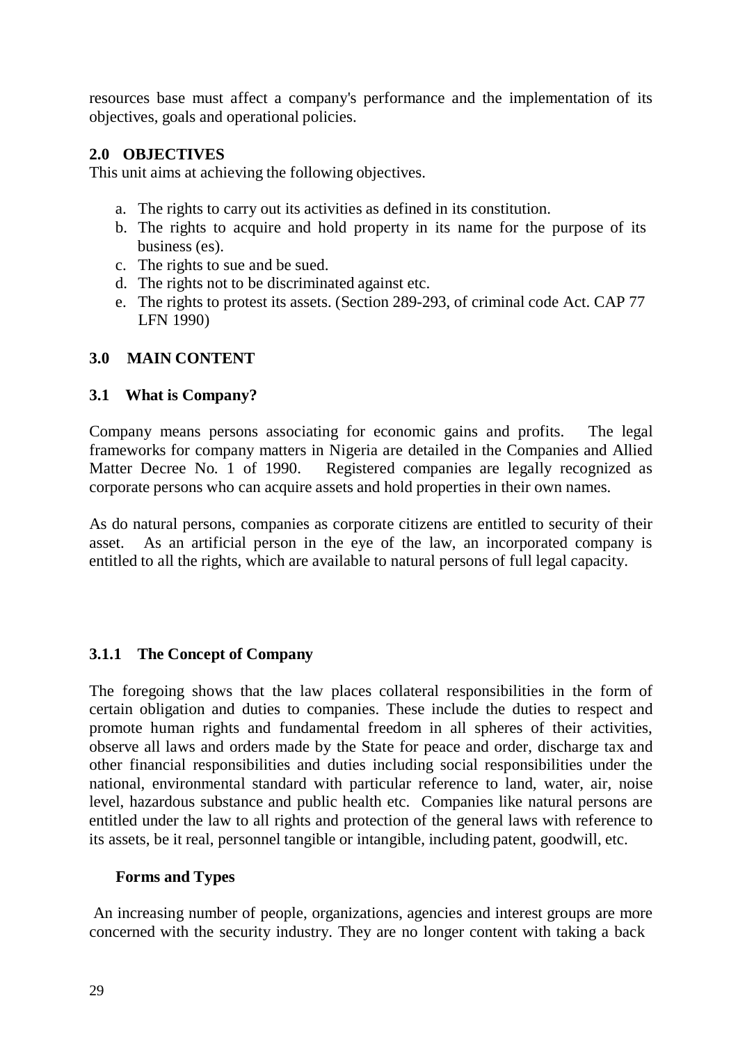resources base must affect a company's performance and the implementation of its objectives, goals and operational policies.

## 2.0 OBJECTIVES

This unit aims at achieving the following objectives.

a. The rights to carry out its activities as defined in its constitution.
b. The rights to acquire and hold property in its name for the purpose of its business (es).
c. The rights to sue and be sued.
d. The rights not to be discriminated against etc.
e. The rights to protest its assets. (Section 289-293, of criminal code Act. CAP 77 LFN 1990)

## 3.0 MAIN CONTENT

### 3.1 What is Company?

Company means persons associating for economic gains and profits. The legal frameworks for company matters in Nigeria are detailed in the Companies and Allied Matter Decree No. 1 of 1990. Registered companies are legally recognized as corporate persons who can acquire assets and hold properties in their own names.

As do natural persons, companies as corporate citizens are entitled to security of their asset. As an artificial person in the eye of the law, an incorporated company is entitled to all the rights, which are available to natural persons of full legal capacity.

#### 3.1.1 The Concept of Company

The foregoing shows that the law places collateral responsibilities in the form of certain obligation and duties to companies. These include the duties to respect and promote human rights and fundamental freedom in all spheres of their activities, observe all laws and orders made by the State for peace and order, discharge tax and other financial responsibilities and duties including social responsibilities under the national, environmental standard with particular reference to land, water, air, noise level, hazardous substance and public health etc. Companies like natural persons are entitled under the law to all rights and protection of the general laws with reference to its assets, be it real, personnel tangible or intangible, including patent, goodwill, etc.

**Forms and Types**

An increasing number of people, organizations, agencies and interest groups are more concerned with the security industry. They are no longer content with taking a back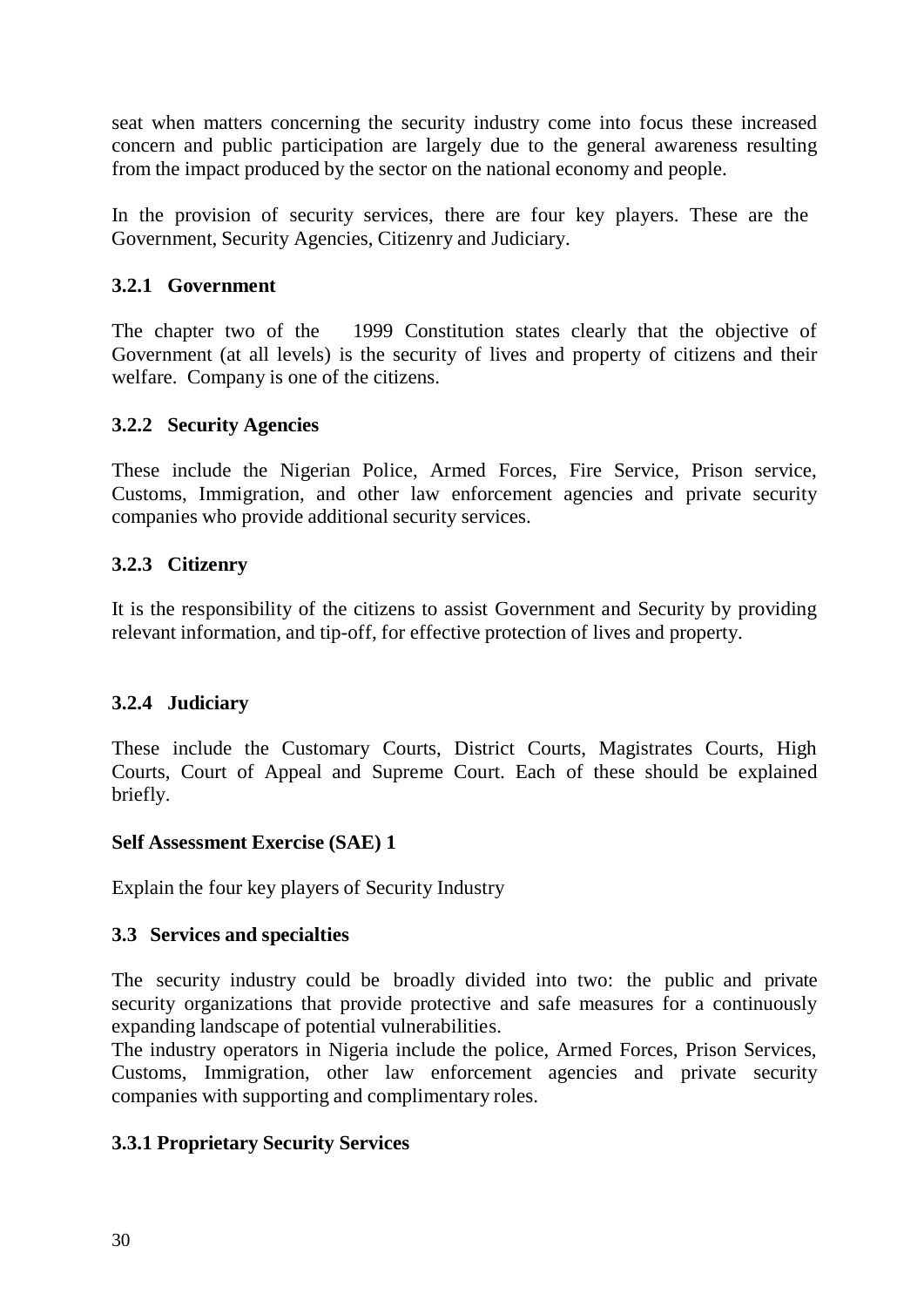seat when matters concerning the security industry come into focus these increased concern and public participation are largely due to the general awareness resulting from the impact produced by the sector on the national economy and people.

In the provision of security services, there are four key players. These are the Government, Security Agencies, Citizenry and Judiciary.

### 3.2.1 Government

The chapter two of the 1999 Constitution states clearly that the objective of Government (at all levels) is the security of lives and property of citizens and their welfare. Company is one of the citizens.

### 3.2.2 Security Agencies

These include the Nigerian Police, Armed Forces, Fire Service, Prison service, Customs, Immigration, and other law enforcement agencies and private security companies who provide additional security services.

### 3.2.3 Citizenry

It is the responsibility of the citizens to assist Government and Security by providing relevant information, and tip-off, for effective protection of lives and property.

### 3.2.4 Judiciary

These include the Customary Courts, District Courts, Magistrates Courts, High Courts, Court of Appeal and Supreme Court. Each of these should be explained briefly.

**Self Assessment Exercise (SAE) 1**

Explain the four key players of Security Industry

## 3.3 Services and specialties

The security industry could be broadly divided into two: the public and private security organizations that provide protective and safe measures for a continuously expanding landscape of potential vulnerabilities.

The industry operators in Nigeria include the police, Armed Forces, Prison Services, Customs, Immigration, other law enforcement agencies and private security companies with supporting and complimentary roles.

### 3.3.1 Proprietary Security Services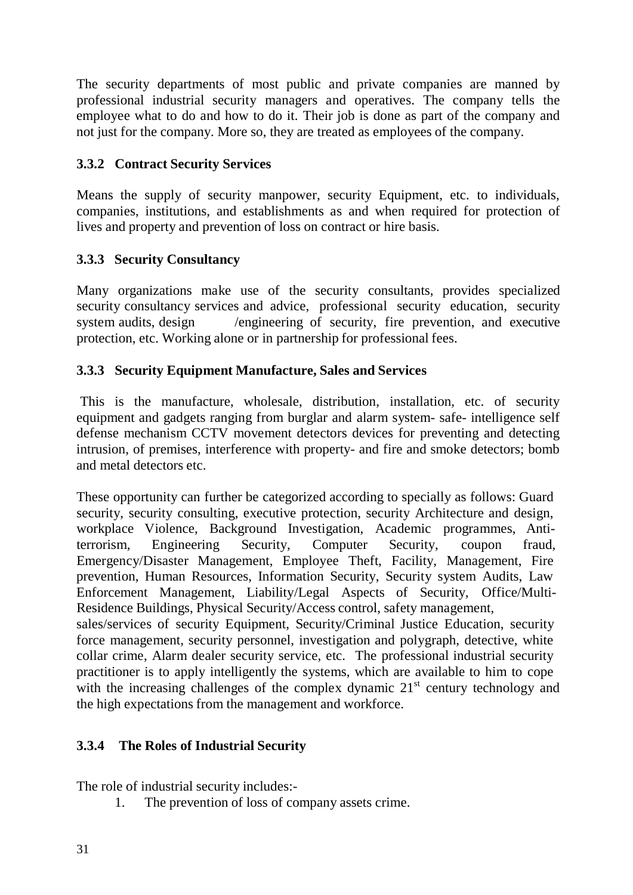The security departments of most public and private companies are manned by professional industrial security managers and operatives. The company tells the employee what to do and how to do it. Their job is done as part of the company and not just for the company. More so, they are treated as employees of the company.

### 3.3.2 Contract Security Services

Means the supply of security manpower, security Equipment, etc. to individuals, companies, institutions, and establishments as and when required for protection of lives and property and prevention of loss on contract or hire basis.

### 3.3.3 Security Consultancy

Many organizations make use of the security consultants, provides specialized security consultancy services and advice, professional security education, security system audits, design /engineering of security, fire prevention, and executive protection, etc. Working alone or in partnership for professional fees.

### 3.3.3 Security Equipment Manufacture, Sales and Services

This is the manufacture, wholesale, distribution, installation, etc. of security equipment and gadgets ranging from burglar and alarm system- safe- intelligence self defense mechanism CCTV movement detectors devices for preventing and detecting intrusion, of premises, interference with property- and fire and smoke detectors; bomb and metal detectors etc.

These opportunity can further be categorized according to specially as follows: Guard security, security consulting, executive protection, security Architecture and design, workplace Violence, Background Investigation, Academic programmes, Anti-terrorism, Engineering Security, Computer Security, coupon fraud, Emergency/Disaster Management, Employee Theft, Facility, Management, Fire prevention, Human Resources, Information Security, Security system Audits, Law Enforcement Management, Liability/Legal Aspects of Security, Office/Multi-Residence Buildings, Physical Security/Access control, safety management, sales/services of security Equipment, Security/Criminal Justice Education, security force management, security personnel, investigation and polygraph, detective, white collar crime, Alarm dealer security service, etc. The professional industrial security practitioner is to apply intelligently the systems, which are available to him to cope with the increasing challenges of the complex dynamic 21st century technology and the high expectations from the management and workforce.

### 3.3.4 The Roles of Industrial Security

The role of industrial security includes:-

1. The prevention of loss of company assets crime.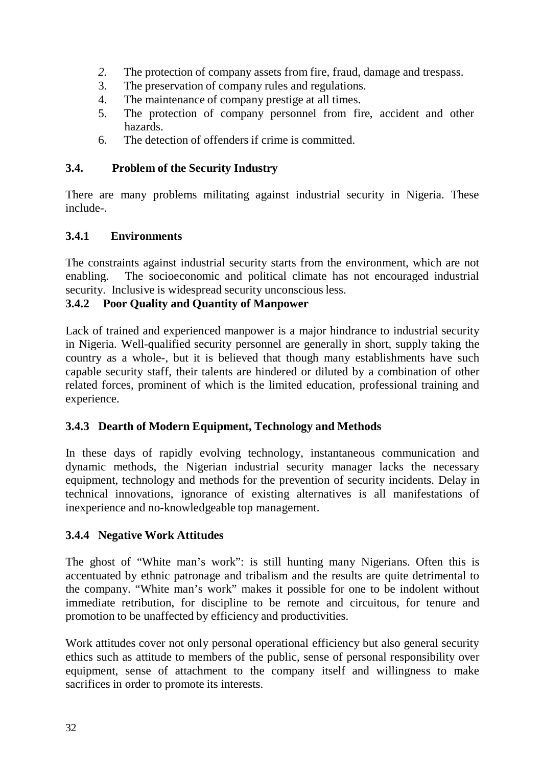2. The protection of company assets from fire, fraud, damage and trespass.
3. The preservation of company rules and regulations.
4. The maintenance of company prestige at all times.
5. The protection of company personnel from fire, accident and other hazards.
6. The detection of offenders if crime is committed.

### 3.4. Problem of the Security Industry

There are many problems militating against industrial security in Nigeria. These include-.

#### 3.4.1 Environments

The constraints against industrial security starts from the environment, which are not enabling. The socioeconomic and political climate has not encouraged industrial security. Inclusive is widespread security unconscious less.

#### 3.4.2 Poor Quality and Quantity of Manpower

Lack of trained and experienced manpower is a major hindrance to industrial security in Nigeria. Well-qualified security personnel are generally in short, supply taking the country as a whole-, but it is believed that though many establishments have such capable security staff, their talents are hindered or diluted by a combination of other related forces, prominent of which is the limited education, professional training and experience.

#### 3.4.3 Dearth of Modern Equipment, Technology and Methods

In these days of rapidly evolving technology, instantaneous communication and dynamic methods, the Nigerian industrial security manager lacks the necessary equipment, technology and methods for the prevention of security incidents. Delay in technical innovations, ignorance of existing alternatives is all manifestations of inexperience and no-knowledgeable top management.

#### 3.4.4 Negative Work Attitudes

The ghost of "White man's work": is still hunting many Nigerians. Often this is accentuated by ethnic patronage and tribalism and the results are quite detrimental to the company. "White man's work" makes it possible for one to be indolent without immediate retribution, for discipline to be remote and circuitous, for tenure and promotion to be unaffected by efficiency and productivities.

Work attitudes cover not only personal operational efficiency but also general security ethics such as attitude to members of the public, sense of personal responsibility over equipment, sense of attachment to the company itself and willingness to make sacrifices in order to promote its interests.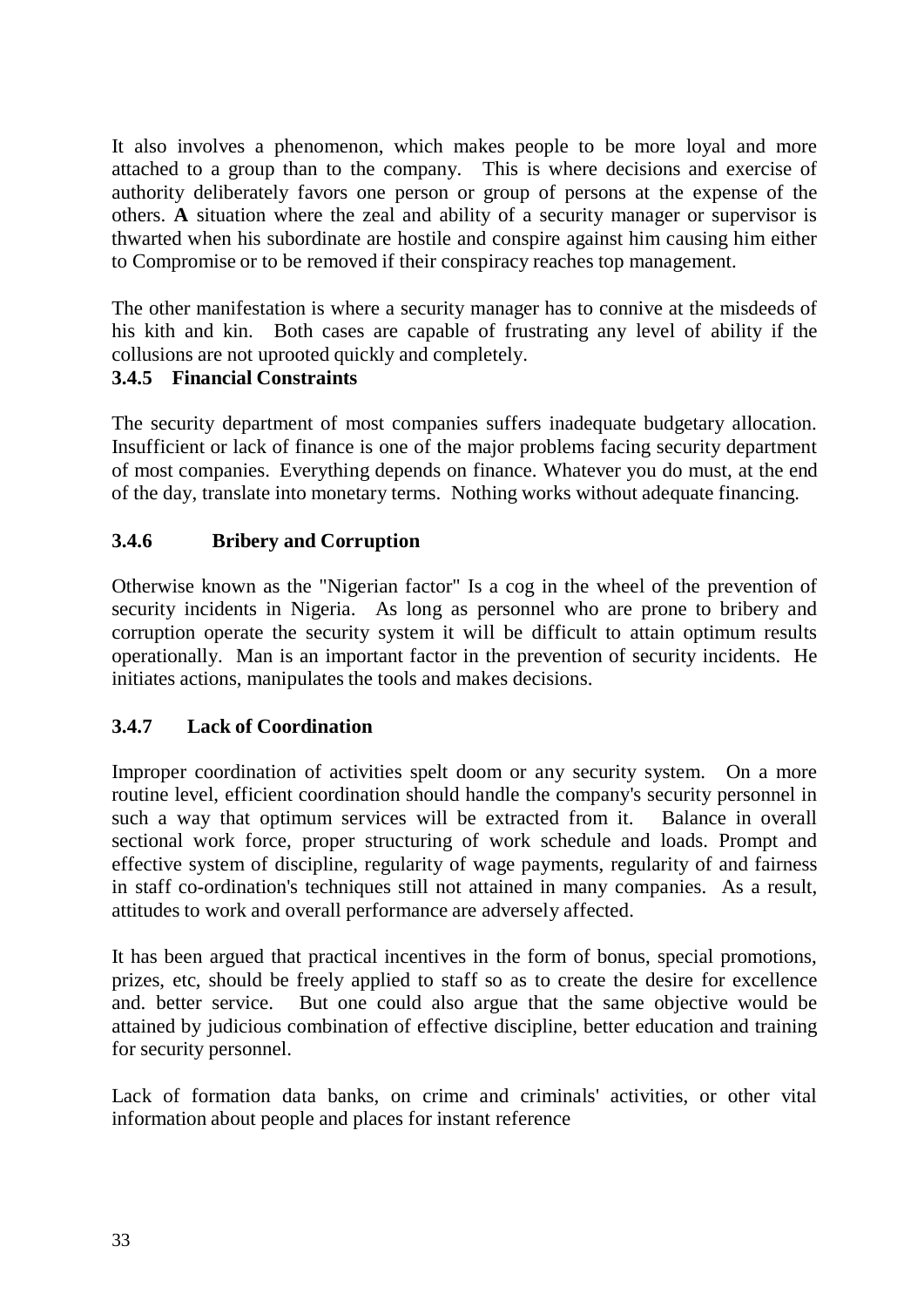It also involves a phenomenon, which makes people to be more loyal and more attached to a group than to the company. This is where decisions and exercise of authority deliberately favors one person or group of persons at the expense of the others. **A** situation where the zeal and ability of a security manager or supervisor is thwarted when his subordinate are hostile and conspire against him causing him either to Compromise or to be removed if their conspiracy reaches top management.

The other manifestation is where a security manager has to connive at the misdeeds of his kith and kin. Both cases are capable of frustrating any level of ability if the collusions are not uprooted quickly and completely.

### 3.4.5 Financial Constraints

The security department of most companies suffers inadequate budgetary allocation. Insufficient or lack of finance is one of the major problems facing security department of most companies. Everything depends on finance. Whatever you do must, at the end of the day, translate into monetary terms. Nothing works without adequate financing.

### 3.4.6 Bribery and Corruption

Otherwise known as the "Nigerian factor" Is a cog in the wheel of the prevention of security incidents in Nigeria. As long as personnel who are prone to bribery and corruption operate the security system it will be difficult to attain optimum results operationally. Man is an important factor in the prevention of security incidents. He initiates actions, manipulates the tools and makes decisions.

### 3.4.7 Lack of Coordination

Improper coordination of activities spelt doom or any security system. On a more routine level, efficient coordination should handle the company's security personnel in such a way that optimum services will be extracted from it. Balance in overall sectional work force, proper structuring of work schedule and loads. Prompt and effective system of discipline, regularity of wage payments, regularity of and fairness in staff co-ordination's techniques still not attained in many companies. As a result, attitudes to work and overall performance are adversely affected.

It has been argued that practical incentives in the form of bonus, special promotions, prizes, etc, should be freely applied to staff so as to create the desire for excellence and. better service. But one could also argue that the same objective would be attained by judicious combination of effective discipline, better education and training for security personnel.

Lack of formation data banks, on crime and criminals' activities, or other vital information about people and places for instant reference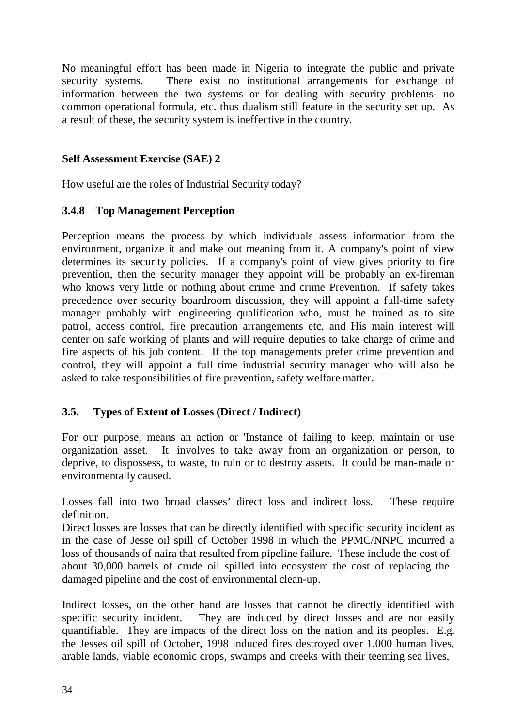No meaningful effort has been made in Nigeria to integrate the public and private security systems. There exist no institutional arrangements for exchange of information between the two systems or for dealing with security problems- no common operational formula, etc. thus dualism still feature in the security set up. As a result of these, the security system is ineffective in the country.

**Self Assessment Exercise (SAE) 2**

How useful are the roles of Industrial Security today?

### 3.4.8 Top Management Perception

Perception means the process by which individuals assess information from the environment, organize it and make out meaning from it. A company's point of view determines its security policies. If a company's point of view gives priority to fire prevention, then the security manager they appoint will be probably an ex-fireman who knows very little or nothing about crime and crime Prevention. If safety takes precedence over security boardroom discussion, they will appoint a full-time safety manager probably with engineering qualification who, must be trained as to site patrol, access control, fire precaution arrangements etc, and His main interest will center on safe working of plants and will require deputies to take charge of crime and fire aspects of his job content. If the top managements prefer crime prevention and control, they will appoint a full time industrial security manager who will also be asked to take responsibilities of fire prevention, safety welfare matter.

### 3.5. Types of Extent of Losses (Direct / Indirect)

For our purpose, means an action or 'Instance of failing to keep, maintain or use organization asset. It involves to take away from an organization or person, to deprive, to dispossess, to waste, to ruin or to destroy assets. It could be man-made or environmentally caused.

Losses fall into two broad classes' direct loss and indirect loss. These require definition.

Direct losses are losses that can be directly identified with specific security incident as in the case of Jesse oil spill of October 1998 in which the PPMC/NNPC incurred a loss of thousands of naira that resulted from pipeline failure. These include the cost of about 30,000 barrels of crude oil spilled into ecosystem the cost of replacing the damaged pipeline and the cost of environmental clean-up.

Indirect losses, on the other hand are losses that cannot be directly identified with specific security incident. They are induced by direct losses and are not easily quantifiable. They are impacts of the direct loss on the nation and its peoples. E.g. the Jesses oil spill of October, 1998 induced fires destroyed over 1,000 human lives, arable lands, viable economic crops, swamps and creeks with their teeming sea lives,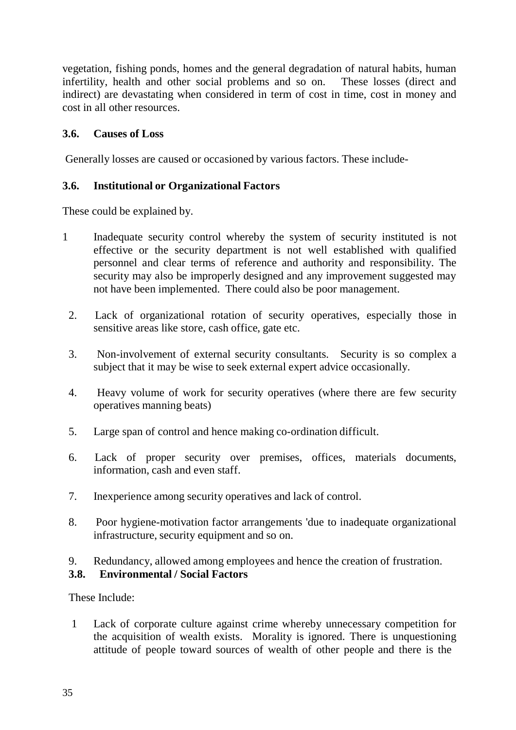vegetation, fishing ponds, homes and the general degradation of natural habits, human infertility, health and other social problems and so on. These losses (direct and indirect) are devastating when considered in term of cost in time, cost in money and cost in all other resources.

### 3.6. Causes of Loss

Generally losses are caused or occasioned by various factors. These include-

### 3.6. Institutional or Organizational Factors

These could be explained by.

1. Inadequate security control whereby the system of security instituted is not effective or the security department is not well established with qualified personnel and clear terms of reference and authority and responsibility. The security may also be improperly designed and any improvement suggested may not have been implemented. There could also be poor management.
2. Lack of organizational rotation of security operatives, especially those in sensitive areas like store, cash office, gate etc.
3. Non-involvement of external security consultants. Security is so complex a subject that it may be wise to seek external expert advice occasionally.
4. Heavy volume of work for security operatives (where there are few security operatives manning beats)
5. Large span of control and hence making co-ordination difficult.
6. Lack of proper security over premises, offices, materials documents, information, cash and even staff.
7. Inexperience among security operatives and lack of control.
8. Poor hygiene-motivation factor arrangements 'due to inadequate organizational infrastructure, security equipment and so on.
9. Redundancy, allowed among employees and hence the creation of frustration.

### 3.8. Environmental / Social Factors

These Include:

1. Lack of corporate culture against crime whereby unnecessary competition for the acquisition of wealth exists. Morality is ignored. There is unquestioning attitude of people toward sources of wealth of other people and there is the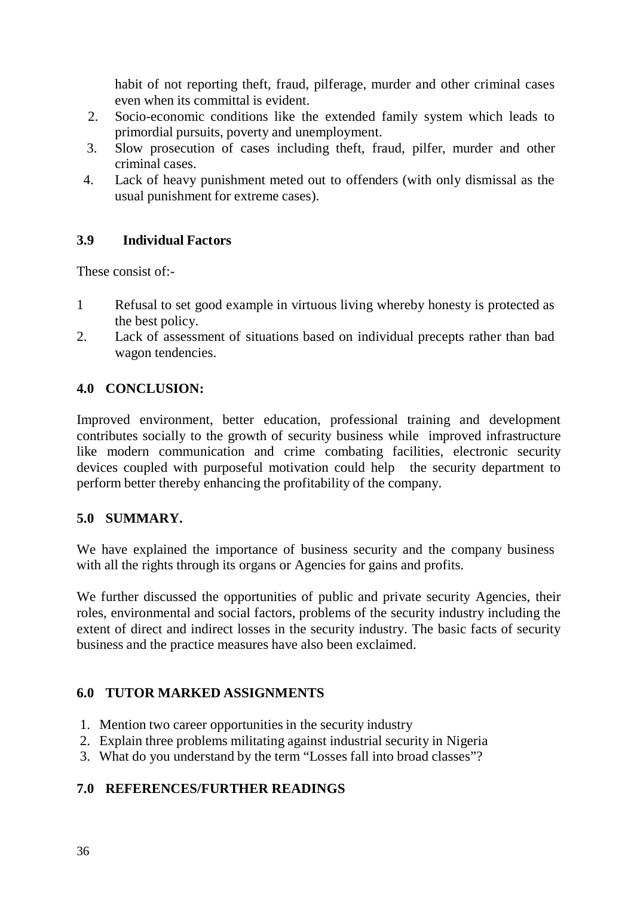habit of not reporting theft, fraud, pilferage, murder and other criminal cases even when its committal is evident.

2. Socio-economic conditions like the extended family system which leads to primordial pursuits, poverty and unemployment.
3. Slow prosecution of cases including theft, fraud, pilfer, murder and other criminal cases.
4. Lack of heavy punishment meted out to offenders (with only dismissal as the usual punishment for extreme cases).

### 3.9 Individual Factors

These consist of:-

1. Refusal to set good example in virtuous living whereby honesty is protected as the best policy.
2. Lack of assessment of situations based on individual precepts rather than bad wagon tendencies.

## 4.0 CONCLUSION:

Improved environment, better education, professional training and development contributes socially to the growth of security business while improved infrastructure like modern communication and crime combating facilities, electronic security devices coupled with purposeful motivation could help the security department to perform better thereby enhancing the profitability of the company.

## 5.0 SUMMARY.

We have explained the importance of business security and the company business with all the rights through its organs or Agencies for gains and profits.

We further discussed the opportunities of public and private security Agencies, their roles, environmental and social factors, problems of the security industry including the extent of direct and indirect losses in the security industry. The basic facts of security business and the practice measures have also been exclaimed.

## 6.0 TUTOR MARKED ASSIGNMENTS

1. Mention two career opportunities in the security industry
2. Explain three problems militating against industrial security in Nigeria
3. What do you understand by the term "Losses fall into broad classes"?

## 7.0 REFERENCES/FURTHER READINGS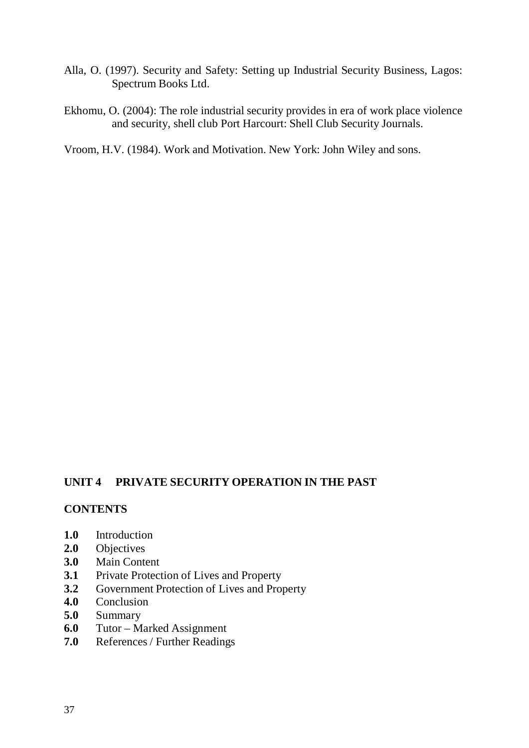Alla, O. (1997). Security and Safety: Setting up Industrial Security Business, Lagos: Spectrum Books Ltd.

Ekhomu, O. (2004): The role industrial security provides in era of work place violence and security, shell club Port Harcourt: Shell Club Security Journals.

Vroom, H.V. (1984). Work and Motivation. New York: John Wiley and sons.

## UNIT 4 PRIVATE SECURITY OPERATION IN THE PAST

### CONTENTS

**1.0** Introduction
**2.0** Objectives
**3.0** Main Content
**3.1** Private Protection of Lives and Property
**3.2** Government Protection of Lives and Property
**4.0** Conclusion
**5.0** Summary
**6.0** Tutor – Marked Assignment
**7.0** References / Further Readings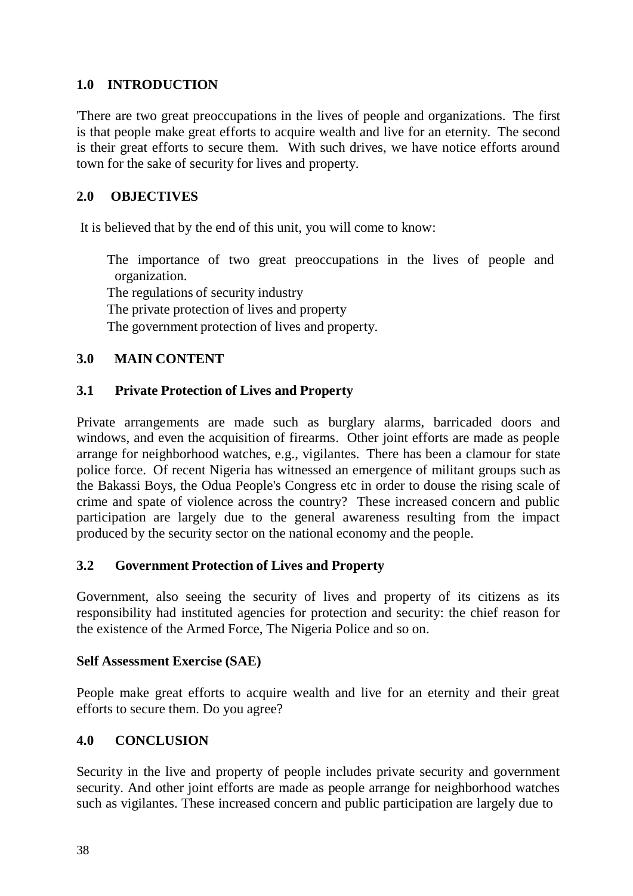## 1.0 INTRODUCTION

'There are two great preoccupations in the lives of people and organizations. The first is that people make great efforts to acquire wealth and live for an eternity. The second is their great efforts to secure them. With such drives, we have notice efforts around town for the sake of security for lives and property.

## 2.0 OBJECTIVES

It is believed that by the end of this unit, you will come to know:

- The importance of two great preoccupations in the lives of people and organization.
- The regulations of security industry
- The private protection of lives and property
- The government protection of lives and property.

## 3.0 MAIN CONTENT

### 3.1 Private Protection of Lives and Property

Private arrangements are made such as burglary alarms, barricaded doors and windows, and even the acquisition of firearms. Other joint efforts are made as people arrange for neighborhood watches, e.g., vigilantes. There has been a clamour for state police force. Of recent Nigeria has witnessed an emergence of militant groups such as the Bakassi Boys, the Odua People's Congress etc in order to douse the rising scale of crime and spate of violence across the country? These increased concern and public participation are largely due to the general awareness resulting from the impact produced by the security sector on the national economy and the people.

### 3.2 Government Protection of Lives and Property

Government, also seeing the security of lives and property of its citizens as its responsibility had instituted agencies for protection and security: the chief reason for the existence of the Armed Force, The Nigeria Police and so on.

**Self Assessment Exercise (SAE)**

People make great efforts to acquire wealth and live for an eternity and their great efforts to secure them. Do you agree?

## 4.0 CONCLUSION

Security in the live and property of people includes private security and government security. And other joint efforts are made as people arrange for neighborhood watches such as vigilantes. These increased concern and public participation are largely due to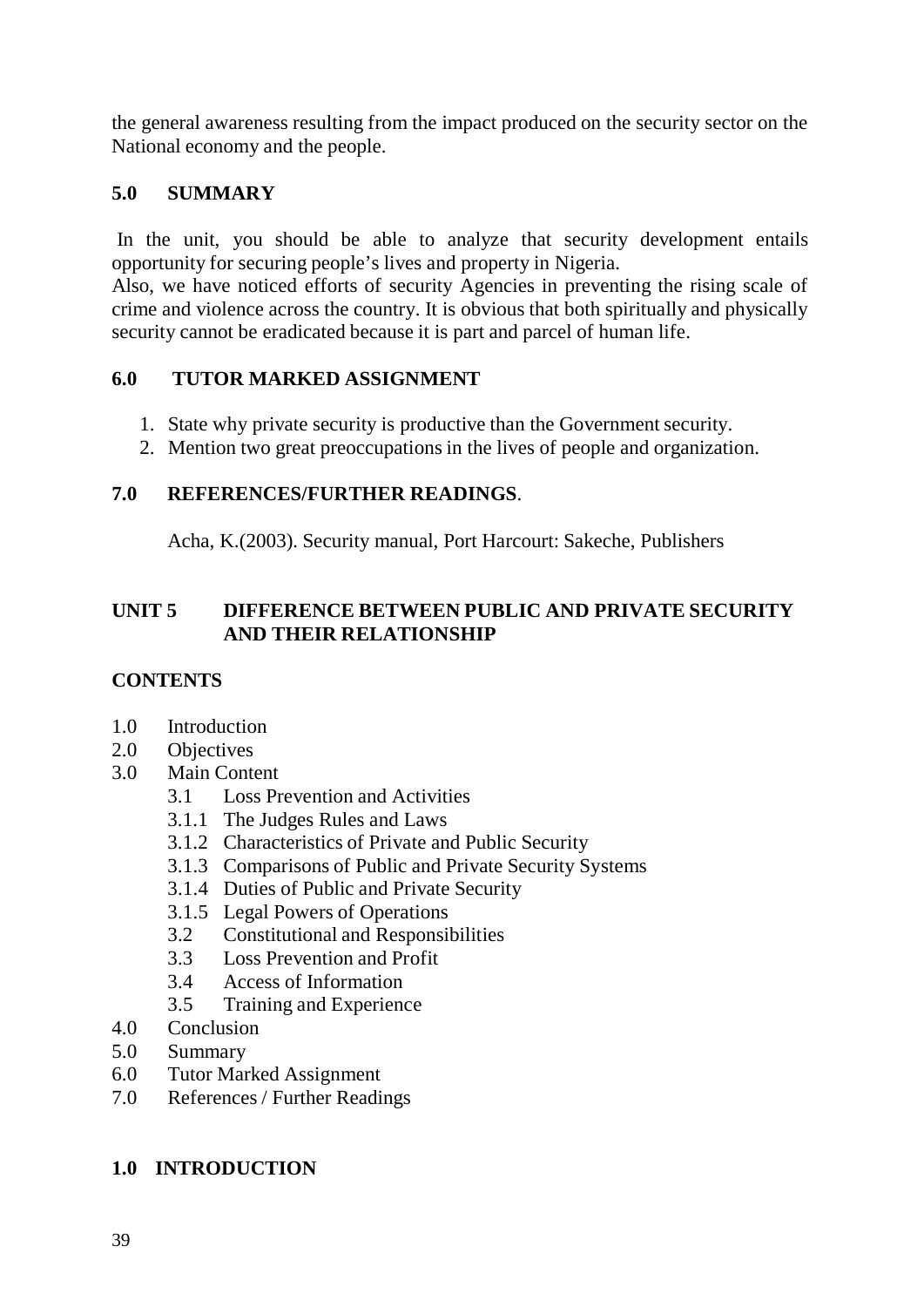the general awareness resulting from the impact produced on the security sector on the National economy and the people.

## 5.0 SUMMARY

In the unit, you should be able to analyze that security development entails opportunity for securing people's lives and property in Nigeria.
Also, we have noticed efforts of security Agencies in preventing the rising scale of crime and violence across the country. It is obvious that both spiritually and physically security cannot be eradicated because it is part and parcel of human life.

## 6.0 TUTOR MARKED ASSIGNMENT

1. State why private security is productive than the Government security.
2. Mention two great preoccupations in the lives of people and organization.

## 7.0 REFERENCES/FURTHER READINGS.

Acha, K.(2003). Security manual, Port Harcourt: Sakeche, Publishers

# UNIT 5 DIFFERENCE BETWEEN PUBLIC AND PRIVATE SECURITY AND THEIR RELATIONSHIP

## CONTENTS

- 1.0 Introduction
- 2.0 Objectives
- 3.0 Main Content
  - 3.1 Loss Prevention and Activities
  - 3.1.1 The Judges Rules and Laws
  - 3.1.2 Characteristics of Private and Public Security
  - 3.1.3 Comparisons of Public and Private Security Systems
  - 3.1.4 Duties of Public and Private Security
  - 3.1.5 Legal Powers of Operations
  - 3.2 Constitutional and Responsibilities
  - 3.3 Loss Prevention and Profit
  - 3.4 Access of Information
  - 3.5 Training and Experience
- 4.0 Conclusion
- 5.0 Summary
- 6.0 Tutor Marked Assignment
- 7.0 References / Further Readings

## 1.0 INTRODUCTION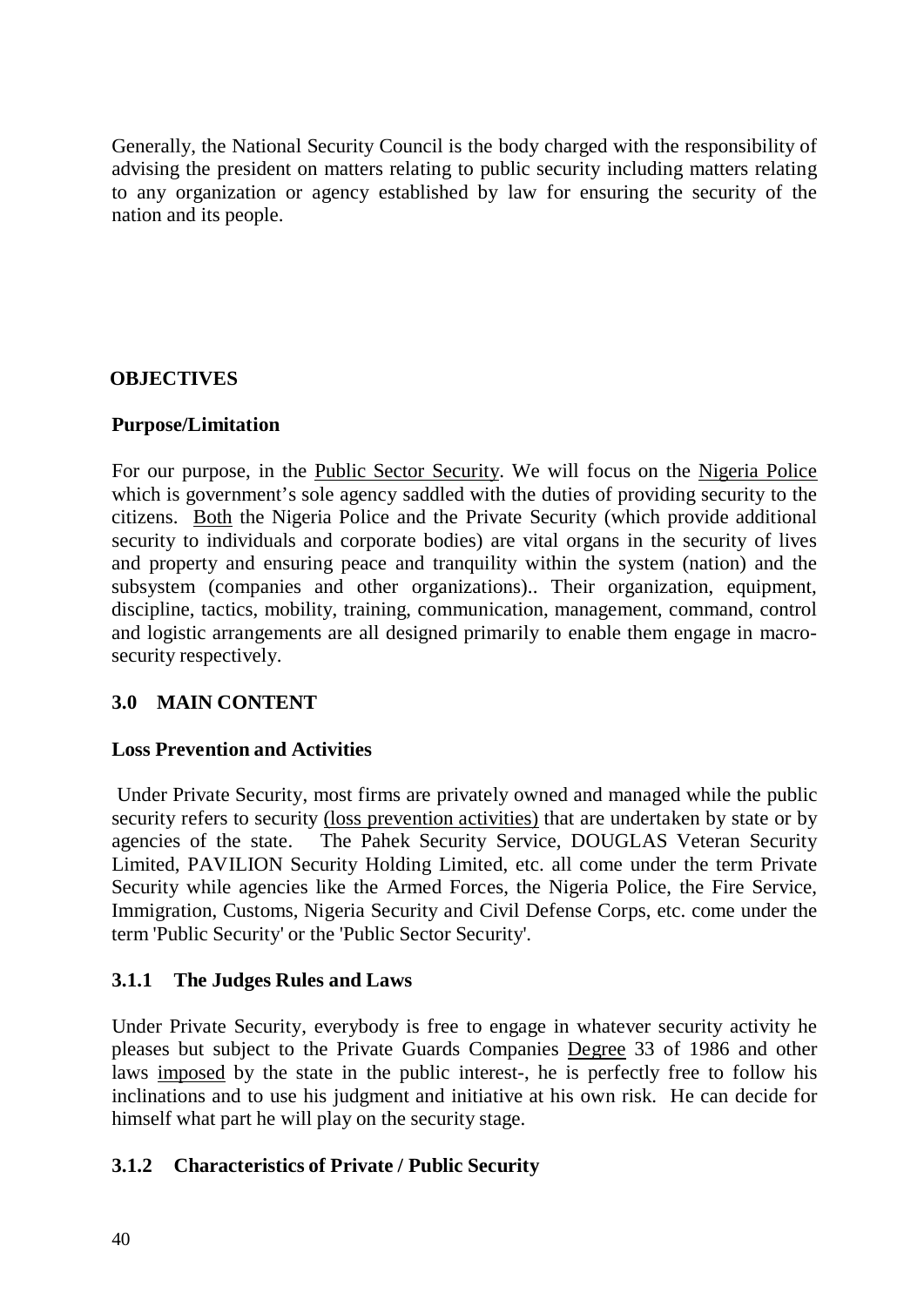Generally, the National Security Council is the body charged with the responsibility of advising the president on matters relating to public security including matters relating to any organization or agency established by law for ensuring the security of the nation and its people.

## OBJECTIVES

### Purpose/Limitation

For our purpose, in the Public Sector Security. We will focus on the Nigeria Police which is government's sole agency saddled with the duties of providing security to the citizens. Both the Nigeria Police and the Private Security (which provide additional security to individuals and corporate bodies) are vital organs in the security of lives and property and ensuring peace and tranquility within the system (nation) and the subsystem (companies and other organizations).. Their organization, equipment, discipline, tactics, mobility, training, communication, management, command, control and logistic arrangements are all designed primarily to enable them engage in macro-security respectively.

## 3.0 MAIN CONTENT

### Loss Prevention and Activities

Under Private Security, most firms are privately owned and managed while the public security refers to security (loss prevention activities) that are undertaken by state or by agencies of the state. The Pahek Security Service, DOUGLAS Veteran Security Limited, PAVILION Security Holding Limited, etc. all come under the term Private Security while agencies like the Armed Forces, the Nigeria Police, the Fire Service, Immigration, Customs, Nigeria Security and Civil Defense Corps, etc. come under the term 'Public Security' or the 'Public Sector Security'.

### 3.1.1 The Judges Rules and Laws

Under Private Security, everybody is free to engage in whatever security activity he pleases but subject to the Private Guards Companies Degree 33 of 1986 and other laws imposed by the state in the public interest-, he is perfectly free to follow his inclinations and to use his judgment and initiative at his own risk. He can decide for himself what part he will play on the security stage.

### 3.1.2 Characteristics of Private / Public Security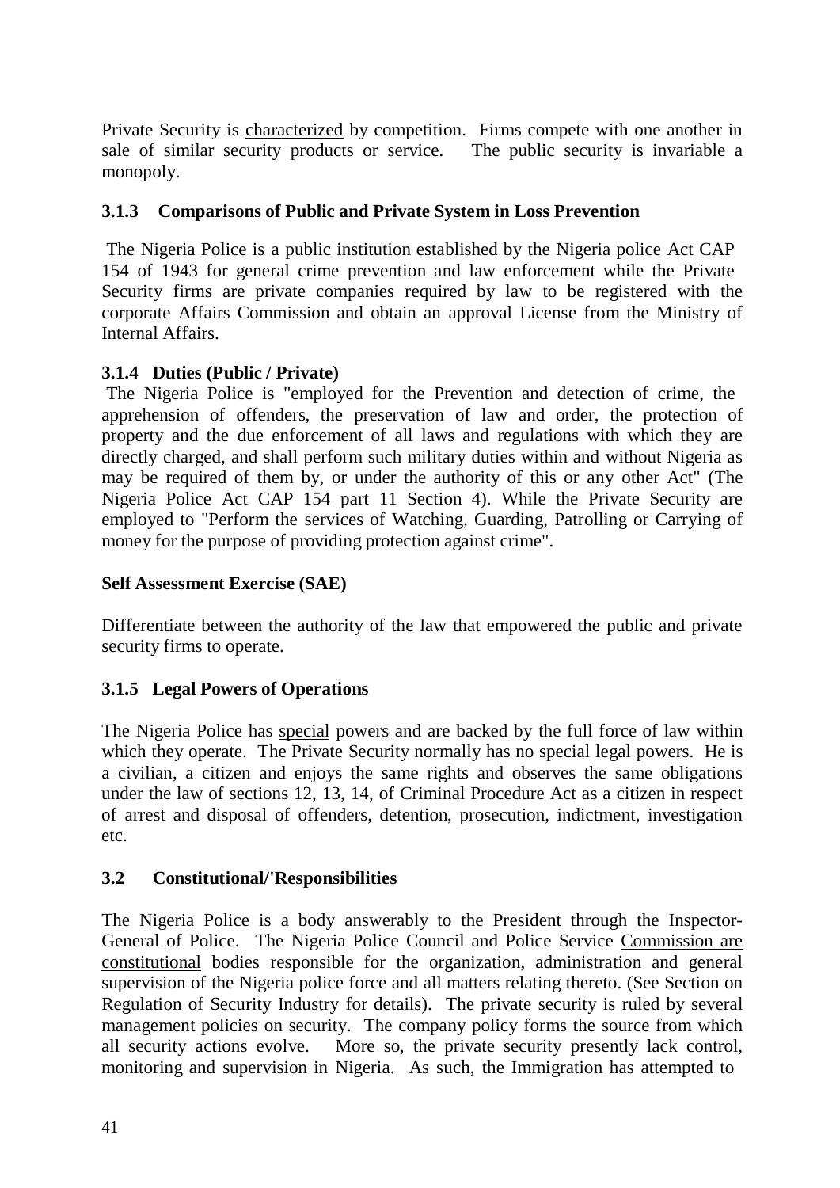Private Security is characterized by competition. Firms compete with one another in sale of similar security products or service. The public security is invariable a monopoly.

### 3.1.3 Comparisons of Public and Private System in Loss Prevention

The Nigeria Police is a public institution established by the Nigeria police Act CAP 154 of 1943 for general crime prevention and law enforcement while the Private Security firms are private companies required by law to be registered with the corporate Affairs Commission and obtain an approval License from the Ministry of Internal Affairs.

### 3.1.4 Duties (Public / Private)

The Nigeria Police is "employed for the Prevention and detection of crime, the apprehension of offenders, the preservation of law and order, the protection of property and the due enforcement of all laws and regulations with which they are directly charged, and shall perform such military duties within and without Nigeria as may be required of them by, or under the authority of this or any other Act" (The Nigeria Police Act CAP 154 part 11 Section 4). While the Private Security are employed to "Perform the services of Watching, Guarding, Patrolling or Carrying of money for the purpose of providing protection against crime".

**Self Assessment Exercise (SAE)**

Differentiate between the authority of the law that empowered the public and private security firms to operate.

### 3.1.5 Legal Powers of Operations

The Nigeria Police has special powers and are backed by the full force of law within which they operate. The Private Security normally has no special legal powers. He is a civilian, a citizen and enjoys the same rights and observes the same obligations under the law of sections 12, 13, 14, of Criminal Procedure Act as a citizen in respect of arrest and disposal of offenders, detention, prosecution, indictment, investigation etc.

## 3.2 Constitutional/'Responsibilities

The Nigeria Police is a body answerably to the President through the Inspector-General of Police. The Nigeria Police Council and Police Service Commission are constitutional bodies responsible for the organization, administration and general supervision of the Nigeria police force and all matters relating thereto. (See Section on Regulation of Security Industry for details). The private security is ruled by several management policies on security. The company policy forms the source from which all security actions evolve. More so, the private security presently lack control, monitoring and supervision in Nigeria. As such, the Immigration has attempted to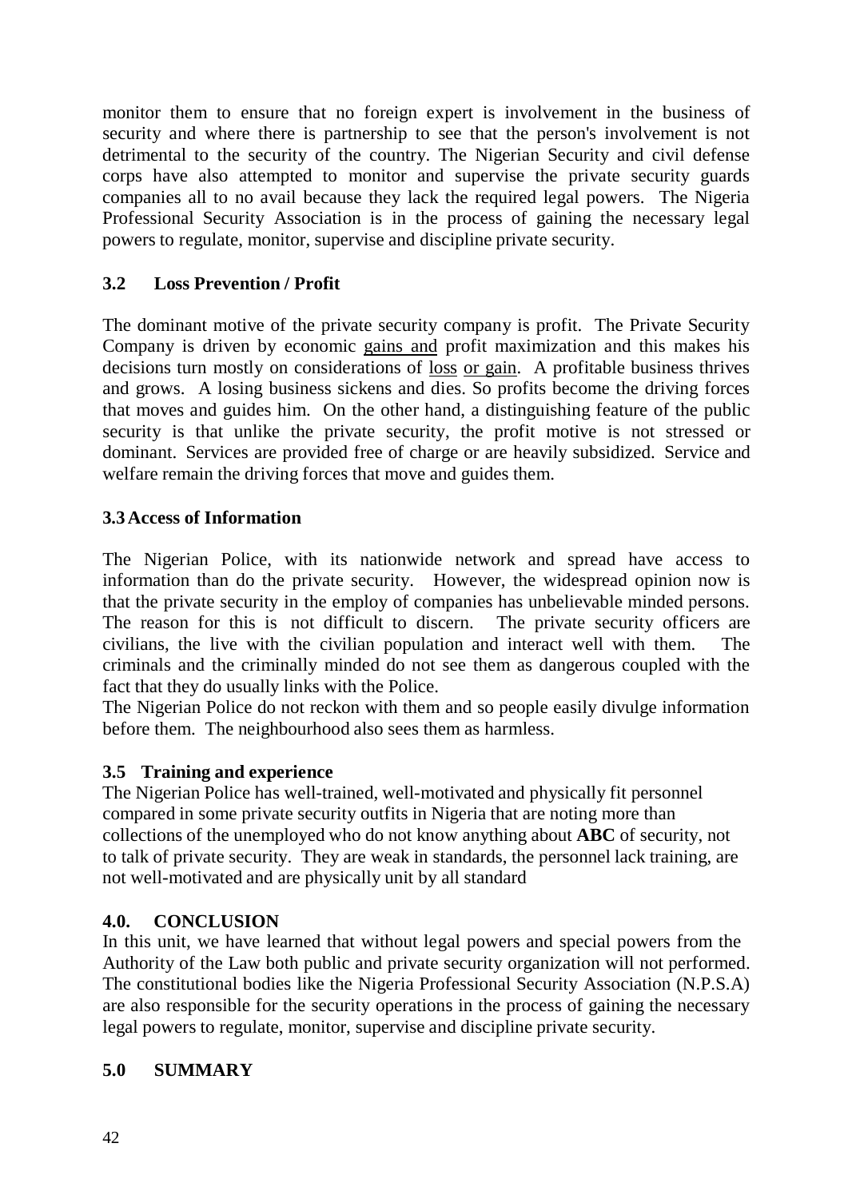monitor them to ensure that no foreign expert is involvement in the business of security and where there is partnership to see that the person's involvement is not detrimental to the security of the country. The Nigerian Security and civil defense corps have also attempted to monitor and supervise the private security guards companies all to no avail because they lack the required legal powers. The Nigeria Professional Security Association is in the process of gaining the necessary legal powers to regulate, monitor, supervise and discipline private security.

### 3.2 Loss Prevention / Profit

The dominant motive of the private security company is profit. The Private Security Company is driven by economic gains and profit maximization and this makes his decisions turn mostly on considerations of loss or gain. A profitable business thrives and grows. A losing business sickens and dies. So profits become the driving forces that moves and guides him. On the other hand, a distinguishing feature of the public security is that unlike the private security, the profit motive is not stressed or dominant. Services are provided free of charge or are heavily subsidized. Service and welfare remain the driving forces that move and guides them.

### 3.3 Access of Information

The Nigerian Police, with its nationwide network and spread have access to information than do the private security. However, the widespread opinion now is that the private security in the employ of companies has unbelievable minded persons. The reason for this is not difficult to discern. The private security officers are civilians, the live with the civilian population and interact well with them. The criminals and the criminally minded do not see them as dangerous coupled with the fact that they do usually links with the Police.

The Nigerian Police do not reckon with them and so people easily divulge information before them. The neighbourhood also sees them as harmless.

### 3.5 Training and experience

The Nigerian Police has well-trained, well-motivated and physically fit personnel compared in some private security outfits in Nigeria that are noting more than collections of the unemployed who do not know anything about **ABC** of security, not to talk of private security. They are weak in standards, the personnel lack training, are not well-motivated and are physically unit by all standard

## 4.0. CONCLUSION

In this unit, we have learned that without legal powers and special powers from the Authority of the Law both public and private security organization will not performed. The constitutional bodies like the Nigeria Professional Security Association (N.P.S.A) are also responsible for the security operations in the process of gaining the necessary legal powers to regulate, monitor, supervise and discipline private security.

## 5.0 SUMMARY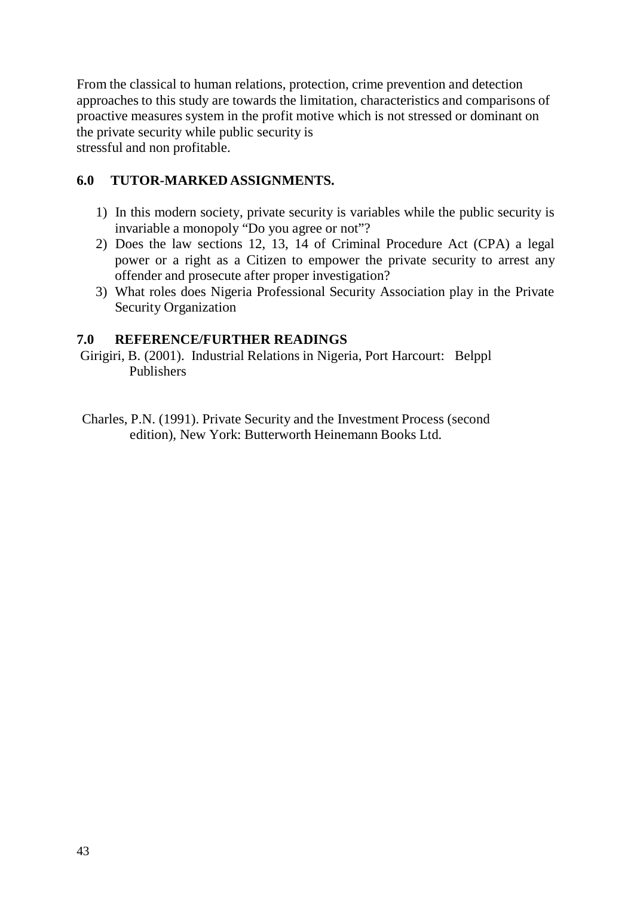From the classical to human relations, protection, crime prevention and detection approaches to this study are towards the limitation, characteristics and comparisons of proactive measures system in the profit motive which is not stressed or dominant on the private security while public security is stressful and non profitable.

## 6.0 TUTOR-MARKED ASSIGNMENTS.

1) In this modern society, private security is variables while the public security is invariable a monopoly "Do you agree or not"?
2) Does the law sections 12, 13, 14 of Criminal Procedure Act (CPA) a legal power or a right as a Citizen to empower the private security to arrest any offender and prosecute after proper investigation?
3) What roles does Nigeria Professional Security Association play in the Private Security Organization

## 7.0 REFERENCE/FURTHER READINGS

Girigiri, B. (2001). Industrial Relations in Nigeria, Port Harcourt: Belppl Publishers

Charles, P.N. (1991). Private Security and the Investment Process (second edition), New York: Butterworth Heinemann Books Ltd.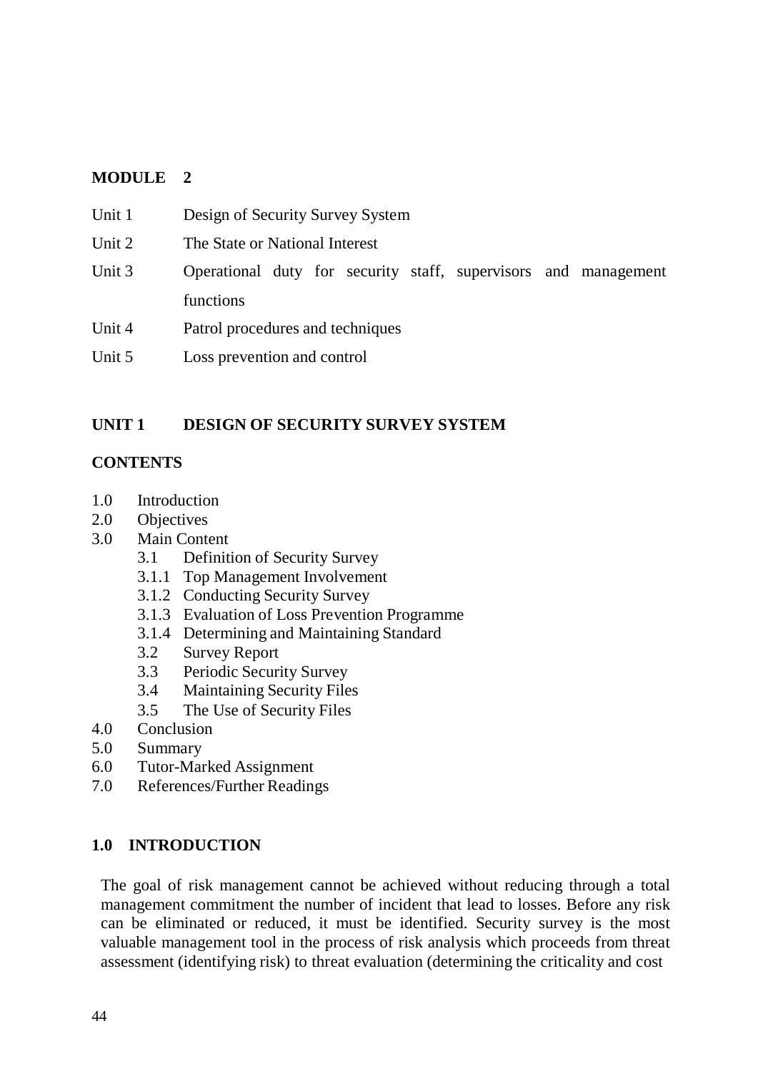## MODULE 2

| | |
|---|---|
| Unit 1 | Design of Security Survey System |
| Unit 2 | The State or National Interest |
| Unit 3 | Operational duty for security staff, supervisors and management functions |
| Unit 4 | Patrol procedures and techniques |
| Unit 5 | Loss prevention and control |

## UNIT 1 DESIGN OF SECURITY SURVEY SYSTEM

### CONTENTS

- 1.0 Introduction
- 2.0 Objectives
- 3.0 Main Content
  - 3.1 Definition of Security Survey
  - 3.1.1 Top Management Involvement
  - 3.1.2 Conducting Security Survey
  - 3.1.3 Evaluation of Loss Prevention Programme
  - 3.1.4 Determining and Maintaining Standard
  - 3.2 Survey Report
  - 3.3 Periodic Security Survey
  - 3.4 Maintaining Security Files
  - 3.5 The Use of Security Files
- 4.0 Conclusion
- 5.0 Summary
- 6.0 Tutor-Marked Assignment
- 7.0 References/Further Readings

### 1.0 INTRODUCTION

The goal of risk management cannot be achieved without reducing through a total management commitment the number of incident that lead to losses. Before any risk can be eliminated or reduced, it must be identified. Security survey is the most valuable management tool in the process of risk analysis which proceeds from threat assessment (identifying risk) to threat evaluation (determining the criticality and cost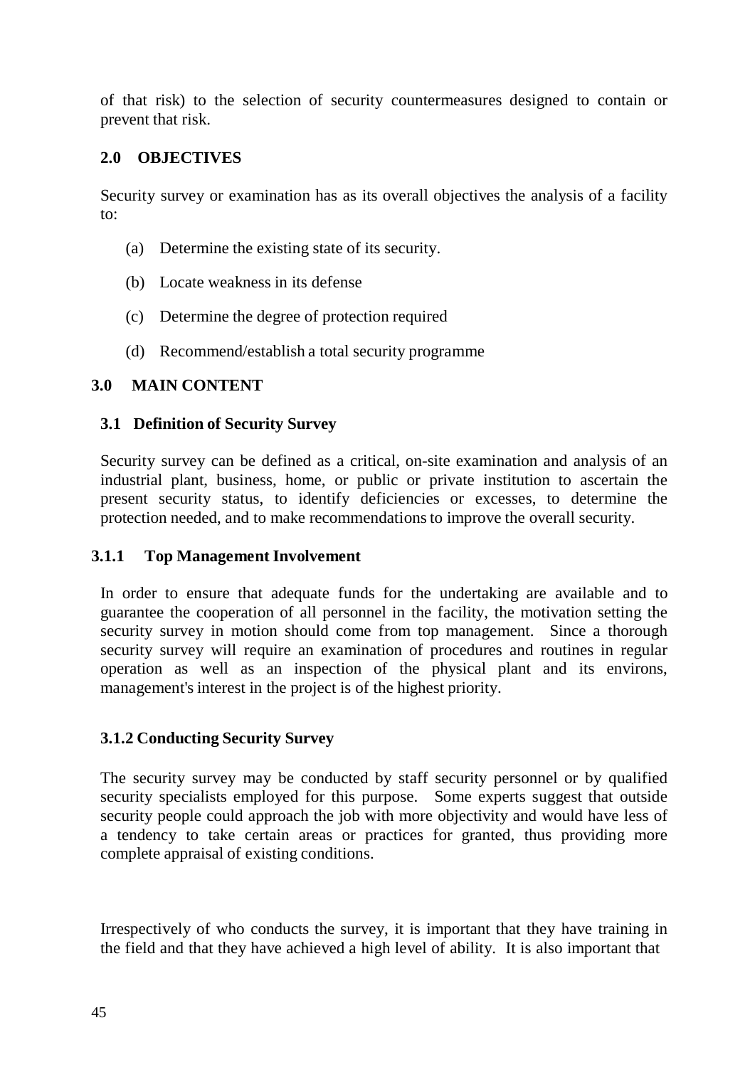of that risk) to the selection of security countermeasures designed to contain or prevent that risk.

## 2.0 OBJECTIVES

Security survey or examination has as its overall objectives the analysis of a facility to:

(a) Determine the existing state of its security.

(b) Locate weakness in its defense

(c) Determine the degree of protection required

(d) Recommend/establish a total security programme

## 3.0 MAIN CONTENT

### 3.1 Definition of Security Survey

Security survey can be defined as a critical, on-site examination and analysis of an industrial plant, business, home, or public or private institution to ascertain the present security status, to identify deficiencies or excesses, to determine the protection needed, and to make recommendations to improve the overall security.

#### 3.1.1 Top Management Involvement

In order to ensure that adequate funds for the undertaking are available and to guarantee the cooperation of all personnel in the facility, the motivation setting the security survey in motion should come from top management. Since a thorough security survey will require an examination of procedures and routines in regular operation as well as an inspection of the physical plant and its environs, management's interest in the project is of the highest priority.

#### 3.1.2 Conducting Security Survey

The security survey may be conducted by staff security personnel or by qualified security specialists employed for this purpose. Some experts suggest that outside security people could approach the job with more objectivity and would have less of a tendency to take certain areas or practices for granted, thus providing more complete appraisal of existing conditions.

Irrespectively of who conducts the survey, it is important that they have training in the field and that they have achieved a high level of ability. It is also important that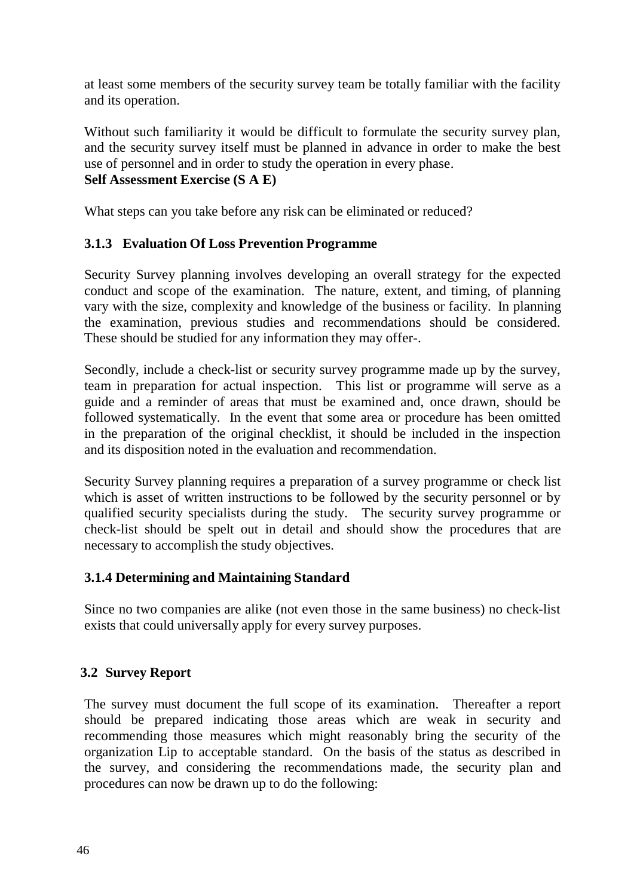at least some members of the security survey team be totally familiar with the facility and its operation.

Without such familiarity it would be difficult to formulate the security survey plan, and the security survey itself must be planned in advance in order to make the best use of personnel and in order to study the operation in every phase.

**Self Assessment Exercise (S A E)**

What steps can you take before any risk can be eliminated or reduced?

### 3.1.3 Evaluation Of Loss Prevention Programme

Security Survey planning involves developing an overall strategy for the expected conduct and scope of the examination. The nature, extent, and timing, of planning vary with the size, complexity and knowledge of the business or facility. In planning the examination, previous studies and recommendations should be considered. These should be studied for any information they may offer-.

Secondly, include a check-list or security survey programme made up by the survey, team in preparation for actual inspection. This list or programme will serve as a guide and a reminder of areas that must be examined and, once drawn, should be followed systematically. In the event that some area or procedure has been omitted in the preparation of the original checklist, it should be included in the inspection and its disposition noted in the evaluation and recommendation.

Security Survey planning requires a preparation of a survey programme or check list which is asset of written instructions to be followed by the security personnel or by qualified security specialists during the study. The security survey programme or check-list should be spelt out in detail and should show the procedures that are necessary to accomplish the study objectives.

### 3.1.4 Determining and Maintaining Standard

Since no two companies are alike (not even those in the same business) no check-list exists that could universally apply for every survey purposes.

## 3.2 Survey Report

The survey must document the full scope of its examination. Thereafter a report should be prepared indicating those areas which are weak in security and recommending those measures which might reasonably bring the security of the organization Lip to acceptable standard. On the basis of the status as described in the survey, and considering the recommendations made, the security plan and procedures can now be drawn up to do the following: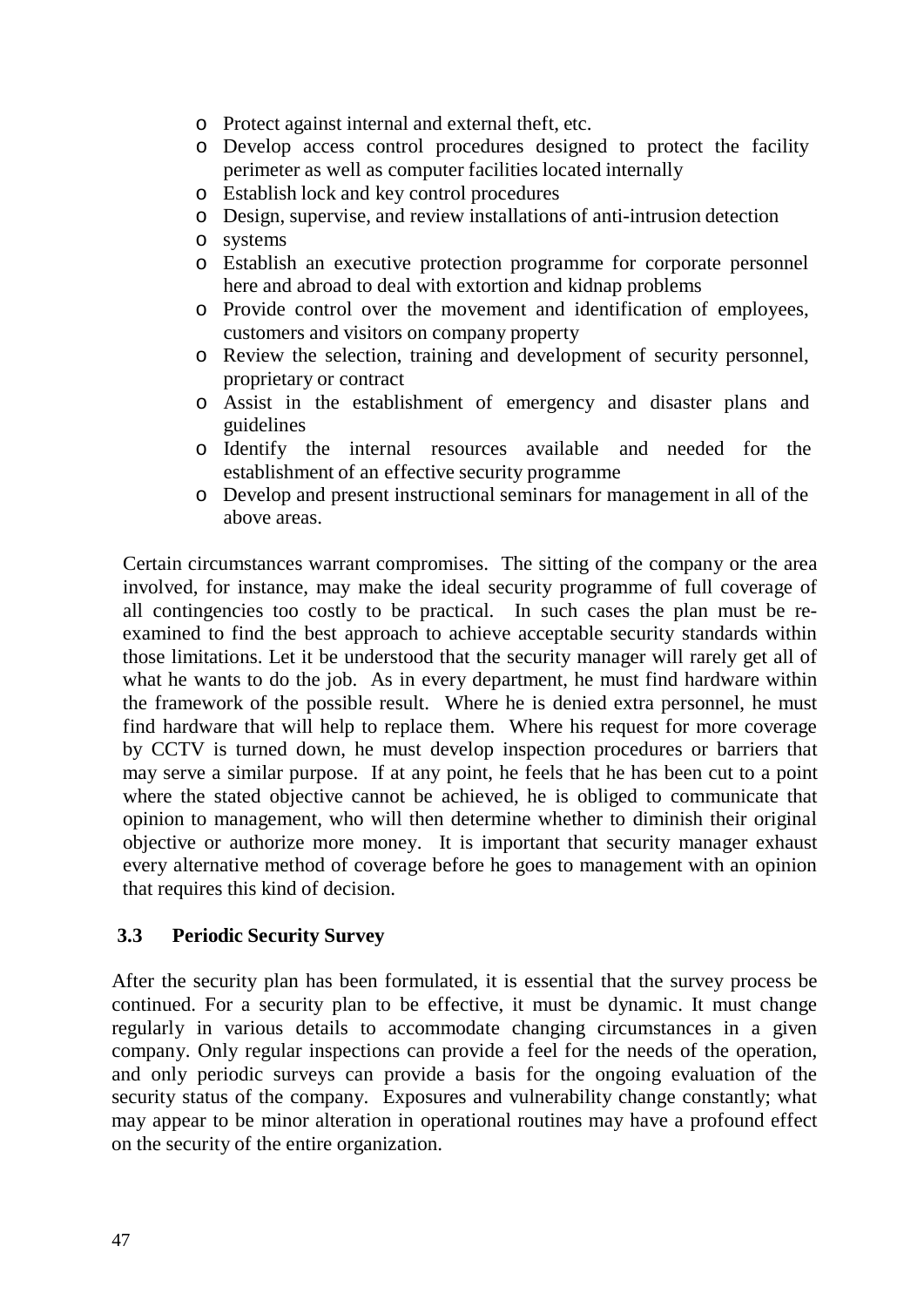- Protect against internal and external theft, etc.
- Develop access control procedures designed to protect the facility perimeter as well as computer facilities located internally
- Establish lock and key control procedures
- Design, supervise, and review installations of anti-intrusion detection
- systems
- Establish an executive protection programme for corporate personnel here and abroad to deal with extortion and kidnap problems
- Provide control over the movement and identification of employees, customers and visitors on company property
- Review the selection, training and development of security personnel, proprietary or contract
- Assist in the establishment of emergency and disaster plans and guidelines
- Identify the internal resources available and needed for the establishment of an effective security programme
- Develop and present instructional seminars for management in all of the above areas.

Certain circumstances warrant compromises. The sitting of the company or the area involved, for instance, may make the ideal security programme of full coverage of all contingencies too costly to be practical. In such cases the plan must be re-examined to find the best approach to achieve acceptable security standards within those limitations. Let it be understood that the security manager will rarely get all of what he wants to do the job. As in every department, he must find hardware within the framework of the possible result. Where he is denied extra personnel, he must find hardware that will help to replace them. Where his request for more coverage by CCTV is turned down, he must develop inspection procedures or barriers that may serve a similar purpose. If at any point, he feels that he has been cut to a point where the stated objective cannot be achieved, he is obliged to communicate that opinion to management, who will then determine whether to diminish their original objective or authorize more money. It is important that security manager exhaust every alternative method of coverage before he goes to management with an opinion that requires this kind of decision.

### 3.3 Periodic Security Survey

After the security plan has been formulated, it is essential that the survey process be continued. For a security plan to be effective, it must be dynamic. It must change regularly in various details to accommodate changing circumstances in a given company. Only regular inspections can provide a feel for the needs of the operation, and only periodic surveys can provide a basis for the ongoing evaluation of the security status of the company. Exposures and vulnerability change constantly; what may appear to be minor alteration in operational routines may have a profound effect on the security of the entire organization.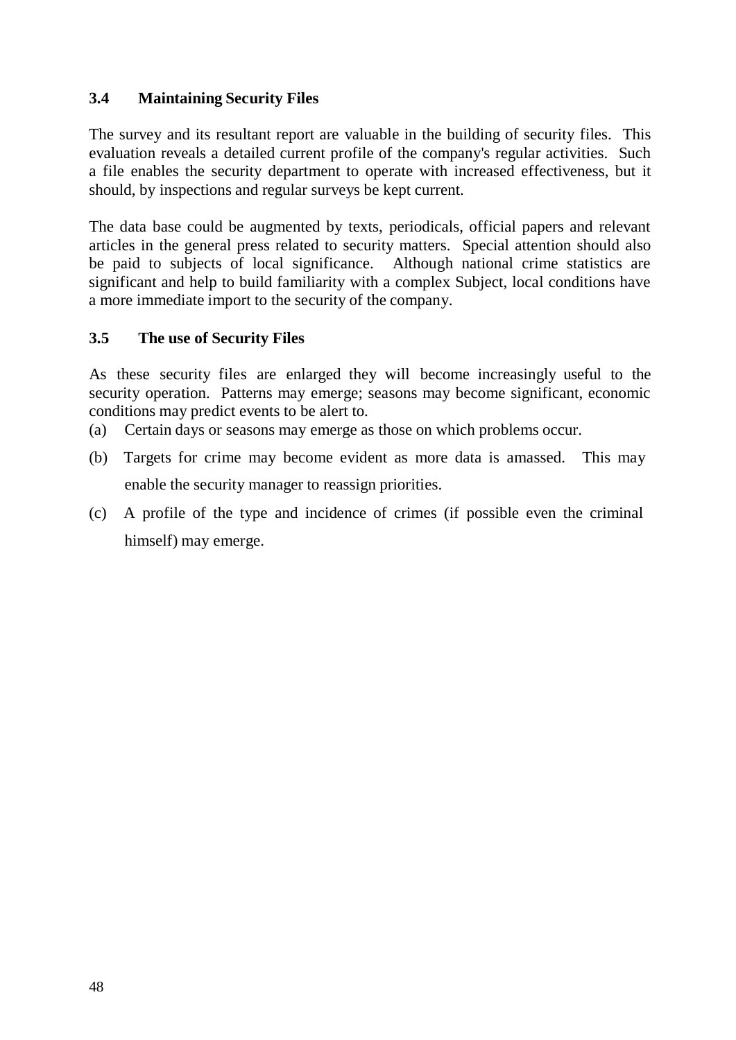### 3.4 Maintaining Security Files

The survey and its resultant report are valuable in the building of security files. This evaluation reveals a detailed current profile of the company's regular activities. Such a file enables the security department to operate with increased effectiveness, but it should, by inspections and regular surveys be kept current.

The data base could be augmented by texts, periodicals, official papers and relevant articles in the general press related to security matters. Special attention should also be paid to subjects of local significance. Although national crime statistics are significant and help to build familiarity with a complex Subject, local conditions have a more immediate import to the security of the company.

### 3.5 The use of Security Files

As these security files are enlarged they will become increasingly useful to the security operation. Patterns may emerge; seasons may become significant, economic conditions may predict events to be alert to.

(a) Certain days or seasons may emerge as those on which problems occur.

(b) Targets for crime may become evident as more data is amassed. This may enable the security manager to reassign priorities.

(c) A profile of the type and incidence of crimes (if possible even the criminal himself) may emerge.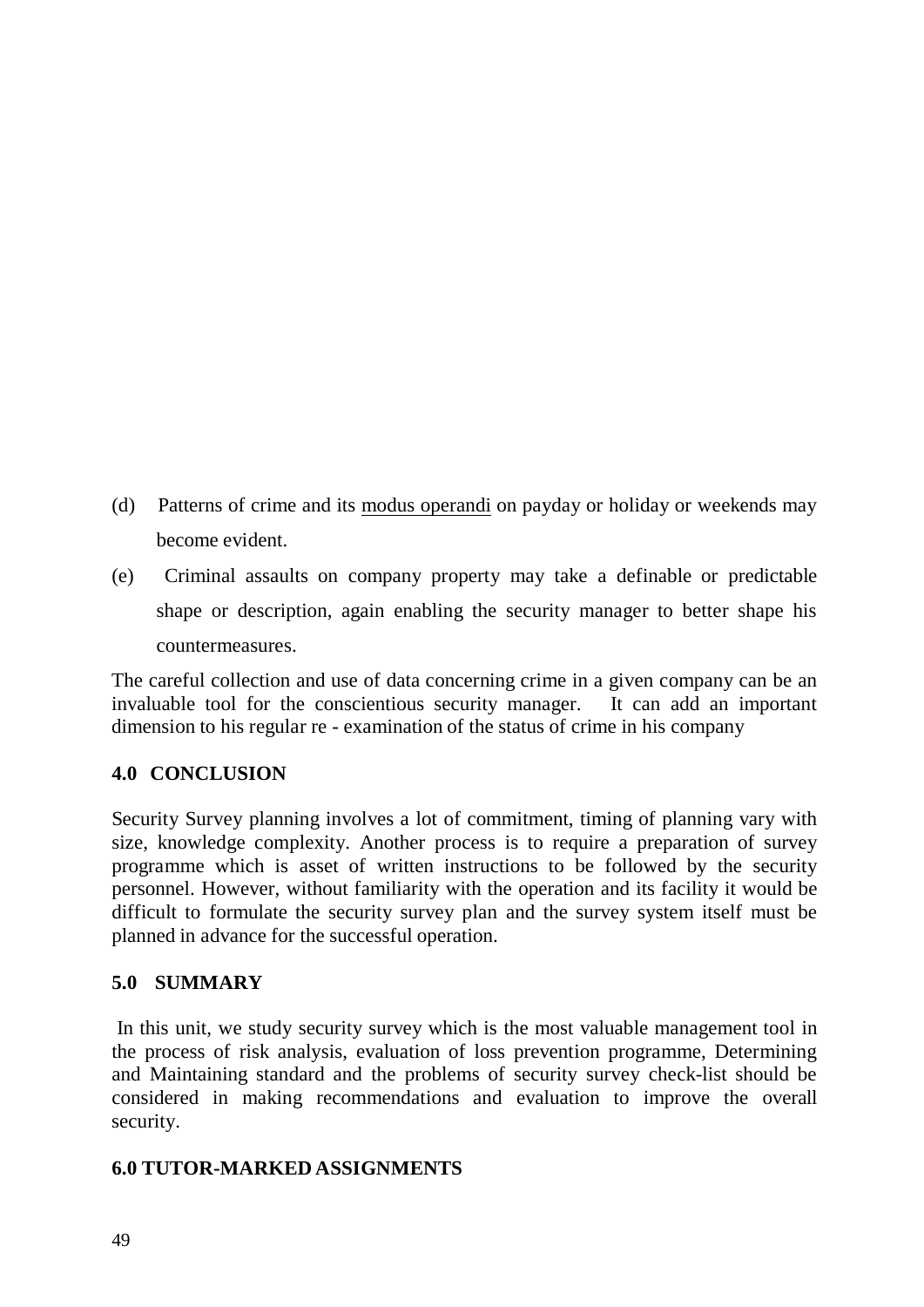(d) Patterns of crime and its modus operandi on payday or holiday or weekends may become evident.

(e) Criminal assaults on company property may take a definable or predictable shape or description, again enabling the security manager to better shape his countermeasures.

The careful collection and use of data concerning crime in a given company can be an invaluable tool for the conscientious security manager. It can add an important dimension to his regular re - examination of the status of crime in his company

## 4.0 CONCLUSION

Security Survey planning involves a lot of commitment, timing of planning vary with size, knowledge complexity. Another process is to require a preparation of survey programme which is asset of written instructions to be followed by the security personnel. However, without familiarity with the operation and its facility it would be difficult to formulate the security survey plan and the survey system itself must be planned in advance for the successful operation.

## 5.0 SUMMARY

In this unit, we study security survey which is the most valuable management tool in the process of risk analysis, evaluation of loss prevention programme, Determining and Maintaining standard and the problems of security survey check-list should be considered in making recommendations and evaluation to improve the overall security.

## 6.0 TUTOR-MARKED ASSIGNMENTS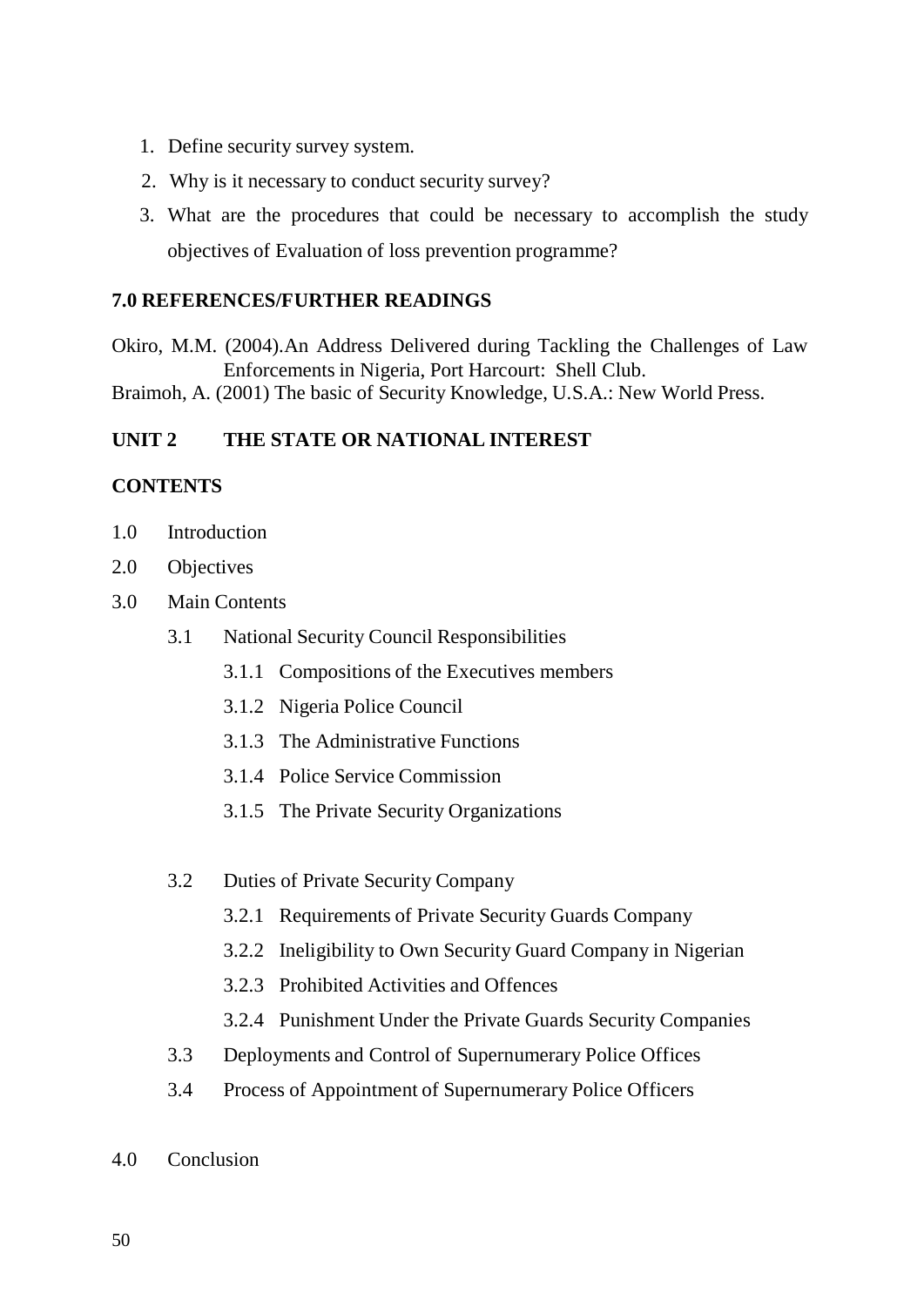1. Define security survey system.
2. Why is it necessary to conduct security survey?
3. What are the procedures that could be necessary to accomplish the study objectives of Evaluation of loss prevention programme?

## 7.0 REFERENCES/FURTHER READINGS

Okiro, M.M. (2004).An Address Delivered during Tackling the Challenges of Law Enforcements in Nigeria, Port Harcourt: Shell Club.

Braimoh, A. (2001) The basic of Security Knowledge, U.S.A.: New World Press.

# UNIT 2 THE STATE OR NATIONAL INTEREST

## CONTENTS

- 1.0 Introduction
- 2.0 Objectives
- 3.0 Main Contents
  - 3.1 National Security Council Responsibilities
    - 3.1.1 Compositions of the Executives members
    - 3.1.2 Nigeria Police Council
    - 3.1.3 The Administrative Functions
    - 3.1.4 Police Service Commission
    - 3.1.5 The Private Security Organizations
  - 3.2 Duties of Private Security Company
    - 3.2.1 Requirements of Private Security Guards Company
    - 3.2.2 Ineligibility to Own Security Guard Company in Nigerian
    - 3.2.3 Prohibited Activities and Offences
    - 3.2.4 Punishment Under the Private Guards Security Companies
  - 3.3 Deployments and Control of Supernumerary Police Offices
  - 3.4 Process of Appointment of Supernumerary Police Officers
- 4.0 Conclusion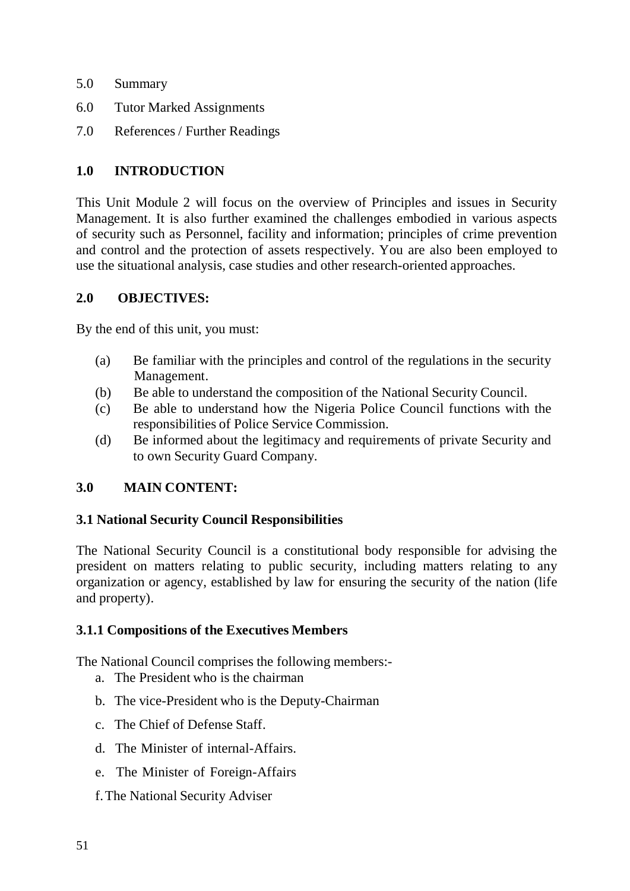5.0 Summary

6.0 Tutor Marked Assignments

7.0 References / Further Readings

## 1.0 INTRODUCTION

This Unit Module 2 will focus on the overview of Principles and issues in Security Management. It is also further examined the challenges embodied in various aspects of security such as Personnel, facility and information; principles of crime prevention and control and the protection of assets respectively. You are also been employed to use the situational analysis, case studies and other research-oriented approaches.

## 2.0 OBJECTIVES:

By the end of this unit, you must:

(a) Be familiar with the principles and control of the regulations in the security Management.

(b) Be able to understand the composition of the National Security Council.

(c) Be able to understand how the Nigeria Police Council functions with the responsibilities of Police Service Commission.

(d) Be informed about the legitimacy and requirements of private Security and to own Security Guard Company.

## 3.0 MAIN CONTENT:

### 3.1 National Security Council Responsibilities

The National Security Council is a constitutional body responsible for advising the president on matters relating to public security, including matters relating to any organization or agency, established by law for ensuring the security of the nation (life and property).

#### 3.1.1 Compositions of the Executives Members

The National Council comprises the following members:-

a. The President who is the chairman

b. The vice-President who is the Deputy-Chairman

c. The Chief of Defense Staff.

d. The Minister of internal-Affairs.

e. The Minister of Foreign-Affairs

f. The National Security Adviser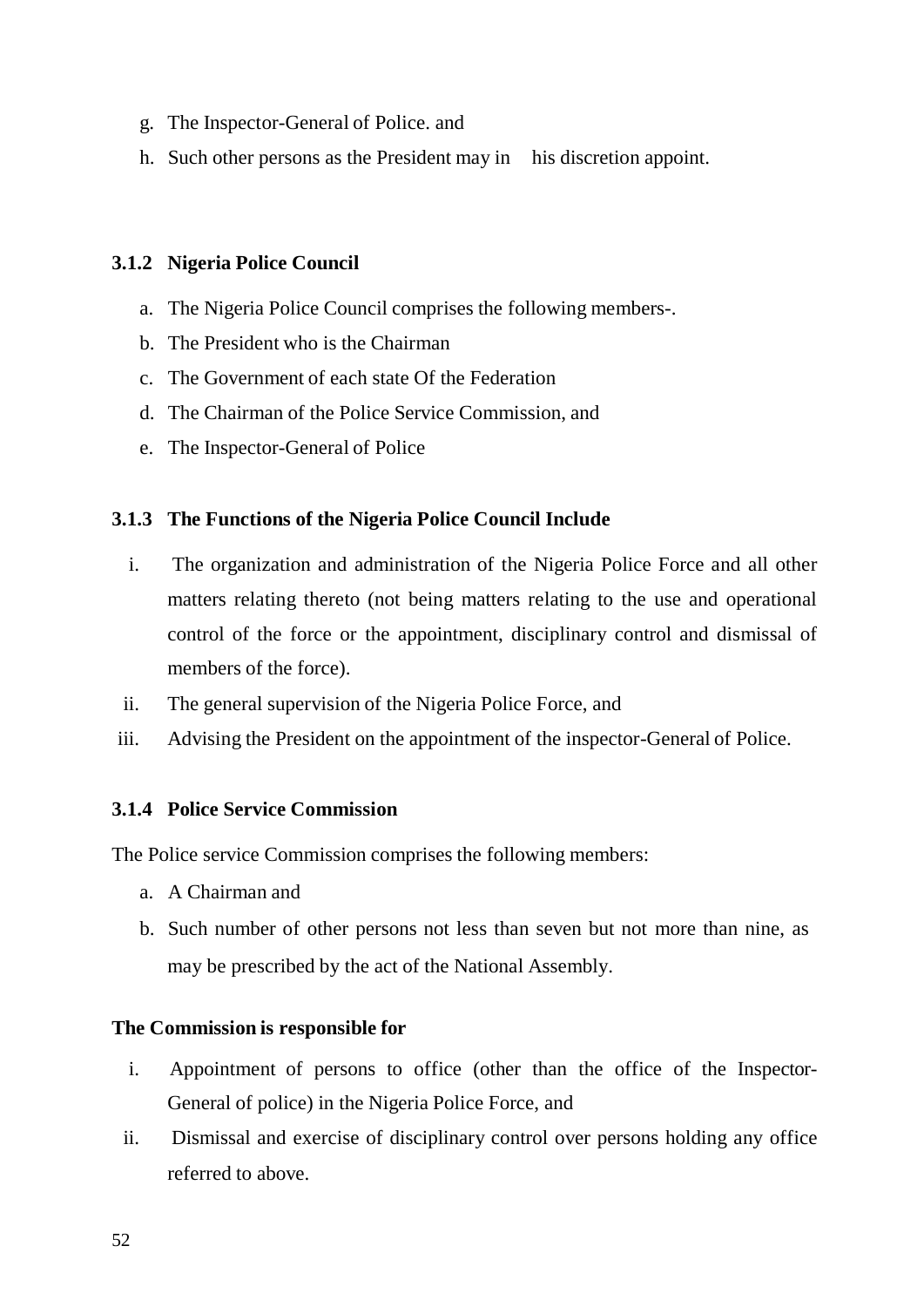g. The Inspector-General of Police. and
h. Such other persons as the President may in his discretion appoint.

### 3.1.2 Nigeria Police Council

a. The Nigeria Police Council comprises the following members-.
b. The President who is the Chairman
c. The Government of each state Of the Federation
d. The Chairman of the Police Service Commission, and
e. The Inspector-General of Police

### 3.1.3 The Functions of the Nigeria Police Council Include

i. The organization and administration of the Nigeria Police Force and all other matters relating thereto (not being matters relating to the use and operational control of the force or the appointment, disciplinary control and dismissal of members of the force).
ii. The general supervision of the Nigeria Police Force, and
iii. Advising the President on the appointment of the inspector-General of Police.

### 3.1.4 Police Service Commission

The Police service Commission comprises the following members:

a. A Chairman and
b. Such number of other persons not less than seven but not more than nine, as may be prescribed by the act of the National Assembly.

**The Commission is responsible for**

i. Appointment of persons to office (other than the office of the Inspector-General of police) in the Nigeria Police Force, and
ii. Dismissal and exercise of disciplinary control over persons holding any office referred to above.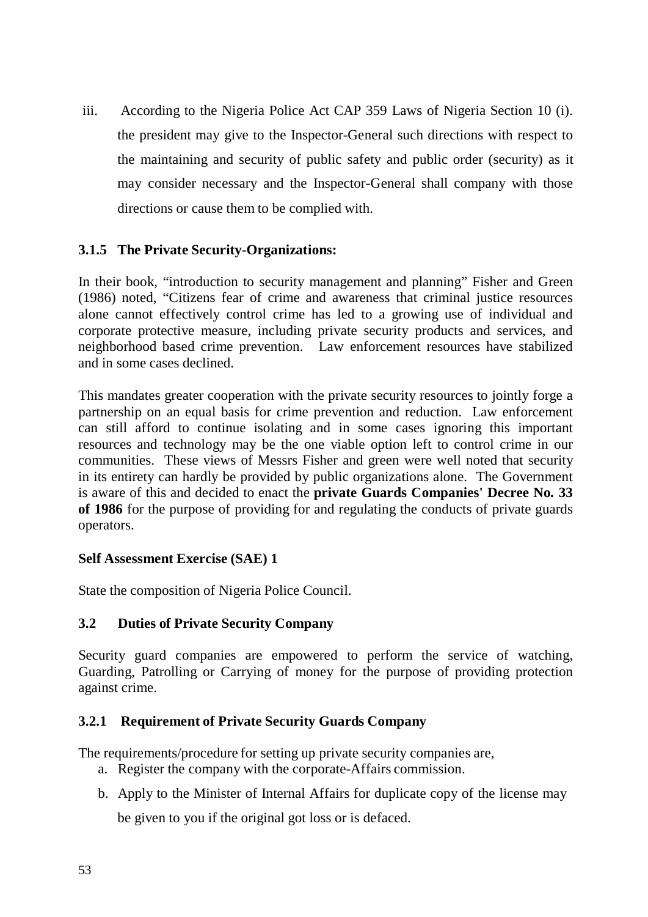iii. According to the Nigeria Police Act CAP 359 Laws of Nigeria Section 10 (i). the president may give to the Inspector-General such directions with respect to the maintaining and security of public safety and public order (security) as it may consider necessary and the Inspector-General shall company with those directions or cause them to be complied with.

### 3.1.5 The Private Security-Organizations:

In their book, "introduction to security management and planning" Fisher and Green (1986) noted, "Citizens fear of crime and awareness that criminal justice resources alone cannot effectively control crime has led to a growing use of individual and corporate protective measure, including private security products and services, and neighborhood based crime prevention. Law enforcement resources have stabilized and in some cases declined.

This mandates greater cooperation with the private security resources to jointly forge a partnership on an equal basis for crime prevention and reduction. Law enforcement can still afford to continue isolating and in some cases ignoring this important resources and technology may be the one viable option left to control crime in our communities. These views of Messrs Fisher and green were well noted that security in its entirety can hardly be provided by public organizations alone. The Government is aware of this and decided to enact the **private Guards Companies' Decree No. 33 of 1986** for the purpose of providing for and regulating the conducts of private guards operators.

**Self Assessment Exercise (SAE) 1**

State the composition of Nigeria Police Council.

## 3.2 Duties of Private Security Company

Security guard companies are empowered to perform the service of watching, Guarding, Patrolling or Carrying of money for the purpose of providing protection against crime.

### 3.2.1 Requirement of Private Security Guards Company

The requirements/procedure for setting up private security companies are,

a. Register the company with the corporate-Affairs commission.
b. Apply to the Minister of Internal Affairs for duplicate copy of the license may be given to you if the original got loss or is defaced.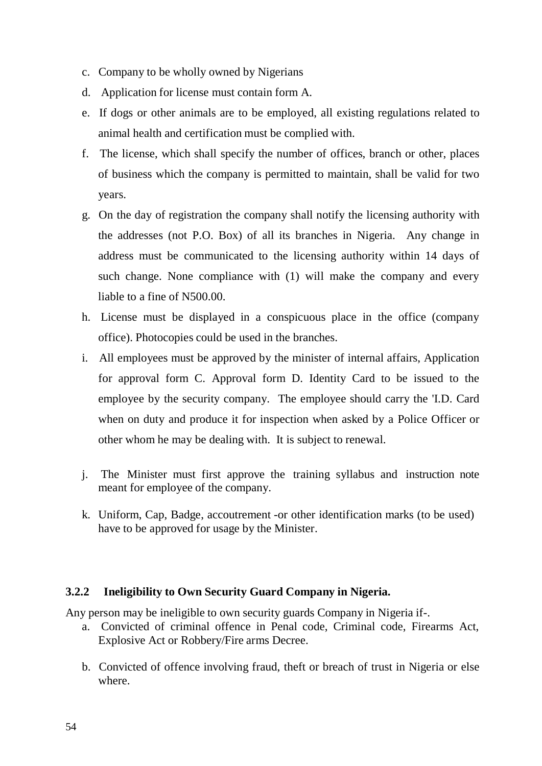c. Company to be wholly owned by Nigerians
d. Application for license must contain form A.
e. If dogs or other animals are to be employed, all existing regulations related to animal health and certification must be complied with.
f. The license, which shall specify the number of offices, branch or other, places of business which the company is permitted to maintain, shall be valid for two years.
g. On the day of registration the company shall notify the licensing authority with the addresses (not P.O. Box) of all its branches in Nigeria. Any change in address must be communicated to the licensing authority within 14 days of such change. None compliance with (1) will make the company and every liable to a fine of N500.00.
h. License must be displayed in a conspicuous place in the office (company office). Photocopies could be used in the branches.
i. All employees must be approved by the minister of internal affairs, Application for approval form C. Approval form D. Identity Card to be issued to the employee by the security company. The employee should carry the 'I.D. Card when on duty and produce it for inspection when asked by a Police Officer or other whom he may be dealing with. It is subject to renewal.
j. The Minister must first approve the training syllabus and instruction note meant for employee of the company.
k. Uniform, Cap, Badge, accoutrement -or other identification marks (to be used) have to be approved for usage by the Minister.

### 3.2.2 Ineligibility to Own Security Guard Company in Nigeria.

Any person may be ineligible to own security guards Company in Nigeria if-.

a. Convicted of criminal offence in Penal code, Criminal code, Firearms Act, Explosive Act or Robbery/Fire arms Decree.
b. Convicted of offence involving fraud, theft or breach of trust in Nigeria or else where.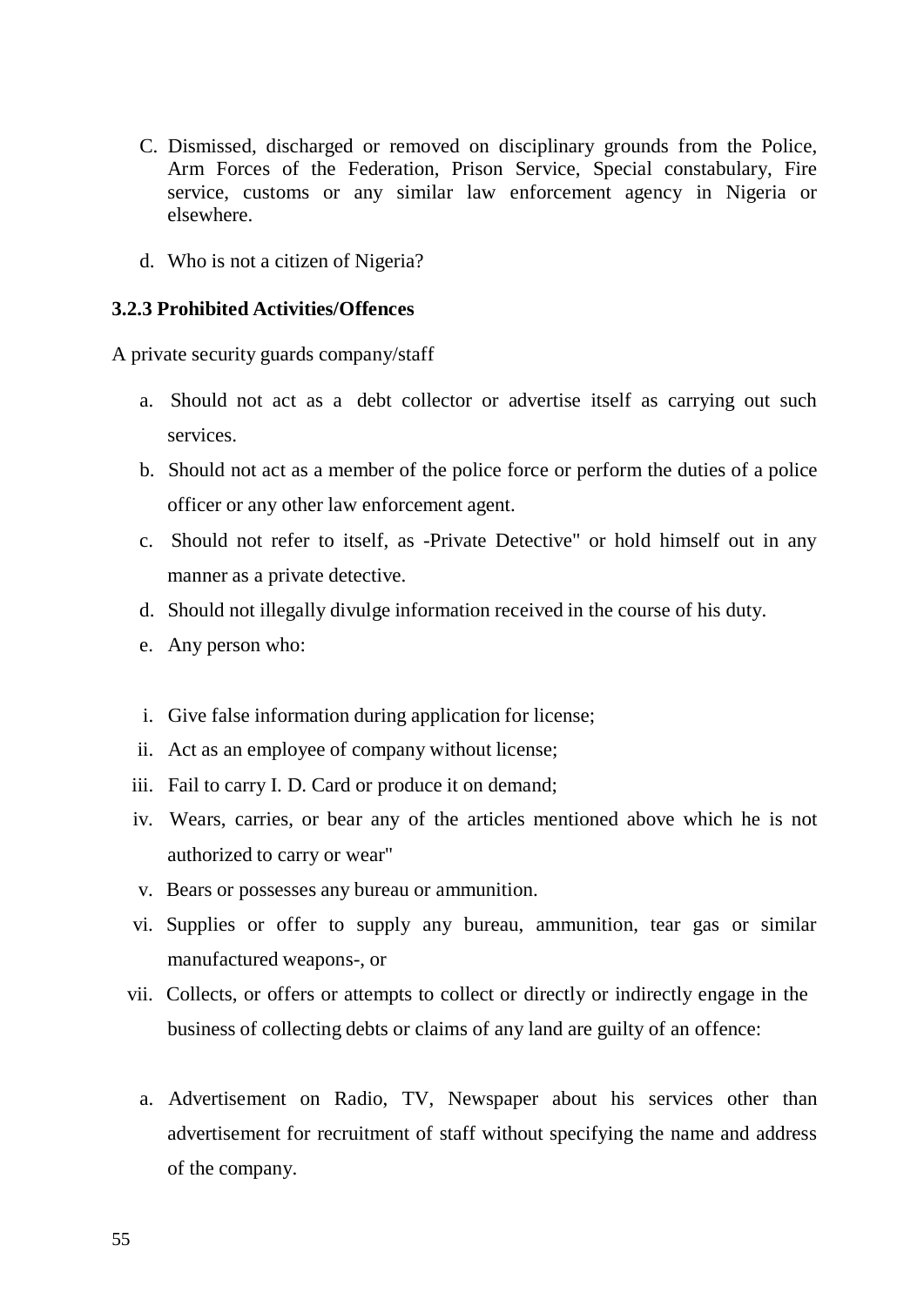C. Dismissed, discharged or removed on disciplinary grounds from the Police, Arm Forces of the Federation, Prison Service, Special constabulary, Fire service, customs or any similar law enforcement agency in Nigeria or elsewhere.

d. Who is not a citizen of Nigeria?

### 3.2.3 Prohibited Activities/Offences

A private security guards company/staff

a. Should not act as a debt collector or advertise itself as carrying out such services.
b. Should not act as a member of the police force or perform the duties of a police officer or any other law enforcement agent.
c. Should not refer to itself, as -Private Detective" or hold himself out in any manner as a private detective.
d. Should not illegally divulge information received in the course of his duty.
e. Any person who:

i. Give false information during application for license;
ii. Act as an employee of company without license;
iii. Fail to carry I. D. Card or produce it on demand;
iv. Wears, carries, or bear any of the articles mentioned above which he is not authorized to carry or wear"
v. Bears or possesses any bureau or ammunition.
vi. Supplies or offer to supply any bureau, ammunition, tear gas or similar manufactured weapons-, or
vii. Collects, or offers or attempts to collect or directly or indirectly engage in the business of collecting debts or claims of any land are guilty of an offence:

a. Advertisement on Radio, TV, Newspaper about his services other than advertisement for recruitment of staff without specifying the name and address of the company.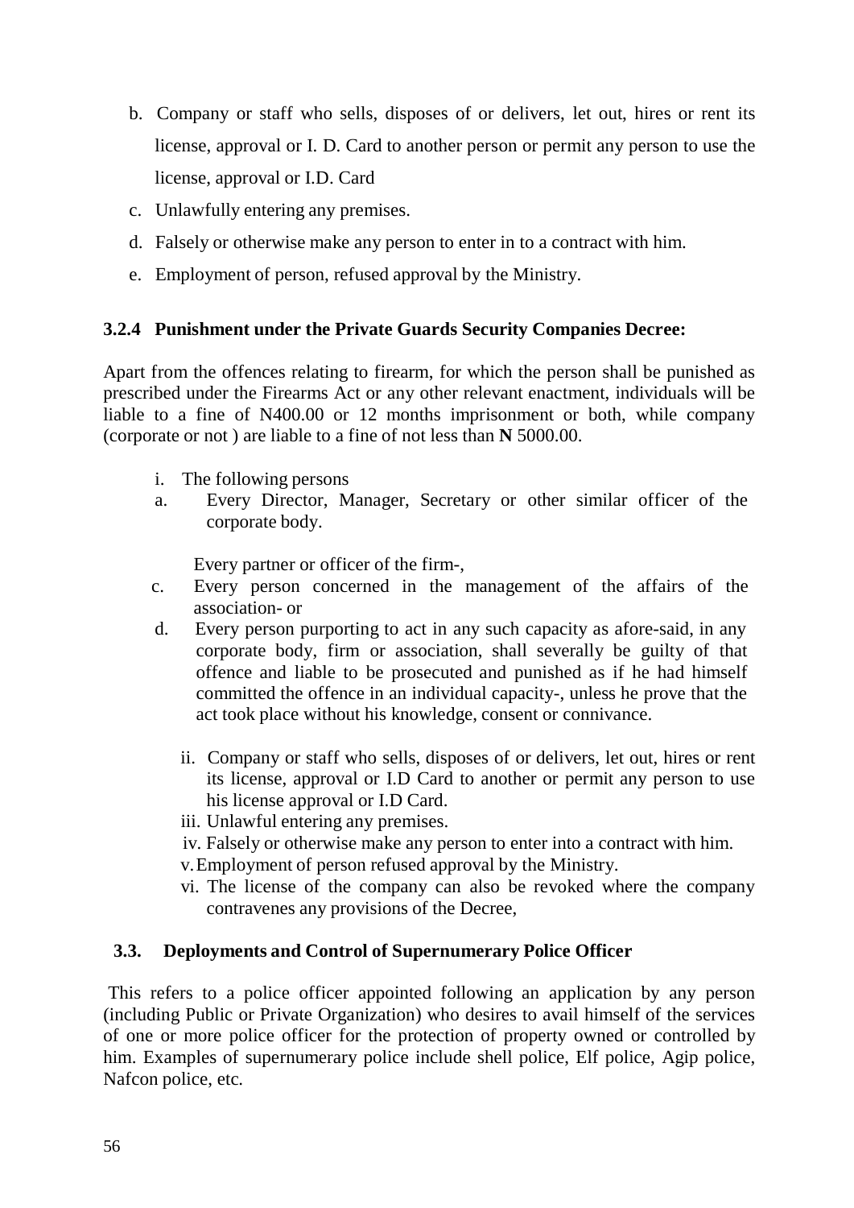b. Company or staff who sells, disposes of or delivers, let out, hires or rent its license, approval or I. D. Card to another person or permit any person to use the license, approval or I.D. Card
c. Unlawfully entering any premises.
d. Falsely or otherwise make any person to enter in to a contract with him.
e. Employment of person, refused approval by the Ministry.

### 3.2.4 Punishment under the Private Guards Security Companies Decree:

Apart from the offences relating to firearm, for which the person shall be punished as prescribed under the Firearms Act or any other relevant enactment, individuals will be liable to a fine of N400.00 or 12 months imprisonment or both, while company (corporate or not ) are liable to a fine of not less than **N** 5000.00.

i. The following persons

a. Every Director, Manager, Secretary or other similar officer of the corporate body.

Every partner or officer of the firm-,

c. Every person concerned in the management of the affairs of the association- or

d. Every person purporting to act in any such capacity as afore-said, in any corporate body, firm or association, shall severally be guilty of that offence and liable to be prosecuted and punished as if he had himself committed the offence in an individual capacity-, unless he prove that the act took place without his knowledge, consent or connivance.

ii. Company or staff who sells, disposes of or delivers, let out, hires or rent its license, approval or I.D Card to another or permit any person to use his license approval or I.D Card.
iii. Unlawful entering any premises.
iv. Falsely or otherwise make any person to enter into a contract with him.
v. Employment of person refused approval by the Ministry.
vi. The license of the company can also be revoked where the company contravenes any provisions of the Decree,

### 3.3. Deployments and Control of Supernumerary Police Officer

This refers to a police officer appointed following an application by any person (including Public or Private Organization) who desires to avail himself of the services of one or more police officer for the protection of property owned or controlled by him. Examples of supernumerary police include shell police, Elf police, Agip police, Nafcon police, etc.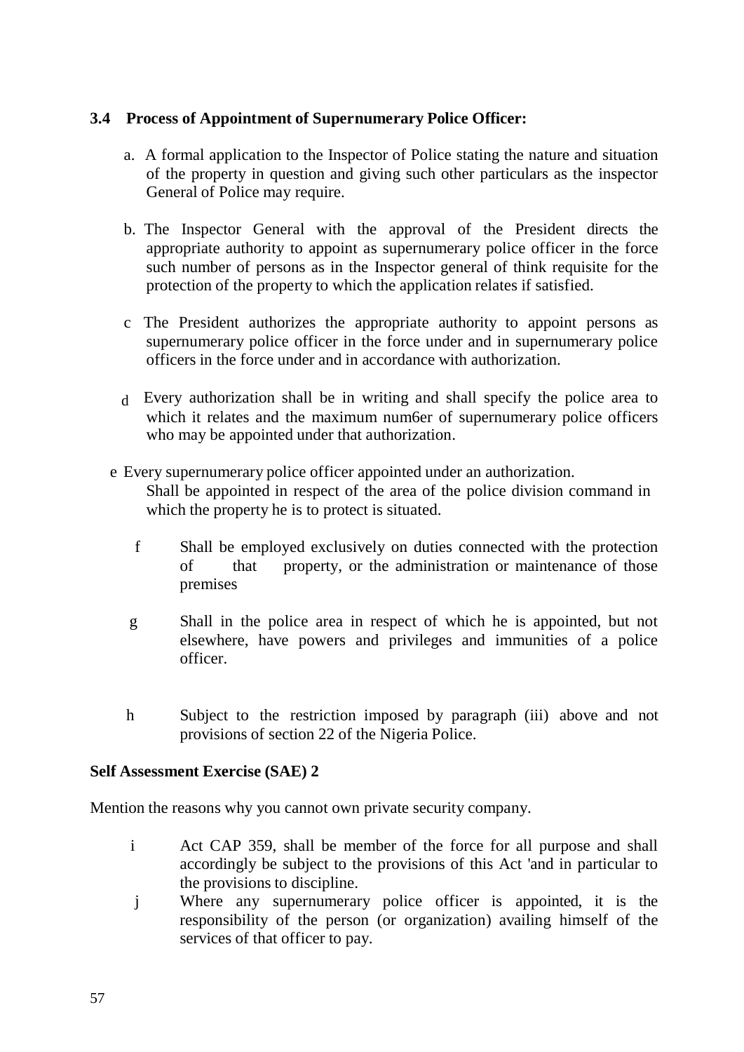### 3.4 Process of Appointment of Supernumerary Police Officer:

a. A formal application to the Inspector of Police stating the nature and situation of the property in question and giving such other particulars as the inspector General of Police may require.

b. The Inspector General with the approval of the President directs the appropriate authority to appoint as supernumerary police officer in the force such number of persons as in the Inspector general of think requisite for the protection of the property to which the application relates if satisfied.

c The President authorizes the appropriate authority to appoint persons as supernumerary police officer in the force under and in supernumerary police officers in the force under and in accordance with authorization.

d Every authorization shall be in writing and shall specify the police area to which it relates and the maximum num6er of supernumerary police officers who may be appointed under that authorization.

e Every supernumerary police officer appointed under an authorization. Shall be appointed in respect of the area of the police division command in which the property he is to protect is situated.

f Shall be employed exclusively on duties connected with the protection of that property, or the administration or maintenance of those premises

g Shall in the police area in respect of which he is appointed, but not elsewhere, have powers and privileges and immunities of a police officer.

h Subject to the restriction imposed by paragraph (iii) above and not provisions of section 22 of the Nigeria Police.

**Self Assessment Exercise (SAE) 2**

Mention the reasons why you cannot own private security company.

i Act CAP 359, shall be member of the force for all purpose and shall accordingly be subject to the provisions of this Act 'and in particular to the provisions to discipline.

j Where any supernumerary police officer is appointed, it is the responsibility of the person (or organization) availing himself of the services of that officer to pay.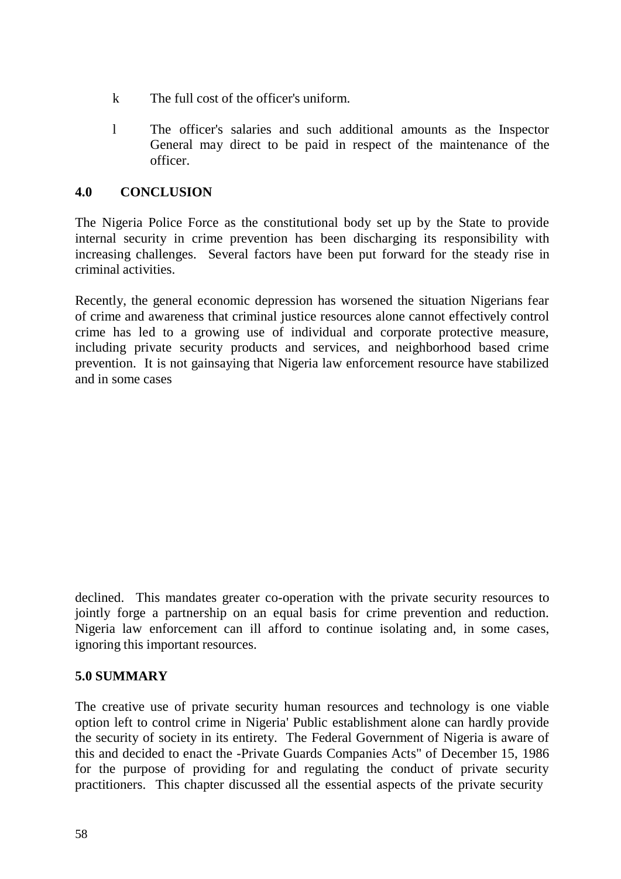k The full cost of the officer's uniform.

l The officer's salaries and such additional amounts as the Inspector General may direct to be paid in respect of the maintenance of the officer.

## 4.0 CONCLUSION

The Nigeria Police Force as the constitutional body set up by the State to provide internal security in crime prevention has been discharging its responsibility with increasing challenges. Several factors have been put forward for the steady rise in criminal activities.

Recently, the general economic depression has worsened the situation Nigerians fear of crime and awareness that criminal justice resources alone cannot effectively control crime has led to a growing use of individual and corporate protective measure, including private security products and services, and neighborhood based crime prevention. It is not gainsaying that Nigeria law enforcement resource have stabilized and in some cases declined. This mandates greater co-operation with the private security resources to jointly forge a partnership on an equal basis for crime prevention and reduction. Nigeria law enforcement can ill afford to continue isolating and, in some cases, ignoring this important resources.

## 5.0 SUMMARY

The creative use of private security human resources and technology is one viable option left to control crime in Nigeria' Public establishment alone can hardly provide the security of society in its entirety. The Federal Government of Nigeria is aware of this and decided to enact the -Private Guards Companies Acts" of December 15, 1986 for the purpose of providing for and regulating the conduct of private security practitioners. This chapter discussed all the essential aspects of the private security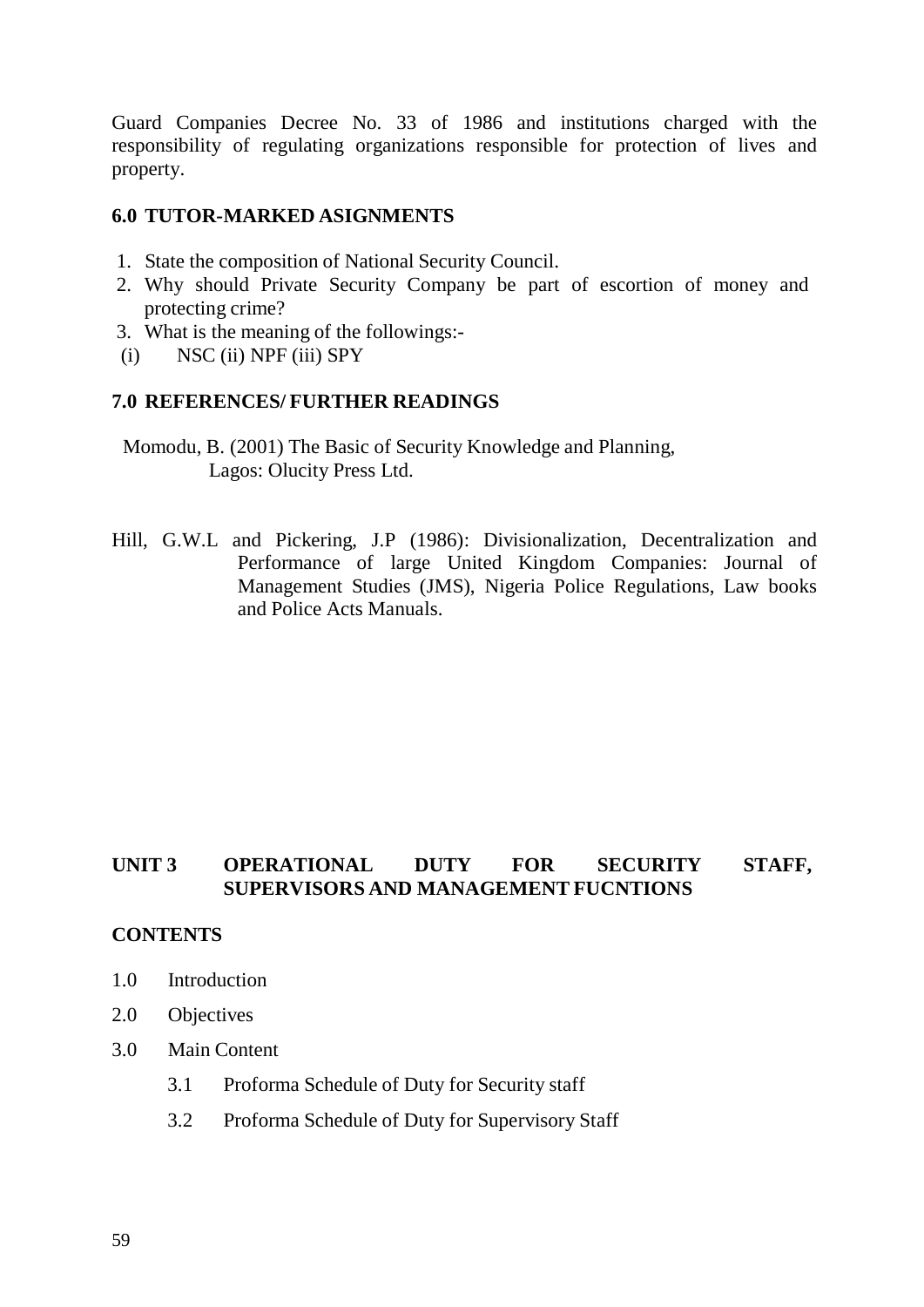Guard Companies Decree No. 33 of 1986 and institutions charged with the responsibility of regulating organizations responsible for protection of lives and property.

## 6.0 TUTOR-MARKED ASIGNMENTS

1. State the composition of National Security Council.
2. Why should Private Security Company be part of escortion of money and protecting crime?
3. What is the meaning of the followings:-

(i) NSC (ii) NPF (iii) SPY

## 7.0 REFERENCES/ FURTHER READINGS

Momodu, B. (2001) The Basic of Security Knowledge and Planning, Lagos: Olucity Press Ltd.

Hill, G.W.L and Pickering, J.P (1986): Divisionalization, Decentralization and Performance of large United Kingdom Companies: Journal of Management Studies (JMS), Nigeria Police Regulations, Law books and Police Acts Manuals.

# UNIT 3 OPERATIONAL DUTY FOR SECURITY STAFF, SUPERVISORS AND MANAGEMENT FUCNTIONS

## CONTENTS

1.0 Introduction

2.0 Objectives

3.0 Main Content

- 3.1 Proforma Schedule of Duty for Security staff
- 3.2 Proforma Schedule of Duty for Supervisory Staff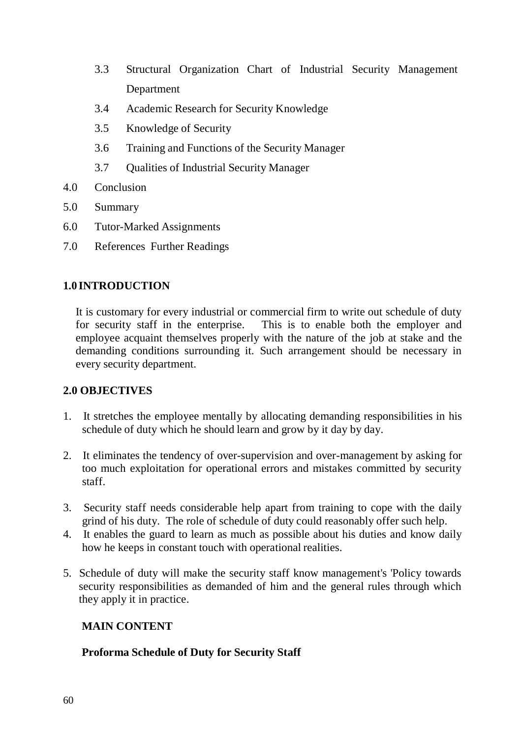3.3 Structural Organization Chart of Industrial Security Management Department
3.4 Academic Research for Security Knowledge
3.5 Knowledge of Security
3.6 Training and Functions of the Security Manager
3.7 Qualities of Industrial Security Manager

4.0 Conclusion
5.0 Summary
6.0 Tutor-Marked Assignments
7.0 References Further Readings

## 1.0 INTRODUCTION

It is customary for every industrial or commercial firm to write out schedule of duty for security staff in the enterprise. This is to enable both the employer and employee acquaint themselves properly with the nature of the job at stake and the demanding conditions surrounding it. Such arrangement should be necessary in every security department.

## 2.0 OBJECTIVES

1. It stretches the employee mentally by allocating demanding responsibilities in his schedule of duty which he should learn and grow by it day by day.
2. It eliminates the tendency of over-supervision and over-management by asking for too much exploitation for operational errors and mistakes committed by security staff.
3. Security staff needs considerable help apart from training to cope with the daily grind of his duty. The role of schedule of duty could reasonably offer such help.
4. It enables the guard to learn as much as possible about his duties and know daily how he keeps in constant touch with operational realities.
5. Schedule of duty will make the security staff know management's 'Policy towards security responsibilities as demanded of him and the general rules through which they apply it in practice.

## MAIN CONTENT

### Proforma Schedule of Duty for Security Staff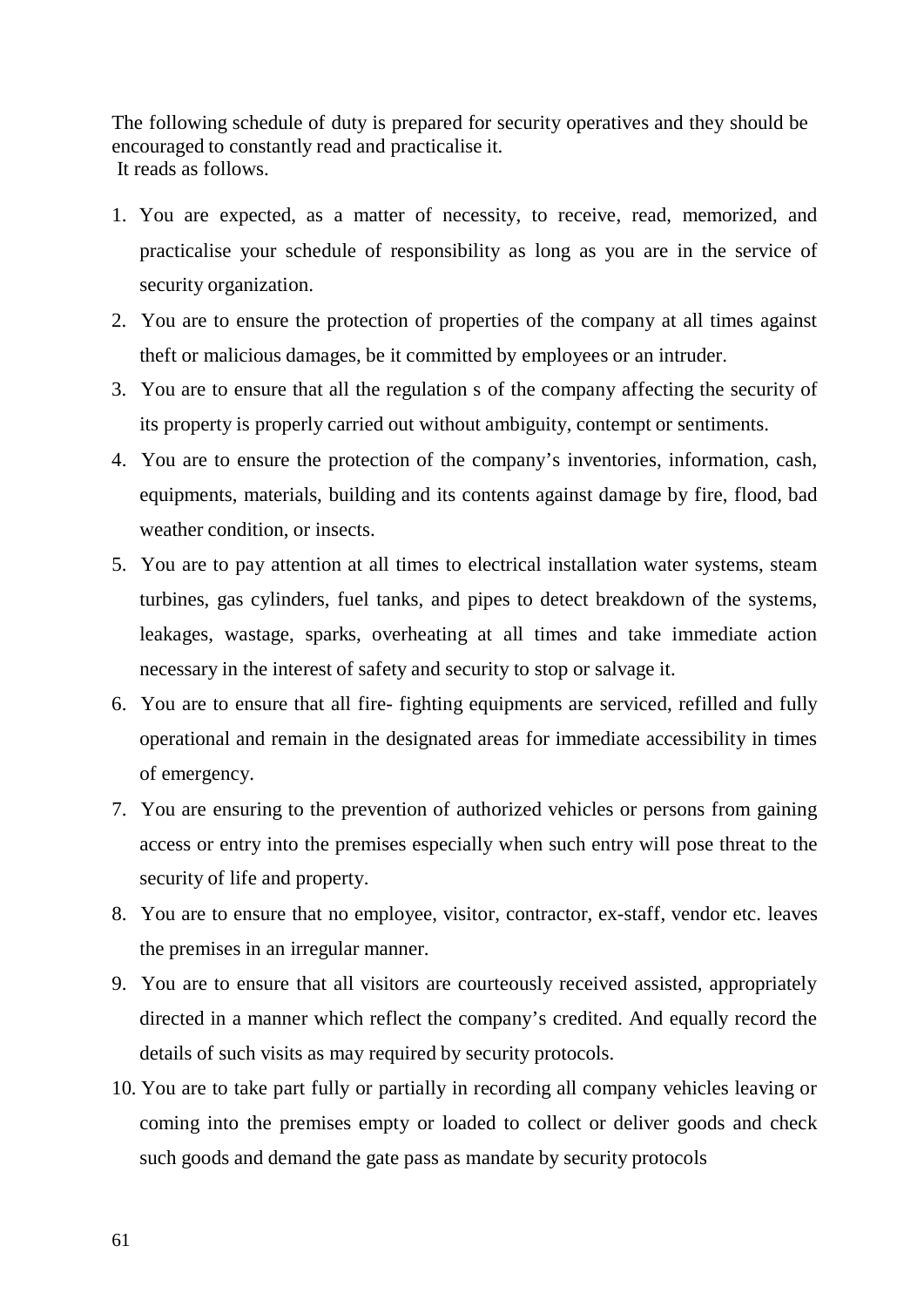The following schedule of duty is prepared for security operatives and they should be encouraged to constantly read and practicalise it.
It reads as follows.

1. You are expected, as a matter of necessity, to receive, read, memorized, and practicalise your schedule of responsibility as long as you are in the service of security organization.
2. You are to ensure the protection of properties of the company at all times against theft or malicious damages, be it committed by employees or an intruder.
3. You are to ensure that all the regulation s of the company affecting the security of its property is properly carried out without ambiguity, contempt or sentiments.
4. You are to ensure the protection of the company's inventories, information, cash, equipments, materials, building and its contents against damage by fire, flood, bad weather condition, or insects.
5. You are to pay attention at all times to electrical installation water systems, steam turbines, gas cylinders, fuel tanks, and pipes to detect breakdown of the systems, leakages, wastage, sparks, overheating at all times and take immediate action necessary in the interest of safety and security to stop or salvage it.
6. You are to ensure that all fire- fighting equipments are serviced, refilled and fully operational and remain in the designated areas for immediate accessibility in times of emergency.
7. You are ensuring to the prevention of authorized vehicles or persons from gaining access or entry into the premises especially when such entry will pose threat to the security of life and property.
8. You are to ensure that no employee, visitor, contractor, ex-staff, vendor etc. leaves the premises in an irregular manner.
9. You are to ensure that all visitors are courteously received assisted, appropriately directed in a manner which reflect the company's credited. And equally record the details of such visits as may required by security protocols.
10. You are to take part fully or partially in recording all company vehicles leaving or coming into the premises empty or loaded to collect or deliver goods and check such goods and demand the gate pass as mandate by security protocols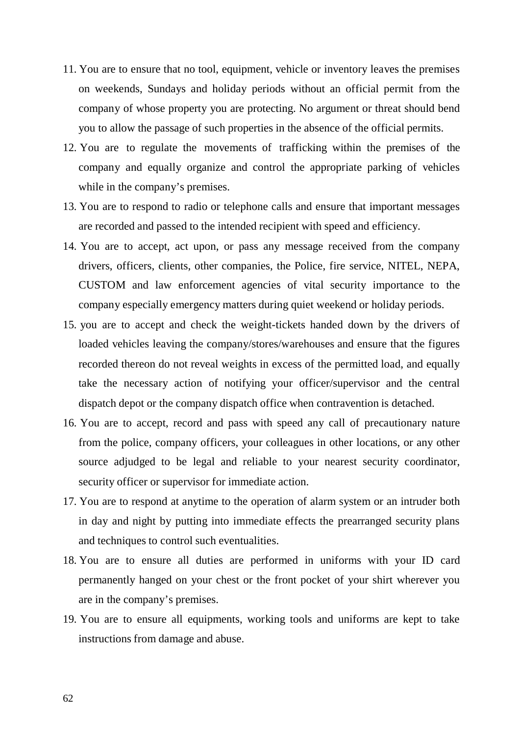11. You are to ensure that no tool, equipment, vehicle or inventory leaves the premises on weekends, Sundays and holiday periods without an official permit from the company of whose property you are protecting. No argument or threat should bend you to allow the passage of such properties in the absence of the official permits.
12. You are to regulate the movements of trafficking within the premises of the company and equally organize and control the appropriate parking of vehicles while in the company's premises.
13. You are to respond to radio or telephone calls and ensure that important messages are recorded and passed to the intended recipient with speed and efficiency.
14. You are to accept, act upon, or pass any message received from the company drivers, officers, clients, other companies, the Police, fire service, NITEL, NEPA, CUSTOM and law enforcement agencies of vital security importance to the company especially emergency matters during quiet weekend or holiday periods.
15. you are to accept and check the weight-tickets handed down by the drivers of loaded vehicles leaving the company/stores/warehouses and ensure that the figures recorded thereon do not reveal weights in excess of the permitted load, and equally take the necessary action of notifying your officer/supervisor and the central dispatch depot or the company dispatch office when contravention is detached.
16. You are to accept, record and pass with speed any call of precautionary nature from the police, company officers, your colleagues in other locations, or any other source adjudged to be legal and reliable to your nearest security coordinator, security officer or supervisor for immediate action.
17. You are to respond at anytime to the operation of alarm system or an intruder both in day and night by putting into immediate effects the prearranged security plans and techniques to control such eventualities.
18. You are to ensure all duties are performed in uniforms with your ID card permanently hanged on your chest or the front pocket of your shirt wherever you are in the company's premises.
19. You are to ensure all equipments, working tools and uniforms are kept to take instructions from damage and abuse.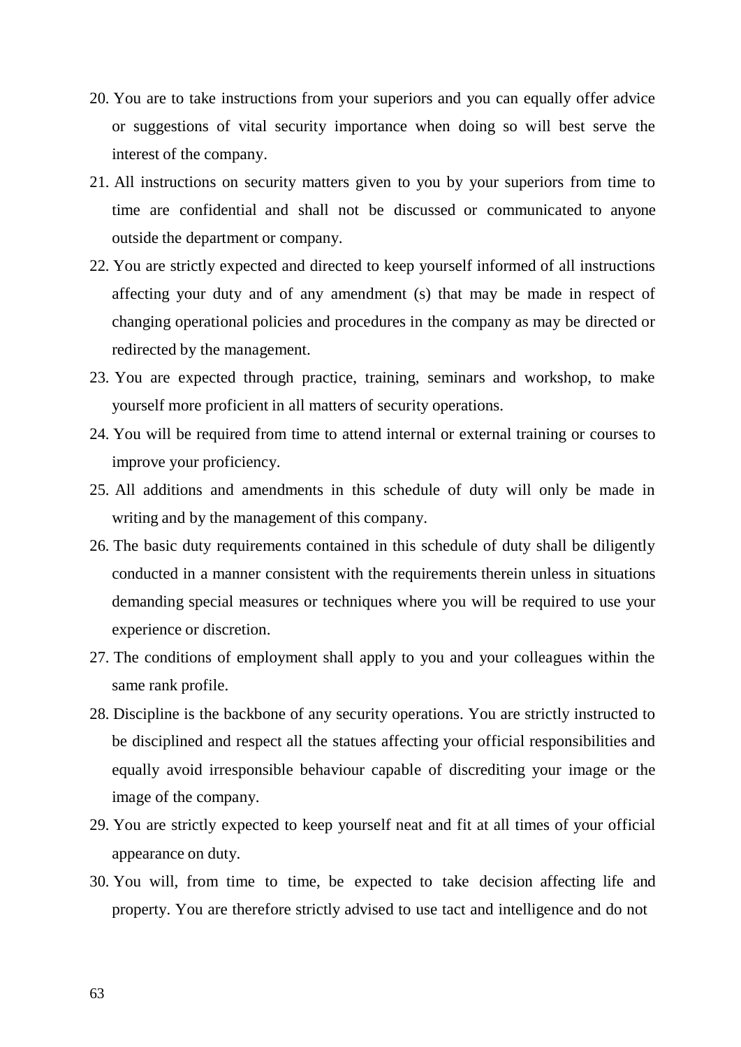20. You are to take instructions from your superiors and you can equally offer advice or suggestions of vital security importance when doing so will best serve the interest of the company.
21. All instructions on security matters given to you by your superiors from time to time are confidential and shall not be discussed or communicated to anyone outside the department or company.
22. You are strictly expected and directed to keep yourself informed of all instructions affecting your duty and of any amendment (s) that may be made in respect of changing operational policies and procedures in the company as may be directed or redirected by the management.
23. You are expected through practice, training, seminars and workshop, to make yourself more proficient in all matters of security operations.
24. You will be required from time to attend internal or external training or courses to improve your proficiency.
25. All additions and amendments in this schedule of duty will only be made in writing and by the management of this company.
26. The basic duty requirements contained in this schedule of duty shall be diligently conducted in a manner consistent with the requirements therein unless in situations demanding special measures or techniques where you will be required to use your experience or discretion.
27. The conditions of employment shall apply to you and your colleagues within the same rank profile.
28. Discipline is the backbone of any security operations. You are strictly instructed to be disciplined and respect all the statues affecting your official responsibilities and equally avoid irresponsible behaviour capable of discrediting your image or the image of the company.
29. You are strictly expected to keep yourself neat and fit at all times of your official appearance on duty.
30. You will, from time to time, be expected to take decision affecting life and property. You are therefore strictly advised to use tact and intelligence and do not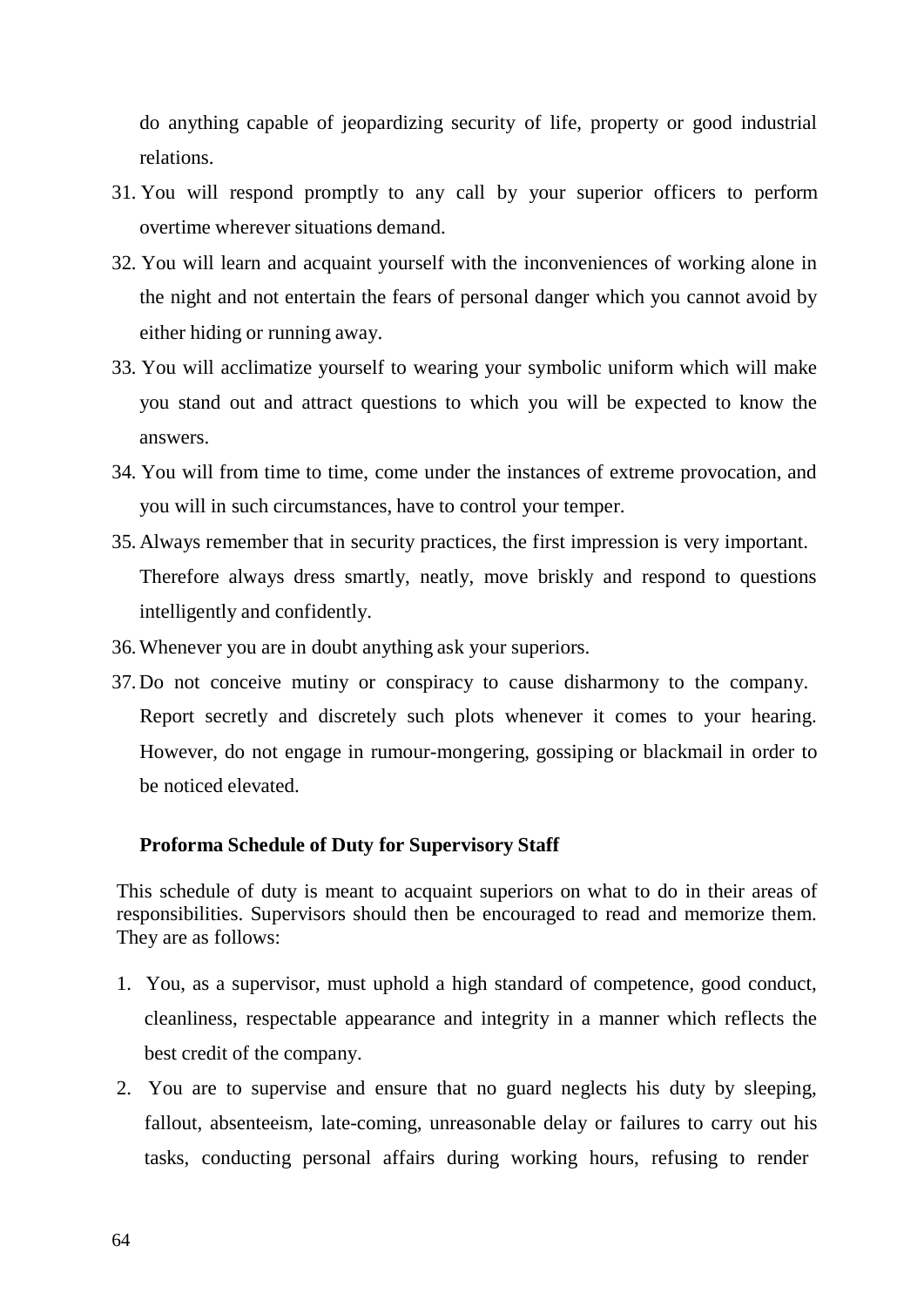do anything capable of jeopardizing security of life, property or good industrial relations.

31. You will respond promptly to any call by your superior officers to perform overtime wherever situations demand.
32. You will learn and acquaint yourself with the inconveniences of working alone in the night and not entertain the fears of personal danger which you cannot avoid by either hiding or running away.
33. You will acclimatize yourself to wearing your symbolic uniform which will make you stand out and attract questions to which you will be expected to know the answers.
34. You will from time to time, come under the instances of extreme provocation, and you will in such circumstances, have to control your temper.
35. Always remember that in security practices, the first impression is very important. Therefore always dress smartly, neatly, move briskly and respond to questions intelligently and confidently.
36. Whenever you are in doubt anything ask your superiors.
37. Do not conceive mutiny or conspiracy to cause disharmony to the company. Report secretly and discretely such plots whenever it comes to your hearing. However, do not engage in rumour-mongering, gossiping or blackmail in order to be noticed elevated.

**Proforma Schedule of Duty for Supervisory Staff**

This schedule of duty is meant to acquaint superiors on what to do in their areas of responsibilities. Supervisors should then be encouraged to read and memorize them. They are as follows:

1. You, as a supervisor, must uphold a high standard of competence, good conduct, cleanliness, respectable appearance and integrity in a manner which reflects the best credit of the company.
2. You are to supervise and ensure that no guard neglects his duty by sleeping, fallout, absenteeism, late-coming, unreasonable delay or failures to carry out his tasks, conducting personal affairs during working hours, refusing to render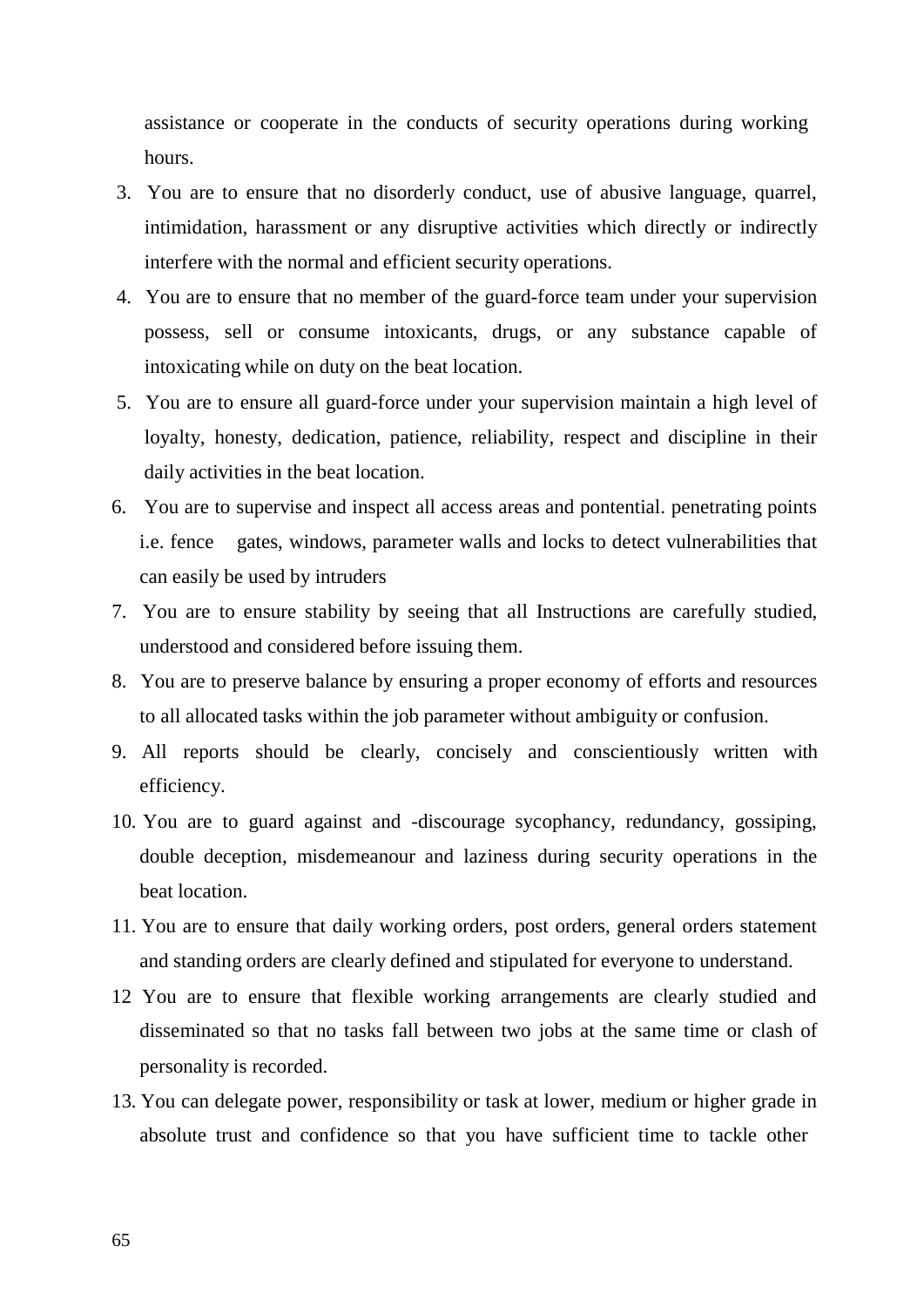assistance or cooperate in the conducts of security operations during working hours.

3. You are to ensure that no disorderly conduct, use of abusive language, quarrel, intimidation, harassment or any disruptive activities which directly or indirectly interfere with the normal and efficient security operations.
4. You are to ensure that no member of the guard-force team under your supervision possess, sell or consume intoxicants, drugs, or any substance capable of intoxicating while on duty on the beat location.
5. You are to ensure all guard-force under your supervision maintain a high level of loyalty, honesty, dedication, patience, reliability, respect and discipline in their daily activities in the beat location.
6. You are to supervise and inspect all access areas and pontential. penetrating points i.e. fence gates, windows, parameter walls and locks to detect vulnerabilities that can easily be used by intruders
7. You are to ensure stability by seeing that all Instructions are carefully studied, understood and considered before issuing them.
8. You are to preserve balance by ensuring a proper economy of efforts and resources to all allocated tasks within the job parameter without ambiguity or confusion.
9. All reports should be clearly, concisely and conscientiously written with efficiency.
10. You are to guard against and -discourage sycophancy, redundancy, gossiping, double deception, misdemeanour and laziness during security operations in the beat location.
11. You are to ensure that daily working orders, post orders, general orders statement and standing orders are clearly defined and stipulated for everyone to understand.
12 You are to ensure that flexible working arrangements are clearly studied and disseminated so that no tasks fall between two jobs at the same time or clash of personality is recorded.
13. You can delegate power, responsibility or task at lower, medium or higher grade in absolute trust and confidence so that you have sufficient time to tackle other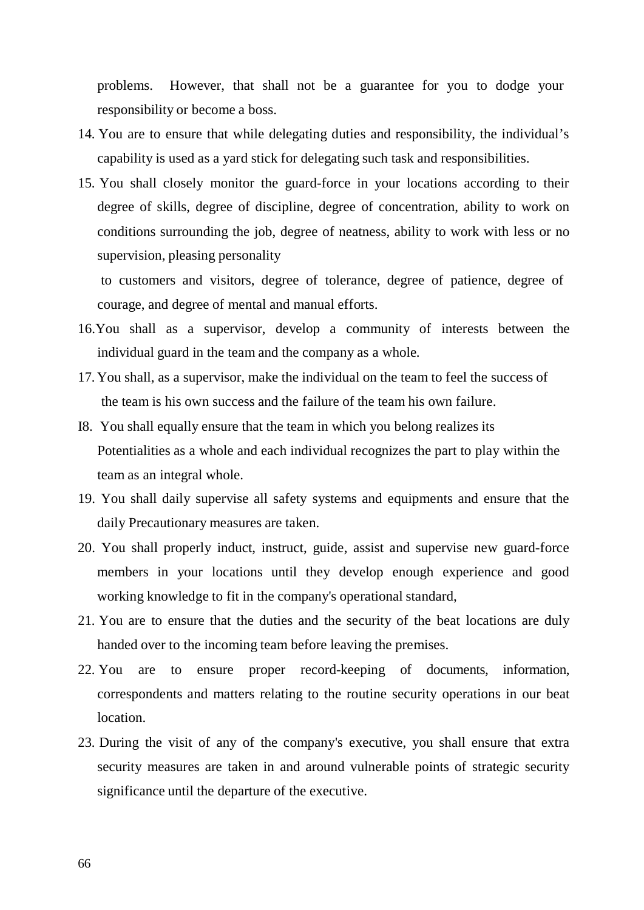problems. However, that shall not be a guarantee for you to dodge your responsibility or become a boss.

14. You are to ensure that while delegating duties and responsibility, the individual's capability is used as a yard stick for delegating such task and responsibilities.
15. You shall closely monitor the guard-force in your locations according to their degree of skills, degree of discipline, degree of concentration, ability to work on conditions surrounding the job, degree of neatness, ability to work with less or no supervision, pleasing personality

    to customers and visitors, degree of tolerance, degree of patience, degree of courage, and degree of mental and manual efforts.
16. You shall as a supervisor, develop a community of interests between the individual guard in the team and the company as a whole.
17. You shall, as a supervisor, make the individual on the team to feel the success of the team is his own success and the failure of the team his own failure.
18. You shall equally ensure that the team in which you belong realizes its Potentialities as a whole and each individual recognizes the part to play within the team as an integral whole.
19. You shall daily supervise all safety systems and equipments and ensure that the daily Precautionary measures are taken.
20. You shall properly induct, instruct, guide, assist and supervise new guard-force members in your locations until they develop enough experience and good working knowledge to fit in the company's operational standard,
21. You are to ensure that the duties and the security of the beat locations are duly handed over to the incoming team before leaving the premises.
22. You are to ensure proper record-keeping of documents, information, correspondents and matters relating to the routine security operations in our beat location.
23. During the visit of any of the company's executive, you shall ensure that extra security measures are taken in and around vulnerable points of strategic security significance until the departure of the executive.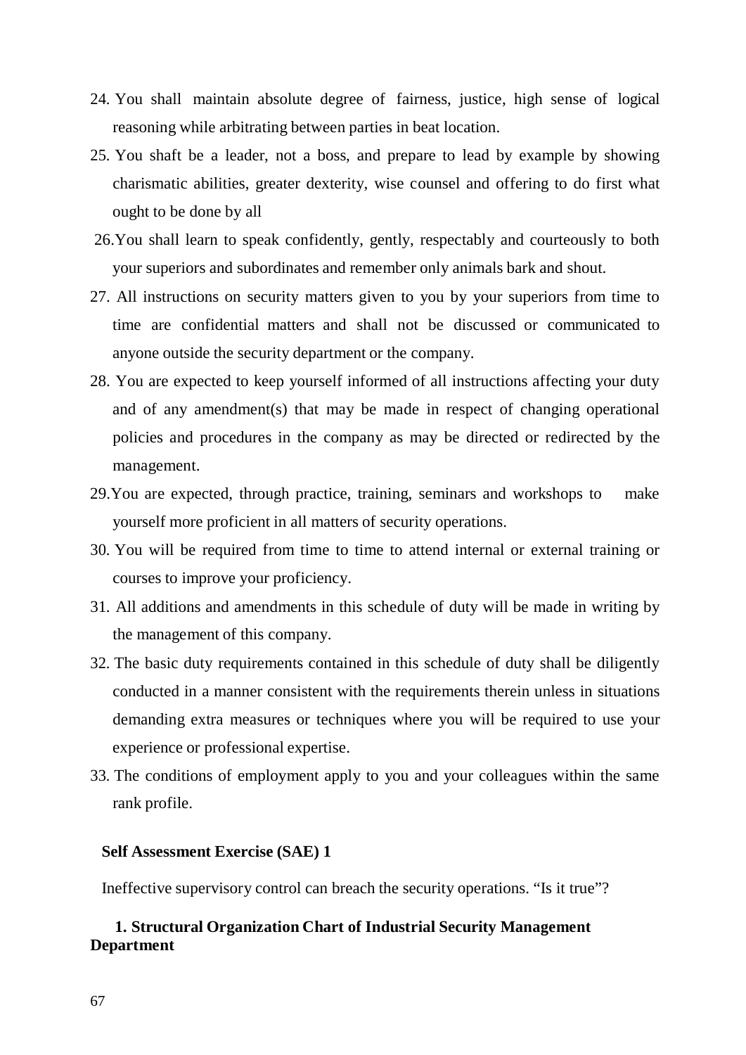24. You shall maintain absolute degree of fairness, justice, high sense of logical reasoning while arbitrating between parties in beat location.
25. You shaft be a leader, not a boss, and prepare to lead by example by showing charismatic abilities, greater dexterity, wise counsel and offering to do first what ought to be done by all
26. You shall learn to speak confidently, gently, respectably and courteously to both your superiors and subordinates and remember only animals bark and shout.
27. All instructions on security matters given to you by your superiors from time to time are confidential matters and shall not be discussed or communicated to anyone outside the security department or the company.
28. You are expected to keep yourself informed of all instructions affecting your duty and of any amendment(s) that may be made in respect of changing operational policies and procedures in the company as may be directed or redirected by the management.
29. You are expected, through practice, training, seminars and workshops to make yourself more proficient in all matters of security operations.
30. You will be required from time to time to attend internal or external training or courses to improve your proficiency.
31. All additions and amendments in this schedule of duty will be made in writing by the management of this company.
32. The basic duty requirements contained in this schedule of duty shall be diligently conducted in a manner consistent with the requirements therein unless in situations demanding extra measures or techniques where you will be required to use your experience or professional expertise.
33. The conditions of employment apply to you and your colleagues within the same rank profile.

**Self Assessment Exercise (SAE) 1**

Ineffective supervisory control can breach the security operations. "Is it true"?

**1. Structural Organization Chart of Industrial Security Management Department**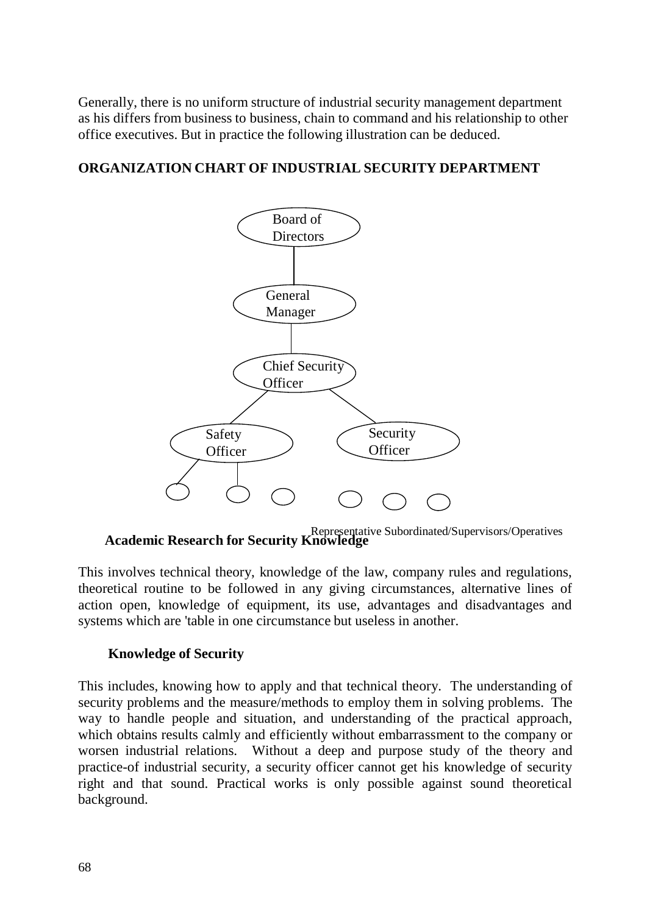Generally, there is no uniform structure of industrial security management department as his differs from business to business, chain to command and his relationship to other office executives. But in practice the following illustration can be deduced.

**ORGANIZATION CHART OF INDUSTRIAL SECURITY DEPARTMENT**

Board of Directors

General Manager

Chief Security Officer

Safety Officer

Security Officer

Representative Subordinated/Supervisors/Operatives

**Academic Research for Security Knowledge**

This involves technical theory, knowledge of the law, company rules and regulations, theoretical routine to be followed in any giving circumstances, alternative lines of action open, knowledge of equipment, its use, advantages and disadvantages and systems which are 'table in one circumstance but useless in another.

**Knowledge of Security**

This includes, knowing how to apply and that technical theory. The understanding of security problems and the measure/methods to employ them in solving problems. The way to handle people and situation, and understanding of the practical approach, which obtains results calmly and efficiently without embarrassment to the company or worsen industrial relations. Without a deep and purpose study of the theory and practice-of industrial security, a security officer cannot get his knowledge of security right and that sound. Practical works is only possible against sound theoretical background.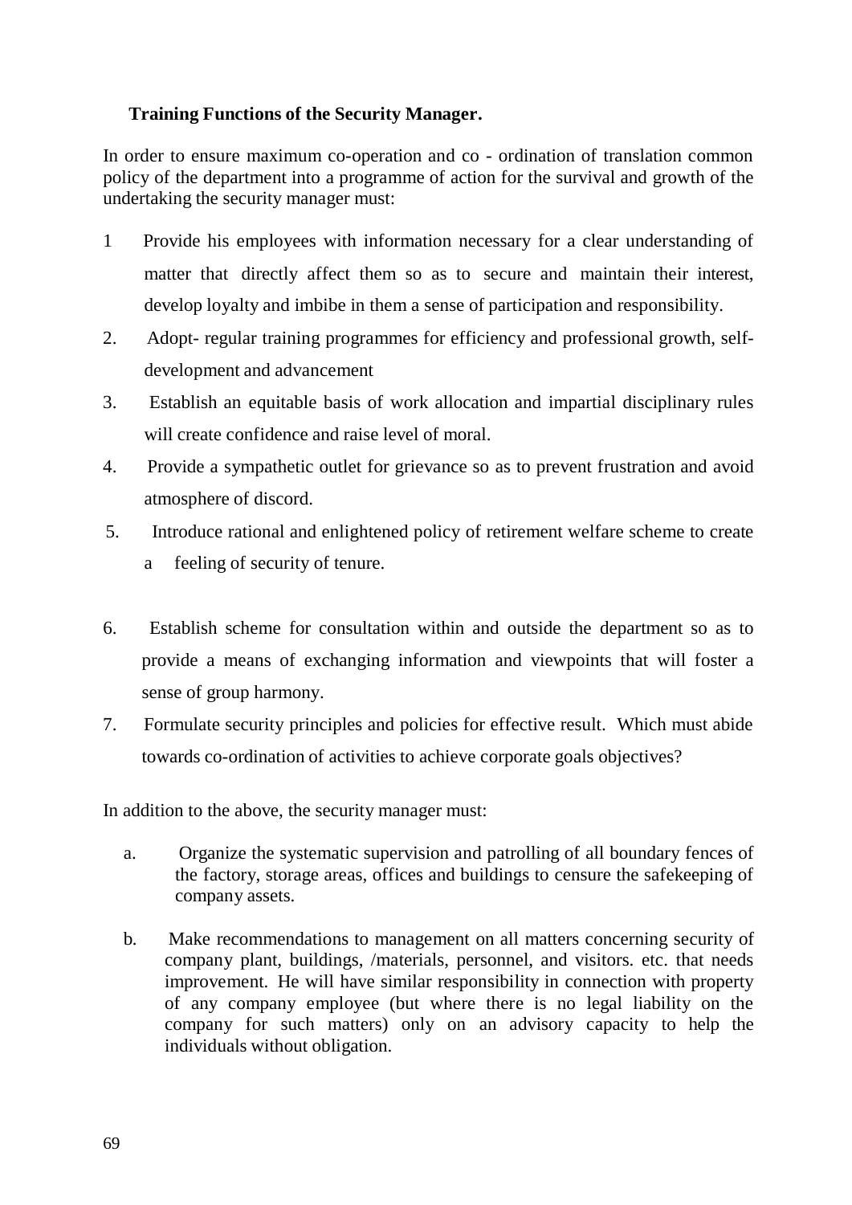**Training Functions of the Security Manager.**

In order to ensure maximum co-operation and co - ordination of translation common policy of the department into a programme of action for the survival and growth of the undertaking the security manager must:

1. Provide his employees with information necessary for a clear understanding of matter that directly affect them so as to secure and maintain their interest, develop loyalty and imbibe in them a sense of participation and responsibility.
2. Adopt- regular training programmes for efficiency and professional growth, self-development and advancement
3. Establish an equitable basis of work allocation and impartial disciplinary rules will create confidence and raise level of moral.
4. Provide a sympathetic outlet for grievance so as to prevent frustration and avoid atmosphere of discord.
5. Introduce rational and enlightened policy of retirement welfare scheme to create a feeling of security of tenure.
6. Establish scheme for consultation within and outside the department so as to provide a means of exchanging information and viewpoints that will foster a sense of group harmony.
7. Formulate security principles and policies for effective result. Which must abide towards co-ordination of activities to achieve corporate goals objectives?

In addition to the above, the security manager must:

a. Organize the systematic supervision and patrolling of all boundary fences of the factory, storage areas, offices and buildings to censure the safekeeping of company assets.

b. Make recommendations to management on all matters concerning security of company plant, buildings, /materials, personnel, and visitors. etc. that needs improvement. He will have similar responsibility in connection with property of any company employee (but where there is no legal liability on the company for such matters) only on an advisory capacity to help the individuals without obligation.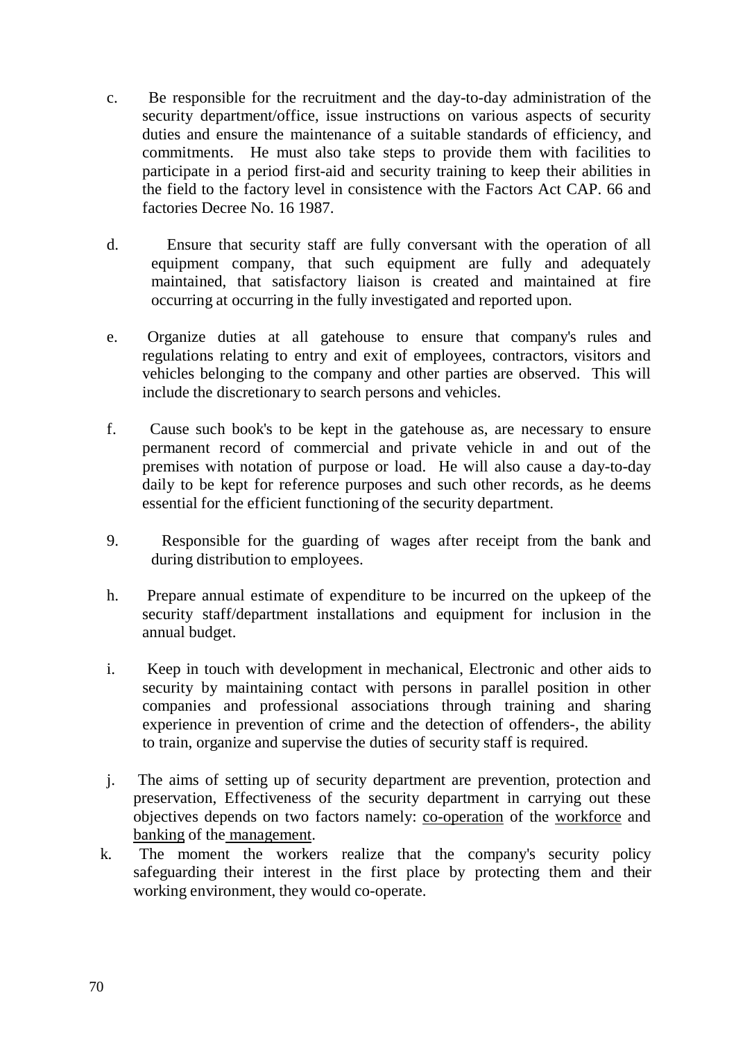c. Be responsible for the recruitment and the day-to-day administration of the security department/office, issue instructions on various aspects of security duties and ensure the maintenance of a suitable standards of efficiency, and commitments. He must also take steps to provide them with facilities to participate in a period first-aid and security training to keep their abilities in the field to the factory level in consistence with the Factors Act CAP. 66 and factories Decree No. 16 1987.

d. Ensure that security staff are fully conversant with the operation of all equipment company, that such equipment are fully and adequately maintained, that satisfactory liaison is created and maintained at fire occurring at occurring in the fully investigated and reported upon.

e. Organize duties at all gatehouse to ensure that company's rules and regulations relating to entry and exit of employees, contractors, visitors and vehicles belonging to the company and other parties are observed. This will include the discretionary to search persons and vehicles.

f. Cause such book's to be kept in the gatehouse as, are necessary to ensure permanent record of commercial and private vehicle in and out of the premises with notation of purpose or load. He will also cause a day-to-day daily to be kept for reference purposes and such other records, as he deems essential for the efficient functioning of the security department.

9. Responsible for the guarding of wages after receipt from the bank and during distribution to employees.

h. Prepare annual estimate of expenditure to be incurred on the upkeep of the security staff/department installations and equipment for inclusion in the annual budget.

i. Keep in touch with development in mechanical, Electronic and other aids to security by maintaining contact with persons in parallel position in other companies and professional associations through training and sharing experience in prevention of crime and the detection of offenders-, the ability to train, organize and supervise the duties of security staff is required.

j. The aims of setting up of security department are prevention, protection and preservation, Effectiveness of the security department in carrying out these objectives depends on two factors namely: <u>co-operation</u> of the <u>workforce</u> and <u>banking</u> of the <u>management</u>.

k. The moment the workers realize that the company's security policy safeguarding their interest in the first place by protecting them and their working environment, they would co-operate.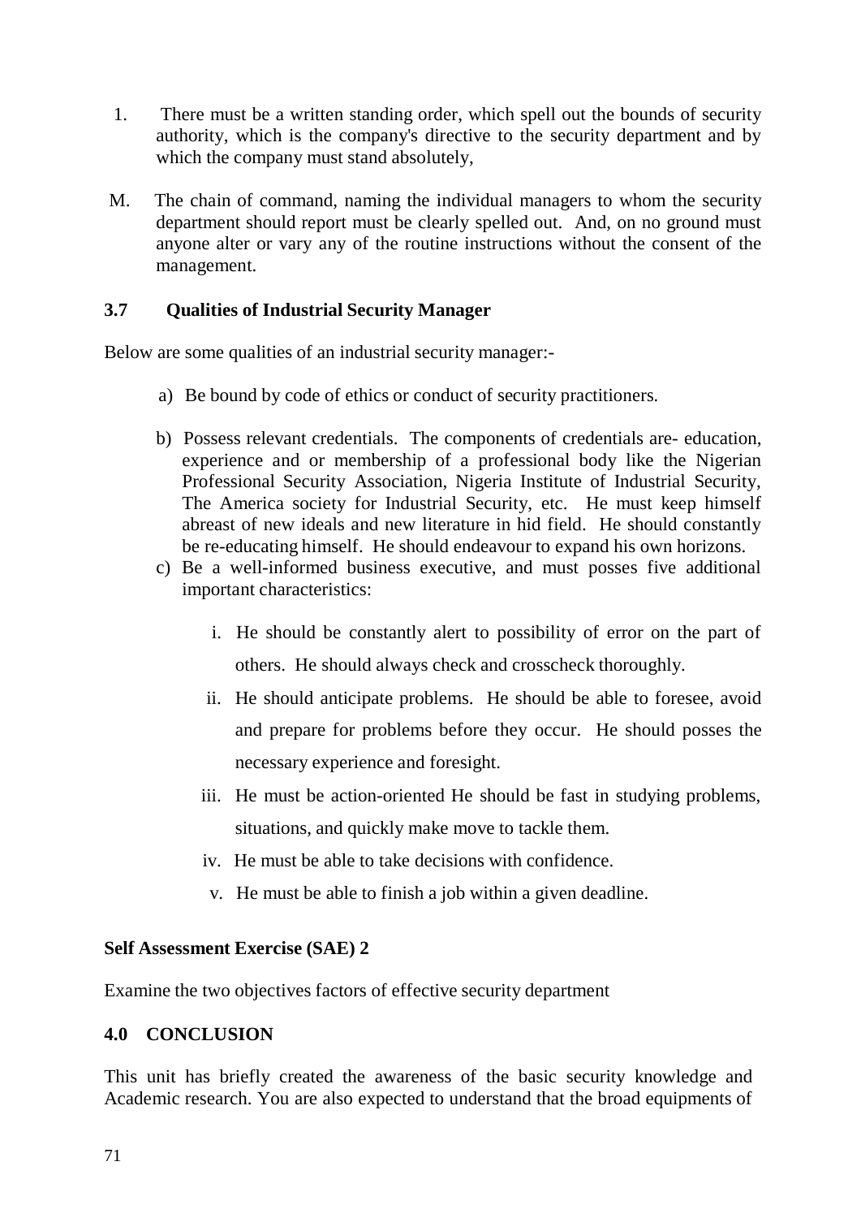1. There must be a written standing order, which spell out the bounds of security authority, which is the company's directive to the security department and by which the company must stand absolutely,

M. The chain of command, naming the individual managers to whom the security department should report must be clearly spelled out. And, on no ground must anyone alter or vary any of the routine instructions without the consent of the management.

### 3.7 Qualities of Industrial Security Manager

Below are some qualities of an industrial security manager:-

a) Be bound by code of ethics or conduct of security practitioners.

b) Possess relevant credentials. The components of credentials are- education, experience and or membership of a professional body like the Nigerian Professional Security Association, Nigeria Institute of Industrial Security, The America society for Industrial Security, etc. He must keep himself abreast of new ideals and new literature in hid field. He should constantly be re-educating himself. He should endeavour to expand his own horizons.

c) Be a well-informed business executive, and must posses five additional important characteristics:

   i. He should be constantly alert to possibility of error on the part of others. He should always check and crosscheck thoroughly.

   ii. He should anticipate problems. He should be able to foresee, avoid and prepare for problems before they occur. He should posses the necessary experience and foresight.

   iii. He must be action-oriented He should be fast in studying problems, situations, and quickly make move to tackle them.

   iv. He must be able to take decisions with confidence.

   v. He must be able to finish a job within a given deadline.

**Self Assessment Exercise (SAE) 2**

Examine the two objectives factors of effective security department

## 4.0 CONCLUSION

This unit has briefly created the awareness of the basic security knowledge and Academic research. You are also expected to understand that the broad equipments of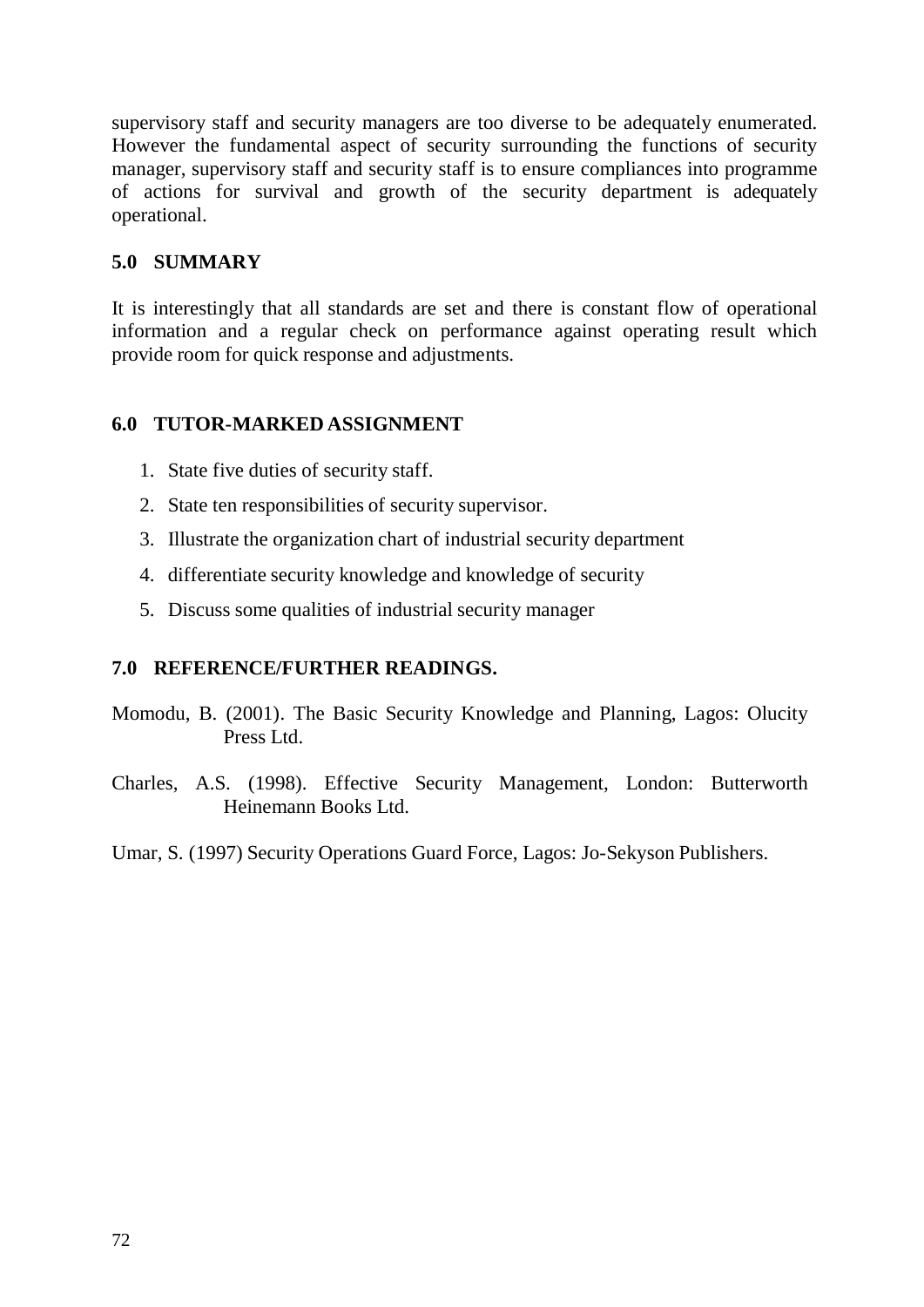supervisory staff and security managers are too diverse to be adequately enumerated. However the fundamental aspect of security surrounding the functions of security manager, supervisory staff and security staff is to ensure compliances into programme of actions for survival and growth of the security department is adequately operational.

## 5.0 SUMMARY

It is interestingly that all standards are set and there is constant flow of operational information and a regular check on performance against operating result which provide room for quick response and adjustments.

## 6.0 TUTOR-MARKED ASSIGNMENT

1. State five duties of security staff.
2. State ten responsibilities of security supervisor.
3. Illustrate the organization chart of industrial security department
4. differentiate security knowledge and knowledge of security
5. Discuss some qualities of industrial security manager

## 7.0 REFERENCE/FURTHER READINGS.

Momodu, B. (2001). The Basic Security Knowledge and Planning, Lagos: Olucity Press Ltd.

Charles, A.S. (1998). Effective Security Management, London: Butterworth Heinemann Books Ltd.

Umar, S. (1997) Security Operations Guard Force, Lagos: Jo-Sekyson Publishers.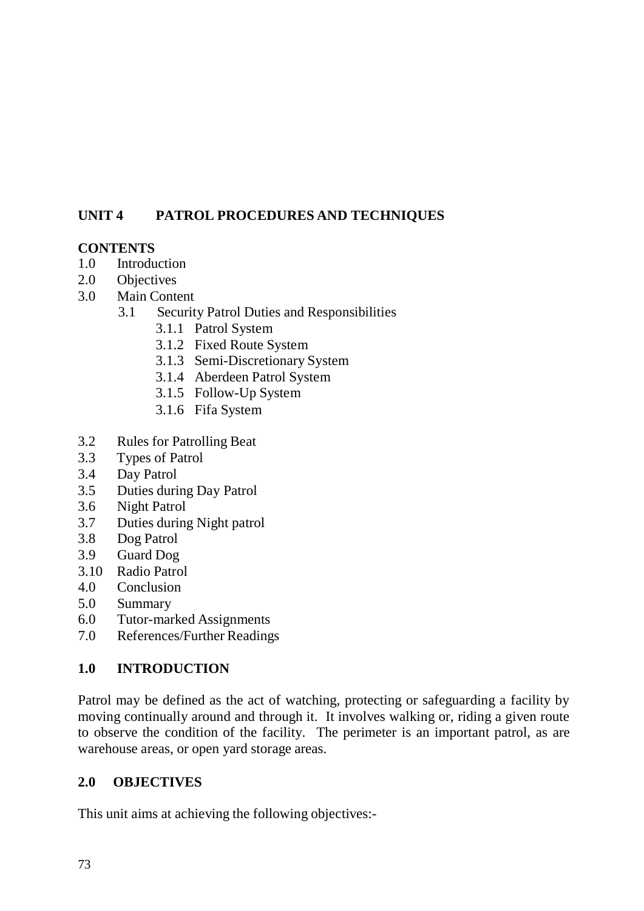## UNIT 4 PATROL PROCEDURES AND TECHNIQUES

**CONTENTS**

1.0 Introduction
2.0 Objectives
3.0 Main Content
    3.1 Security Patrol Duties and Responsibilities
        3.1.1 Patrol System
        3.1.2 Fixed Route System
        3.1.3 Semi-Discretionary System
        3.1.4 Aberdeen Patrol System
        3.1.5 Follow-Up System
        3.1.6 Fifa System

3.2 Rules for Patrolling Beat
3.3 Types of Patrol
3.4 Day Patrol
3.5 Duties during Day Patrol
3.6 Night Patrol
3.7 Duties during Night patrol
3.8 Dog Patrol
3.9 Guard Dog
3.10 Radio Patrol
4.0 Conclusion
5.0 Summary
6.0 Tutor-marked Assignments
7.0 References/Further Readings

### 1.0 INTRODUCTION

Patrol may be defined as the act of watching, protecting or safeguarding a facility by moving continually around and through it. It involves walking or, riding a given route to observe the condition of the facility. The perimeter is an important patrol, as are warehouse areas, or open yard storage areas.

### 2.0 OBJECTIVES

This unit aims at achieving the following objectives:-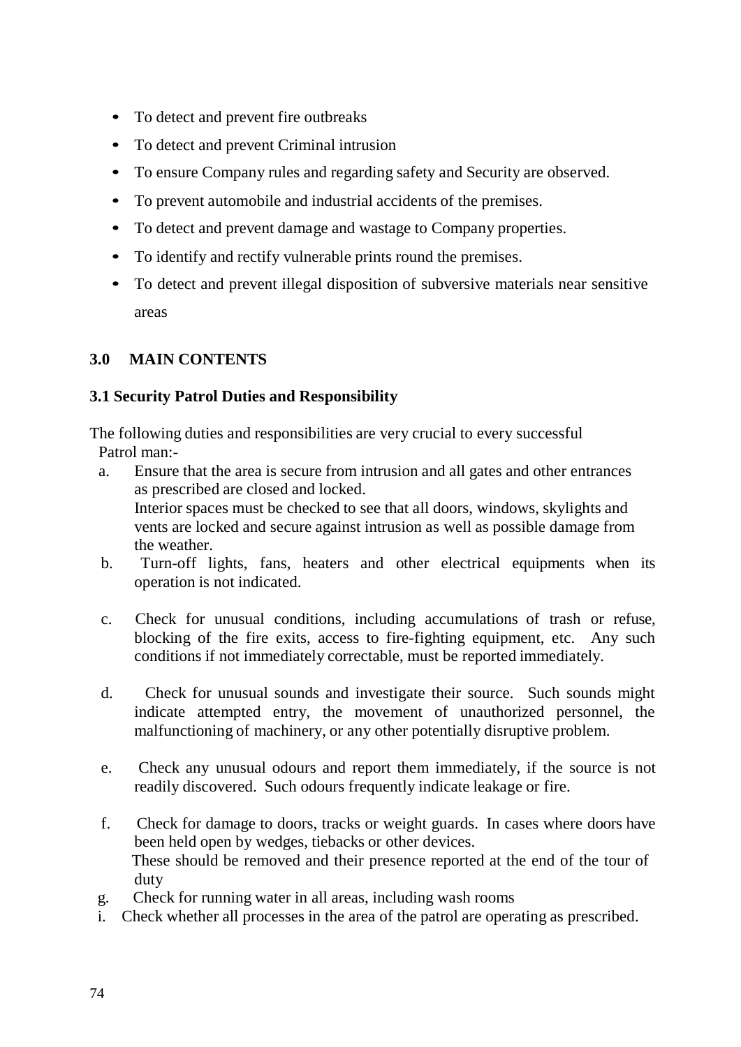- To detect and prevent fire outbreaks
- To detect and prevent Criminal intrusion
- To ensure Company rules and regarding safety and Security are observed.
- To prevent automobile and industrial accidents of the premises.
- To detect and prevent damage and wastage to Company properties.
- To identify and rectify vulnerable prints round the premises.
- To detect and prevent illegal disposition of subversive materials near sensitive areas

## 3.0 MAIN CONTENTS

### 3.1 Security Patrol Duties and Responsibility

The following duties and responsibilities are very crucial to every successful Patrol man:-

a. Ensure that the area is secure from intrusion and all gates and other entrances as prescribed are closed and locked.
   Interior spaces must be checked to see that all doors, windows, skylights and vents are locked and secure against intrusion as well as possible damage from the weather.

b. Turn-off lights, fans, heaters and other electrical equipments when its operation is not indicated.

c. Check for unusual conditions, including accumulations of trash or refuse, blocking of the fire exits, access to fire-fighting equipment, etc. Any such conditions if not immediately correctable, must be reported immediately.

d. Check for unusual sounds and investigate their source. Such sounds might indicate attempted entry, the movement of unauthorized personnel, the malfunctioning of machinery, or any other potentially disruptive problem.

e. Check any unusual odours and report them immediately, if the source is not readily discovered. Such odours frequently indicate leakage or fire.

f. Check for damage to doors, tracks or weight guards. In cases where doors have been held open by wedges, tiebacks or other devices.
   These should be removed and their presence reported at the end of the tour of duty

g. Check for running water in all areas, including wash rooms

i. Check whether all processes in the area of the patrol are operating as prescribed.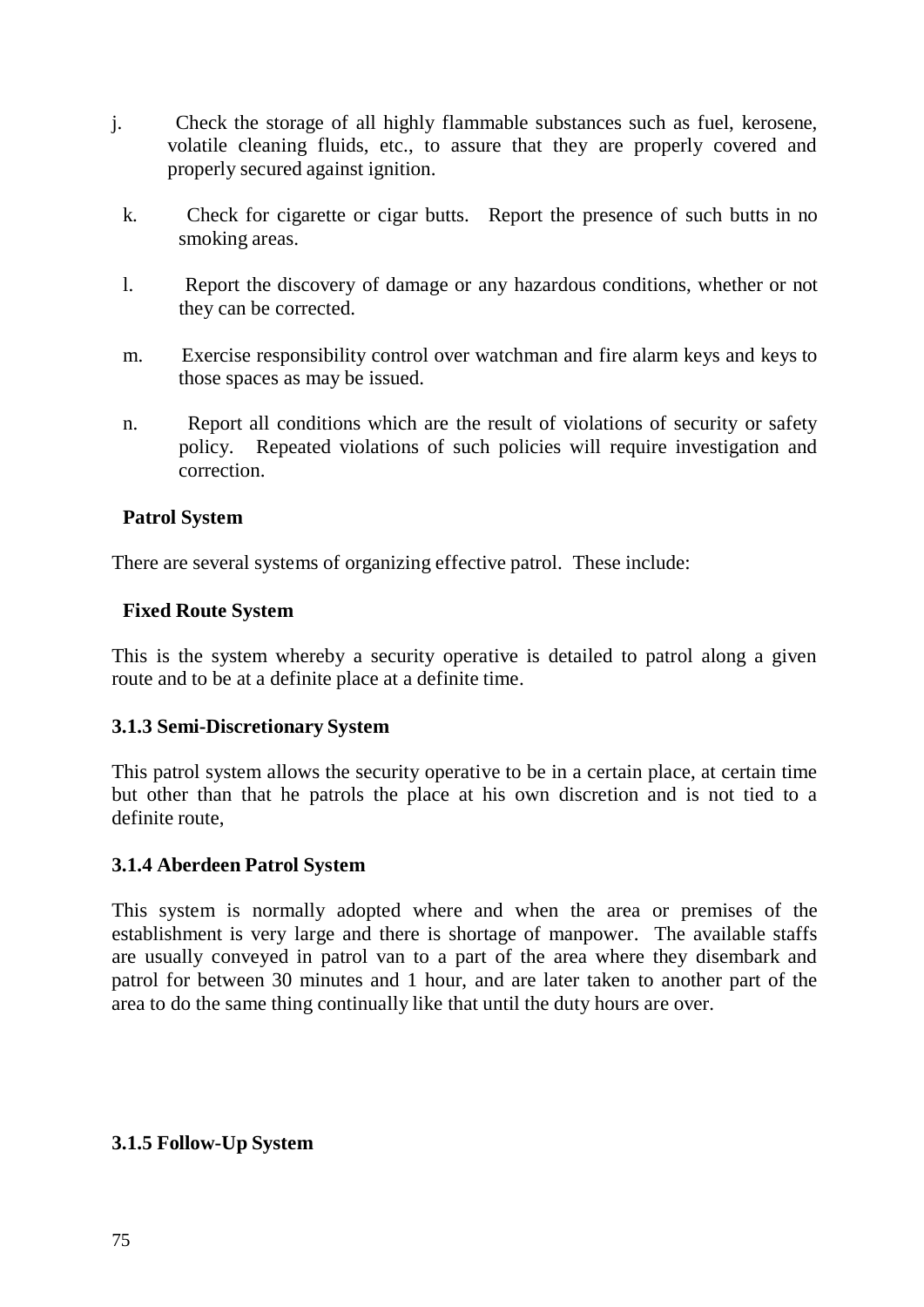j. Check the storage of all highly flammable substances such as fuel, kerosene, volatile cleaning fluids, etc., to assure that they are properly covered and properly secured against ignition.

k. Check for cigarette or cigar butts. Report the presence of such butts in no smoking areas.

l. Report the discovery of damage or any hazardous conditions, whether or not they can be corrected.

m. Exercise responsibility control over watchman and fire alarm keys and keys to those spaces as may be issued.

n. Report all conditions which are the result of violations of security or safety policy. Repeated violations of such policies will require investigation and correction.

**Patrol System**

There are several systems of organizing effective patrol. These include:

**Fixed Route System**

This is the system whereby a security operative is detailed to patrol along a given route and to be at a definite place at a definite time.

**3.1.3 Semi-Discretionary System**

This patrol system allows the security operative to be in a certain place, at certain time but other than that he patrols the place at his own discretion and is not tied to a definite route,

**3.1.4 Aberdeen Patrol System**

This system is normally adopted where and when the area or premises of the establishment is very large and there is shortage of manpower. The available staffs are usually conveyed in patrol van to a part of the area where they disembark and patrol for between 30 minutes and 1 hour, and are later taken to another part of the area to do the same thing continually like that until the duty hours are over.

**3.1.5 Follow-Up System**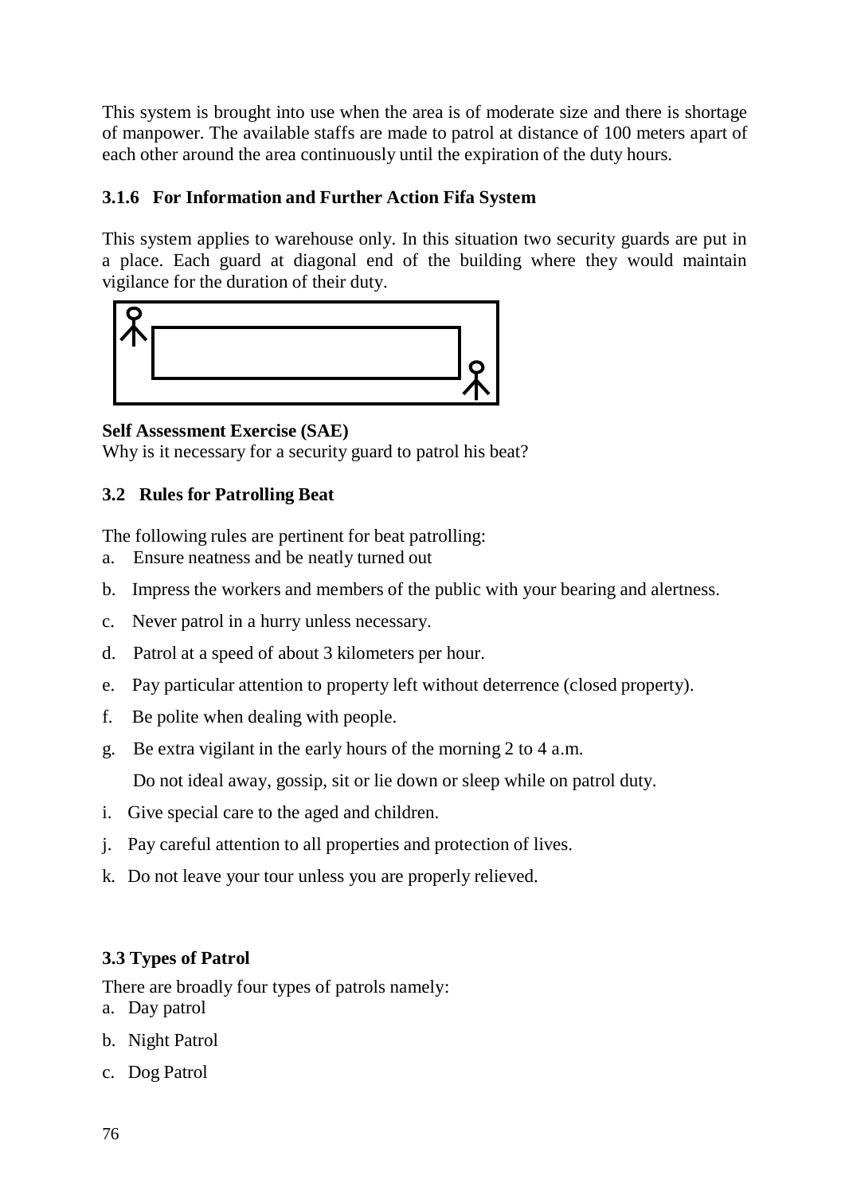This system is brought into use when the area is of moderate size and there is shortage of manpower. The available staffs are made to patrol at distance of 100 meters apart of each other around the area continuously until the expiration of the duty hours.

### 3.1.6 For Information and Further Action Fifa System

This system applies to warehouse only. In this situation two security guards are put in a place. Each guard at diagonal end of the building where they would maintain vigilance for the duration of their duty.

**Self Assessment Exercise (SAE)**

Why is it necessary for a security guard to patrol his beat?

## 3.2 Rules for Patrolling Beat

The following rules are pertinent for beat patrolling:

a. Ensure neatness and be neatly turned out

b. Impress the workers and members of the public with your bearing and alertness.

c. Never patrol in a hurry unless necessary.

d. Patrol at a speed of about 3 kilometers per hour.

e. Pay particular attention to property left without deterrence (closed property).

f. Be polite when dealing with people.

g. Be extra vigilant in the early hours of the morning 2 to 4 a.m.

Do not ideal away, gossip, sit or lie down or sleep while on patrol duty.

i. Give special care to the aged and children.

j. Pay careful attention to all properties and protection of lives.

k. Do not leave your tour unless you are properly relieved.

## 3.3 Types of Patrol

There are broadly four types of patrols namely:

a. Day patrol

b. Night Patrol

c. Dog Patrol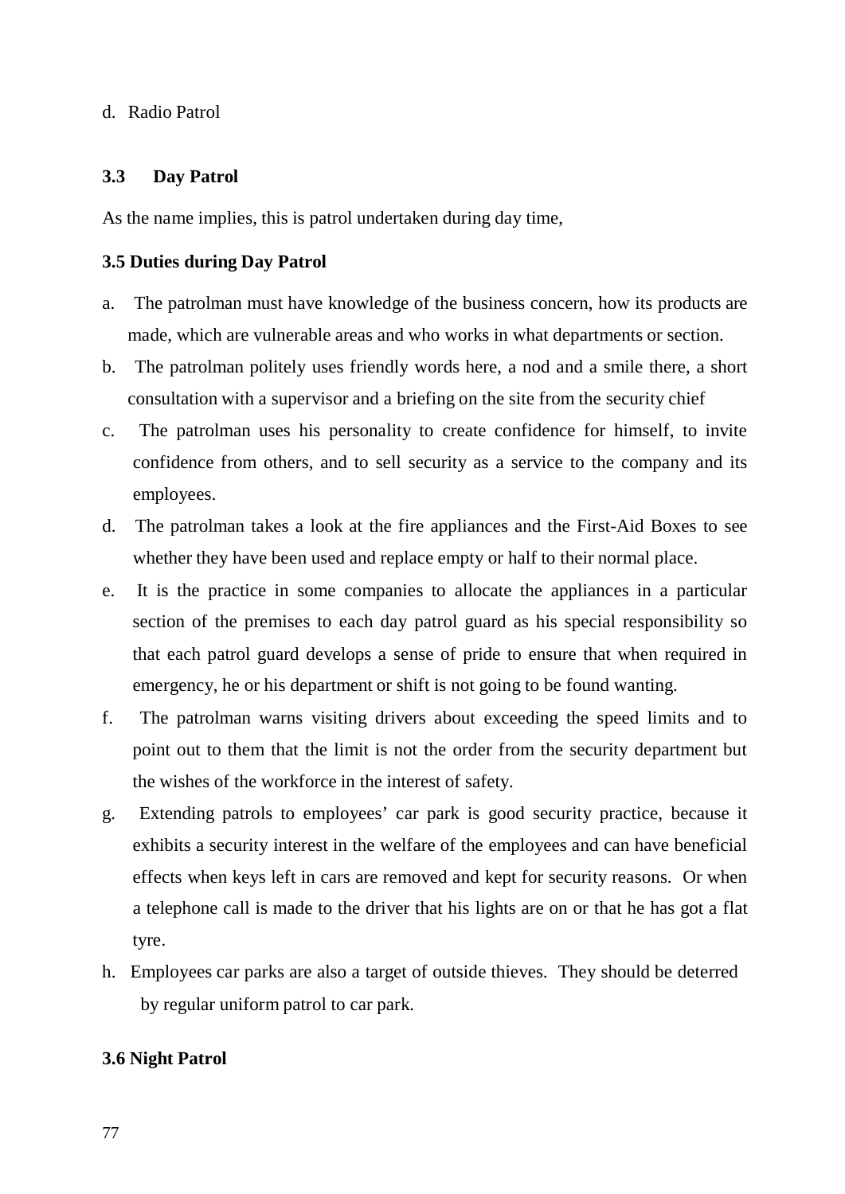d. Radio Patrol

### 3.3 Day Patrol

As the name implies, this is patrol undertaken during day time,

### 3.5 Duties during Day Patrol

a. The patrolman must have knowledge of the business concern, how its products are made, which are vulnerable areas and who works in what departments or section.
b. The patrolman politely uses friendly words here, a nod and a smile there, a short consultation with a supervisor and a briefing on the site from the security chief
c. The patrolman uses his personality to create confidence for himself, to invite confidence from others, and to sell security as a service to the company and its employees.
d. The patrolman takes a look at the fire appliances and the First-Aid Boxes to see whether they have been used and replace empty or half to their normal place.
e. It is the practice in some companies to allocate the appliances in a particular section of the premises to each day patrol guard as his special responsibility so that each patrol guard develops a sense of pride to ensure that when required in emergency, he or his department or shift is not going to be found wanting.
f. The patrolman warns visiting drivers about exceeding the speed limits and to point out to them that the limit is not the order from the security department but the wishes of the workforce in the interest of safety.
g. Extending patrols to employees' car park is good security practice, because it exhibits a security interest in the welfare of the employees and can have beneficial effects when keys left in cars are removed and kept for security reasons. Or when a telephone call is made to the driver that his lights are on or that he has got a flat tyre.
h. Employees car parks are also a target of outside thieves. They should be deterred by regular uniform patrol to car park.

### 3.6 Night Patrol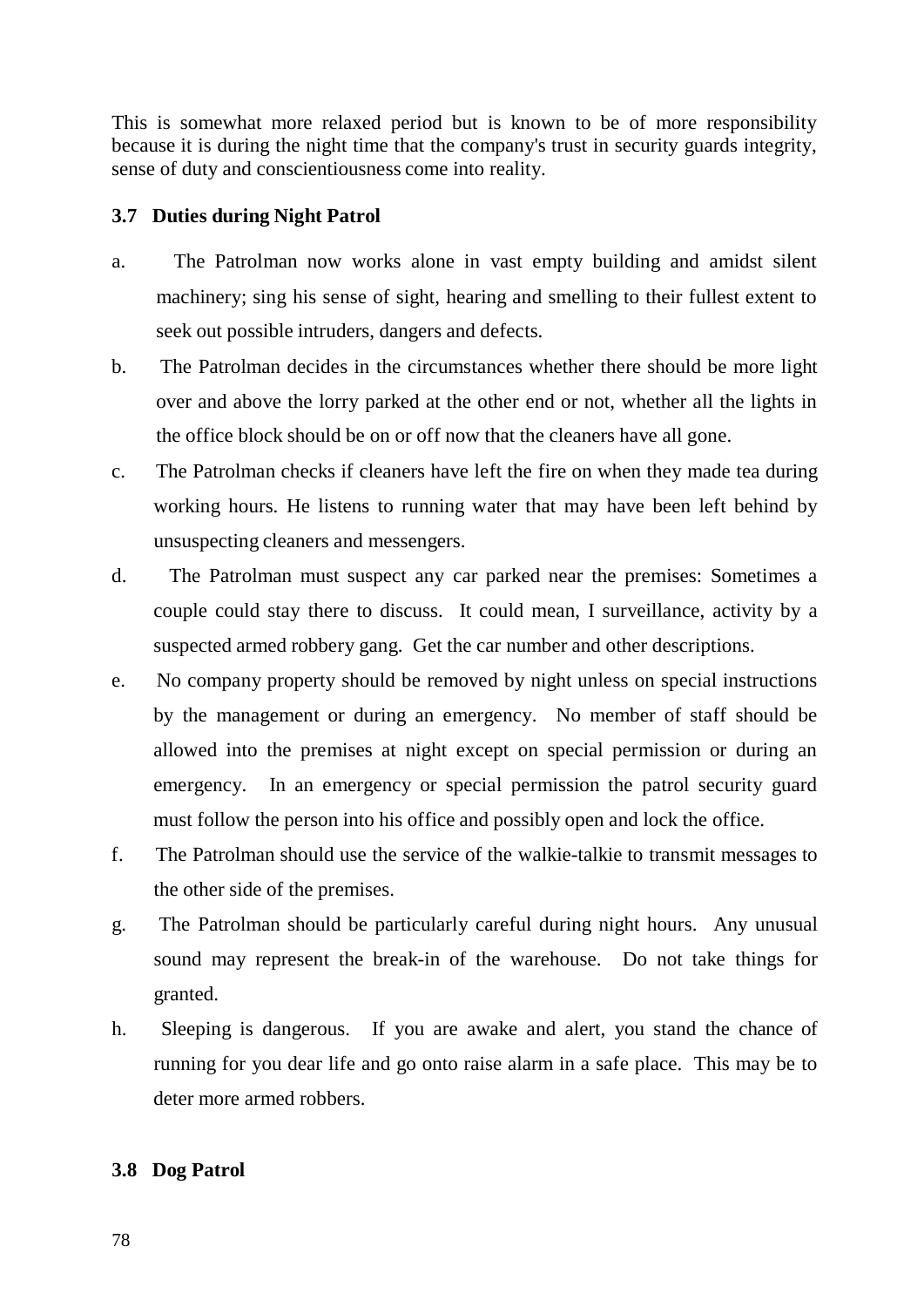This is somewhat more relaxed period but is known to be of more responsibility because it is during the night time that the company's trust in security guards integrity, sense of duty and conscientiousness come into reality.

### 3.7 Duties during Night Patrol

a. The Patrolman now works alone in vast empty building and amidst silent machinery; sing his sense of sight, hearing and smelling to their fullest extent to seek out possible intruders, dangers and defects.

b. The Patrolman decides in the circumstances whether there should be more light over and above the lorry parked at the other end or not, whether all the lights in the office block should be on or off now that the cleaners have all gone.

c. The Patrolman checks if cleaners have left the fire on when they made tea during working hours. He listens to running water that may have been left behind by unsuspecting cleaners and messengers.

d. The Patrolman must suspect any car parked near the premises: Sometimes a couple could stay there to discuss. It could mean, I surveillance, activity by a suspected armed robbery gang. Get the car number and other descriptions.

e. No company property should be removed by night unless on special instructions by the management or during an emergency. No member of staff should be allowed into the premises at night except on special permission or during an emergency. In an emergency or special permission the patrol security guard must follow the person into his office and possibly open and lock the office.

f. The Patrolman should use the service of the walkie-talkie to transmit messages to the other side of the premises.

g. The Patrolman should be particularly careful during night hours. Any unusual sound may represent the break-in of the warehouse. Do not take things for granted.

h. Sleeping is dangerous. If you are awake and alert, you stand the chance of running for you dear life and go onto raise alarm in a safe place. This may be to deter more armed robbers.

### 3.8 Dog Patrol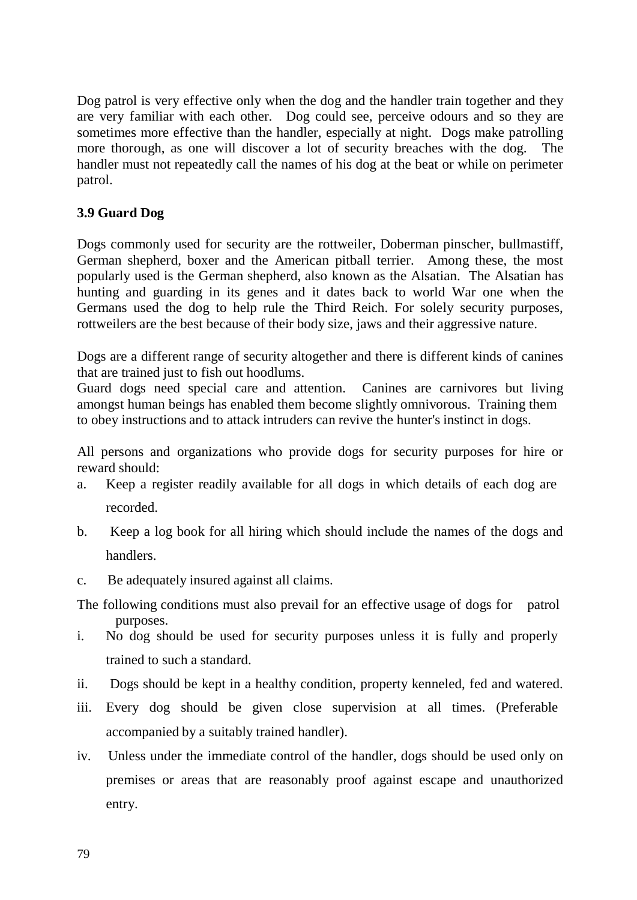Dog patrol is very effective only when the dog and the handler train together and they are very familiar with each other. Dog could see, perceive odours and so they are sometimes more effective than the handler, especially at night. Dogs make patrolling more thorough, as one will discover a lot of security breaches with the dog. The handler must not repeatedly call the names of his dog at the beat or while on perimeter patrol.

### 3.9 Guard Dog

Dogs commonly used for security are the rottweiler, Doberman pinscher, bullmastiff, German shepherd, boxer and the American pitball terrier. Among these, the most popularly used is the German shepherd, also known as the Alsatian. The Alsatian has hunting and guarding in its genes and it dates back to world War one when the Germans used the dog to help rule the Third Reich. For solely security purposes, rottweilers are the best because of their body size, jaws and their aggressive nature.

Dogs are a different range of security altogether and there is different kinds of canines that are trained just to fish out hoodlums.

Guard dogs need special care and attention. Canines are carnivores but living amongst human beings has enabled them become slightly omnivorous. Training them to obey instructions and to attack intruders can revive the hunter's instinct in dogs.

All persons and organizations who provide dogs for security purposes for hire or reward should:

a. Keep a register readily available for all dogs in which details of each dog are recorded.

b. Keep a log book for all hiring which should include the names of the dogs and handlers.

c. Be adequately insured against all claims.

The following conditions must also prevail for an effective usage of dogs for patrol purposes.

i. No dog should be used for security purposes unless it is fully and properly trained to such a standard.

ii. Dogs should be kept in a healthy condition, property kenneled, fed and watered.

iii. Every dog should be given close supervision at all times. (Preferable accompanied by a suitably trained handler).

iv. Unless under the immediate control of the handler, dogs should be used only on premises or areas that are reasonably proof against escape and unauthorized entry.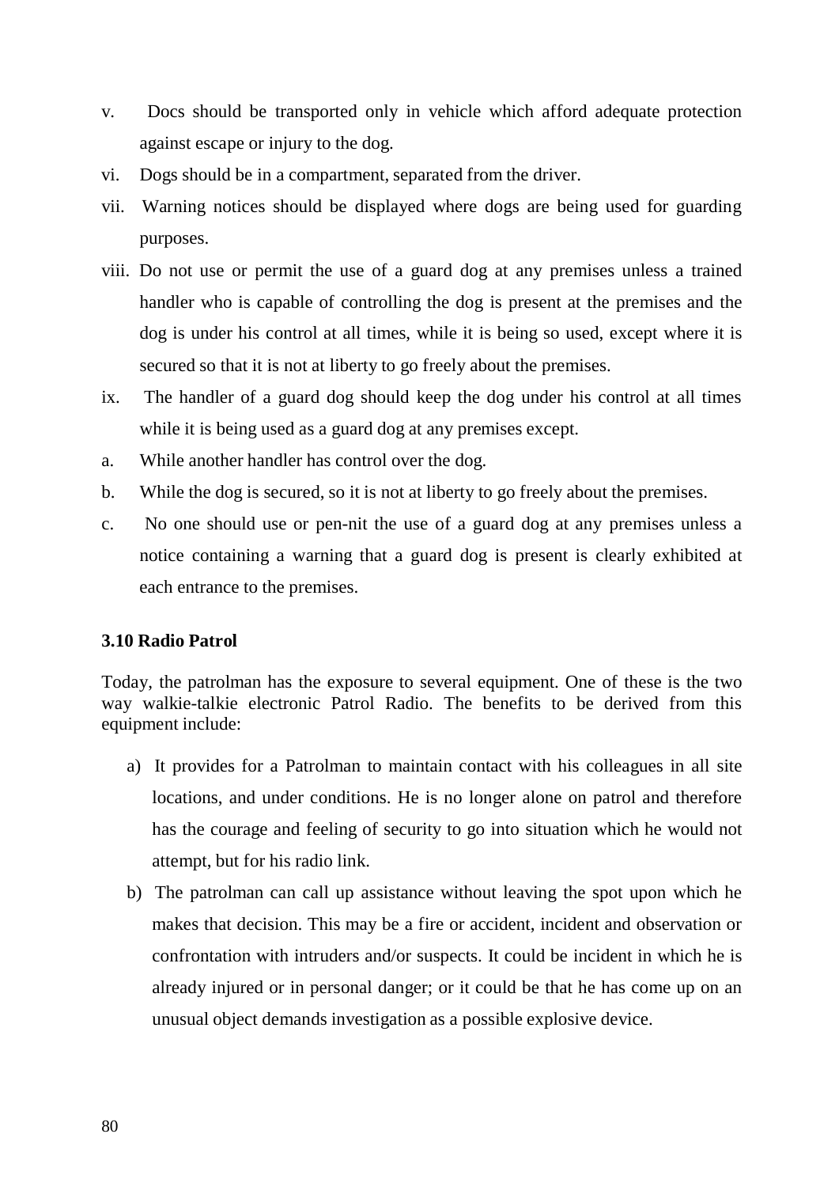v. Docs should be transported only in vehicle which afford adequate protection against escape or injury to the dog.

vi. Dogs should be in a compartment, separated from the driver.

vii. Warning notices should be displayed where dogs are being used for guarding purposes.

viii. Do not use or permit the use of a guard dog at any premises unless a trained handler who is capable of controlling the dog is present at the premises and the dog is under his control at all times, while it is being so used, except where it is secured so that it is not at liberty to go freely about the premises.

ix. The handler of a guard dog should keep the dog under his control at all times while it is being used as a guard dog at any premises except.

a. While another handler has control over the dog.

b. While the dog is secured, so it is not at liberty to go freely about the premises.

c. No one should use or pen-nit the use of a guard dog at any premises unless a notice containing a warning that a guard dog is present is clearly exhibited at each entrance to the premises.

### 3.10 Radio Patrol

Today, the patrolman has the exposure to several equipment. One of these is the two way walkie-talkie electronic Patrol Radio. The benefits to be derived from this equipment include:

a) It provides for a Patrolman to maintain contact with his colleagues in all site locations, and under conditions. He is no longer alone on patrol and therefore has the courage and feeling of security to go into situation which he would not attempt, but for his radio link.

b) The patrolman can call up assistance without leaving the spot upon which he makes that decision. This may be a fire or accident, incident and observation or confrontation with intruders and/or suspects. It could be incident in which he is already injured or in personal danger; or it could be that he has come up on an unusual object demands investigation as a possible explosive device.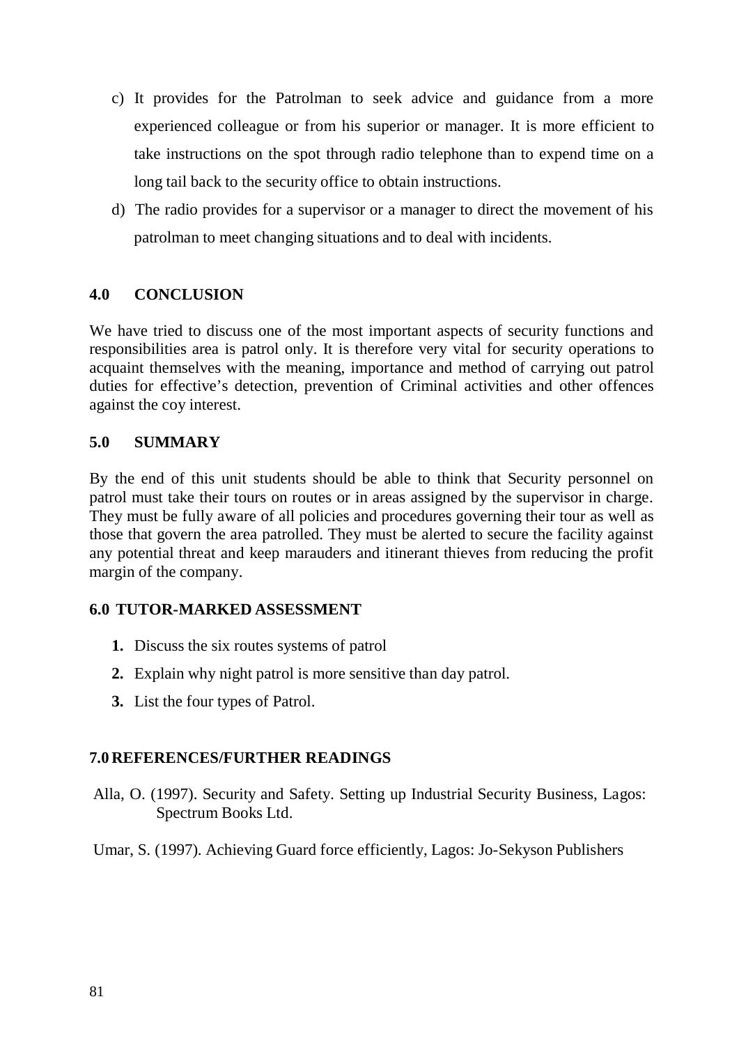c) It provides for the Patrolman to seek advice and guidance from a more experienced colleague or from his superior or manager. It is more efficient to take instructions on the spot through radio telephone than to expend time on a long tail back to the security office to obtain instructions.

d) The radio provides for a supervisor or a manager to direct the movement of his patrolman to meet changing situations and to deal with incidents.

## 4.0 CONCLUSION

We have tried to discuss one of the most important aspects of security functions and responsibilities area is patrol only. It is therefore very vital for security operations to acquaint themselves with the meaning, importance and method of carrying out patrol duties for effective's detection, prevention of Criminal activities and other offences against the coy interest.

## 5.0 SUMMARY

By the end of this unit students should be able to think that Security personnel on patrol must take their tours on routes or in areas assigned by the supervisor in charge. They must be fully aware of all policies and procedures governing their tour as well as those that govern the area patrolled. They must be alerted to secure the facility against any potential threat and keep marauders and itinerant thieves from reducing the profit margin of the company.

## 6.0 TUTOR-MARKED ASSESSMENT

1. Discuss the six routes systems of patrol
2. Explain why night patrol is more sensitive than day patrol.
3. List the four types of Patrol.

## 7.0 REFERENCES/FURTHER READINGS

Alla, O. (1997). Security and Safety. Setting up Industrial Security Business, Lagos: Spectrum Books Ltd.

Umar, S. (1997). Achieving Guard force efficiently, Lagos: Jo-Sekyson Publishers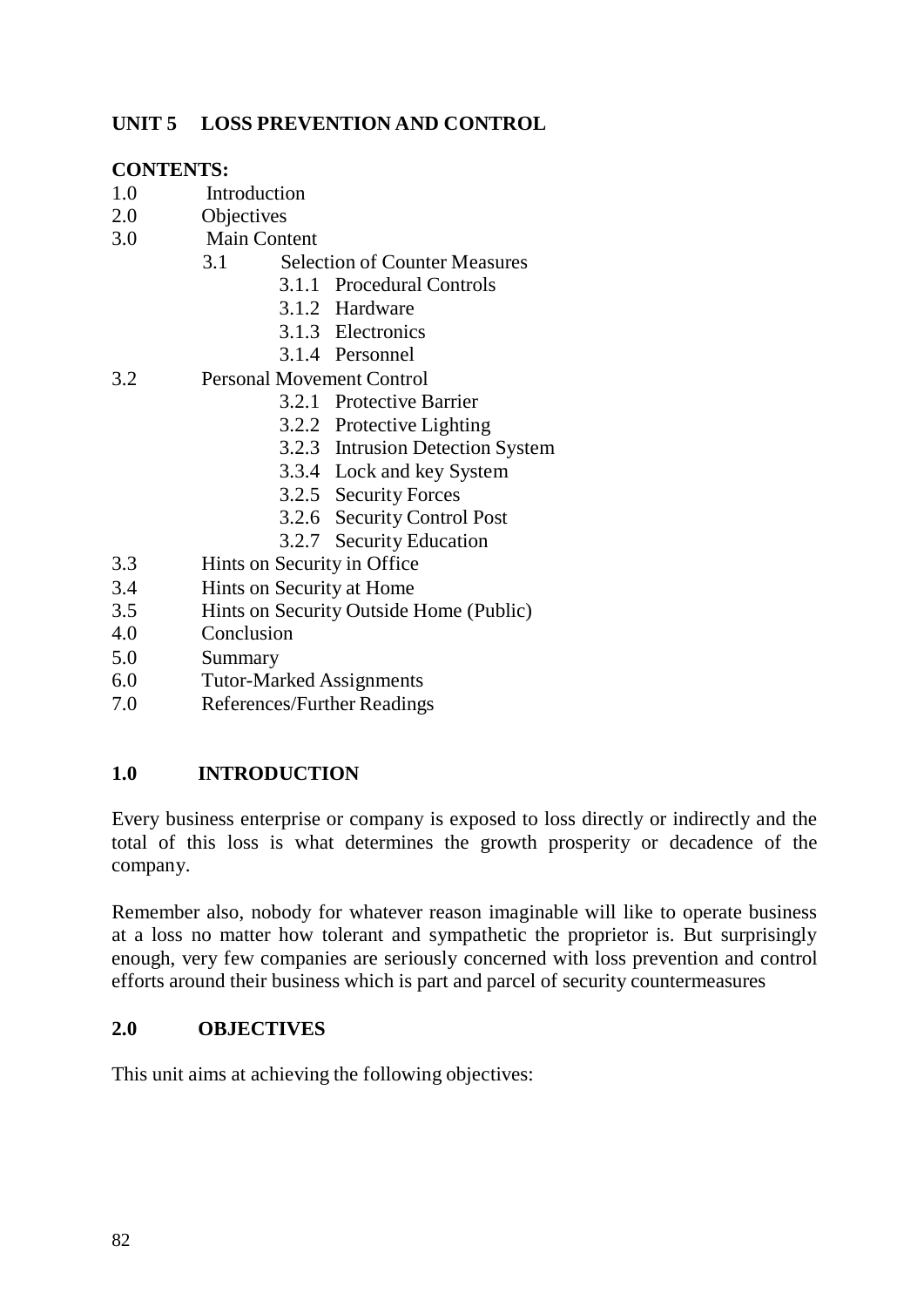## UNIT 5 LOSS PREVENTION AND CONTROL

**CONTENTS:**

1.0 Introduction
2.0 Objectives
3.0 Main Content
  3.1 Selection of Counter Measures
    3.1.1 Procedural Controls
    3.1.2 Hardware
    3.1.3 Electronics
    3.1.4 Personnel
3.2 Personal Movement Control
    3.2.1 Protective Barrier
    3.2.2 Protective Lighting
    3.2.3 Intrusion Detection System
    3.3.4 Lock and key System
    3.2.5 Security Forces
    3.2.6 Security Control Post
    3.2.7 Security Education
3.3 Hints on Security in Office
3.4 Hints on Security at Home
3.5 Hints on Security Outside Home (Public)
4.0 Conclusion
5.0 Summary
6.0 Tutor-Marked Assignments
7.0 References/Further Readings

### 1.0 INTRODUCTION

Every business enterprise or company is exposed to loss directly or indirectly and the total of this loss is what determines the growth prosperity or decadence of the company.

Remember also, nobody for whatever reason imaginable will like to operate business at a loss no matter how tolerant and sympathetic the proprietor is. But surprisingly enough, very few companies are seriously concerned with loss prevention and control efforts around their business which is part and parcel of security countermeasures

### 2.0 OBJECTIVES

This unit aims at achieving the following objectives: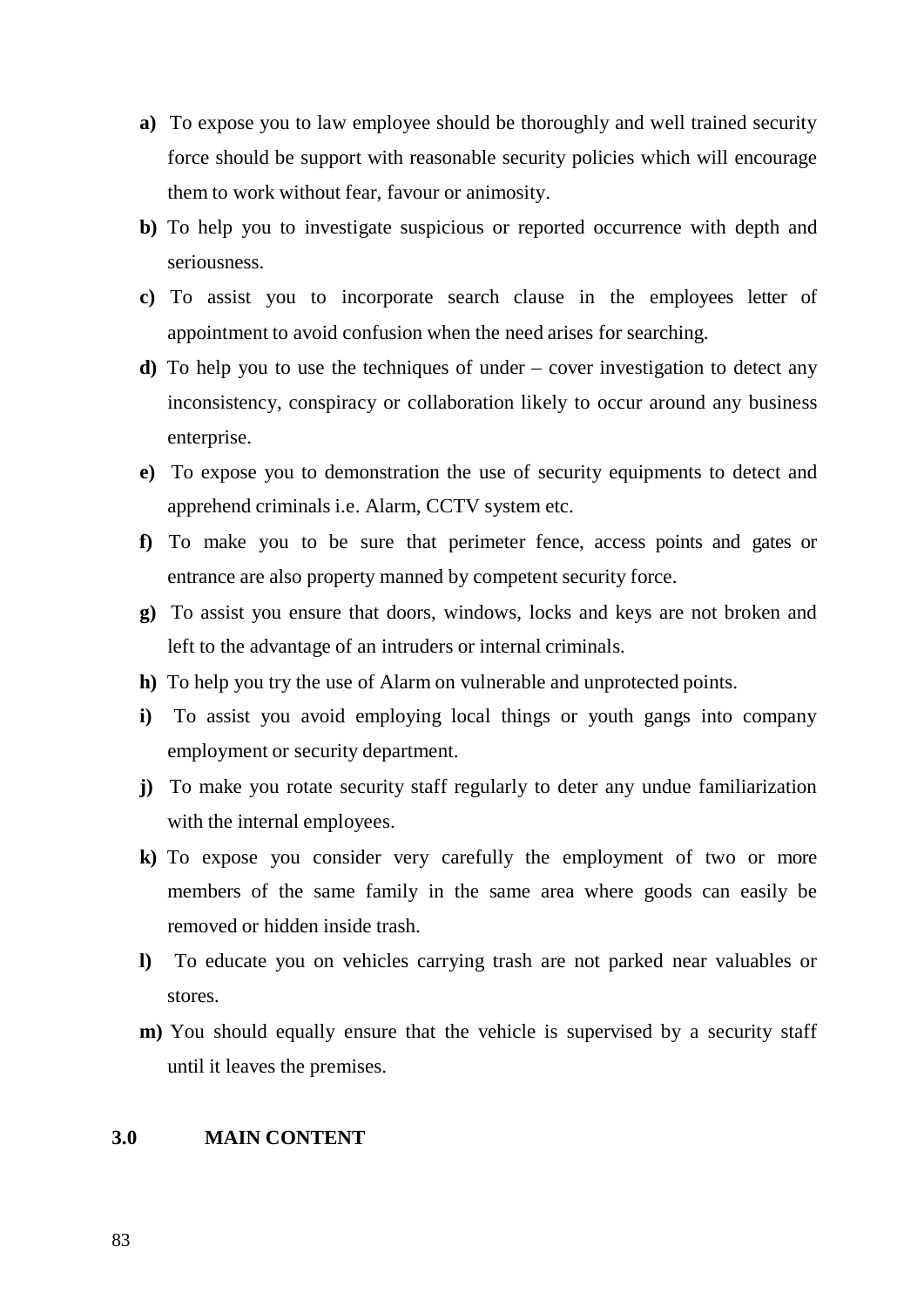**a)** To expose you to law employee should be thoroughly and well trained security force should be support with reasonable security policies which will encourage them to work without fear, favour or animosity.

**b)** To help you to investigate suspicious or reported occurrence with depth and seriousness.

**c)** To assist you to incorporate search clause in the employees letter of appointment to avoid confusion when the need arises for searching.

**d)** To help you to use the techniques of under – cover investigation to detect any inconsistency, conspiracy or collaboration likely to occur around any business enterprise.

**e)** To expose you to demonstration the use of security equipments to detect and apprehend criminals i.e. Alarm, CCTV system etc.

**f)** To make you to be sure that perimeter fence, access points and gates or entrance are also property manned by competent security force.

**g)** To assist you ensure that doors, windows, locks and keys are not broken and left to the advantage of an intruders or internal criminals.

**h)** To help you try the use of Alarm on vulnerable and unprotected points.

**i)** To assist you avoid employing local things or youth gangs into company employment or security department.

**j)** To make you rotate security staff regularly to deter any undue familiarization with the internal employees.

**k)** To expose you consider very carefully the employment of two or more members of the same family in the same area where goods can easily be removed or hidden inside trash.

**l)** To educate you on vehicles carrying trash are not parked near valuables or stores.

**m)** You should equally ensure that the vehicle is supervised by a security staff until it leaves the premises.

## 3.0 MAIN CONTENT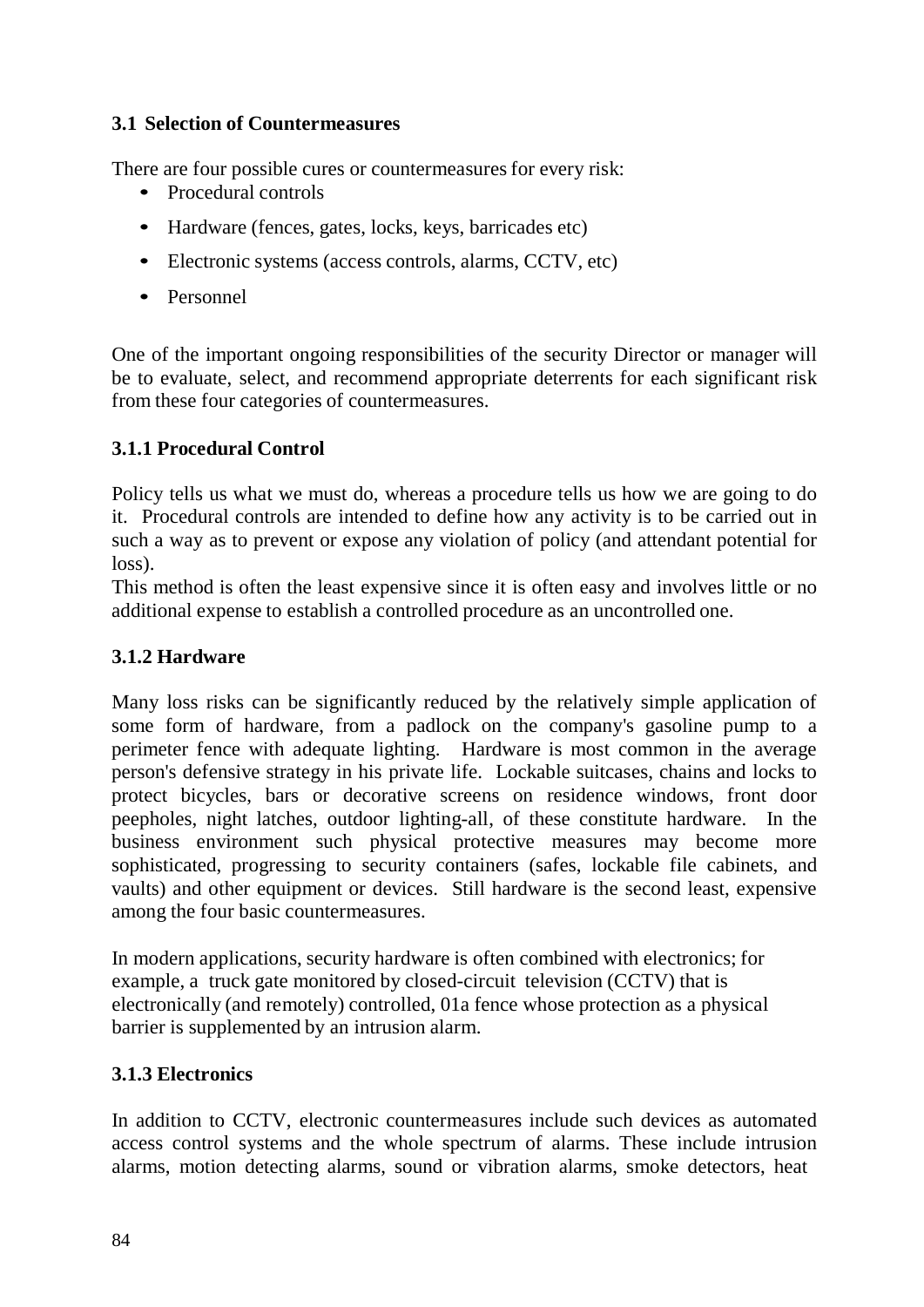### 3.1 Selection of Countermeasures

There are four possible cures or countermeasures for every risk:

- Procedural controls
- Hardware (fences, gates, locks, keys, barricades etc)
- Electronic systems (access controls, alarms, CCTV, etc)
- Personnel

One of the important ongoing responsibilities of the security Director or manager will be to evaluate, select, and recommend appropriate deterrents for each significant risk from these four categories of countermeasures.

#### 3.1.1 Procedural Control

Policy tells us what we must do, whereas a procedure tells us how we are going to do it. Procedural controls are intended to define how any activity is to be carried out in such a way as to prevent or expose any violation of policy (and attendant potential for loss).

This method is often the least expensive since it is often easy and involves little or no additional expense to establish a controlled procedure as an uncontrolled one.

#### 3.1.2 Hardware

Many loss risks can be significantly reduced by the relatively simple application of some form of hardware, from a padlock on the company's gasoline pump to a perimeter fence with adequate lighting. Hardware is most common in the average person's defensive strategy in his private life. Lockable suitcases, chains and locks to protect bicycles, bars or decorative screens on residence windows, front door peepholes, night latches, outdoor lighting-all, of these constitute hardware. In the business environment such physical protective measures may become more sophisticated, progressing to security containers (safes, lockable file cabinets, and vaults) and other equipment or devices. Still hardware is the second least, expensive among the four basic countermeasures.

In modern applications, security hardware is often combined with electronics; for example, a truck gate monitored by closed-circuit television (CCTV) that is electronically (and remotely) controlled, 01a fence whose protection as a physical barrier is supplemented by an intrusion alarm.

#### 3.1.3 Electronics

In addition to CCTV, electronic countermeasures include such devices as automated access control systems and the whole spectrum of alarms. These include intrusion alarms, motion detecting alarms, sound or vibration alarms, smoke detectors, heat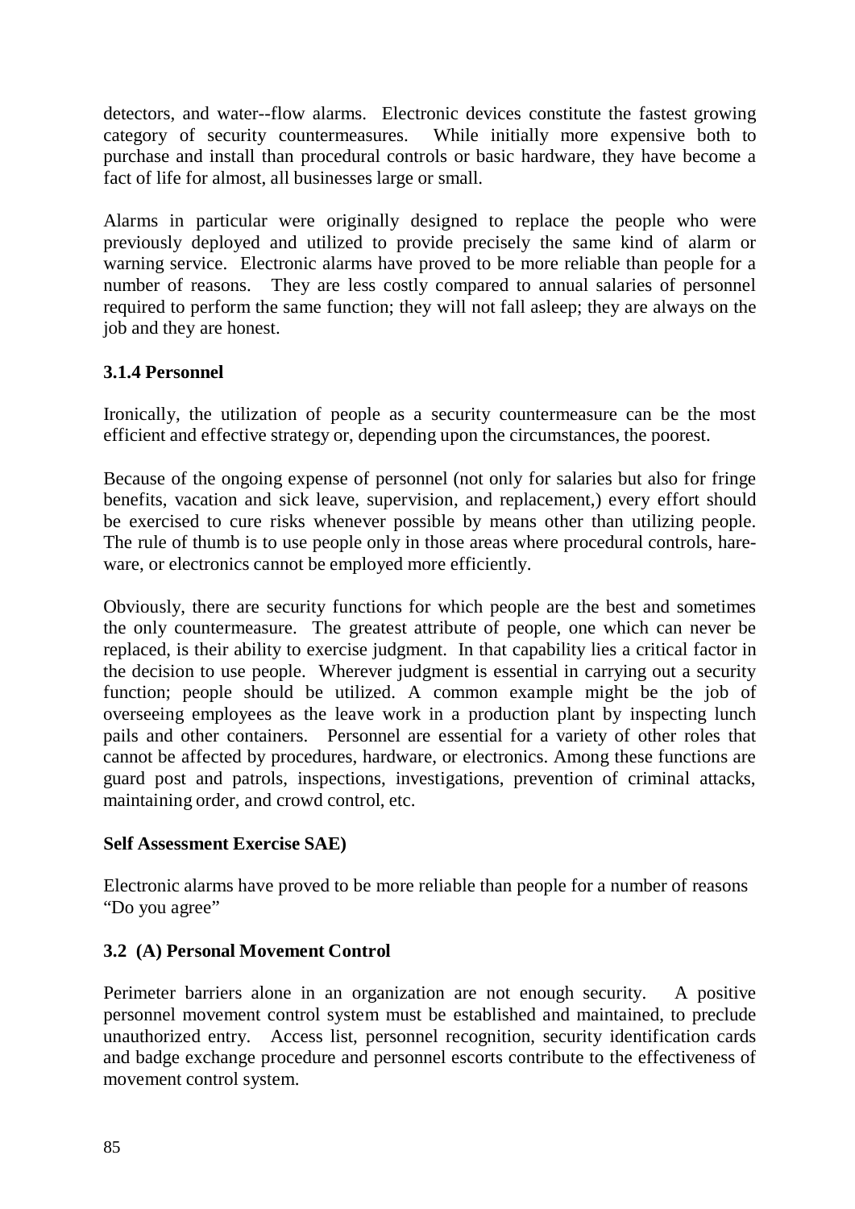detectors, and water--flow alarms. Electronic devices constitute the fastest growing category of security countermeasures. While initially more expensive both to purchase and install than procedural controls or basic hardware, they have become a fact of life for almost, all businesses large or small.

Alarms in particular were originally designed to replace the people who were previously deployed and utilized to provide precisely the same kind of alarm or warning service. Electronic alarms have proved to be more reliable than people for a number of reasons. They are less costly compared to annual salaries of personnel required to perform the same function; they will not fall asleep; they are always on the job and they are honest.

### 3.1.4 Personnel

Ironically, the utilization of people as a security countermeasure can be the most efficient and effective strategy or, depending upon the circumstances, the poorest.

Because of the ongoing expense of personnel (not only for salaries but also for fringe benefits, vacation and sick leave, supervision, and replacement,) every effort should be exercised to cure risks whenever possible by means other than utilizing people. The rule of thumb is to use people only in those areas where procedural controls, hare-ware, or electronics cannot be employed more efficiently.

Obviously, there are security functions for which people are the best and sometimes the only countermeasure. The greatest attribute of people, one which can never be replaced, is their ability to exercise judgment. In that capability lies a critical factor in the decision to use people. Wherever judgment is essential in carrying out a security function; people should be utilized. A common example might be the job of overseeing employees as the leave work in a production plant by inspecting lunch pails and other containers. Personnel are essential for a variety of other roles that cannot be affected by procedures, hardware, or electronics. Among these functions are guard post and patrols, inspections, investigations, prevention of criminal attacks, maintaining order, and crowd control, etc.

**Self Assessment Exercise SAE)**

Electronic alarms have proved to be more reliable than people for a number of reasons "Do you agree"

### 3.2 (A) Personal Movement Control

Perimeter barriers alone in an organization are not enough security. A positive personnel movement control system must be established and maintained, to preclude unauthorized entry. Access list, personnel recognition, security identification cards and badge exchange procedure and personnel escorts contribute to the effectiveness of movement control system.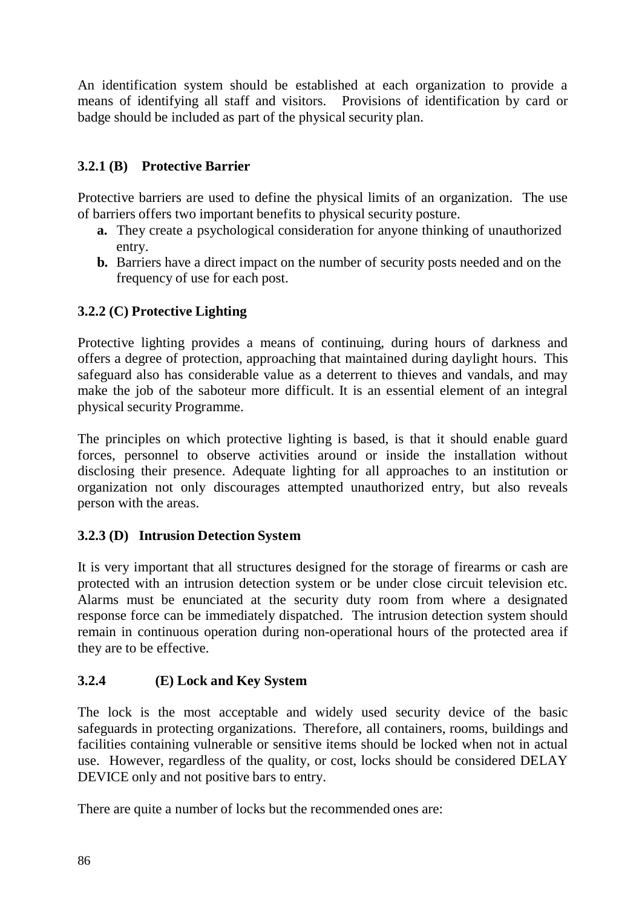An identification system should be established at each organization to provide a means of identifying all staff and visitors. Provisions of identification by card or badge should be included as part of the physical security plan.

### 3.2.1 (B) Protective Barrier

Protective barriers are used to define the physical limits of an organization. The use of barriers offers two important benefits to physical security posture.

- **a.** They create a psychological consideration for anyone thinking of unauthorized entry.
- **b.** Barriers have a direct impact on the number of security posts needed and on the frequency of use for each post.

### 3.2.2 (C) Protective Lighting

Protective lighting provides a means of continuing, during hours of darkness and offers a degree of protection, approaching that maintained during daylight hours. This safeguard also has considerable value as a deterrent to thieves and vandals, and may make the job of the saboteur more difficult. It is an essential element of an integral physical security Programme.

The principles on which protective lighting is based, is that it should enable guard forces, personnel to observe activities around or inside the installation without disclosing their presence. Adequate lighting for all approaches to an institution or organization not only discourages attempted unauthorized entry, but also reveals person with the areas.

### 3.2.3 (D) Intrusion Detection System

It is very important that all structures designed for the storage of firearms or cash are protected with an intrusion detection system or be under close circuit television etc. Alarms must be enunciated at the security duty room from where a designated response force can be immediately dispatched. The intrusion detection system should remain in continuous operation during non-operational hours of the protected area if they are to be effective.

### 3.2.4 (E) Lock and Key System

The lock is the most acceptable and widely used security device of the basic safeguards in protecting organizations. Therefore, all containers, rooms, buildings and facilities containing vulnerable or sensitive items should be locked when not in actual use. However, regardless of the quality, or cost, locks should be considered DELAY DEVICE only and not positive bars to entry.

There are quite a number of locks but the recommended ones are: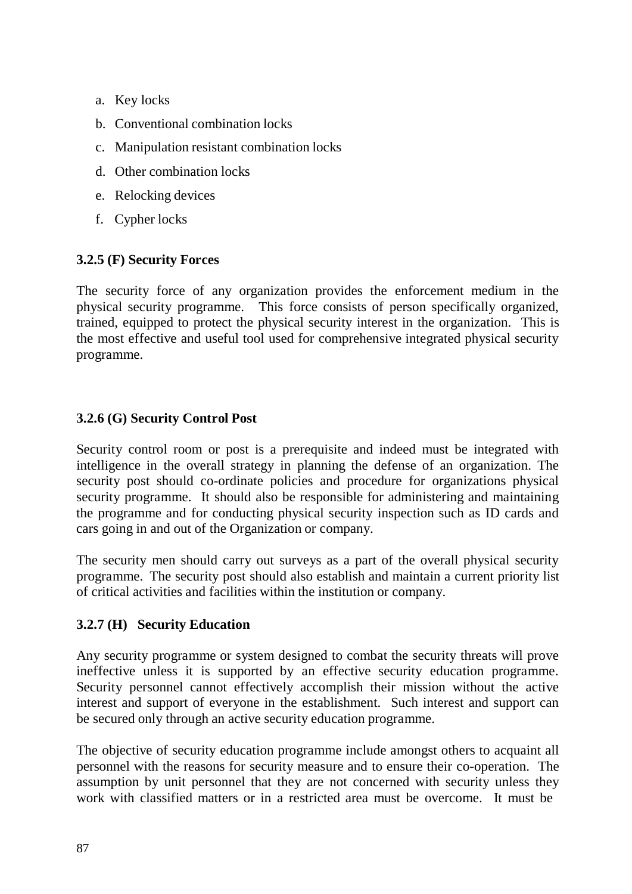a. Key locks
b. Conventional combination locks
c. Manipulation resistant combination locks
d. Other combination locks
e. Relocking devices
f. Cypher locks

### 3.2.5 (F) Security Forces

The security force of any organization provides the enforcement medium in the physical security programme. This force consists of person specifically organized, trained, equipped to protect the physical security interest in the organization. This is the most effective and useful tool used for comprehensive integrated physical security programme.

### 3.2.6 (G) Security Control Post

Security control room or post is a prerequisite and indeed must be integrated with intelligence in the overall strategy in planning the defense of an organization. The security post should co-ordinate policies and procedure for organizations physical security programme. It should also be responsible for administering and maintaining the programme and for conducting physical security inspection such as ID cards and cars going in and out of the Organization or company.

The security men should carry out surveys as a part of the overall physical security programme. The security post should also establish and maintain a current priority list of critical activities and facilities within the institution or company.

### 3.2.7 (H) Security Education

Any security programme or system designed to combat the security threats will prove ineffective unless it is supported by an effective security education programme. Security personnel cannot effectively accomplish their mission without the active interest and support of everyone in the establishment. Such interest and support can be secured only through an active security education programme.

The objective of security education programme include amongst others to acquaint all personnel with the reasons for security measure and to ensure their co-operation. The assumption by unit personnel that they are not concerned with security unless they work with classified matters or in a restricted area must be overcome. It must be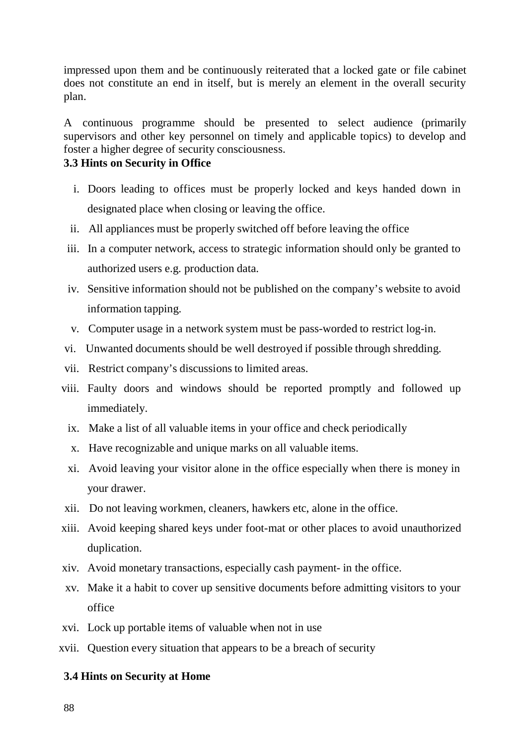impressed upon them and be continuously reiterated that a locked gate or file cabinet does not constitute an end in itself, but is merely an element in the overall security plan.

A continuous programme should be presented to select audience (primarily supervisors and other key personnel on timely and applicable topics) to develop and foster a higher degree of security consciousness.

### 3.3 Hints on Security in Office

i. Doors leading to offices must be properly locked and keys handed down in designated place when closing or leaving the office.
ii. All appliances must be properly switched off before leaving the office
iii. In a computer network, access to strategic information should only be granted to authorized users e.g. production data.
iv. Sensitive information should not be published on the company's website to avoid information tapping.
v. Computer usage in a network system must be pass-worded to restrict log-in.
vi. Unwanted documents should be well destroyed if possible through shredding.
vii. Restrict company's discussions to limited areas.
viii. Faulty doors and windows should be reported promptly and followed up immediately.
ix. Make a list of all valuable items in your office and check periodically
x. Have recognizable and unique marks on all valuable items.
xi. Avoid leaving your visitor alone in the office especially when there is money in your drawer.
xii. Do not leaving workmen, cleaners, hawkers etc, alone in the office.
xiii. Avoid keeping shared keys under foot-mat or other places to avoid unauthorized duplication.
xiv. Avoid monetary transactions, especially cash payment- in the office.
xv. Make it a habit to cover up sensitive documents before admitting visitors to your office
xvi. Lock up portable items of valuable when not in use
xvii. Question every situation that appears to be a breach of security

### 3.4 Hints on Security at Home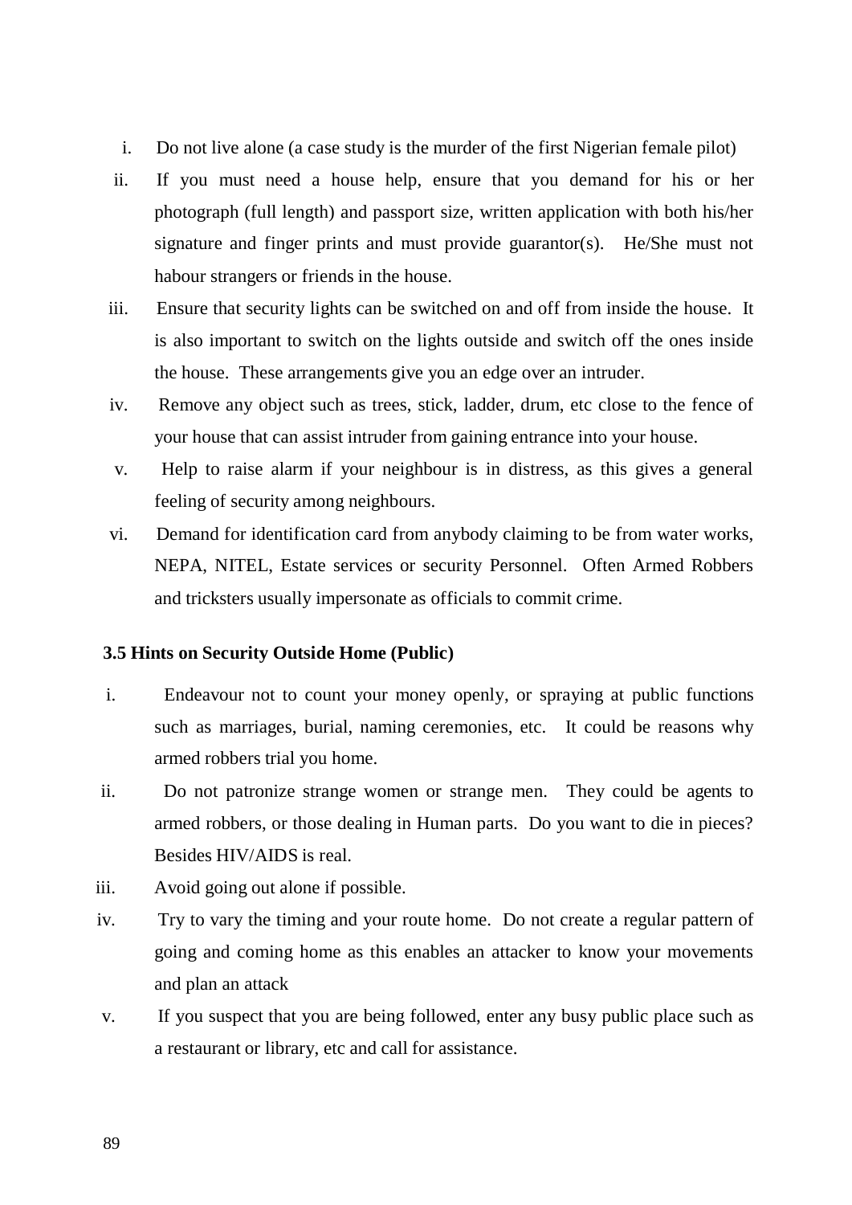i. Do not live alone (a case study is the murder of the first Nigerian female pilot)

ii. If you must need a house help, ensure that you demand for his or her photograph (full length) and passport size, written application with both his/her signature and finger prints and must provide guarantor(s). He/She must not habour strangers or friends in the house.

iii. Ensure that security lights can be switched on and off from inside the house. It is also important to switch on the lights outside and switch off the ones inside the house. These arrangements give you an edge over an intruder.

iv. Remove any object such as trees, stick, ladder, drum, etc close to the fence of your house that can assist intruder from gaining entrance into your house.

v. Help to raise alarm if your neighbour is in distress, as this gives a general feeling of security among neighbours.

vi. Demand for identification card from anybody claiming to be from water works, NEPA, NITEL, Estate services or security Personnel. Often Armed Robbers and tricksters usually impersonate as officials to commit crime.

### 3.5 Hints on Security Outside Home (Public)

i. Endeavour not to count your money openly, or spraying at public functions such as marriages, burial, naming ceremonies, etc. It could be reasons why armed robbers trial you home.

ii. Do not patronize strange women or strange men. They could be agents to armed robbers, or those dealing in Human parts. Do you want to die in pieces? Besides HIV/AIDS is real.

iii. Avoid going out alone if possible.

iv. Try to vary the timing and your route home. Do not create a regular pattern of going and coming home as this enables an attacker to know your movements and plan an attack

v. If you suspect that you are being followed, enter any busy public place such as a restaurant or library, etc and call for assistance.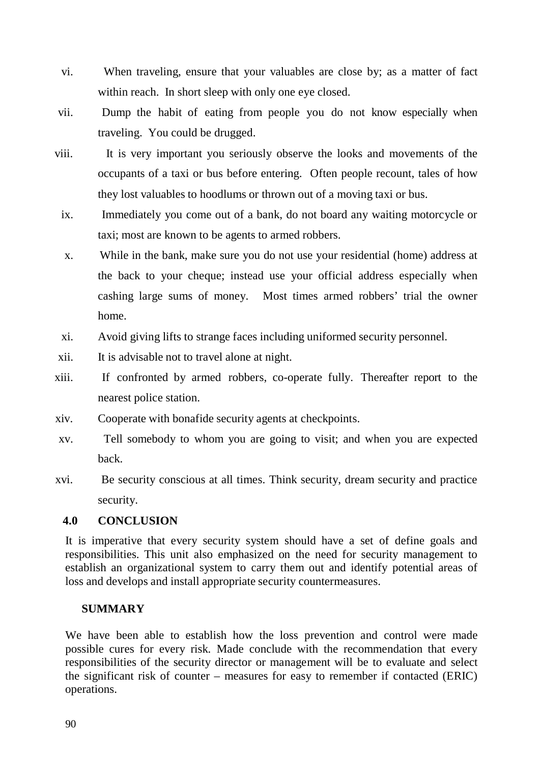vi. When traveling, ensure that your valuables are close by; as a matter of fact within reach. In short sleep with only one eye closed.

vii. Dump the habit of eating from people you do not know especially when traveling. You could be drugged.

viii. It is very important you seriously observe the looks and movements of the occupants of a taxi or bus before entering. Often people recount, tales of how they lost valuables to hoodlums or thrown out of a moving taxi or bus.

ix. Immediately you come out of a bank, do not board any waiting motorcycle or taxi; most are known to be agents to armed robbers.

x. While in the bank, make sure you do not use your residential (home) address at the back to your cheque; instead use your official address especially when cashing large sums of money. Most times armed robbers' trial the owner home.

xi. Avoid giving lifts to strange faces including uniformed security personnel.

xii. It is advisable not to travel alone at night.

xiii. If confronted by armed robbers, co-operate fully. Thereafter report to the nearest police station.

xiv. Cooperate with bonafide security agents at checkpoints.

xv. Tell somebody to whom you are going to visit; and when you are expected back.

xvi. Be security conscious at all times. Think security, dream security and practice security.

## 4.0 CONCLUSION

It is imperative that every security system should have a set of define goals and responsibilities. This unit also emphasized on the need for security management to establish an organizational system to carry them out and identify potential areas of loss and develops and install appropriate security countermeasures.

## SUMMARY

We have been able to establish how the loss prevention and control were made possible cures for every risk. Made conclude with the recommendation that every responsibilities of the security director or management will be to evaluate and select the significant risk of counter – measures for easy to remember if contacted (ERIC) operations.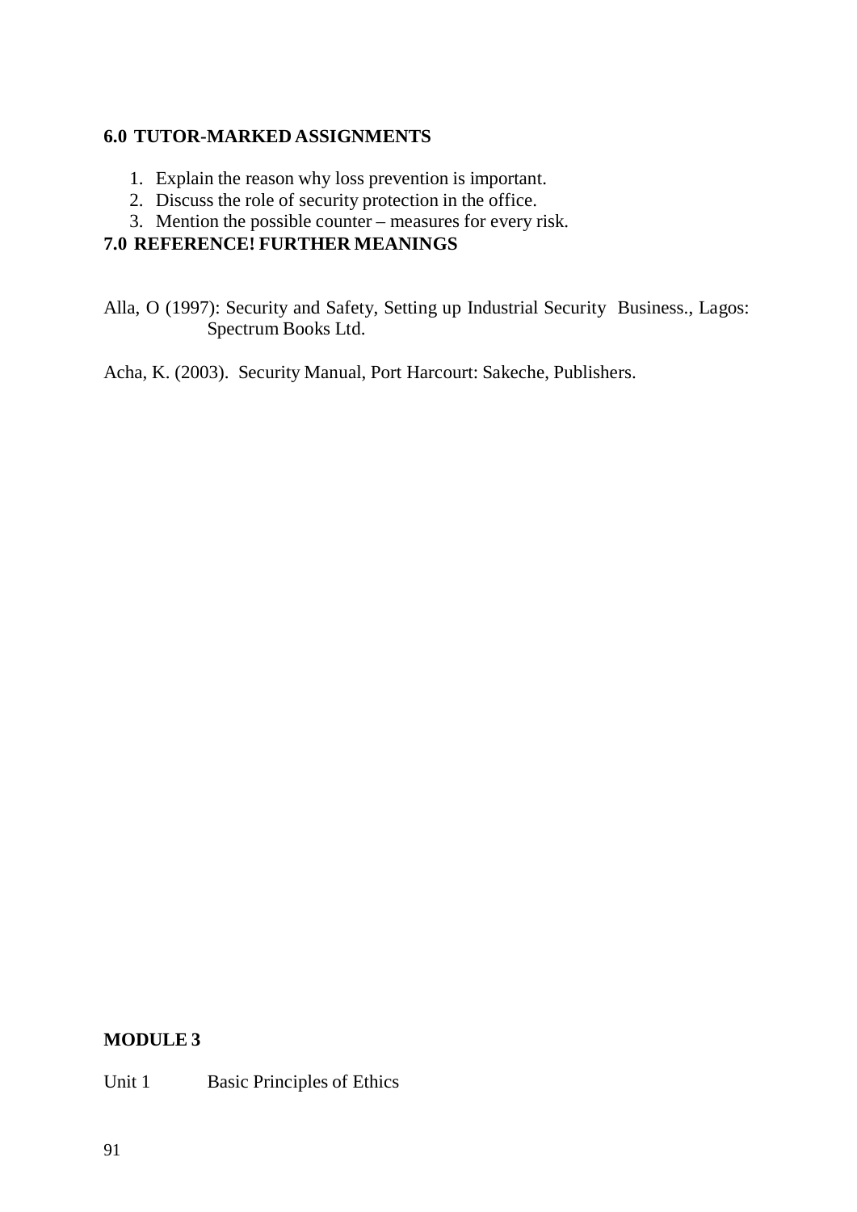## 6.0 TUTOR-MARKED ASSIGNMENTS

1. Explain the reason why loss prevention is important.
2. Discuss the role of security protection in the office.
3. Mention the possible counter – measures for every risk.

## 7.0 REFERENCE! FURTHER MEANINGS

Alla, O (1997): Security and Safety, Setting up Industrial Security Business., Lagos: Spectrum Books Ltd.

Acha, K. (2003). Security Manual, Port Harcourt: Sakeche, Publishers.

## MODULE 3

Unit 1 Basic Principles of Ethics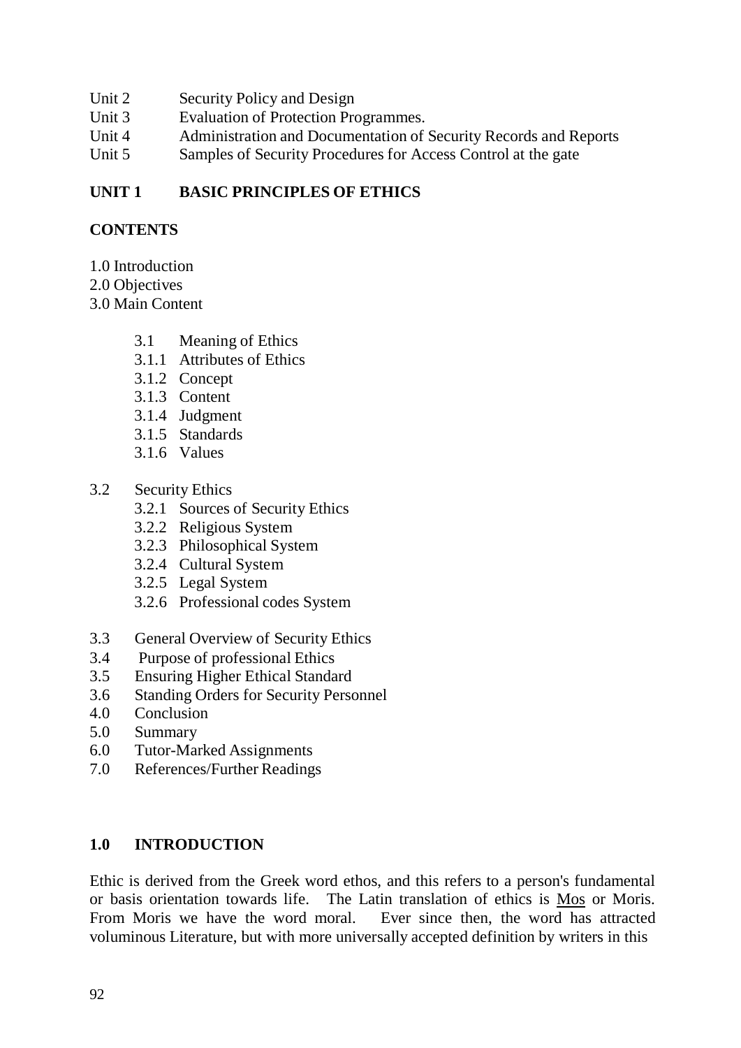Unit 2 Security Policy and Design
Unit 3 Evaluation of Protection Programmes.
Unit 4 Administration and Documentation of Security Records and Reports
Unit 5 Samples of Security Procedures for Access Control at the gate

## UNIT 1 BASIC PRINCIPLES OF ETHICS

**CONTENTS**

1.0 Introduction
2.0 Objectives
3.0 Main Content

- 3.1 Meaning of Ethics
- 3.1.1 Attributes of Ethics
- 3.1.2 Concept
- 3.1.3 Content
- 3.1.4 Judgment
- 3.1.5 Standards
- 3.1.6 Values

3.2 Security Ethics

- 3.2.1 Sources of Security Ethics
- 3.2.2 Religious System
- 3.2.3 Philosophical System
- 3.2.4 Cultural System
- 3.2.5 Legal System
- 3.2.6 Professional codes System

3.3 General Overview of Security Ethics
3.4 Purpose of professional Ethics
3.5 Ensuring Higher Ethical Standard
3.6 Standing Orders for Security Personnel
4.0 Conclusion
5.0 Summary
6.0 Tutor-Marked Assignments
7.0 References/Further Readings

## 1.0 INTRODUCTION

Ethic is derived from the Greek word ethos, and this refers to a person's fundamental or basis orientation towards life. The Latin translation of ethics is <u>Mos</u> or Moris. From Moris we have the word moral. Ever since then, the word has attracted voluminous Literature, but with more universally accepted definition by writers in this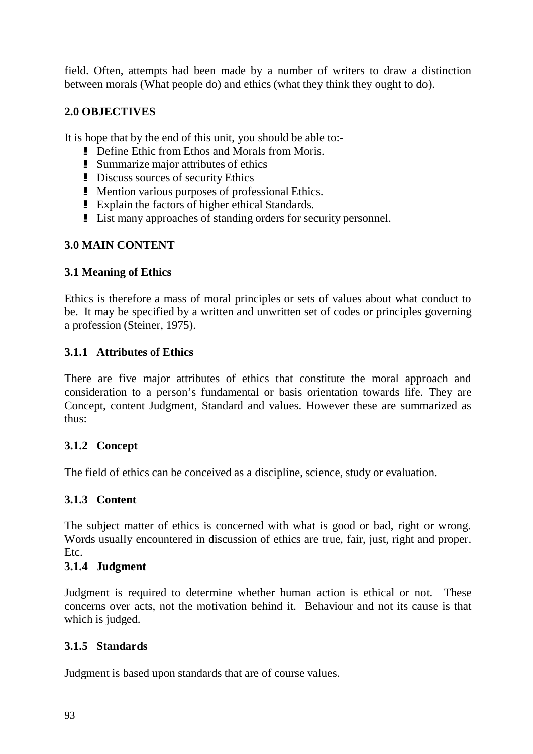field. Often, attempts had been made by a number of writers to draw a distinction between morals (What people do) and ethics (what they think they ought to do).

## 2.0 OBJECTIVES

It is hope that by the end of this unit, you should be able to:-

- Define Ethic from Ethos and Morals from Moris.
- Summarize major attributes of ethics
- Discuss sources of security Ethics
- Mention various purposes of professional Ethics.
- Explain the factors of higher ethical Standards.
- List many approaches of standing orders for security personnel.

## 3.0 MAIN CONTENT

### 3.1 Meaning of Ethics

Ethics is therefore a mass of moral principles or sets of values about what conduct to be. It may be specified by a written and unwritten set of codes or principles governing a profession (Steiner, 1975).

### 3.1.1 Attributes of Ethics

There are five major attributes of ethics that constitute the moral approach and consideration to a person's fundamental or basis orientation towards life. They are Concept, content Judgment, Standard and values. However these are summarized as thus:

### 3.1.2 Concept

The field of ethics can be conceived as a discipline, science, study or evaluation.

### 3.1.3 Content

The subject matter of ethics is concerned with what is good or bad, right or wrong. Words usually encountered in discussion of ethics are true, fair, just, right and proper. Etc.

### 3.1.4 Judgment

Judgment is required to determine whether human action is ethical or not. These concerns over acts, not the motivation behind it. Behaviour and not its cause is that which is judged.

### 3.1.5 Standards

Judgment is based upon standards that are of course values.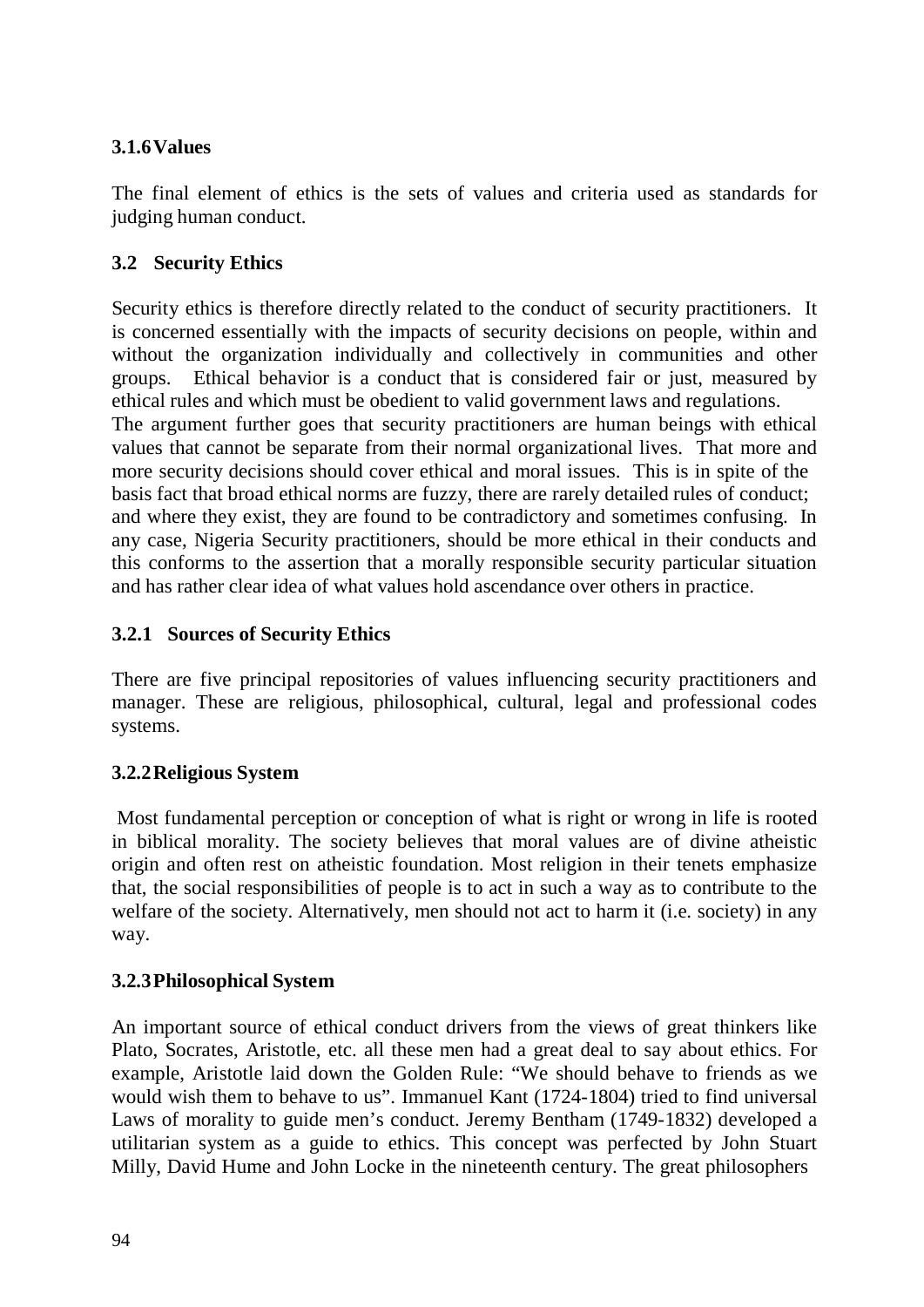### 3.1.6 Values

The final element of ethics is the sets of values and criteria used as standards for judging human conduct.

### 3.2 Security Ethics

Security ethics is therefore directly related to the conduct of security practitioners. It is concerned essentially with the impacts of security decisions on people, within and without the organization individually and collectively in communities and other groups. Ethical behavior is a conduct that is considered fair or just, measured by ethical rules and which must be obedient to valid government laws and regulations.
The argument further goes that security practitioners are human beings with ethical values that cannot be separate from their normal organizational lives. That more and more security decisions should cover ethical and moral issues. This is in spite of the basis fact that broad ethical norms are fuzzy, there are rarely detailed rules of conduct; and where they exist, they are found to be contradictory and sometimes confusing. In any case, Nigeria Security practitioners, should be more ethical in their conducts and this conforms to the assertion that a morally responsible security particular situation and has rather clear idea of what values hold ascendance over others in practice.

### 3.2.1 Sources of Security Ethics

There are five principal repositories of values influencing security practitioners and manager. These are religious, philosophical, cultural, legal and professional codes systems.

### 3.2.2 Religious System

Most fundamental perception or conception of what is right or wrong in life is rooted in biblical morality. The society believes that moral values are of divine atheistic origin and often rest on atheistic foundation. Most religion in their tenets emphasize that, the social responsibilities of people is to act in such a way as to contribute to the welfare of the society. Alternatively, men should not act to harm it (i.e. society) in any way.

### 3.2.3 Philosophical System

An important source of ethical conduct drivers from the views of great thinkers like Plato, Socrates, Aristotle, etc. all these men had a great deal to say about ethics. For example, Aristotle laid down the Golden Rule: "We should behave to friends as we would wish them to behave to us". Immanuel Kant (1724-1804) tried to find universal Laws of morality to guide men's conduct. Jeremy Bentham (1749-1832) developed a utilitarian system as a guide to ethics. This concept was perfected by John Stuart Milly, David Hume and John Locke in the nineteenth century. The great philosophers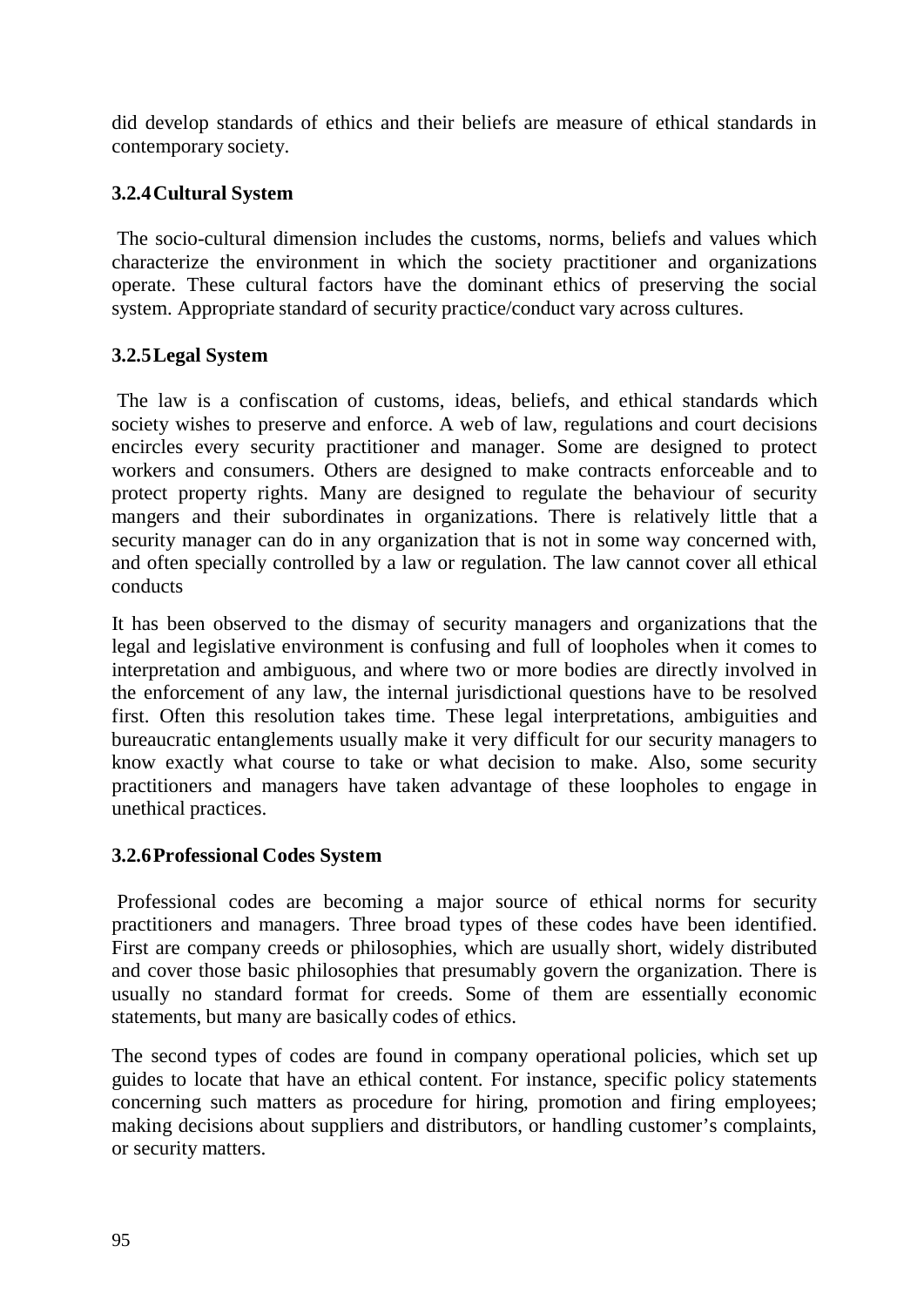did develop standards of ethics and their beliefs are measure of ethical standards in contemporary society.

### 3.2.4 Cultural System

The socio-cultural dimension includes the customs, norms, beliefs and values which characterize the environment in which the society practitioner and organizations operate. These cultural factors have the dominant ethics of preserving the social system. Appropriate standard of security practice/conduct vary across cultures.

### 3.2.5 Legal System

The law is a confiscation of customs, ideas, beliefs, and ethical standards which society wishes to preserve and enforce. A web of law, regulations and court decisions encircles every security practitioner and manager. Some are designed to protect workers and consumers. Others are designed to make contracts enforceable and to protect property rights. Many are designed to regulate the behaviour of security mangers and their subordinates in organizations. There is relatively little that a security manager can do in any organization that is not in some way concerned with, and often specially controlled by a law or regulation. The law cannot cover all ethical conducts

It has been observed to the dismay of security managers and organizations that the legal and legislative environment is confusing and full of loopholes when it comes to interpretation and ambiguous, and where two or more bodies are directly involved in the enforcement of any law, the internal jurisdictional questions have to be resolved first. Often this resolution takes time. These legal interpretations, ambiguities and bureaucratic entanglements usually make it very difficult for our security managers to know exactly what course to take or what decision to make. Also, some security practitioners and managers have taken advantage of these loopholes to engage in unethical practices.

### 3.2.6 Professional Codes System

Professional codes are becoming a major source of ethical norms for security practitioners and managers. Three broad types of these codes have been identified. First are company creeds or philosophies, which are usually short, widely distributed and cover those basic philosophies that presumably govern the organization. There is usually no standard format for creeds. Some of them are essentially economic statements, but many are basically codes of ethics.

The second types of codes are found in company operational policies, which set up guides to locate that have an ethical content. For instance, specific policy statements concerning such matters as procedure for hiring, promotion and firing employees; making decisions about suppliers and distributors, or handling customer's complaints, or security matters.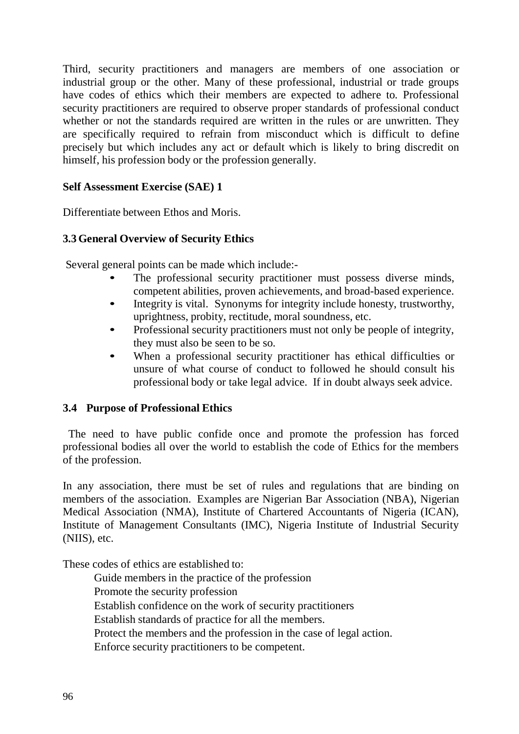Third, security practitioners and managers are members of one association or industrial group or the other. Many of these professional, industrial or trade groups have codes of ethics which their members are expected to adhere to. Professional security practitioners are required to observe proper standards of professional conduct whether or not the standards required are written in the rules or are unwritten. They are specifically required to refrain from misconduct which is difficult to define precisely but which includes any act or default which is likely to bring discredit on himself, his profession body or the profession generally.

**Self Assessment Exercise (SAE) 1**

Differentiate between Ethos and Moris.

### 3.3 General Overview of Security Ethics

Several general points can be made which include:-

- The professional security practitioner must possess diverse minds, competent abilities, proven achievements, and broad-based experience.
- Integrity is vital. Synonyms for integrity include honesty, trustworthy, uprightness, probity, rectitude, moral soundness, etc.
- Professional security practitioners must not only be people of integrity, they must also be seen to be so.
- When a professional security practitioner has ethical difficulties or unsure of what course of conduct to followed he should consult his professional body or take legal advice. If in doubt always seek advice.

### 3.4 Purpose of Professional Ethics

The need to have public confide once and promote the profession has forced professional bodies all over the world to establish the code of Ethics for the members of the profession.

In any association, there must be set of rules and regulations that are binding on members of the association. Examples are Nigerian Bar Association (NBA), Nigerian Medical Association (NMA), Institute of Chartered Accountants of Nigeria (ICAN), Institute of Management Consultants (IMC), Nigeria Institute of Industrial Security (NIIS), etc.

These codes of ethics are established to:

Guide members in the practice of the profession
Promote the security profession
Establish confidence on the work of security practitioners
Establish standards of practice for all the members.
Protect the members and the profession in the case of legal action.
Enforce security practitioners to be competent.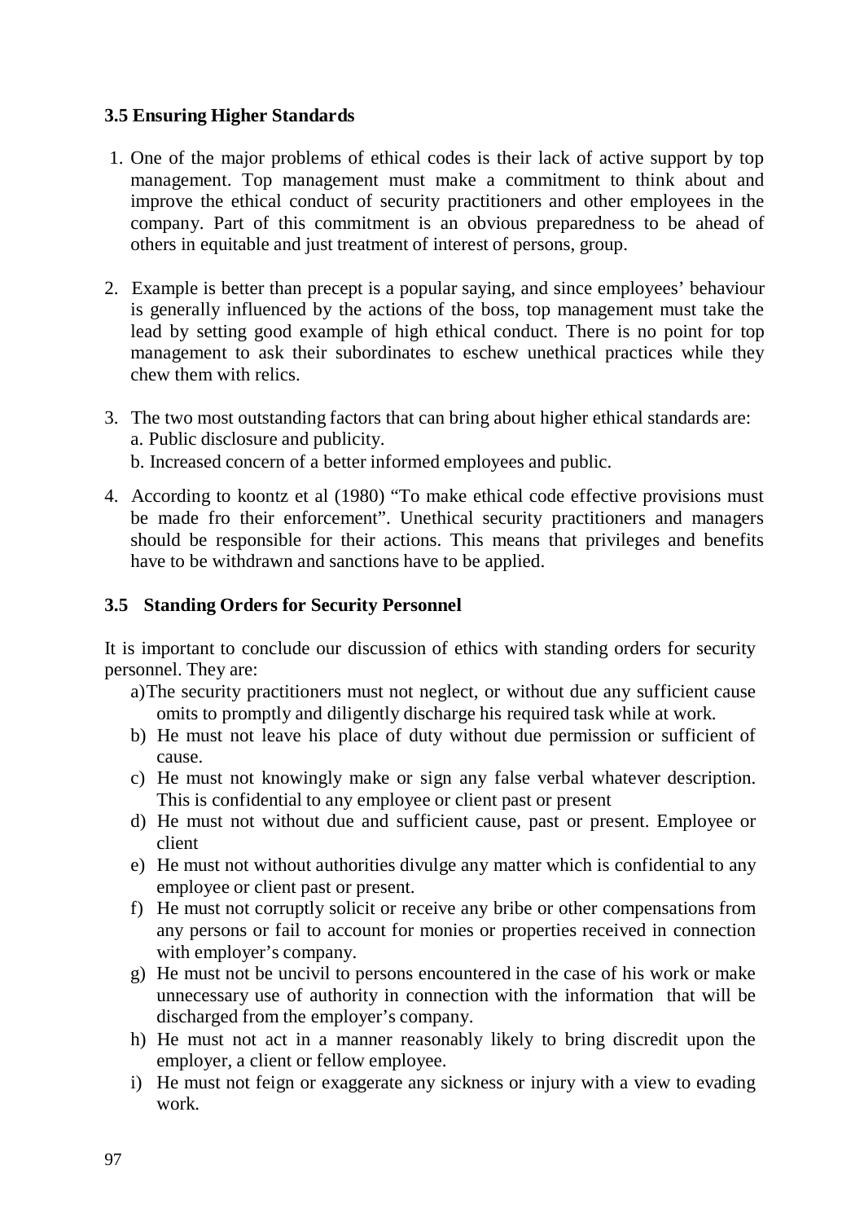### 3.5 Ensuring Higher Standards

1. One of the major problems of ethical codes is their lack of active support by top management. Top management must make a commitment to think about and improve the ethical conduct of security practitioners and other employees in the company. Part of this commitment is an obvious preparedness to be ahead of others in equitable and just treatment of interest of persons, group.

2. Example is better than precept is a popular saying, and since employees' behaviour is generally influenced by the actions of the boss, top management must take the lead by setting good example of high ethical conduct. There is no point for top management to ask their subordinates to eschew unethical practices while they chew them with relics.

3. The two most outstanding factors that can bring about higher ethical standards are:
   a. Public disclosure and publicity.
   b. Increased concern of a better informed employees and public.

4. According to koontz et al (1980) "To make ethical code effective provisions must be made fro their enforcement". Unethical security practitioners and managers should be responsible for their actions. This means that privileges and benefits have to be withdrawn and sanctions have to be applied.

### 3.5 Standing Orders for Security Personnel

It is important to conclude our discussion of ethics with standing orders for security personnel. They are:

a) The security practitioners must not neglect, or without due any sufficient cause omits to promptly and diligently discharge his required task while at work.
b) He must not leave his place of duty without due permission or sufficient of cause.
c) He must not knowingly make or sign any false verbal whatever description. This is confidential to any employee or client past or present
d) He must not without due and sufficient cause, past or present. Employee or client
e) He must not without authorities divulge any matter which is confidential to any employee or client past or present.
f) He must not corruptly solicit or receive any bribe or other compensations from any persons or fail to account for monies or properties received in connection with employer's company.
g) He must not be uncivil to persons encountered in the case of his work or make unnecessary use of authority in connection with the information that will be discharged from the employer's company.
h) He must not act in a manner reasonably likely to bring discredit upon the employer, a client or fellow employee.
i) He must not feign or exaggerate any sickness or injury with a view to evading work.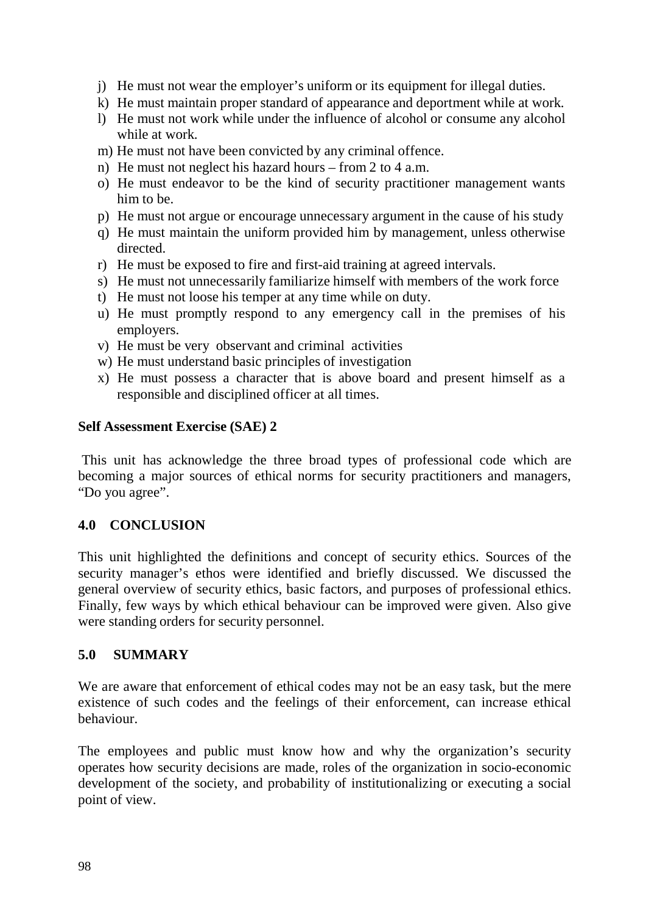j) He must not wear the employer's uniform or its equipment for illegal duties.
k) He must maintain proper standard of appearance and deportment while at work.
l) He must not work while under the influence of alcohol or consume any alcohol while at work.
m) He must not have been convicted by any criminal offence.
n) He must not neglect his hazard hours – from 2 to 4 a.m.
o) He must endeavor to be the kind of security practitioner management wants him to be.
p) He must not argue or encourage unnecessary argument in the cause of his study
q) He must maintain the uniform provided him by management, unless otherwise directed.
r) He must be exposed to fire and first-aid training at agreed intervals.
s) He must not unnecessarily familiarize himself with members of the work force
t) He must not loose his temper at any time while on duty.
u) He must promptly respond to any emergency call in the premises of his employers.
v) He must be very observant and criminal activities
w) He must understand basic principles of investigation
x) He must possess a character that is above board and present himself as a responsible and disciplined officer at all times.

**Self Assessment Exercise (SAE) 2**

This unit has acknowledge the three broad types of professional code which are becoming a major sources of ethical norms for security practitioners and managers, "Do you agree".

## 4.0 CONCLUSION

This unit highlighted the definitions and concept of security ethics. Sources of the security manager's ethos were identified and briefly discussed. We discussed the general overview of security ethics, basic factors, and purposes of professional ethics. Finally, few ways by which ethical behaviour can be improved were given. Also give were standing orders for security personnel.

## 5.0 SUMMARY

We are aware that enforcement of ethical codes may not be an easy task, but the mere existence of such codes and the feelings of their enforcement, can increase ethical behaviour.

The employees and public must know how and why the organization's security operates how security decisions are made, roles of the organization in socio-economic development of the society, and probability of institutionalizing or executing a social point of view.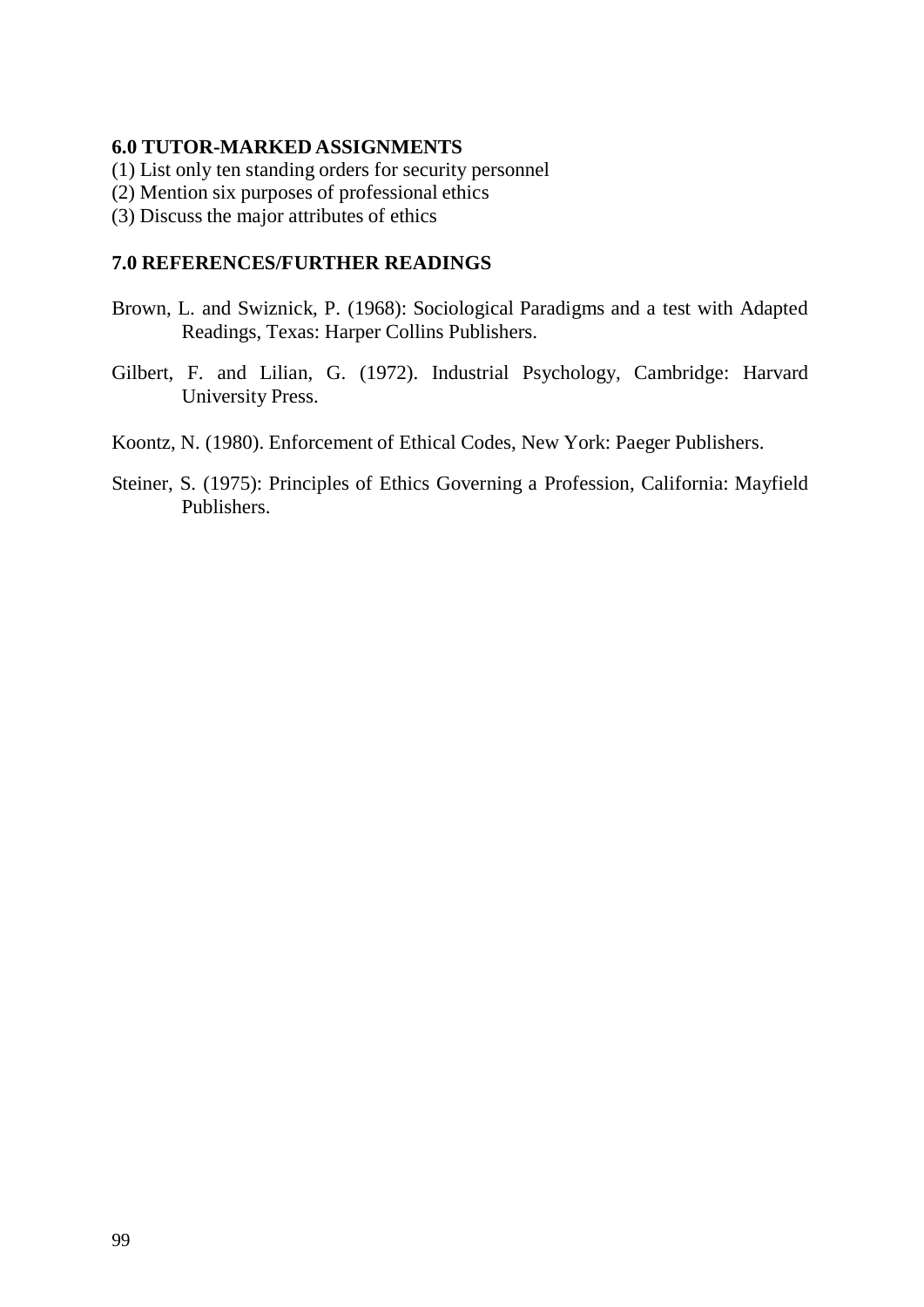## 6.0 TUTOR-MARKED ASSIGNMENTS

(1) List only ten standing orders for security personnel
(2) Mention six purposes of professional ethics
(3) Discuss the major attributes of ethics

## 7.0 REFERENCES/FURTHER READINGS

Brown, L. and Swiznick, P. (1968): Sociological Paradigms and a test with Adapted Readings, Texas: Harper Collins Publishers.

Gilbert, F. and Lilian, G. (1972). Industrial Psychology, Cambridge: Harvard University Press.

Koontz, N. (1980). Enforcement of Ethical Codes, New York: Paeger Publishers.

Steiner, S. (1975): Principles of Ethics Governing a Profession, California: Mayfield Publishers.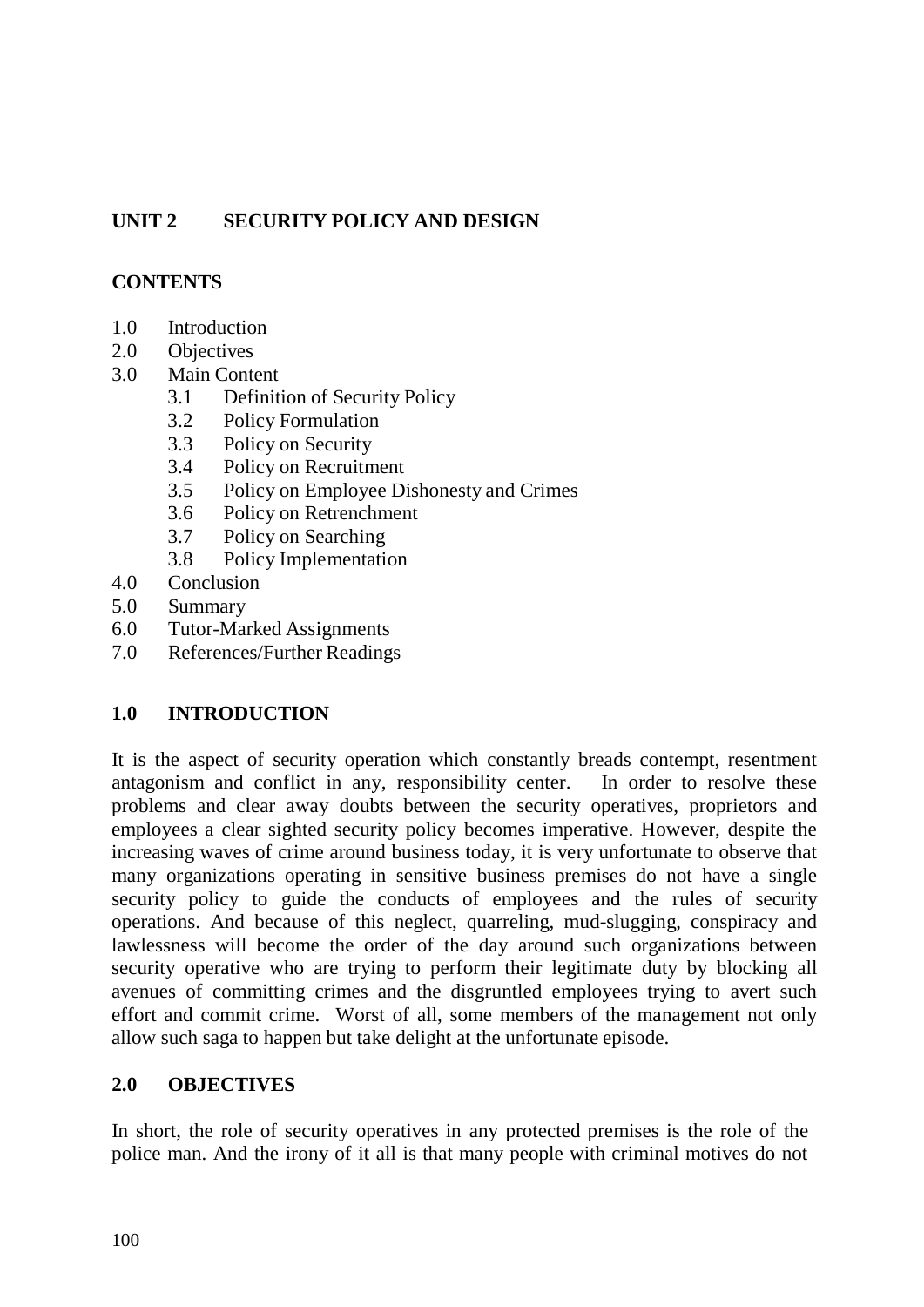## UNIT 2 SECURITY POLICY AND DESIGN

### CONTENTS

- 1.0 Introduction
- 2.0 Objectives
- 3.0 Main Content
  - 3.1 Definition of Security Policy
  - 3.2 Policy Formulation
  - 3.3 Policy on Security
  - 3.4 Policy on Recruitment
  - 3.5 Policy on Employee Dishonesty and Crimes
  - 3.6 Policy on Retrenchment
  - 3.7 Policy on Searching
  - 3.8 Policy Implementation
- 4.0 Conclusion
- 5.0 Summary
- 6.0 Tutor-Marked Assignments
- 7.0 References/Further Readings

### 1.0 INTRODUCTION

It is the aspect of security operation which constantly breads contempt, resentment antagonism and conflict in any, responsibility center. In order to resolve these problems and clear away doubts between the security operatives, proprietors and employees a clear sighted security policy becomes imperative. However, despite the increasing waves of crime around business today, it is very unfortunate to observe that many organizations operating in sensitive business premises do not have a single security policy to guide the conducts of employees and the rules of security operations. And because of this neglect, quarreling, mud-slugging, conspiracy and lawlessness will become the order of the day around such organizations between security operative who are trying to perform their legitimate duty by blocking all avenues of committing crimes and the disgruntled employees trying to avert such effort and commit crime. Worst of all, some members of the management not only allow such saga to happen but take delight at the unfortunate episode.

### 2.0 OBJECTIVES

In short, the role of security operatives in any protected premises is the role of the police man. And the irony of it all is that many people with criminal motives do not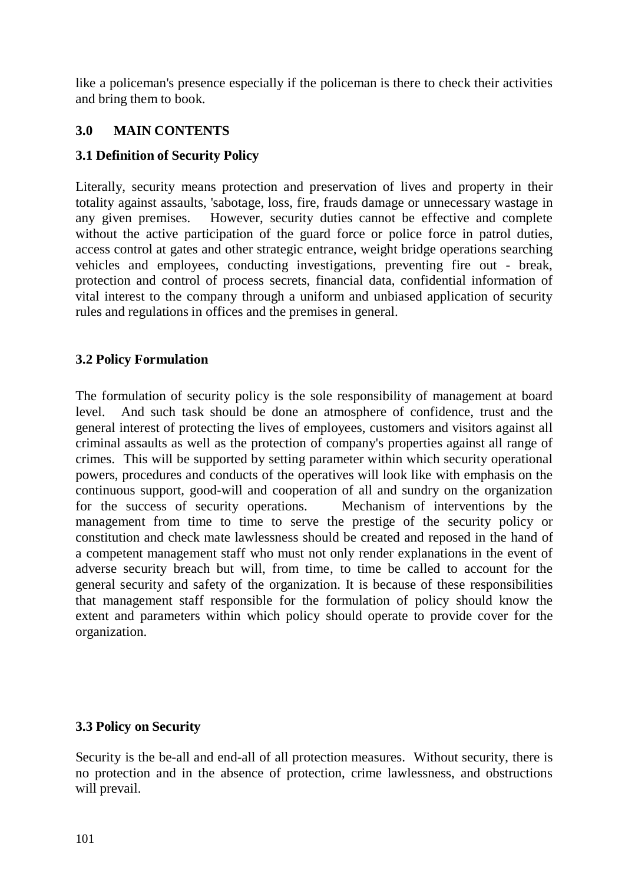like a policeman's presence especially if the policeman is there to check their activities and bring them to book.

## 3.0 MAIN CONTENTS

### 3.1 Definition of Security Policy

Literally, security means protection and preservation of lives and property in their totality against assaults, 'sabotage, loss, fire, frauds damage or unnecessary wastage in any given premises. However, security duties cannot be effective and complete without the active participation of the guard force or police force in patrol duties, access control at gates and other strategic entrance, weight bridge operations searching vehicles and employees, conducting investigations, preventing fire out - break, protection and control of process secrets, financial data, confidential information of vital interest to the company through a uniform and unbiased application of security rules and regulations in offices and the premises in general.

### 3.2 Policy Formulation

The formulation of security policy is the sole responsibility of management at board level. And such task should be done an atmosphere of confidence, trust and the general interest of protecting the lives of employees, customers and visitors against all criminal assaults as well as the protection of company's properties against all range of crimes. This will be supported by setting parameter within which security operational powers, procedures and conducts of the operatives will look like with emphasis on the continuous support, good-will and cooperation of all and sundry on the organization for the success of security operations. Mechanism of interventions by the management from time to time to serve the prestige of the security policy or constitution and check mate lawlessness should be created and reposed in the hand of a competent management staff who must not only render explanations in the event of adverse security breach but will, from time, to time be called to account for the general security and safety of the organization. It is because of these responsibilities that management staff responsible for the formulation of policy should know the extent and parameters within which policy should operate to provide cover for the organization.

### 3.3 Policy on Security

Security is the be-all and end-all of all protection measures. Without security, there is no protection and in the absence of protection, crime lawlessness, and obstructions will prevail.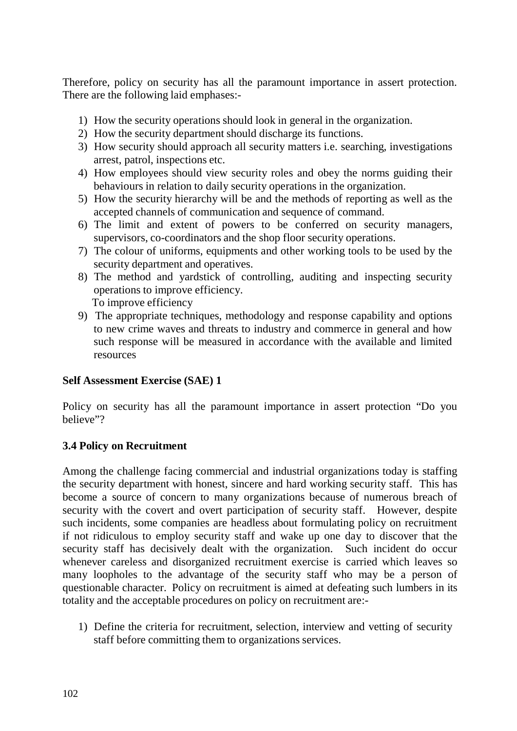Therefore, policy on security has all the paramount importance in assert protection. There are the following laid emphases:-

1) How the security operations should look in general in the organization.
2) How the security department should discharge its functions.
3) How security should approach all security matters i.e. searching, investigations arrest, patrol, inspections etc.
4) How employees should view security roles and obey the norms guiding their behaviours in relation to daily security operations in the organization.
5) How the security hierarchy will be and the methods of reporting as well as the accepted channels of communication and sequence of command.
6) The limit and extent of powers to be conferred on security managers, supervisors, co-coordinators and the shop floor security operations.
7) The colour of uniforms, equipments and other working tools to be used by the security department and operatives.
8) The method and yardstick of controlling, auditing and inspecting security operations to improve efficiency.
   To improve efficiency
9) The appropriate techniques, methodology and response capability and options to new crime waves and threats to industry and commerce in general and how such response will be measured in accordance with the available and limited resources

**Self Assessment Exercise (SAE) 1**

Policy on security has all the paramount importance in assert protection "Do you believe"?

### 3.4 Policy on Recruitment

Among the challenge facing commercial and industrial organizations today is staffing the security department with honest, sincere and hard working security staff. This has become a source of concern to many organizations because of numerous breach of security with the covert and overt participation of security staff. However, despite such incidents, some companies are headless about formulating policy on recruitment if not ridiculous to employ security staff and wake up one day to discover that the security staff has decisively dealt with the organization. Such incident do occur whenever careless and disorganized recruitment exercise is carried which leaves so many loopholes to the advantage of the security staff who may be a person of questionable character. Policy on recruitment is aimed at defeating such lumbers in its totality and the acceptable procedures on policy on recruitment are:-

1) Define the criteria for recruitment, selection, interview and vetting of security staff before committing them to organizations services.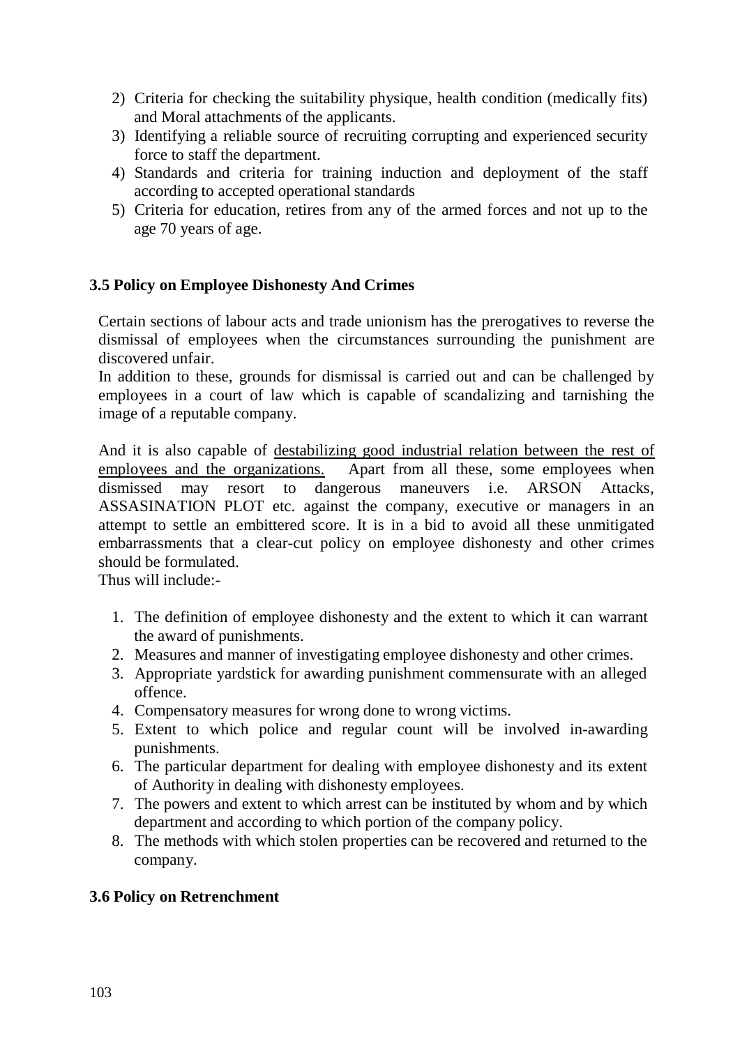2) Criteria for checking the suitability physique, health condition (medically fits) and Moral attachments of the applicants.
3) Identifying a reliable source of recruiting corrupting and experienced security force to staff the department.
4) Standards and criteria for training induction and deployment of the staff according to accepted operational standards
5) Criteria for education, retires from any of the armed forces and not up to the age 70 years of age.

### 3.5 Policy on Employee Dishonesty And Crimes

Certain sections of labour acts and trade unionism has the prerogatives to reverse the dismissal of employees when the circumstances surrounding the punishment are discovered unfair.
In addition to these, grounds for dismissal is carried out and can be challenged by employees in a court of law which is capable of scandalizing and tarnishing the image of a reputable company.

And it is also capable of <u>destabilizing good industrial relation between the rest of employees and the organizations.</u> Apart from all these, some employees when dismissed may resort to dangerous maneuvers i.e. ARSON Attacks, ASSASINATION PLOT etc. against the company, executive or managers in an attempt to settle an embittered score. It is in a bid to avoid all these unmitigated embarrassments that a clear-cut policy on employee dishonesty and other crimes should be formulated.
Thus will include:-

1. The definition of employee dishonesty and the extent to which it can warrant the award of punishments.
2. Measures and manner of investigating employee dishonesty and other crimes.
3. Appropriate yardstick for awarding punishment commensurate with an alleged offence.
4. Compensatory measures for wrong done to wrong victims.
5. Extent to which police and regular count will be involved in-awarding punishments.
6. The particular department for dealing with employee dishonesty and its extent of Authority in dealing with dishonesty employees.
7. The powers and extent to which arrest can be instituted by whom and by which department and according to which portion of the company policy.
8. The methods with which stolen properties can be recovered and returned to the company.

### 3.6 Policy on Retrenchment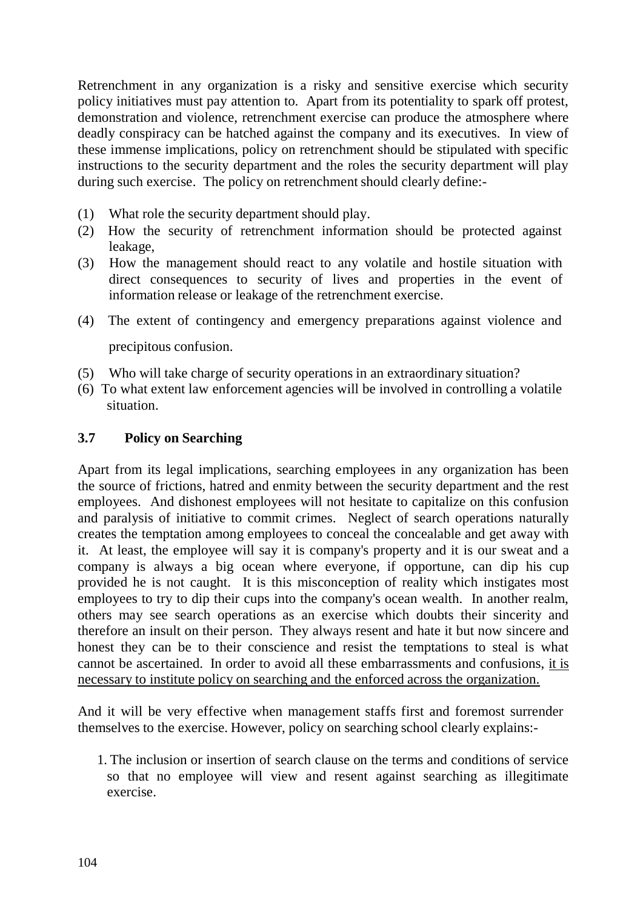Retrenchment in any organization is a risky and sensitive exercise which security policy initiatives must pay attention to. Apart from its potentiality to spark off protest, demonstration and violence, retrenchment exercise can produce the atmosphere where deadly conspiracy can be hatched against the company and its executives. In view of these immense implications, policy on retrenchment should be stipulated with specific instructions to the security department and the roles the security department will play during such exercise. The policy on retrenchment should clearly define:-

(1) What role the security department should play.
(2) How the security of retrenchment information should be protected against leakage,
(3) How the management should react to any volatile and hostile situation with direct consequences to security of lives and properties in the event of information release or leakage of the retrenchment exercise.
(4) The extent of contingency and emergency preparations against violence and precipitous confusion.
(5) Who will take charge of security operations in an extraordinary situation?
(6) To what extent law enforcement agencies will be involved in controlling a volatile situation.

### 3.7 Policy on Searching

Apart from its legal implications, searching employees in any organization has been the source of frictions, hatred and enmity between the security department and the rest employees. And dishonest employees will not hesitate to capitalize on this confusion and paralysis of initiative to commit crimes. Neglect of search operations naturally creates the temptation among employees to conceal the concealable and get away with it. At least, the employee will say it is company's property and it is our sweat and a company is always a big ocean where everyone, if opportune, can dip his cup provided he is not caught. It is this misconception of reality which instigates most employees to try to dip their cups into the company's ocean wealth. In another realm, others may see search operations as an exercise which doubts their sincerity and therefore an insult on their person. They always resent and hate it but now sincere and honest they can be to their conscience and resist the temptations to steal is what cannot be ascertained. In order to avoid all these embarrassments and confusions, <u>it is necessary to institute policy on searching and the enforced across the organization.</u>

And it will be very effective when management staffs first and foremost surrender themselves to the exercise. However, policy on searching school clearly explains:-

1. The inclusion or insertion of search clause on the terms and conditions of service so that no employee will view and resent against searching as illegitimate exercise.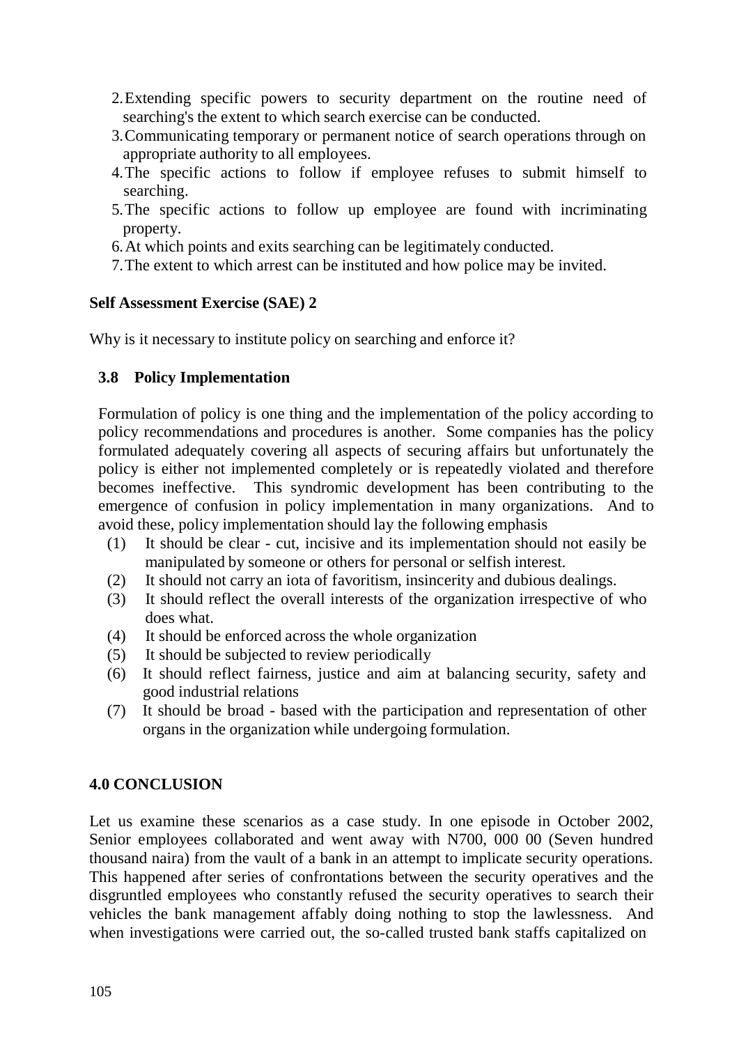2. Extending specific powers to security department on the routine need of searching's the extent to which search exercise can be conducted.
3. Communicating temporary or permanent notice of search operations through on appropriate authority to all employees.
4. The specific actions to follow if employee refuses to submit himself to searching.
5. The specific actions to follow up employee are found with incriminating property.
6. At which points and exits searching can be legitimately conducted.
7. The extent to which arrest can be instituted and how police may be invited.

**Self Assessment Exercise (SAE) 2**

Why is it necessary to institute policy on searching and enforce it?

### 3.8 Policy Implementation

Formulation of policy is one thing and the implementation of the policy according to policy recommendations and procedures is another. Some companies has the policy formulated adequately covering all aspects of securing affairs but unfortunately the policy is either not implemented completely or is repeatedly violated and therefore becomes ineffective. This syndromic development has been contributing to the emergence of confusion in policy implementation in many organizations. And to avoid these, policy implementation should lay the following emphasis

(1) It should be clear - cut, incisive and its implementation should not easily be manipulated by someone or others for personal or selfish interest.
(2) It should not carry an iota of favoritism, insincerity and dubious dealings.
(3) It should reflect the overall interests of the organization irrespective of who does what.
(4) It should be enforced across the whole organization
(5) It should be subjected to review periodically
(6) It should reflect fairness, justice and aim at balancing security, safety and good industrial relations
(7) It should be broad - based with the participation and representation of other organs in the organization while undergoing formulation.

## 4.0 CONCLUSION

Let us examine these scenarios as a case study. In one episode in October 2002, Senior employees collaborated and went away with N700, 000 00 (Seven hundred thousand naira) from the vault of a bank in an attempt to implicate security operations. This happened after series of confrontations between the security operatives and the disgruntled employees who constantly refused the security operatives to search their vehicles the bank management affably doing nothing to stop the lawlessness. And when investigations were carried out, the so-called trusted bank staffs capitalized on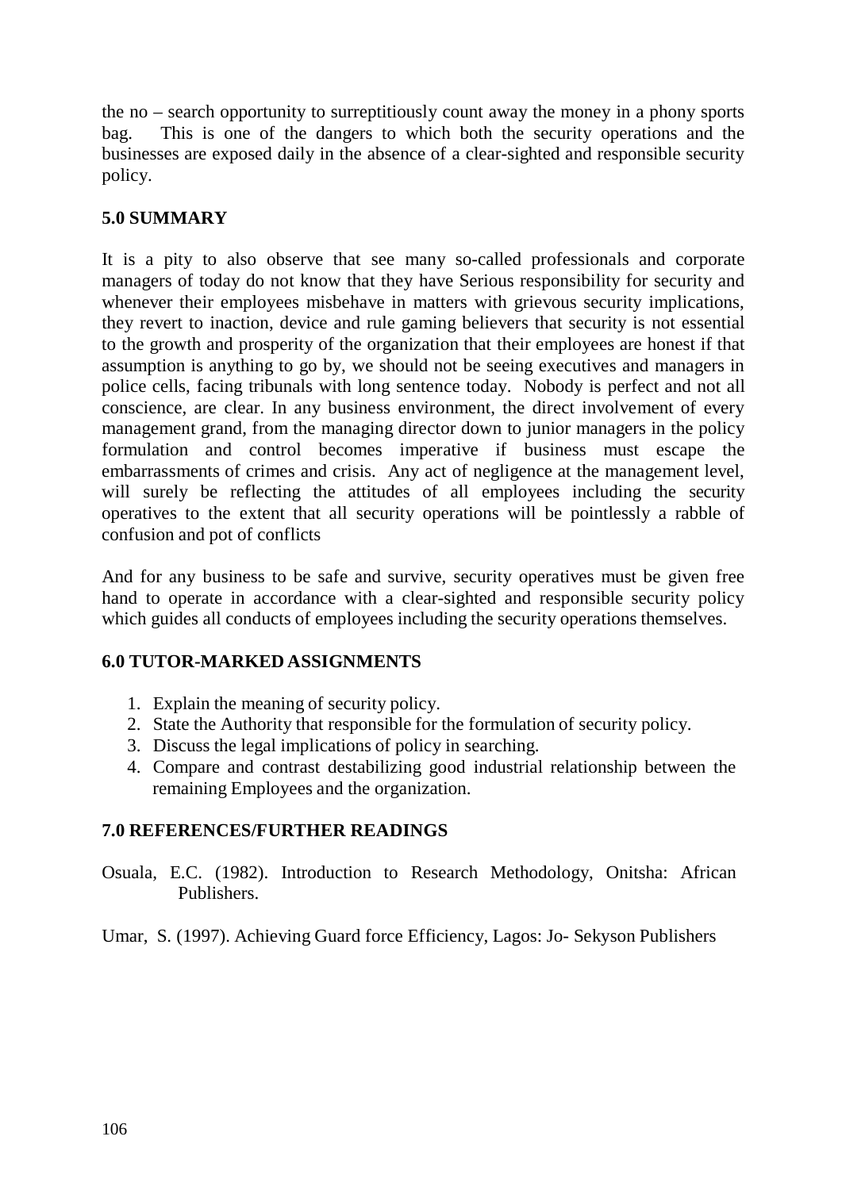the no – search opportunity to surreptitiously count away the money in a phony sports bag. This is one of the dangers to which both the security operations and the businesses are exposed daily in the absence of a clear-sighted and responsible security policy.

## 5.0 SUMMARY

It is a pity to also observe that see many so-called professionals and corporate managers of today do not know that they have Serious responsibility for security and whenever their employees misbehave in matters with grievous security implications, they revert to inaction, device and rule gaming believers that security is not essential to the growth and prosperity of the organization that their employees are honest if that assumption is anything to go by, we should not be seeing executives and managers in police cells, facing tribunals with long sentence today. Nobody is perfect and not all conscience, are clear. In any business environment, the direct involvement of every management grand, from the managing director down to junior managers in the policy formulation and control becomes imperative if business must escape the embarrassments of crimes and crisis. Any act of negligence at the management level, will surely be reflecting the attitudes of all employees including the security operatives to the extent that all security operations will be pointlessly a rabble of confusion and pot of conflicts

And for any business to be safe and survive, security operatives must be given free hand to operate in accordance with a clear-sighted and responsible security policy which guides all conducts of employees including the security operations themselves.

## 6.0 TUTOR-MARKED ASSIGNMENTS

1. Explain the meaning of security policy.
2. State the Authority that responsible for the formulation of security policy.
3. Discuss the legal implications of policy in searching.
4. Compare and contrast destabilizing good industrial relationship between the remaining Employees and the organization.

## 7.0 REFERENCES/FURTHER READINGS

Osuala, E.C. (1982). Introduction to Research Methodology, Onitsha: African Publishers.

Umar, S. (1997). Achieving Guard force Efficiency, Lagos: Jo- Sekyson Publishers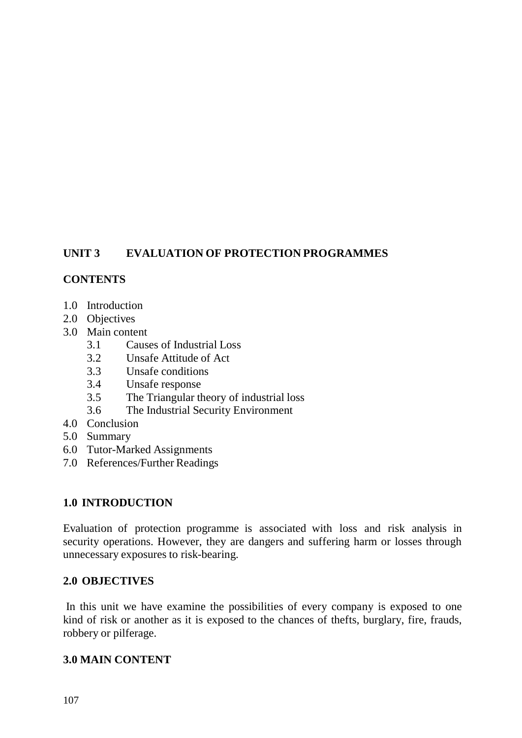## UNIT 3 EVALUATION OF PROTECTION PROGRAMMES

### CONTENTS

- 1.0 Introduction
- 2.0 Objectives
- 3.0 Main content
  - 3.1 Causes of Industrial Loss
  - 3.2 Unsafe Attitude of Act
  - 3.3 Unsafe conditions
  - 3.4 Unsafe response
  - 3.5 The Triangular theory of industrial loss
  - 3.6 The Industrial Security Environment
- 4.0 Conclusion
- 5.0 Summary
- 6.0 Tutor-Marked Assignments
- 7.0 References/Further Readings

### 1.0 INTRODUCTION

Evaluation of protection programme is associated with loss and risk analysis in security operations. However, they are dangers and suffering harm or losses through unnecessary exposures to risk-bearing.

### 2.0 OBJECTIVES

In this unit we have examine the possibilities of every company is exposed to one kind of risk or another as it is exposed to the chances of thefts, burglary, fire, frauds, robbery or pilferage.

### 3.0 MAIN CONTENT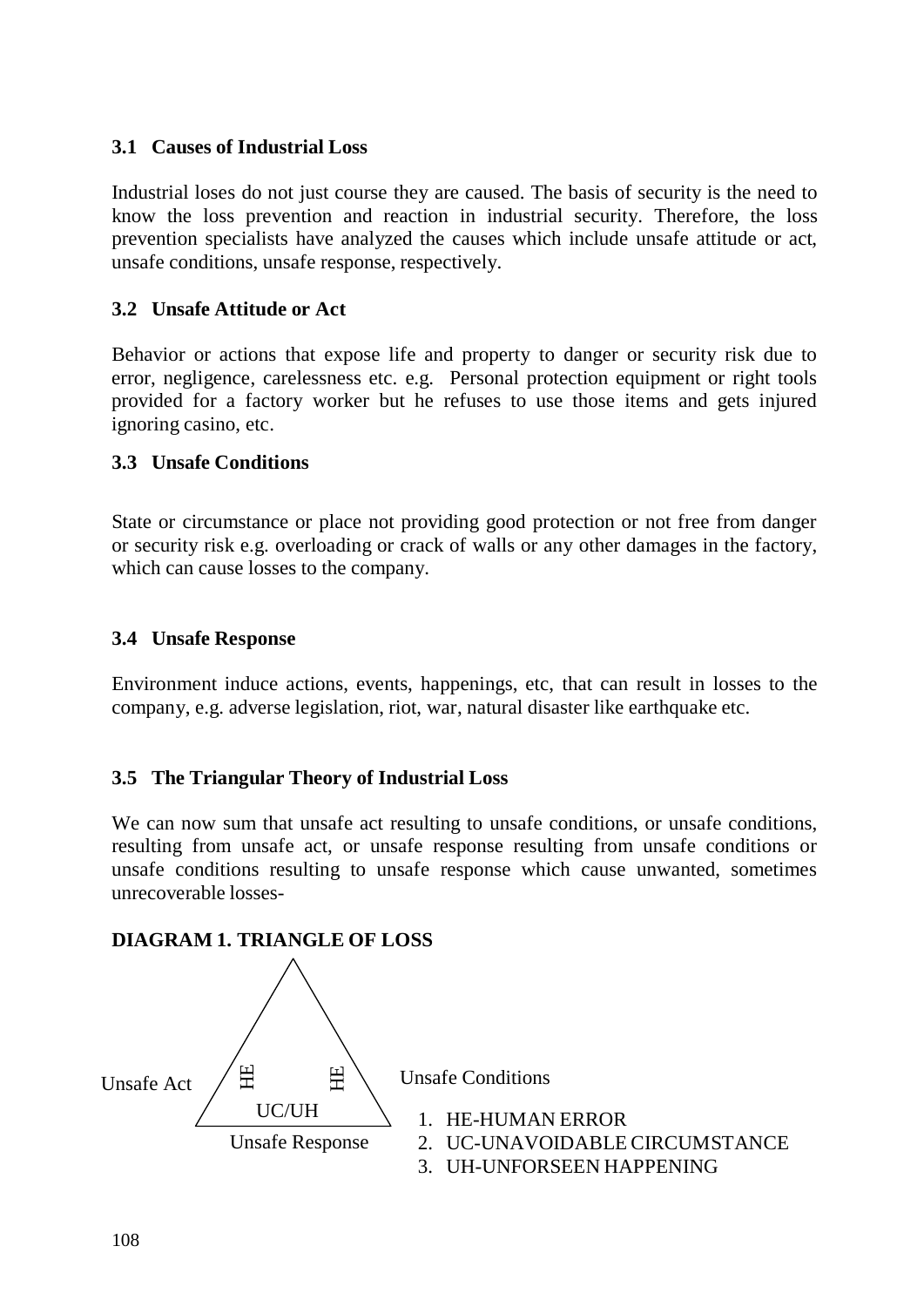### 3.1 Causes of Industrial Loss

Industrial loses do not just course they are caused. The basis of security is the need to know the loss prevention and reaction in industrial security. Therefore, the loss prevention specialists have analyzed the causes which include unsafe attitude or act, unsafe conditions, unsafe response, respectively.

### 3.2 Unsafe Attitude or Act

Behavior or actions that expose life and property to danger or security risk due to error, negligence, carelessness etc. e.g. Personal protection equipment or right tools provided for a factory worker but he refuses to use those items and gets injured ignoring casino, etc.

### 3.3 Unsafe Conditions

State or circumstance or place not providing good protection or not free from danger or security risk e.g. overloading or crack of walls or any other damages in the factory, which can cause losses to the company.

### 3.4 Unsafe Response

Environment induce actions, events, happenings, etc, that can result in losses to the company, e.g. adverse legislation, riot, war, natural disaster like earthquake etc.

### 3.5 The Triangular Theory of Industrial Loss

We can now sum that unsafe act resulting to unsafe conditions, or unsafe conditions, resulting from unsafe act, or unsafe response resulting from unsafe conditions or unsafe conditions resulting to unsafe response which cause unwanted, sometimes unrecoverable losses-

**DIAGRAM 1. TRIANGLE OF LOSS**

Unsafe Act — HE — HE — Unsafe Conditions

UC/UH

Unsafe Response

1. HE-HUMAN ERROR
2. UC-UNAVOIDABLE CIRCUMSTANCE
3. UH-UNFORSEEN HAPPENING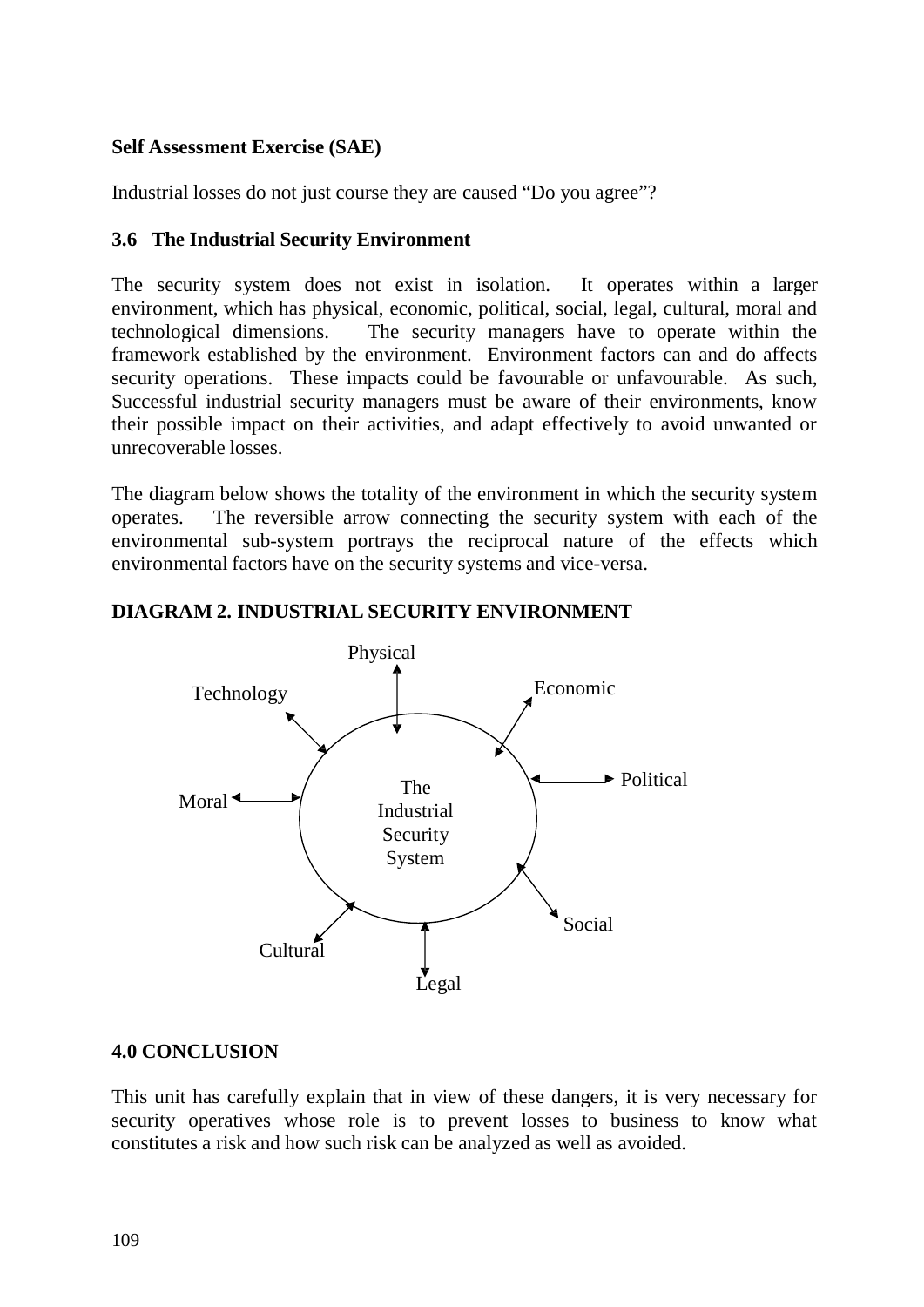**Self Assessment Exercise (SAE)**

Industrial losses do not just course they are caused "Do you agree"?

### 3.6 The Industrial Security Environment

The security system does not exist in isolation. It operates within a larger environment, which has physical, economic, political, social, legal, cultural, moral and technological dimensions. The security managers have to operate within the framework established by the environment. Environment factors can and do affects security operations. These impacts could be favourable or unfavourable. As such, Successful industrial security managers must be aware of their environments, know their possible impact on their activities, and adapt effectively to avoid unwanted or unrecoverable losses.

The diagram below shows the totality of the environment in which the security system operates. The reversible arrow connecting the security system with each of the environmental sub-system portrays the reciprocal nature of the effects which environmental factors have on the security systems and vice-versa.

**DIAGRAM 2. INDUSTRIAL SECURITY ENVIRONMENT**

The Industrial Security System

Physical, Economic, Political, Social, Legal, Cultural, Moral, Technology

## 4.0 CONCLUSION

This unit has carefully explain that in view of these dangers, it is very necessary for security operatives whose role is to prevent losses to business to know what constitutes a risk and how such risk can be analyzed as well as avoided.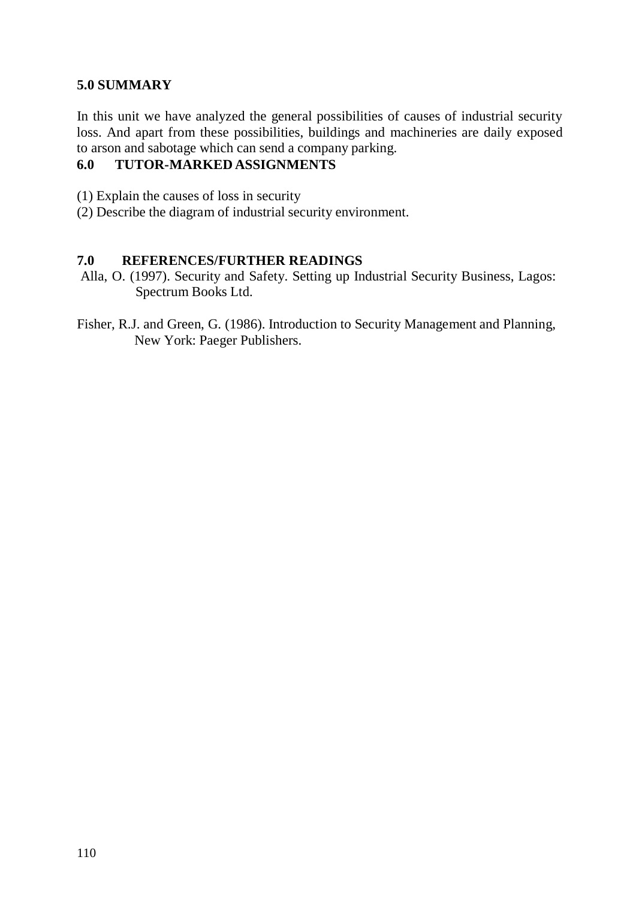## 5.0 SUMMARY

In this unit we have analyzed the general possibilities of causes of industrial security loss. And apart from these possibilities, buildings and machineries are daily exposed to arson and sabotage which can send a company parking.

## 6.0 TUTOR-MARKED ASSIGNMENTS

(1) Explain the causes of loss in security
(2) Describe the diagram of industrial security environment.

## 7.0 REFERENCES/FURTHER READINGS

Alla, O. (1997). Security and Safety. Setting up Industrial Security Business, Lagos: Spectrum Books Ltd.

Fisher, R.J. and Green, G. (1986). Introduction to Security Management and Planning, New York: Paeger Publishers.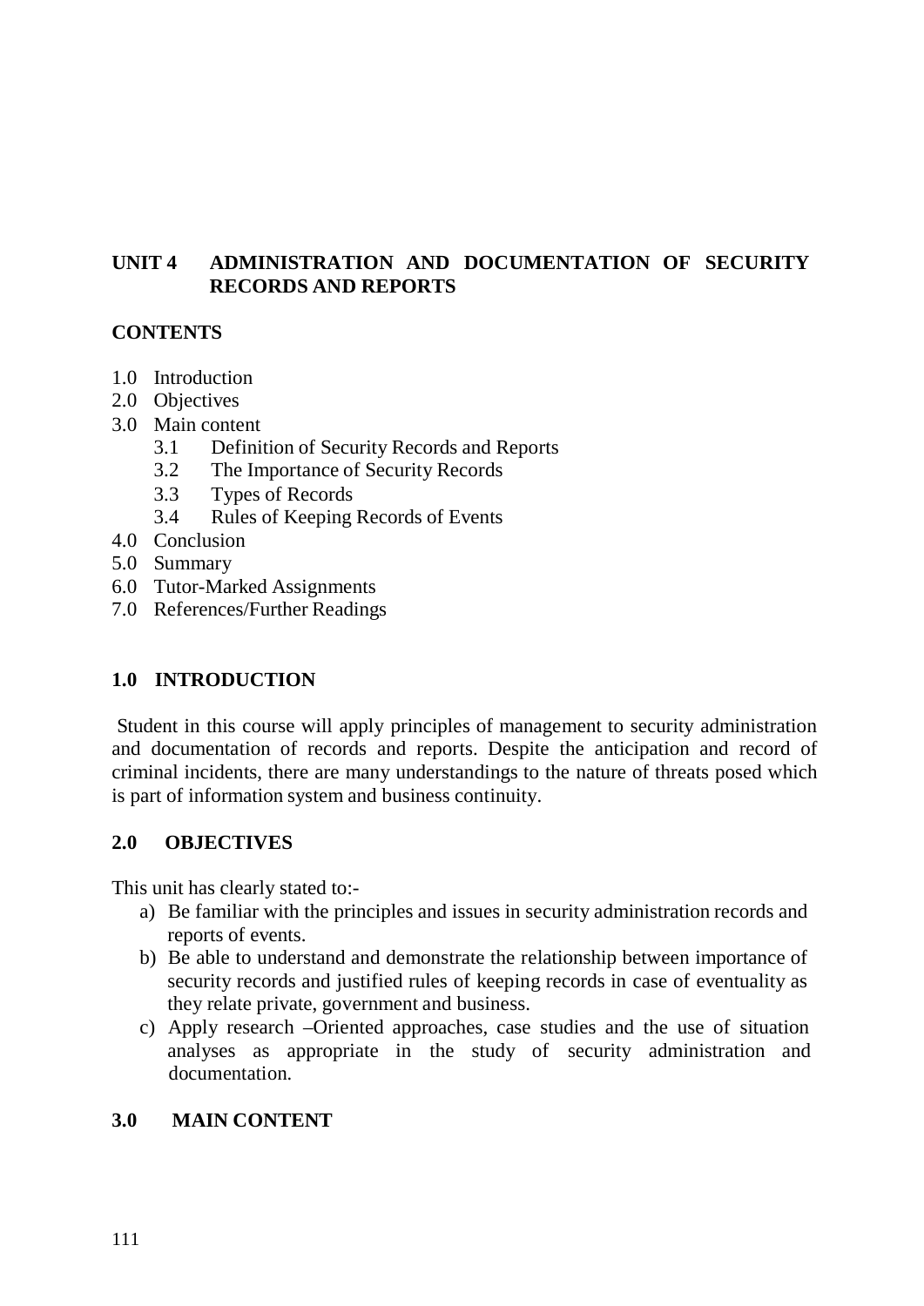## UNIT 4 ADMINISTRATION AND DOCUMENTATION OF SECURITY RECORDS AND REPORTS

### CONTENTS

1.0 Introduction
2.0 Objectives
3.0 Main content
    3.1 Definition of Security Records and Reports
    3.2 The Importance of Security Records
    3.3 Types of Records
    3.4 Rules of Keeping Records of Events
4.0 Conclusion
5.0 Summary
6.0 Tutor-Marked Assignments
7.0 References/Further Readings

### 1.0 INTRODUCTION

Student in this course will apply principles of management to security administration and documentation of records and reports. Despite the anticipation and record of criminal incidents, there are many understandings to the nature of threats posed which is part of information system and business continuity.

### 2.0 OBJECTIVES

This unit has clearly stated to:-

a) Be familiar with the principles and issues in security administration records and reports of events.
b) Be able to understand and demonstrate the relationship between importance of security records and justified rules of keeping records in case of eventuality as they relate private, government and business.
c) Apply research –Oriented approaches, case studies and the use of situation analyses as appropriate in the study of security administration and documentation.

### 3.0 MAIN CONTENT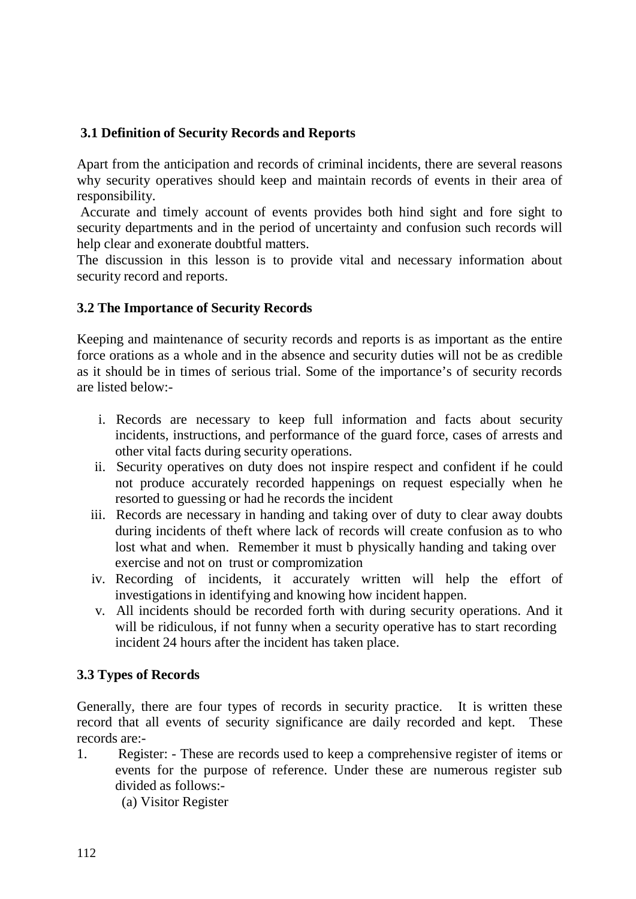### 3.1 Definition of Security Records and Reports

Apart from the anticipation and records of criminal incidents, there are several reasons why security operatives should keep and maintain records of events in their area of responsibility.

Accurate and timely account of events provides both hind sight and fore sight to security departments and in the period of uncertainty and confusion such records will help clear and exonerate doubtful matters.

The discussion in this lesson is to provide vital and necessary information about security record and reports.

### 3.2 The Importance of Security Records

Keeping and maintenance of security records and reports is as important as the entire force orations as a whole and in the absence and security duties will not be as credible as it should be in times of serious trial. Some of the importance's of security records are listed below:-

i. Records are necessary to keep full information and facts about security incidents, instructions, and performance of the guard force, cases of arrests and other vital facts during security operations.
ii. Security operatives on duty does not inspire respect and confident if he could not produce accurately recorded happenings on request especially when he resorted to guessing or had he records the incident
iii. Records are necessary in handing and taking over of duty to clear away doubts during incidents of theft where lack of records will create confusion as to who lost what and when. Remember it must b physically handing and taking over exercise and not on trust or compromization
iv. Recording of incidents, it accurately written will help the effort of investigations in identifying and knowing how incident happen.
v. All incidents should be recorded forth with during security operations. And it will be ridiculous, if not funny when a security operative has to start recording incident 24 hours after the incident has taken place.

### 3.3 Types of Records

Generally, there are four types of records in security practice. It is written these record that all events of security significance are daily recorded and kept. These records are:-

1. Register: - These are records used to keep a comprehensive register of items or events for the purpose of reference. Under these are numerous register sub divided as follows:-

    (a) Visitor Register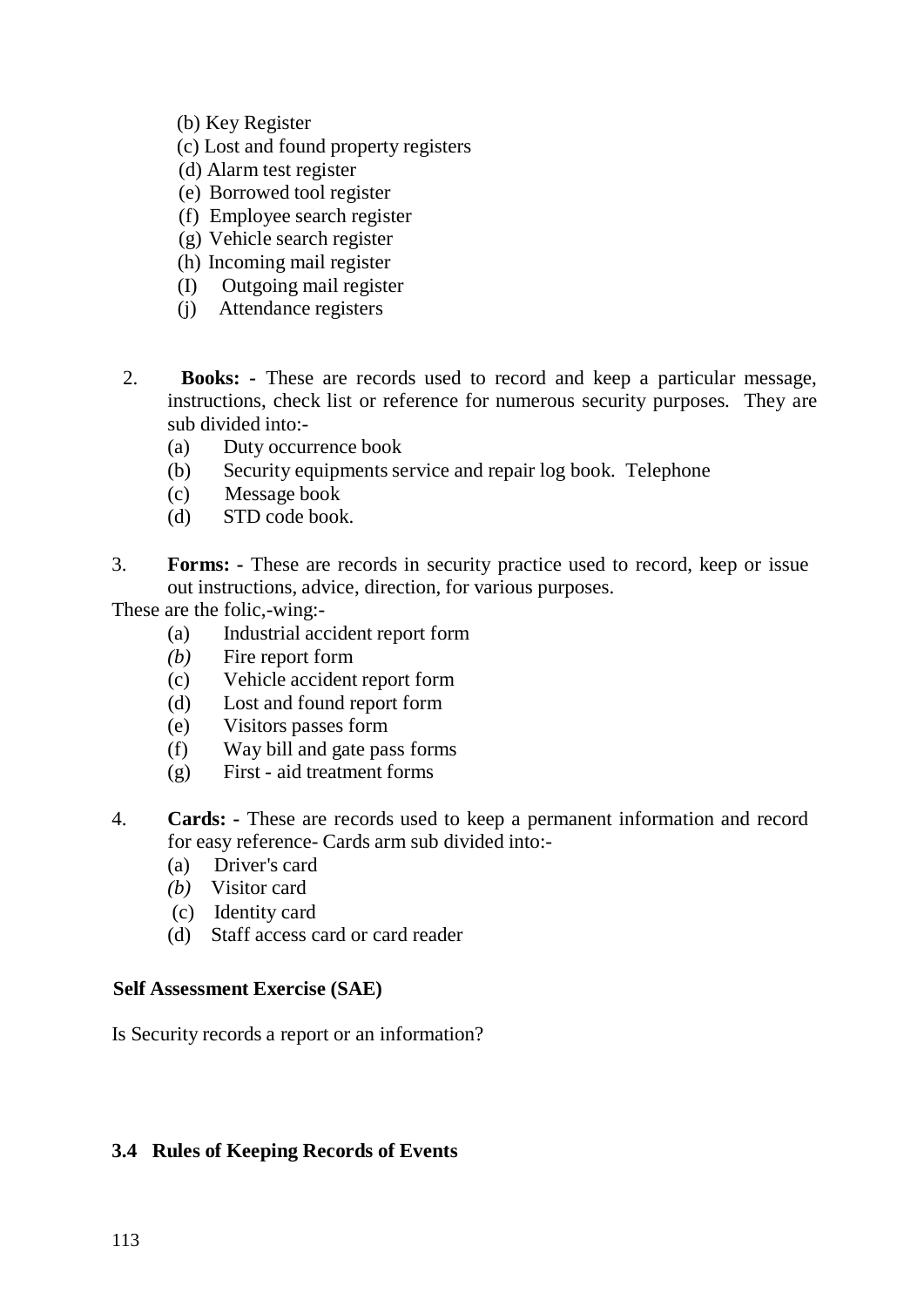(b) Key Register
(c) Lost and found property registers
(d) Alarm test register
(e) Borrowed tool register
(f) Employee search register
(g) Vehicle search register
(h) Incoming mail register
(I) Outgoing mail register
(j) Attendance registers

2. **Books: -** These are records used to record and keep a particular message, instructions, check list or reference for numerous security purposes. They are sub divided into:-
   (a) Duty occurrence book
   (b) Security equipments service and repair log book. Telephone
   (c) Message book
   (d) STD code book.

3. **Forms: -** These are records in security practice used to record, keep or issue out instructions, advice, direction, for various purposes.

These are the folic,-wing:-
   (a) Industrial accident report form
   *(b)* Fire report form
   (c) Vehicle accident report form
   (d) Lost and found report form
   (e) Visitors passes form
   (f) Way bill and gate pass forms
   (g) First - aid treatment forms

4. **Cards: -** These are records used to keep a permanent information and record for easy reference- Cards arm sub divided into:-
   (a) Driver's card
   *(b)* Visitor card
   (c) Identity card
   (d) Staff access card or card reader

**Self Assessment Exercise (SAE)**

Is Security records a report or an information?

### 3.4 Rules of Keeping Records of Events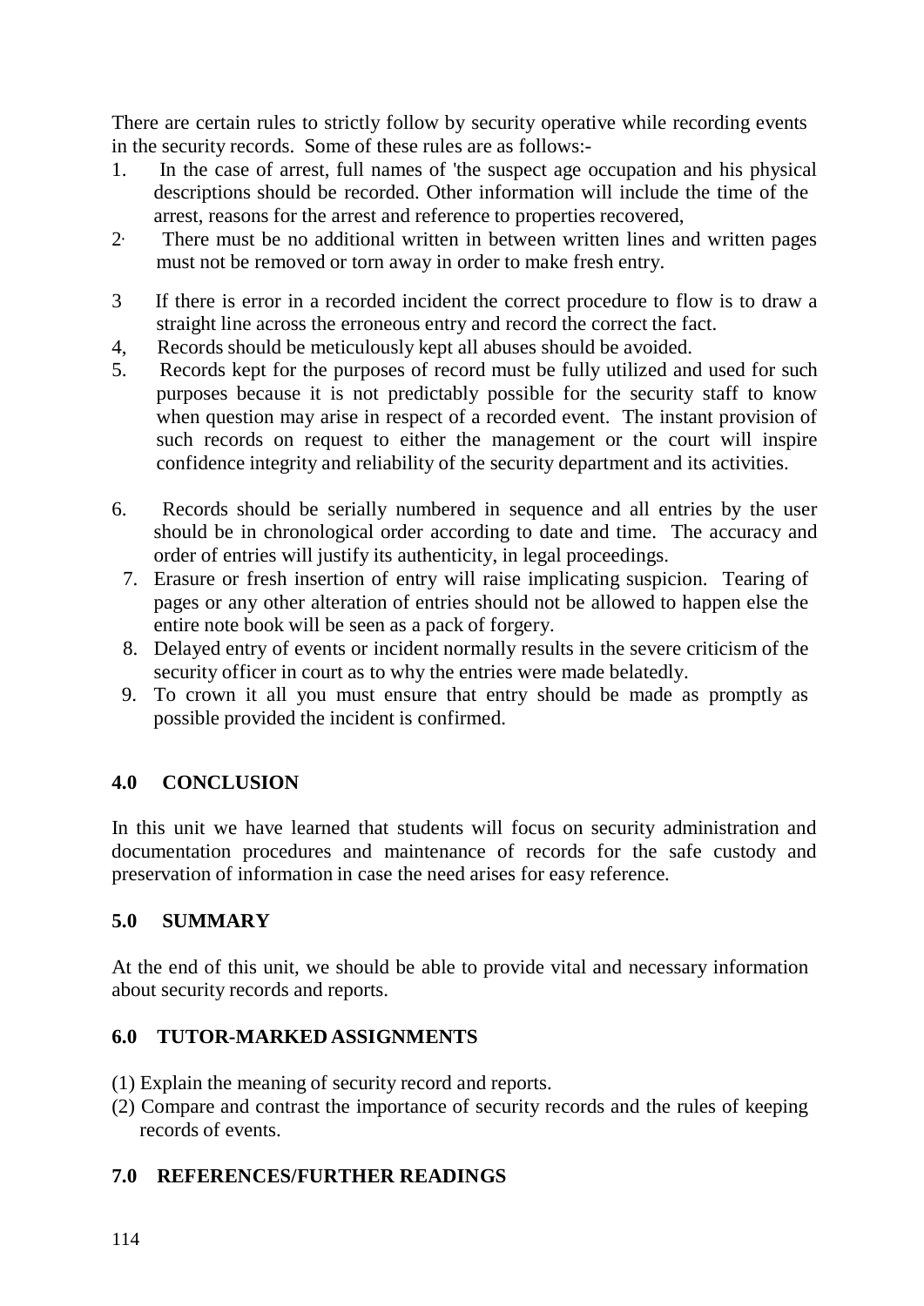There are certain rules to strictly follow by security operative while recording events in the security records. Some of these rules are as follows:-

1. In the case of arrest, full names of 'the suspect age occupation and his physical descriptions should be recorded. Other information will include the time of the arrest, reasons for the arrest and reference to properties recovered,
2. There must be no additional written in between written lines and written pages must not be removed or torn away in order to make fresh entry.
3. If there is error in a recorded incident the correct procedure to flow is to draw a straight line across the erroneous entry and record the correct the fact.
4. Records should be meticulously kept all abuses should be avoided.
5. Records kept for the purposes of record must be fully utilized and used for such purposes because it is not predictably possible for the security staff to know when question may arise in respect of a recorded event. The instant provision of such records on request to either the management or the court will inspire confidence integrity and reliability of the security department and its activities.
6. Records should be serially numbered in sequence and all entries by the user should be in chronological order according to date and time. The accuracy and order of entries will justify its authenticity, in legal proceedings.
7. Erasure or fresh insertion of entry will raise implicating suspicion. Tearing of pages or any other alteration of entries should not be allowed to happen else the entire note book will be seen as a pack of forgery.
8. Delayed entry of events or incident normally results in the severe criticism of the security officer in court as to why the entries were made belatedly.
9. To crown it all you must ensure that entry should be made as promptly as possible provided the incident is confirmed.

## 4.0 CONCLUSION

In this unit we have learned that students will focus on security administration and documentation procedures and maintenance of records for the safe custody and preservation of information in case the need arises for easy reference.

## 5.0 SUMMARY

At the end of this unit, we should be able to provide vital and necessary information about security records and reports.

## 6.0 TUTOR-MARKED ASSIGNMENTS

(1) Explain the meaning of security record and reports.

(2) Compare and contrast the importance of security records and the rules of keeping records of events.

## 7.0 REFERENCES/FURTHER READINGS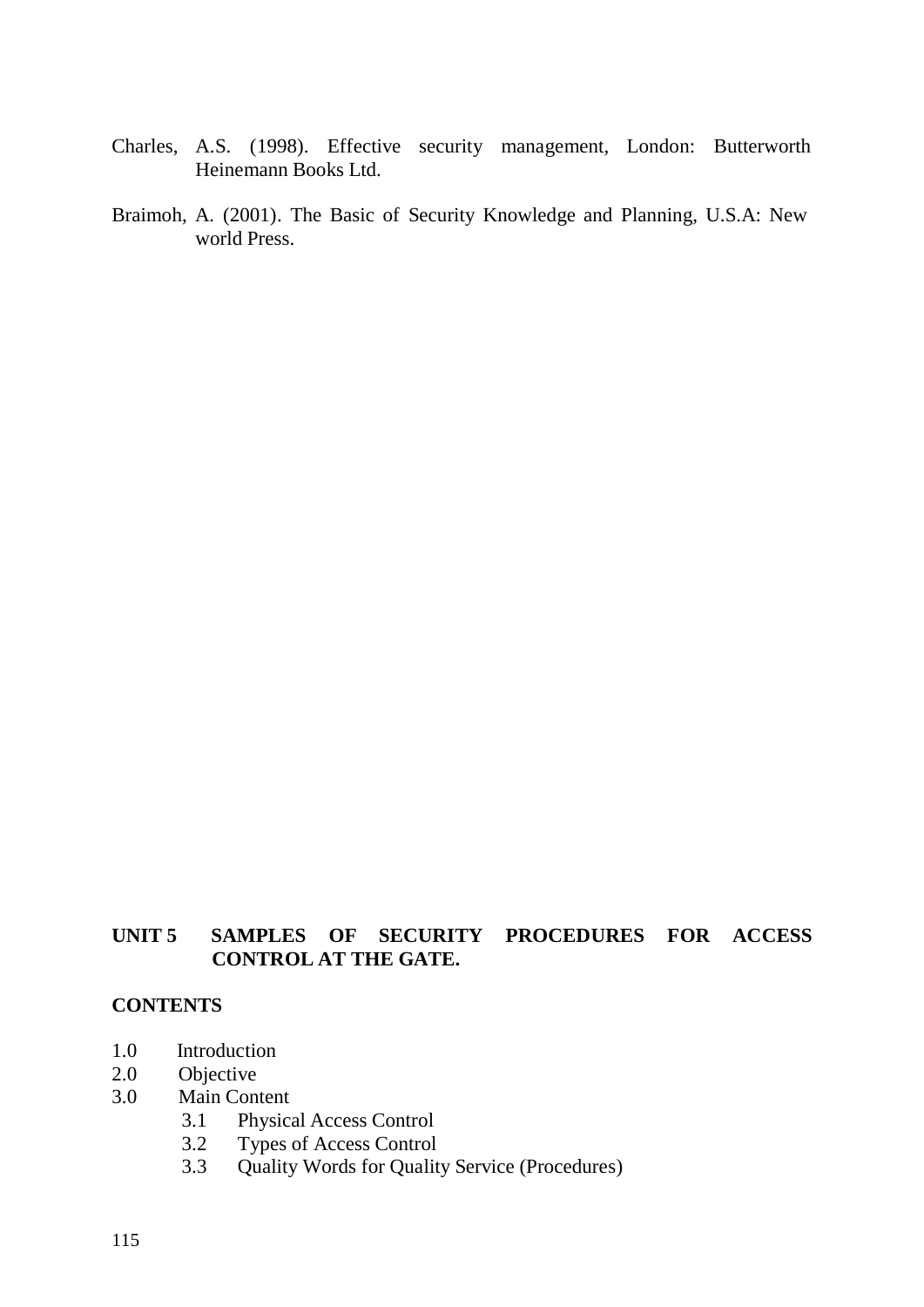Charles, A.S. (1998). Effective security management, London: Butterworth Heinemann Books Ltd.

Braimoh, A. (2001). The Basic of Security Knowledge and Planning, U.S.A: New world Press.

## UNIT 5 SAMPLES OF SECURITY PROCEDURES FOR ACCESS CONTROL AT THE GATE.

**CONTENTS**

1.0 Introduction
2.0 Objective
3.0 Main Content
   3.1 Physical Access Control
   3.2 Types of Access Control
   3.3 Quality Words for Quality Service (Procedures)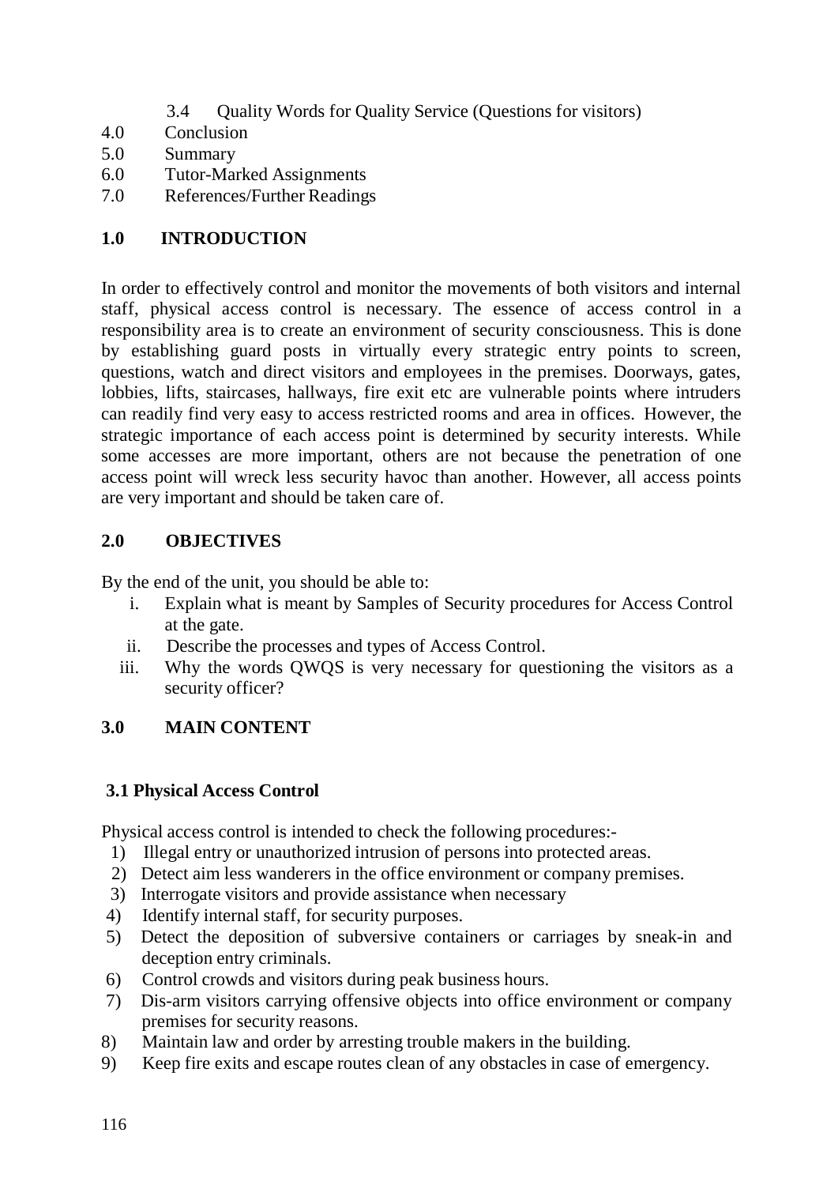3.4 Quality Words for Quality Service (Questions for visitors)

4.0 Conclusion

5.0 Summary

6.0 Tutor-Marked Assignments

7.0 References/Further Readings

## 1.0 INTRODUCTION

In order to effectively control and monitor the movements of both visitors and internal staff, physical access control is necessary. The essence of access control in a responsibility area is to create an environment of security consciousness. This is done by establishing guard posts in virtually every strategic entry points to screen, questions, watch and direct visitors and employees in the premises. Doorways, gates, lobbies, lifts, staircases, hallways, fire exit etc are vulnerable points where intruders can readily find very easy to access restricted rooms and area in offices. However, the strategic importance of each access point is determined by security interests. While some accesses are more important, others are not because the penetration of one access point will wreck less security havoc than another. However, all access points are very important and should be taken care of.

## 2.0 OBJECTIVES

By the end of the unit, you should be able to:

i. Explain what is meant by Samples of Security procedures for Access Control at the gate.
ii. Describe the processes and types of Access Control.
iii. Why the words QWQS is very necessary for questioning the visitors as a security officer?

## 3.0 MAIN CONTENT

### 3.1 Physical Access Control

Physical access control is intended to check the following procedures:-

1) Illegal entry or unauthorized intrusion of persons into protected areas.
2) Detect aim less wanderers in the office environment or company premises.
3) Interrogate visitors and provide assistance when necessary
4) Identify internal staff, for security purposes.
5) Detect the deposition of subversive containers or carriages by sneak-in and deception entry criminals.
6) Control crowds and visitors during peak business hours.
7) Dis-arm visitors carrying offensive objects into office environment or company premises for security reasons.
8) Maintain law and order by arresting trouble makers in the building.
9) Keep fire exits and escape routes clean of any obstacles in case of emergency.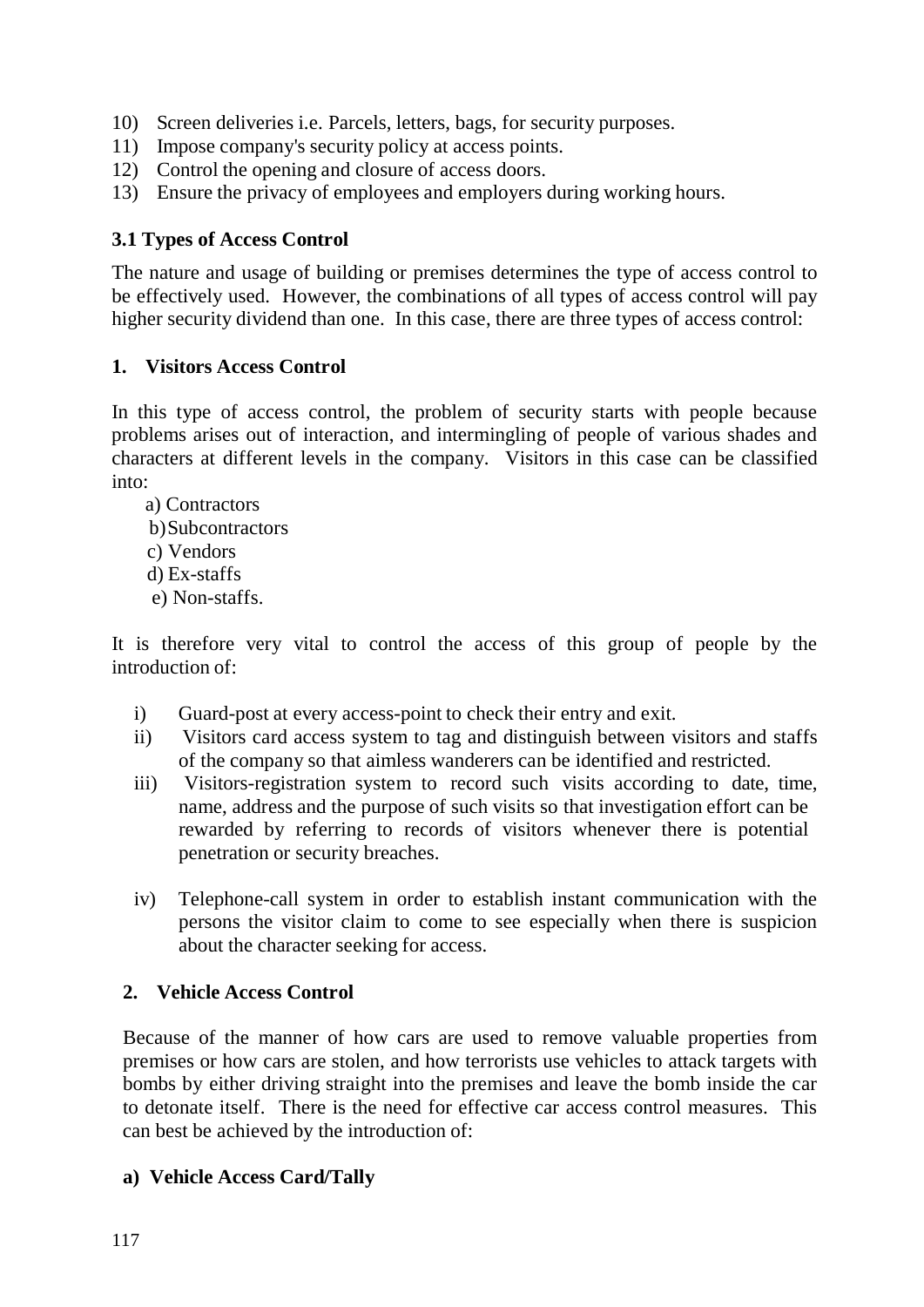10) Screen deliveries i.e. Parcels, letters, bags, for security purposes.
11) Impose company's security policy at access points.
12) Control the opening and closure of access doors.
13) Ensure the privacy of employees and employers during working hours.

### 3.1 Types of Access Control

The nature and usage of building or premises determines the type of access control to be effectively used. However, the combinations of all types of access control will pay higher security dividend than one. In this case, there are three types of access control:

**1. Visitors Access Control**

In this type of access control, the problem of security starts with people because problems arises out of interaction, and intermingling of people of various shades and characters at different levels in the company. Visitors in this case can be classified into:

a) Contractors
b) Subcontractors
c) Vendors
d) Ex-staffs
e) Non-staffs.

It is therefore very vital to control the access of this group of people by the introduction of:

i) Guard-post at every access-point to check their entry and exit.
ii) Visitors card access system to tag and distinguish between visitors and staffs of the company so that aimless wanderers can be identified and restricted.
iii) Visitors-registration system to record such visits according to date, time, name, address and the purpose of such visits so that investigation effort can be rewarded by referring to records of visitors whenever there is potential penetration or security breaches.
iv) Telephone-call system in order to establish instant communication with the persons the visitor claim to come to see especially when there is suspicion about the character seeking for access.

**2. Vehicle Access Control**

Because of the manner of how cars are used to remove valuable properties from premises or how cars are stolen, and how terrorists use vehicles to attack targets with bombs by either driving straight into the premises and leave the bomb inside the car to detonate itself. There is the need for effective car access control measures. This can best be achieved by the introduction of:

**a) Vehicle Access Card/Tally**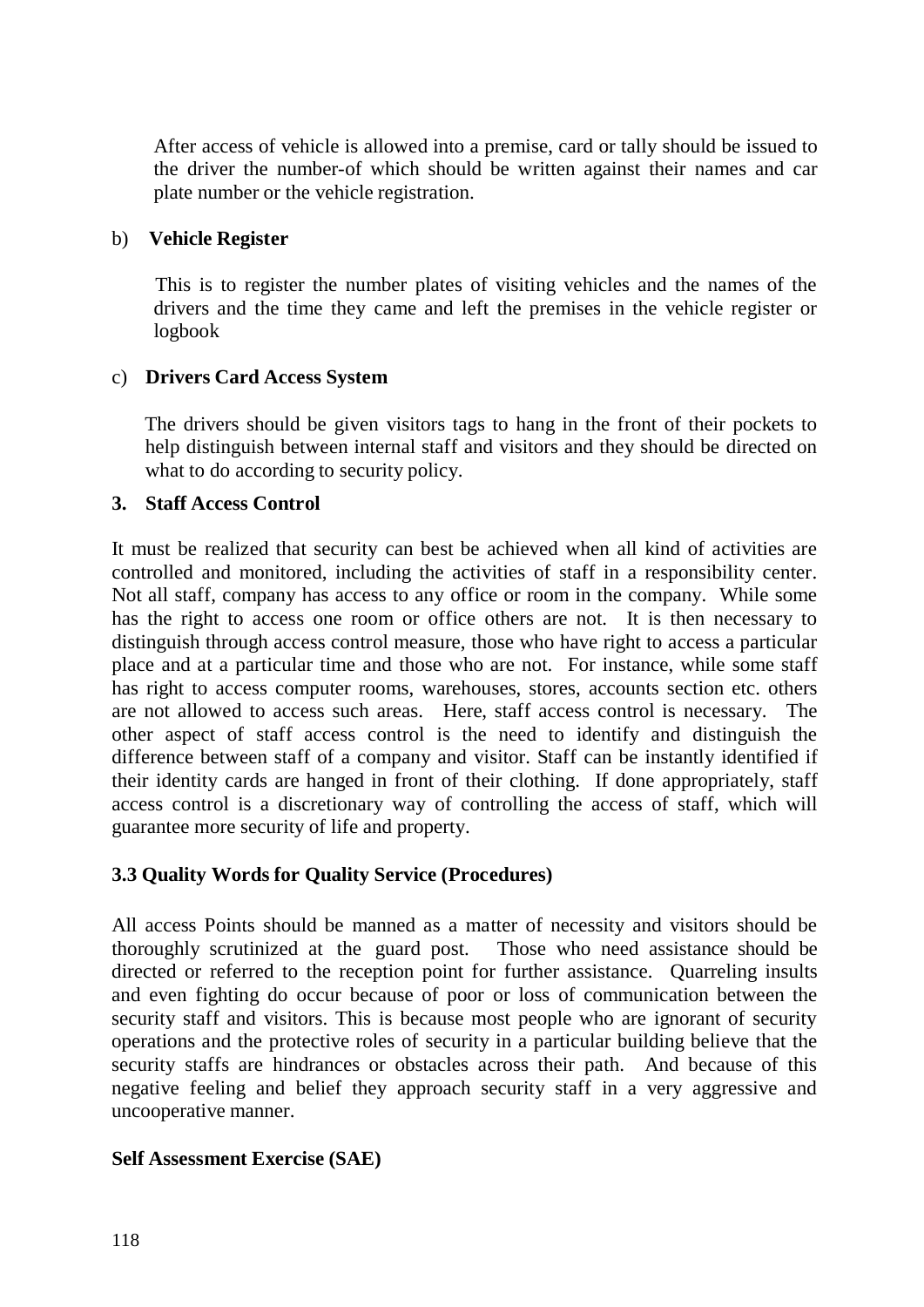After access of vehicle is allowed into a premise, card or tally should be issued to the driver the number-of which should be written against their names and car plate number or the vehicle registration.

b) **Vehicle Register**

This is to register the number plates of visiting vehicles and the names of the drivers and the time they came and left the premises in the vehicle register or logbook

c) **Drivers Card Access System**

The drivers should be given visitors tags to hang in the front of their pockets to help distinguish between internal staff and visitors and they should be directed on what to do according to security policy.

**3. Staff Access Control**

It must be realized that security can best be achieved when all kind of activities are controlled and monitored, including the activities of staff in a responsibility center. Not all staff, company has access to any office or room in the company. While some has the right to access one room or office others are not. It is then necessary to distinguish through access control measure, those who have right to access a particular place and at a particular time and those who are not. For instance, while some staff has right to access computer rooms, warehouses, stores, accounts section etc. others are not allowed to access such areas. Here, staff access control is necessary. The other aspect of staff access control is the need to identify and distinguish the difference between staff of a company and visitor. Staff can be instantly identified if their identity cards are hanged in front of their clothing. If done appropriately, staff access control is a discretionary way of controlling the access of staff, which will guarantee more security of life and property.

### 3.3 Quality Words for Quality Service (Procedures)

All access Points should be manned as a matter of necessity and visitors should be thoroughly scrutinized at the guard post. Those who need assistance should be directed or referred to the reception point for further assistance. Quarreling insults and even fighting do occur because of poor or loss of communication between the security staff and visitors. This is because most people who are ignorant of security operations and the protective roles of security in a particular building believe that the security staffs are hindrances or obstacles across their path. And because of this negative feeling and belief they approach security staff in a very aggressive and uncooperative manner.

**Self Assessment Exercise (SAE)**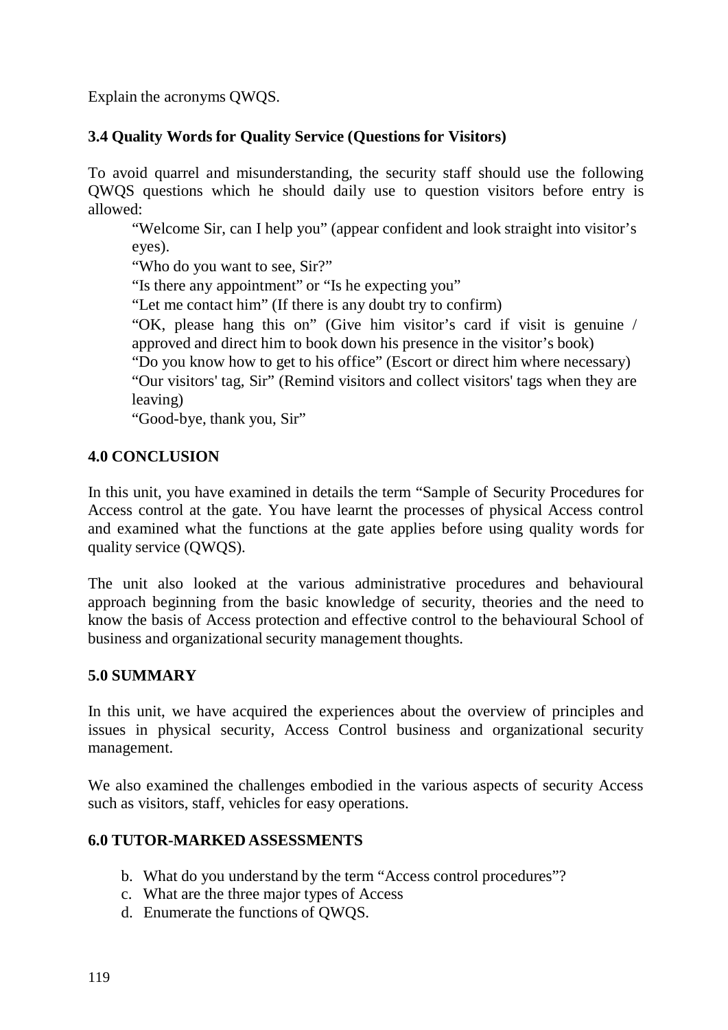Explain the acronyms QWQS.

### 3.4 Quality Words for Quality Service (Questions for Visitors)

To avoid quarrel and misunderstanding, the security staff should use the following QWQS questions which he should daily use to question visitors before entry is allowed:

> "Welcome Sir, can I help you" (appear confident and look straight into visitor's eyes).
>
> "Who do you want to see, Sir?"
>
> "Is there any appointment" or "Is he expecting you"
>
> "Let me contact him" (If there is any doubt try to confirm)
>
> "OK, please hang this on" (Give him visitor's card if visit is genuine / approved and direct him to book down his presence in the visitor's book)
>
> "Do you know how to get to his office" (Escort or direct him where necessary)
>
> "Our visitors' tag, Sir" (Remind visitors and collect visitors' tags when they are leaving)
>
> "Good-bye, thank you, Sir"

## 4.0 CONCLUSION

In this unit, you have examined in details the term "Sample of Security Procedures for Access control at the gate. You have learnt the processes of physical Access control and examined what the functions at the gate applies before using quality words for quality service (QWQS).

The unit also looked at the various administrative procedures and behavioural approach beginning from the basic knowledge of security, theories and the need to know the basis of Access protection and effective control to the behavioural School of business and organizational security management thoughts.

## 5.0 SUMMARY

In this unit, we have acquired the experiences about the overview of principles and issues in physical security, Access Control business and organizational security management.

We also examined the challenges embodied in the various aspects of security Access such as visitors, staff, vehicles for easy operations.

## 6.0 TUTOR-MARKED ASSESSMENTS

b. What do you understand by the term "Access control procedures"?
c. What are the three major types of Access
d. Enumerate the functions of QWQS.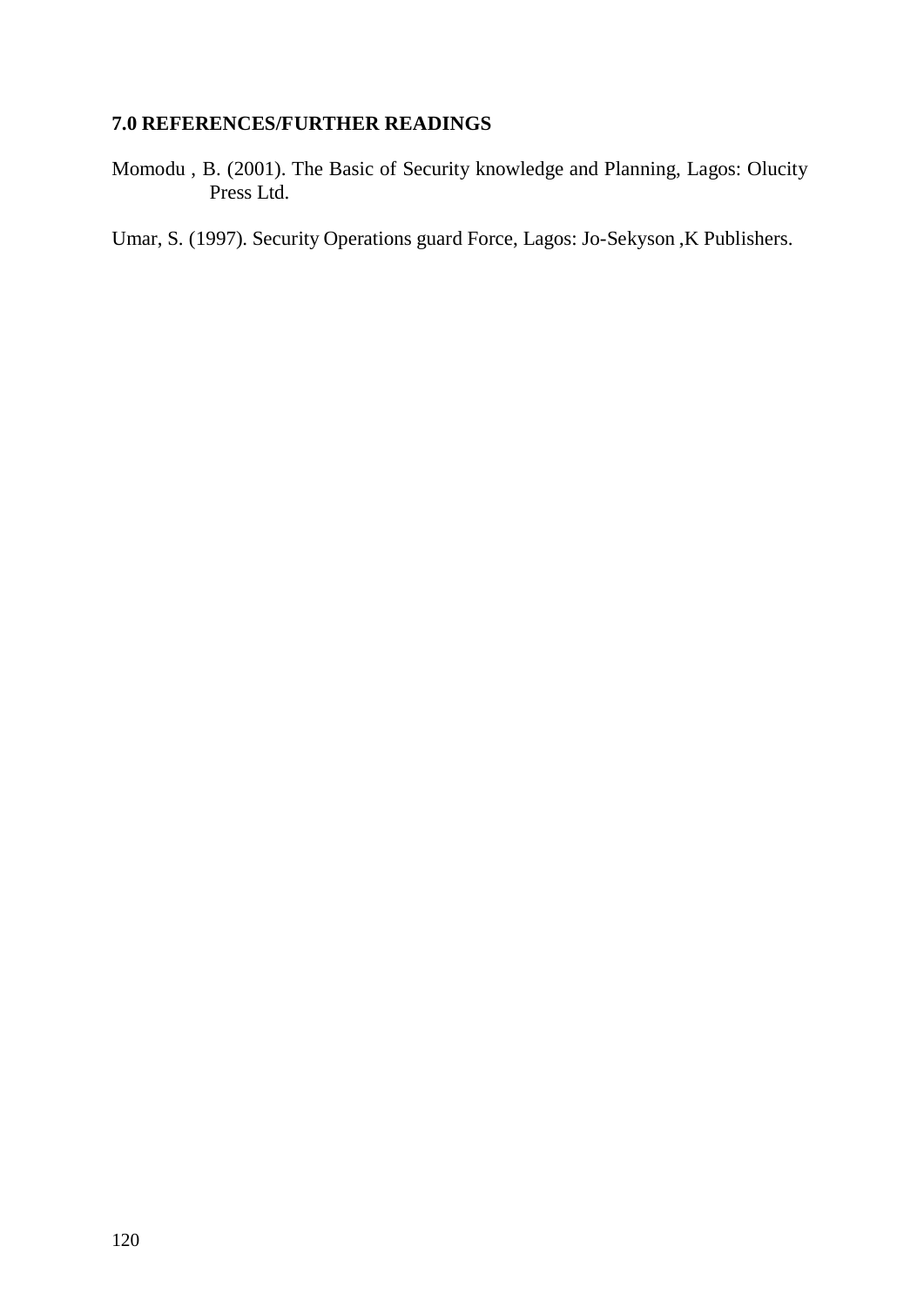## 7.0 REFERENCES/FURTHER READINGS

Momodu , B. (2001). The Basic of Security knowledge and Planning, Lagos: Olucity Press Ltd.

Umar, S. (1997). Security Operations guard Force, Lagos: Jo-Sekyson ,K Publishers.